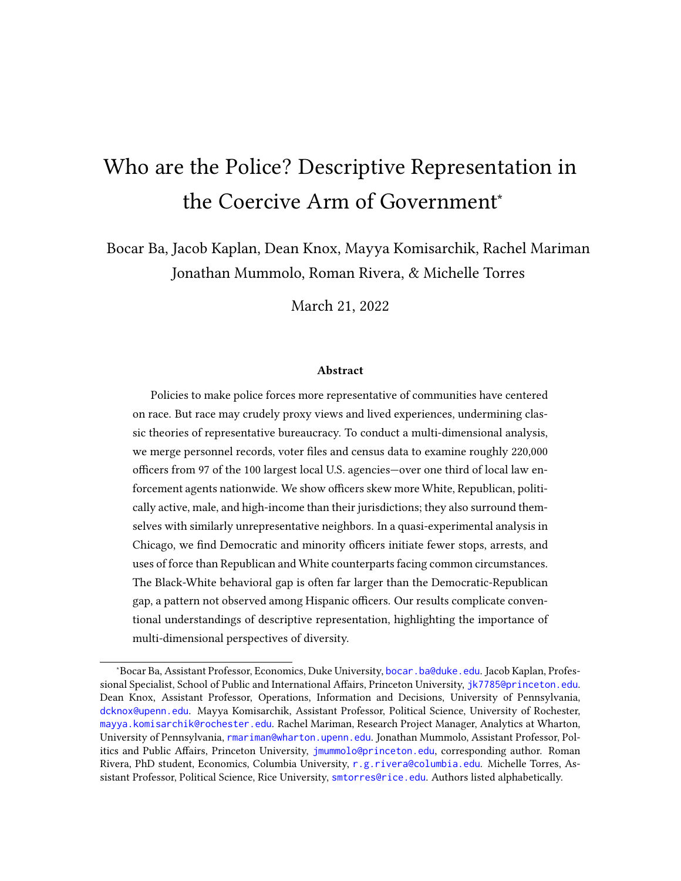# Who are the Police? Descriptive Representation in the Coercive Arm of Government*

Bocar Ba, Jacob Kaplan, Dean Knox, Mayya Komisarchik, Rachel Mariman
Jonathan Mummolo, Roman Rivera, & Michelle Torres

March 21, 2022

### Abstract

Policies to make police forces more representative of communities have centered on race. But race may crudely proxy views and lived experiences, undermining classic theories of representative bureaucracy. To conduct a multi-dimensional analysis, we merge personnel records, voter files and census data to examine roughly 220,000 officers from 97 of the 100 largest local U.S. agencies—over one third of local law enforcement agents nationwide. We show officers skew more White, Republican, politically active, male, and high-income than their jurisdictions; they also surround themselves with similarly unrepresentative neighbors. In a quasi-experimental analysis in Chicago, we find Democratic and minority officers initiate fewer stops, arrests, and uses of force than Republican and White counterparts facing common circumstances. The Black-White behavioral gap is often far larger than the Democratic-Republican gap, a pattern not observed among Hispanic officers. Our results complicate conventional understandings of descriptive representation, highlighting the importance of multi-dimensional perspectives of diversity.

---

*Bocar Ba, Assistant Professor, Economics, Duke University, bocar.ba@duke.edu. Jacob Kaplan, Professional Specialist, School of Public and International Affairs, Princeton University, jk7785@princeton.edu. Dean Knox, Assistant Professor, Operations, Information and Decisions, University of Pennsylvania, dcknox@upenn.edu. Mayya Komisarchik, Assistant Professor, Political Science, University of Rochester, mayya.komisarchik@rochester.edu. Rachel Mariman, Research Project Manager, Analytics at Wharton, University of Pennsylvania, rmariman@wharton.upenn.edu. Jonathan Mummolo, Assistant Professor, Politics and Public Affairs, Princeton University, jmummolo@princeton.edu, corresponding author. Roman Rivera, PhD student, Economics, Columbia University, r.g.rivera@columbia.edu. Michelle Torres, Assistant Professor, Political Science, Rice University, smtorres@rice.edu. Authors listed alphabetically.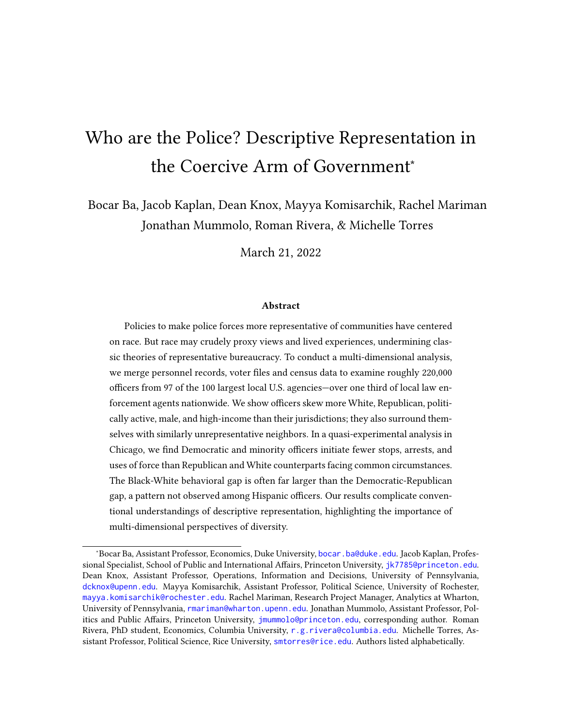# Who are the Police? Descriptive Representation in the Coercive Arm of Government[*]

Bocar Ba, Jacob Kaplan, Dean Knox, Mayya Komisarchik, Rachel Mariman
Jonathan Mummolo, Roman Rivera, & Michelle Torres

March 21, 2022

### Abstract

Policies to make police forces more representative of communities have centered on race. But race may crudely proxy views and lived experiences, undermining classic theories of representative bureaucracy. To conduct a multi-dimensional analysis, we merge personnel records, voter files and census data to examine roughly 220,000 officers from 97 of the 100 largest local U.S. agencies—over one third of local law enforcement agents nationwide. We show officers skew more White, Republican, politically active, male, and high-income than their jurisdictions; they also surround themselves with similarly unrepresentative neighbors. In a quasi-experimental analysis in Chicago, we find Democratic and minority officers initiate fewer stops, arrests, and uses of force than Republican and White counterparts facing common circumstances. The Black-White behavioral gap is often far larger than the Democratic-Republican gap, a pattern not observed among Hispanic officers. Our results complicate conventional understandings of descriptive representation, highlighting the importance of multi-dimensional perspectives of diversity.

---

[*]Bocar Ba, Assistant Professor, Economics, Duke University, bocar.ba@duke.edu. Jacob Kaplan, Professional Specialist, School of Public and International Affairs, Princeton University, jk7785@princeton.edu. Dean Knox, Assistant Professor, Operations, Information and Decisions, University of Pennsylvania, dcknox@upenn.edu. Mayya Komisarchik, Assistant Professor, Political Science, University of Rochester, mayya.komisarchik@rochester.edu. Rachel Mariman, Research Project Manager, Analytics at Wharton, University of Pennsylvania, rmariman@wharton.upenn.edu. Jonathan Mummolo, Assistant Professor, Politics and Public Affairs, Princeton University, jmummolo@princeton.edu, corresponding author. Roman Rivera, PhD student, Economics, Columbia University, r.g.rivera@columbia.edu. Michelle Torres, Assistant Professor, Political Science, Rice University, smtorres@rice.edu. Authors listed alphabetically.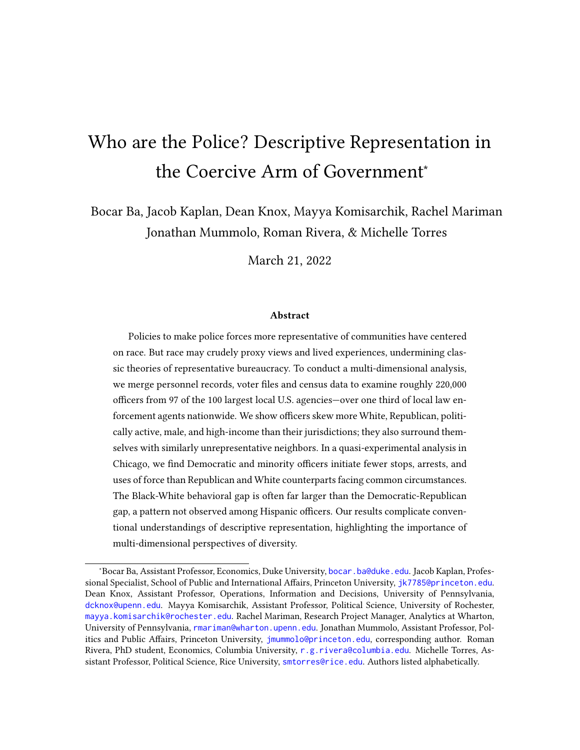# Who are the Police? Descriptive Representation in the Coercive Arm of Government*

Bocar Ba, Jacob Kaplan, Dean Knox, Mayya Komisarchik, Rachel Mariman
Jonathan Mummolo, Roman Rivera, & Michelle Torres

March 21, 2022

### Abstract

Policies to make police forces more representative of communities have centered on race. But race may crudely proxy views and lived experiences, undermining classic theories of representative bureaucracy. To conduct a multi-dimensional analysis, we merge personnel records, voter files and census data to examine roughly 220,000 officers from 97 of the 100 largest local U.S. agencies—over one third of local law enforcement agents nationwide. We show officers skew more White, Republican, politically active, male, and high-income than their jurisdictions; they also surround themselves with similarly unrepresentative neighbors. In a quasi-experimental analysis in Chicago, we find Democratic and minority officers initiate fewer stops, arrests, and uses of force than Republican and White counterparts facing common circumstances. The Black-White behavioral gap is often far larger than the Democratic-Republican gap, a pattern not observed among Hispanic officers. Our results complicate conventional understandings of descriptive representation, highlighting the importance of multi-dimensional perspectives of diversity.

---

*Bocar Ba, Assistant Professor, Economics, Duke University, bocar.ba@duke.edu. Jacob Kaplan, Professional Specialist, School of Public and International Affairs, Princeton University, jk7785@princeton.edu. Dean Knox, Assistant Professor, Operations, Information and Decisions, University of Pennsylvania, dcknox@upenn.edu. Mayya Komisarchik, Assistant Professor, Political Science, University of Rochester, mayya.komisarchik@rochester.edu. Rachel Mariman, Research Project Manager, Analytics at Wharton, University of Pennsylvania, rmariman@wharton.upenn.edu. Jonathan Mummolo, Assistant Professor, Politics and Public Affairs, Princeton University, jmummolo@princeton.edu, corresponding author. Roman Rivera, PhD student, Economics, Columbia University, r.g.rivera@columbia.edu. Michelle Torres, Assistant Professor, Political Science, Rice University, smtorres@rice.edu. Authors listed alphabetically.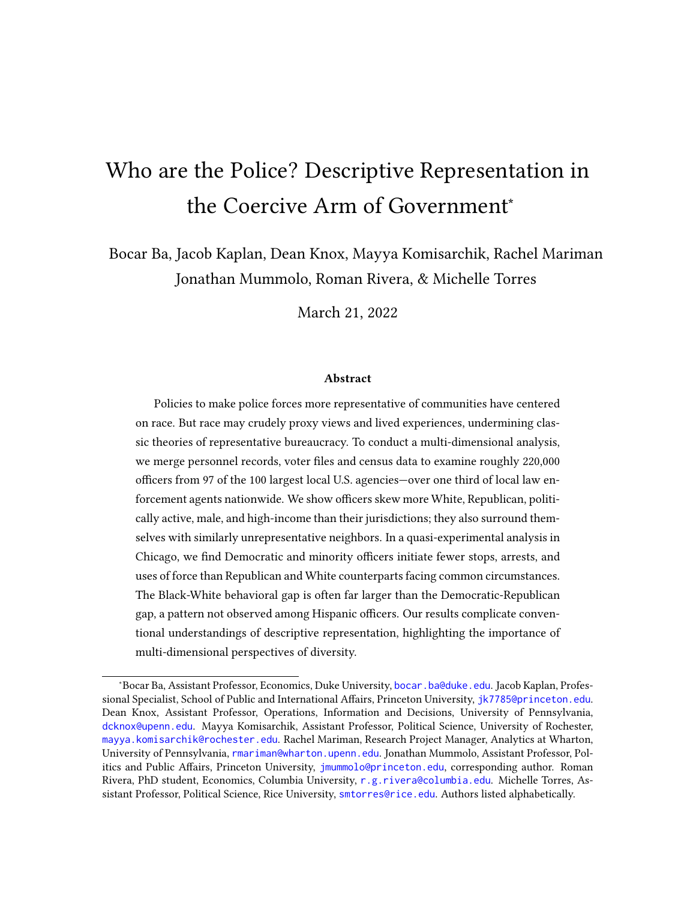# Who are the Police? Descriptive Representation in the Coercive Arm of Government*

Bocar Ba, Jacob Kaplan, Dean Knox, Mayya Komisarchik, Rachel Mariman
Jonathan Mummolo, Roman Rivera, & Michelle Torres

March 21, 2022

### Abstract

Policies to make police forces more representative of communities have centered on race. But race may crudely proxy views and lived experiences, undermining classic theories of representative bureaucracy. To conduct a multi-dimensional analysis, we merge personnel records, voter files and census data to examine roughly 220,000 officers from 97 of the 100 largest local U.S. agencies—over one third of local law enforcement agents nationwide. We show officers skew more White, Republican, politically active, male, and high-income than their jurisdictions; they also surround themselves with similarly unrepresentative neighbors. In a quasi-experimental analysis in Chicago, we find Democratic and minority officers initiate fewer stops, arrests, and uses of force than Republican and White counterparts facing common circumstances. The Black-White behavioral gap is often far larger than the Democratic-Republican gap, a pattern not observed among Hispanic officers. Our results complicate conventional understandings of descriptive representation, highlighting the importance of multi-dimensional perspectives of diversity.

---

*Bocar Ba, Assistant Professor, Economics, Duke University, bocar.ba@duke.edu. Jacob Kaplan, Professional Specialist, School of Public and International Affairs, Princeton University, jk7785@princeton.edu. Dean Knox, Assistant Professor, Operations, Information and Decisions, University of Pennsylvania, dcknox@upenn.edu. Mayya Komisarchik, Assistant Professor, Political Science, University of Rochester, mayya.komisarchik@rochester.edu. Rachel Mariman, Research Project Manager, Analytics at Wharton, University of Pennsylvania, rmariman@wharton.upenn.edu. Jonathan Mummolo, Assistant Professor, Politics and Public Affairs, Princeton University, jmummolo@princeton.edu, corresponding author. Roman Rivera, PhD student, Economics, Columbia University, r.g.rivera@columbia.edu. Michelle Torres, Assistant Professor, Political Science, Rice University, smtorres@rice.edu. Authors listed alphabetically.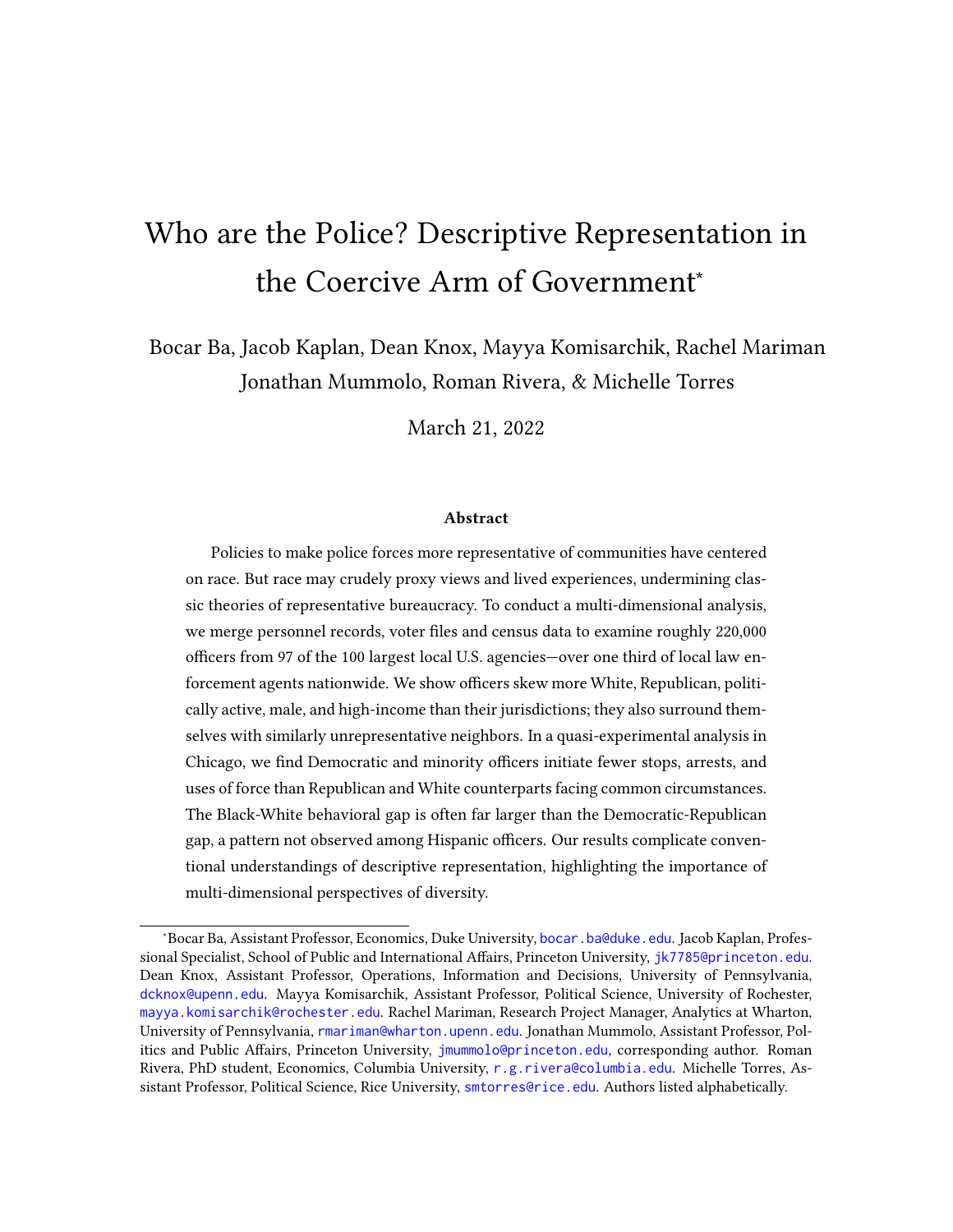# Who are the Police? Descriptive Representation in the Coercive Arm of Government*

Bocar Ba, Jacob Kaplan, Dean Knox, Mayya Komisarchik, Rachel Mariman
Jonathan Mummolo, Roman Rivera, & Michelle Torres

March 21, 2022

### Abstract

Policies to make police forces more representative of communities have centered on race. But race may crudely proxy views and lived experiences, undermining classic theories of representative bureaucracy. To conduct a multi-dimensional analysis, we merge personnel records, voter files and census data to examine roughly 220,000 officers from 97 of the 100 largest local U.S. agencies—over one third of local law enforcement agents nationwide. We show officers skew more White, Republican, politically active, male, and high-income than their jurisdictions; they also surround themselves with similarly unrepresentative neighbors. In a quasi-experimental analysis in Chicago, we find Democratic and minority officers initiate fewer stops, arrests, and uses of force than Republican and White counterparts facing common circumstances. The Black-White behavioral gap is often far larger than the Democratic-Republican gap, a pattern not observed among Hispanic officers. Our results complicate conventional understandings of descriptive representation, highlighting the importance of multi-dimensional perspectives of diversity.

---

*Bocar Ba, Assistant Professor, Economics, Duke University, bocar.ba@duke.edu. Jacob Kaplan, Professional Specialist, School of Public and International Affairs, Princeton University, jk7785@princeton.edu. Dean Knox, Assistant Professor, Operations, Information and Decisions, University of Pennsylvania, dcknox@upenn.edu. Mayya Komisarchik, Assistant Professor, Political Science, University of Rochester, mayya.komisarchik@rochester.edu. Rachel Mariman, Research Project Manager, Analytics at Wharton, University of Pennsylvania, rmariman@wharton.upenn.edu. Jonathan Mummolo, Assistant Professor, Politics and Public Affairs, Princeton University, jmummolo@princeton.edu, corresponding author. Roman Rivera, PhD student, Economics, Columbia University, r.g.rivera@columbia.edu. Michelle Torres, Assistant Professor, Political Science, Rice University, smtorres@rice.edu. Authors listed alphabetically.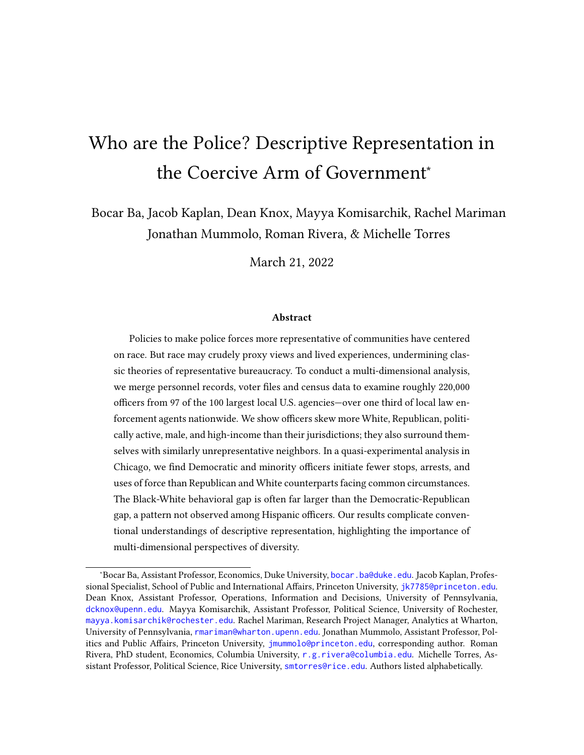# Who are the Police? Descriptive Representation in the Coercive Arm of Government*

Bocar Ba, Jacob Kaplan, Dean Knox, Mayya Komisarchik, Rachel Mariman
Jonathan Mummolo, Roman Rivera, & Michelle Torres

March 21, 2022

### Abstract

Policies to make police forces more representative of communities have centered on race. But race may crudely proxy views and lived experiences, undermining classic theories of representative bureaucracy. To conduct a multi-dimensional analysis, we merge personnel records, voter files and census data to examine roughly 220,000 officers from 97 of the 100 largest local U.S. agencies—over one third of local law enforcement agents nationwide. We show officers skew more White, Republican, politically active, male, and high-income than their jurisdictions; they also surround themselves with similarly unrepresentative neighbors. In a quasi-experimental analysis in Chicago, we find Democratic and minority officers initiate fewer stops, arrests, and uses of force than Republican and White counterparts facing common circumstances. The Black-White behavioral gap is often far larger than the Democratic-Republican gap, a pattern not observed among Hispanic officers. Our results complicate conventional understandings of descriptive representation, highlighting the importance of multi-dimensional perspectives of diversity.

---

*Bocar Ba, Assistant Professor, Economics, Duke University, bocar.ba@duke.edu. Jacob Kaplan, Professional Specialist, School of Public and International Affairs, Princeton University, jk7785@princeton.edu. Dean Knox, Assistant Professor, Operations, Information and Decisions, University of Pennsylvania, dcknox@upenn.edu. Mayya Komisarchik, Assistant Professor, Political Science, University of Rochester, mayya.komisarchik@rochester.edu. Rachel Mariman, Research Project Manager, Analytics at Wharton, University of Pennsylvania, rmariman@wharton.upenn.edu. Jonathan Mummolo, Assistant Professor, Politics and Public Affairs, Princeton University, jmummolo@princeton.edu, corresponding author. Roman Rivera, PhD student, Economics, Columbia University, r.g.rivera@columbia.edu. Michelle Torres, Assistant Professor, Political Science, Rice University, smtorres@rice.edu. Authors listed alphabetically.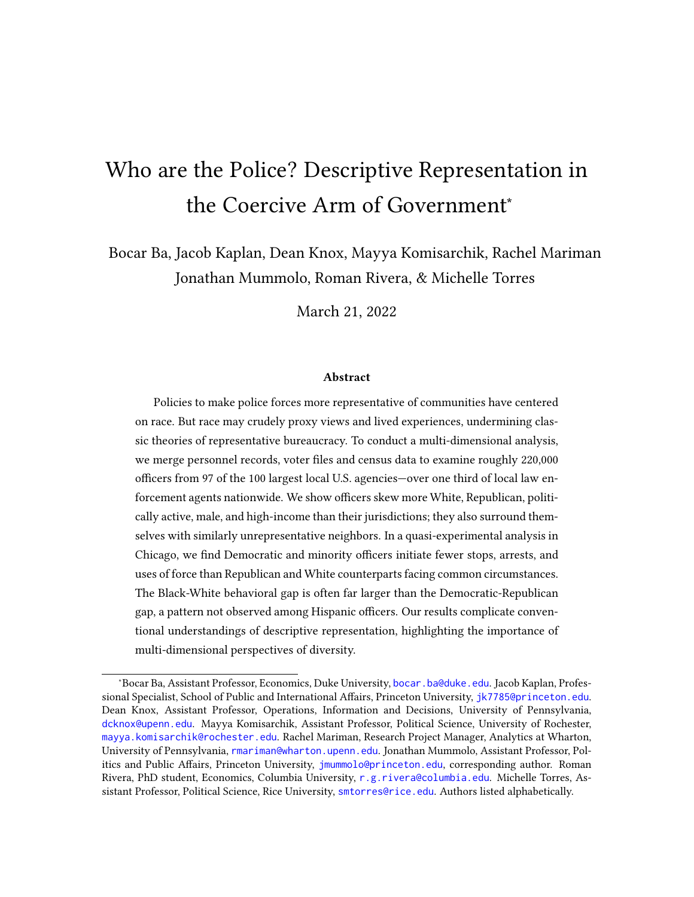# Who are the Police? Descriptive Representation in the Coercive Arm of Government*

Bocar Ba, Jacob Kaplan, Dean Knox, Mayya Komisarchik, Rachel Mariman Jonathan Mummolo, Roman Rivera, & Michelle Torres

March 21, 2022

### Abstract

Policies to make police forces more representative of communities have centered on race. But race may crudely proxy views and lived experiences, undermining classic theories of representative bureaucracy. To conduct a multi-dimensional analysis, we merge personnel records, voter files and census data to examine roughly 220,000 officers from 97 of the 100 largest local U.S. agencies—over one third of local law enforcement agents nationwide. We show officers skew more White, Republican, politically active, male, and high-income than their jurisdictions; they also surround themselves with similarly unrepresentative neighbors. In a quasi-experimental analysis in Chicago, we find Democratic and minority officers initiate fewer stops, arrests, and uses of force than Republican and White counterparts facing common circumstances. The Black-White behavioral gap is often far larger than the Democratic-Republican gap, a pattern not observed among Hispanic officers. Our results complicate conventional understandings of descriptive representation, highlighting the importance of multi-dimensional perspectives of diversity.

---

*Bocar Ba, Assistant Professor, Economics, Duke University, bocar.ba@duke.edu. Jacob Kaplan, Professional Specialist, School of Public and International Affairs, Princeton University, jk7785@princeton.edu. Dean Knox, Assistant Professor, Operations, Information and Decisions, University of Pennsylvania, dcknox@upenn.edu. Mayya Komisarchik, Assistant Professor, Political Science, University of Rochester, mayya.komisarchik@rochester.edu. Rachel Mariman, Research Project Manager, Analytics at Wharton, University of Pennsylvania, rmariman@wharton.upenn.edu. Jonathan Mummolo, Assistant Professor, Politics and Public Affairs, Princeton University, jmummolo@princeton.edu, corresponding author. Roman Rivera, PhD student, Economics, Columbia University, r.g.rivera@columbia.edu. Michelle Torres, Assistant Professor, Political Science, Rice University, smtorres@rice.edu. Authors listed alphabetically.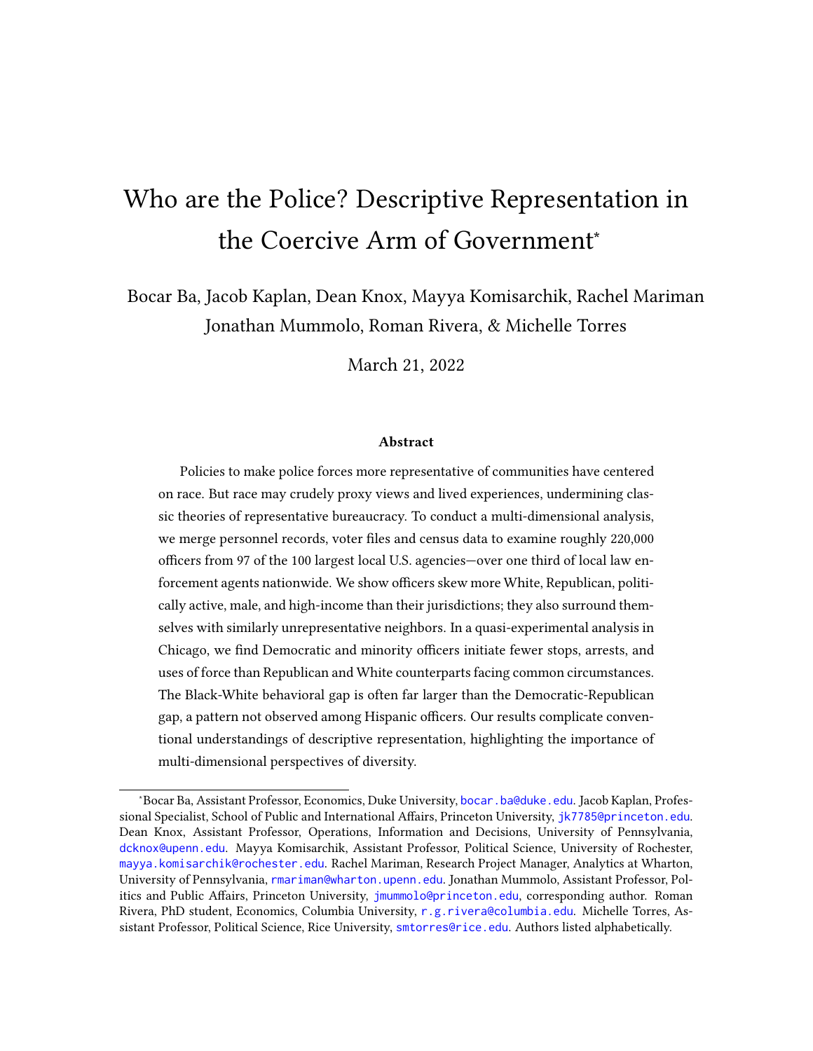# Who are the Police? Descriptive Representation in the Coercive Arm of Government*

Bocar Ba, Jacob Kaplan, Dean Knox, Mayya Komisarchik, Rachel Mariman
Jonathan Mummolo, Roman Rivera, & Michelle Torres

March 21, 2022

### Abstract

Policies to make police forces more representative of communities have centered on race. But race may crudely proxy views and lived experiences, undermining classic theories of representative bureaucracy. To conduct a multi-dimensional analysis, we merge personnel records, voter files and census data to examine roughly 220,000 officers from 97 of the 100 largest local U.S. agencies—over one third of local law enforcement agents nationwide. We show officers skew more White, Republican, politically active, male, and high-income than their jurisdictions; they also surround themselves with similarly unrepresentative neighbors. In a quasi-experimental analysis in Chicago, we find Democratic and minority officers initiate fewer stops, arrests, and uses of force than Republican and White counterparts facing common circumstances. The Black-White behavioral gap is often far larger than the Democratic-Republican gap, a pattern not observed among Hispanic officers. Our results complicate conventional understandings of descriptive representation, highlighting the importance of multi-dimensional perspectives of diversity.

*Bocar Ba, Assistant Professor, Economics, Duke University, bocar.ba@duke.edu. Jacob Kaplan, Professional Specialist, School of Public and International Affairs, Princeton University, jk7785@princeton.edu. Dean Knox, Assistant Professor, Operations, Information and Decisions, University of Pennsylvania, dcknox@upenn.edu. Mayya Komisarchik, Assistant Professor, Political Science, University of Rochester, mayya.komisarchik@rochester.edu. Rachel Mariman, Research Project Manager, Analytics at Wharton, University of Pennsylvania, rmariman@wharton.upenn.edu. Jonathan Mummolo, Assistant Professor, Politics and Public Affairs, Princeton University, jmummolo@princeton.edu, corresponding author. Roman Rivera, PhD student, Economics, Columbia University, r.g.rivera@columbia.edu. Michelle Torres, Assistant Professor, Political Science, Rice University, smtorres@rice.edu. Authors listed alphabetically.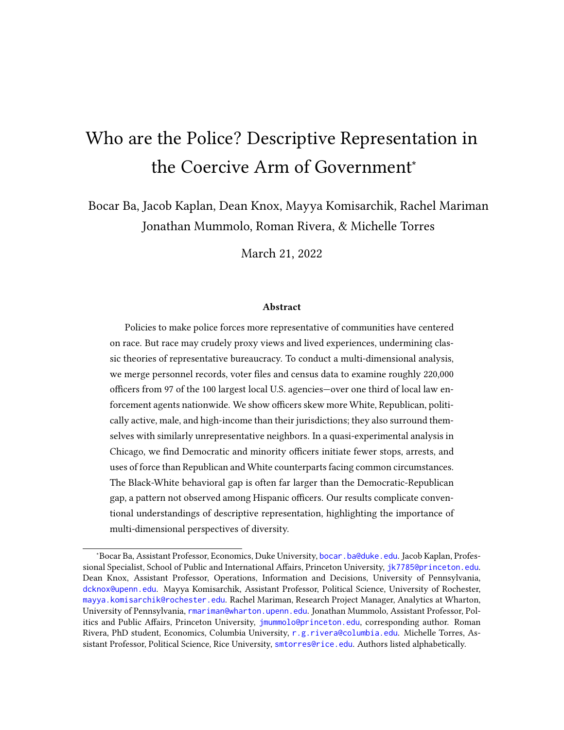# Who are the Police? Descriptive Representation in the Coercive Arm of Government*

Bocar Ba, Jacob Kaplan, Dean Knox, Mayya Komisarchik, Rachel Mariman
Jonathan Mummolo, Roman Rivera, & Michelle Torres

March 21, 2022

### Abstract

Policies to make police forces more representative of communities have centered on race. But race may crudely proxy views and lived experiences, undermining classic theories of representative bureaucracy. To conduct a multi-dimensional analysis, we merge personnel records, voter files and census data to examine roughly 220,000 officers from 97 of the 100 largest local U.S. agencies—over one third of local law enforcement agents nationwide. We show officers skew more White, Republican, politically active, male, and high-income than their jurisdictions; they also surround themselves with similarly unrepresentative neighbors. In a quasi-experimental analysis in Chicago, we find Democratic and minority officers initiate fewer stops, arrests, and uses of force than Republican and White counterparts facing common circumstances. The Black-White behavioral gap is often far larger than the Democratic-Republican gap, a pattern not observed among Hispanic officers. Our results complicate conventional understandings of descriptive representation, highlighting the importance of multi-dimensional perspectives of diversity.

---

*Bocar Ba, Assistant Professor, Economics, Duke University, bocar.ba@duke.edu. Jacob Kaplan, Professional Specialist, School of Public and International Affairs, Princeton University, jk7785@princeton.edu. Dean Knox, Assistant Professor, Operations, Information and Decisions, University of Pennsylvania, dcknox@upenn.edu. Mayya Komisarchik, Assistant Professor, Political Science, University of Rochester, mayya.komisarchik@rochester.edu. Rachel Mariman, Research Project Manager, Analytics at Wharton, University of Pennsylvania, rmariman@wharton.upenn.edu. Jonathan Mummolo, Assistant Professor, Politics and Public Affairs, Princeton University, jmummolo@princeton.edu, corresponding author. Roman Rivera, PhD student, Economics, Columbia University, r.g.rivera@columbia.edu. Michelle Torres, Assistant Professor, Political Science, Rice University, smtorres@rice.edu. Authors listed alphabetically.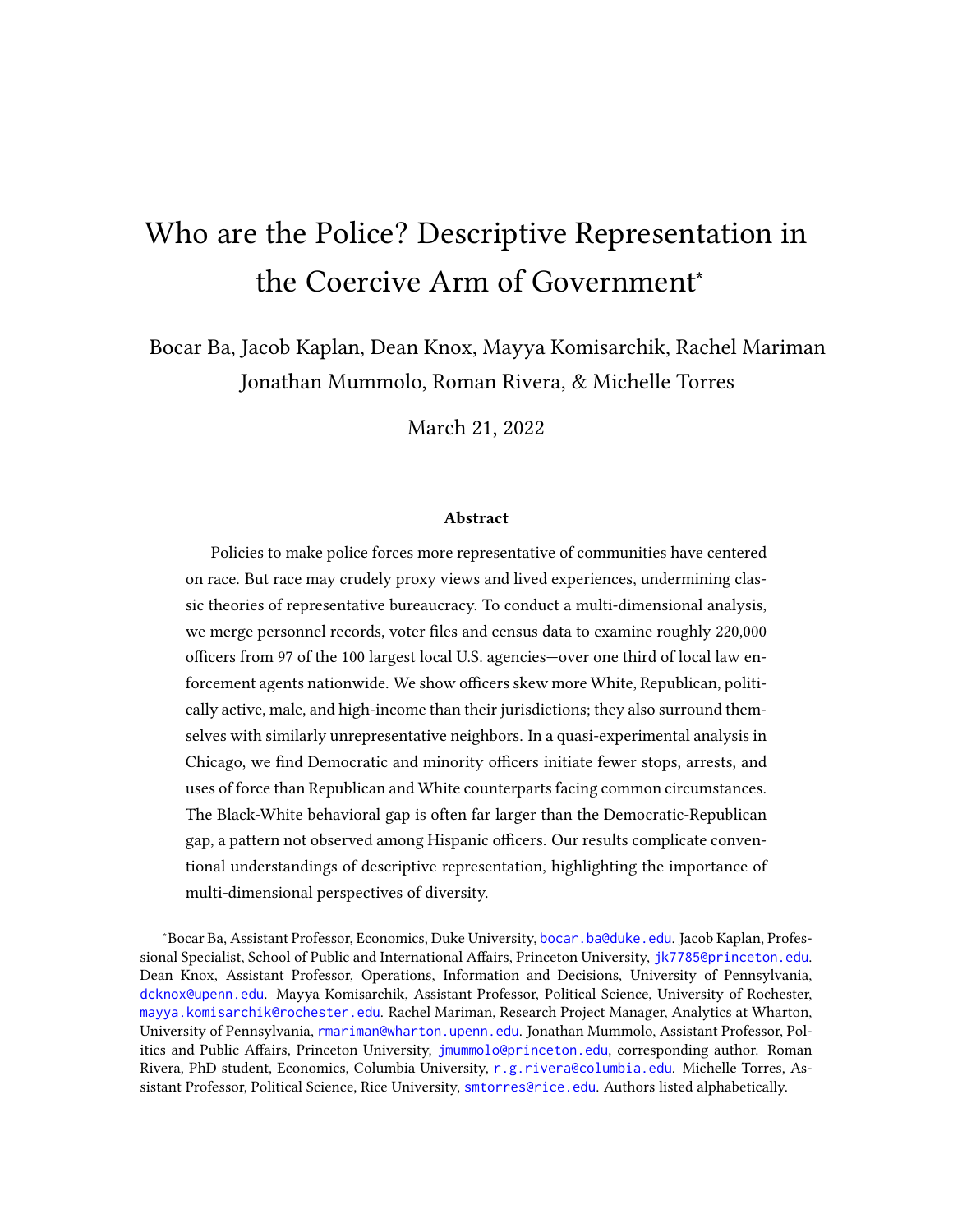# Who are the Police? Descriptive Representation in the Coercive Arm of Government*

Bocar Ba, Jacob Kaplan, Dean Knox, Mayya Komisarchik, Rachel Mariman
Jonathan Mummolo, Roman Rivera, & Michelle Torres

March 21, 2022

### Abstract

Policies to make police forces more representative of communities have centered on race. But race may crudely proxy views and lived experiences, undermining classic theories of representative bureaucracy. To conduct a multi-dimensional analysis, we merge personnel records, voter files and census data to examine roughly 220,000 officers from 97 of the 100 largest local U.S. agencies—over one third of local law enforcement agents nationwide. We show officers skew more White, Republican, politically active, male, and high-income than their jurisdictions; they also surround themselves with similarly unrepresentative neighbors. In a quasi-experimental analysis in Chicago, we find Democratic and minority officers initiate fewer stops, arrests, and uses of force than Republican and White counterparts facing common circumstances. The Black-White behavioral gap is often far larger than the Democratic-Republican gap, a pattern not observed among Hispanic officers. Our results complicate conventional understandings of descriptive representation, highlighting the importance of multi-dimensional perspectives of diversity.

*Bocar Ba, Assistant Professor, Economics, Duke University, bocar.ba@duke.edu. Jacob Kaplan, Professional Specialist, School of Public and International Affairs, Princeton University, jk7785@princeton.edu. Dean Knox, Assistant Professor, Operations, Information and Decisions, University of Pennsylvania, dcknox@upenn.edu. Mayya Komisarchik, Assistant Professor, Political Science, University of Rochester, mayya.komisarchik@rochester.edu. Rachel Mariman, Research Project Manager, Analytics at Wharton, University of Pennsylvania, rmariman@wharton.upenn.edu. Jonathan Mummolo, Assistant Professor, Politics and Public Affairs, Princeton University, jmummolo@princeton.edu, corresponding author. Roman Rivera, PhD student, Economics, Columbia University, r.g.rivera@columbia.edu. Michelle Torres, Assistant Professor, Political Science, Rice University, smtorres@rice.edu. Authors listed alphabetically.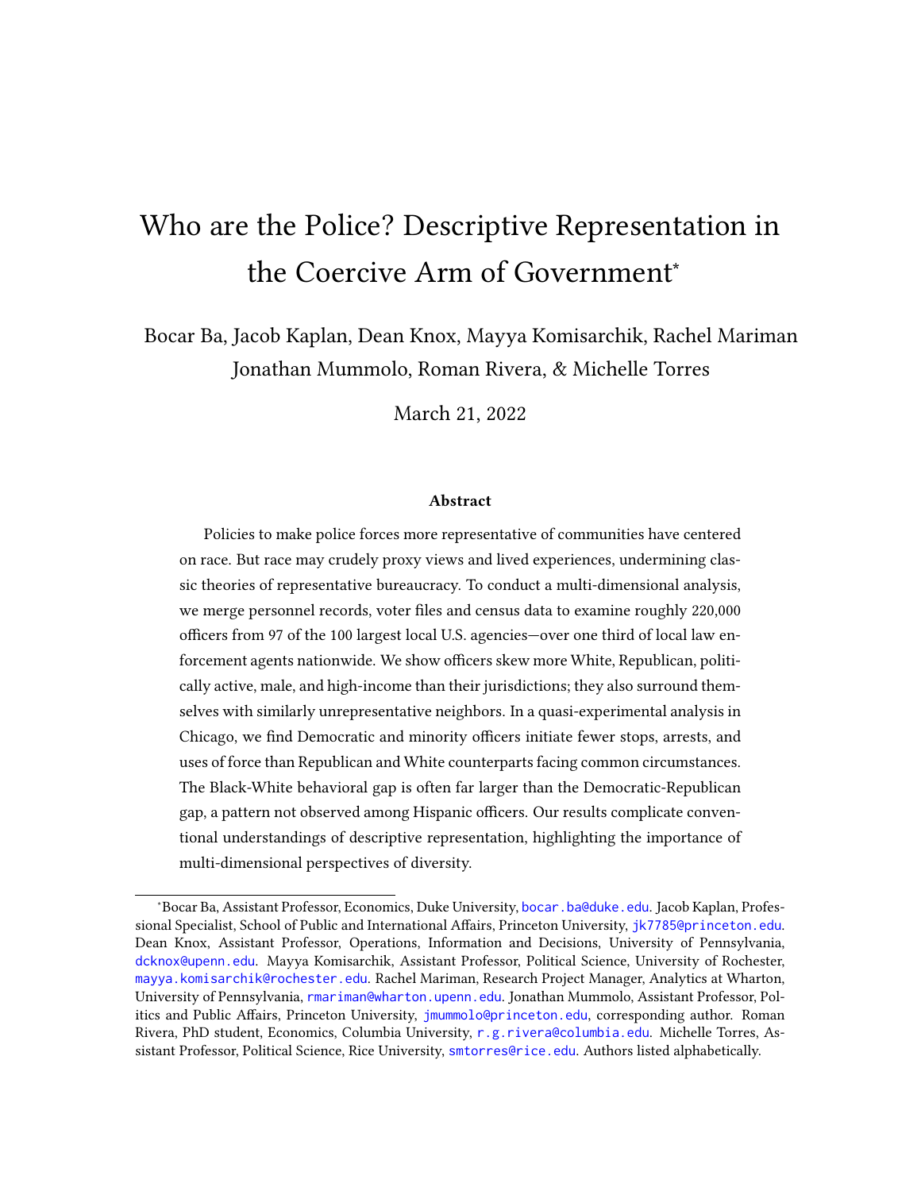# Who are the Police? Descriptive Representation in the Coercive Arm of Government*

Bocar Ba, Jacob Kaplan, Dean Knox, Mayya Komisarchik, Rachel Mariman
Jonathan Mummolo, Roman Rivera, & Michelle Torres

March 21, 2022

### Abstract

Policies to make police forces more representative of communities have centered on race. But race may crudely proxy views and lived experiences, undermining classic theories of representative bureaucracy. To conduct a multi-dimensional analysis, we merge personnel records, voter files and census data to examine roughly 220,000 officers from 97 of the 100 largest local U.S. agencies—over one third of local law enforcement agents nationwide. We show officers skew more White, Republican, politically active, male, and high-income than their jurisdictions; they also surround themselves with similarly unrepresentative neighbors. In a quasi-experimental analysis in Chicago, we find Democratic and minority officers initiate fewer stops, arrests, and uses of force than Republican and White counterparts facing common circumstances. The Black-White behavioral gap is often far larger than the Democratic-Republican gap, a pattern not observed among Hispanic officers. Our results complicate conventional understandings of descriptive representation, highlighting the importance of multi-dimensional perspectives of diversity.

---

*Bocar Ba, Assistant Professor, Economics, Duke University, bocar.ba@duke.edu. Jacob Kaplan, Professional Specialist, School of Public and International Affairs, Princeton University, jk7785@princeton.edu. Dean Knox, Assistant Professor, Operations, Information and Decisions, University of Pennsylvania, dcknox@upenn.edu. Mayya Komisarchik, Assistant Professor, Political Science, University of Rochester, mayya.komisarchik@rochester.edu. Rachel Mariman, Research Project Manager, Analytics at Wharton, University of Pennsylvania, rmariman@wharton.upenn.edu. Jonathan Mummolo, Assistant Professor, Politics and Public Affairs, Princeton University, jmummolo@princeton.edu, corresponding author. Roman Rivera, PhD student, Economics, Columbia University, r.g.rivera@columbia.edu. Michelle Torres, Assistant Professor, Political Science, Rice University, smtorres@rice.edu. Authors listed alphabetically.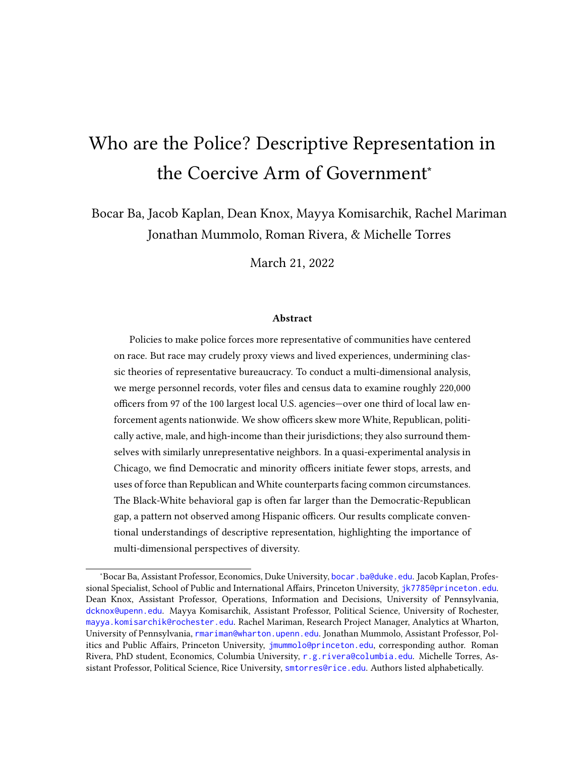# Who are the Police? Descriptive Representation in the Coercive Arm of Government[*]

Bocar Ba, Jacob Kaplan, Dean Knox, Mayya Komisarchik, Rachel Mariman
Jonathan Mummolo, Roman Rivera, & Michelle Torres

March 21, 2022

### Abstract

Policies to make police forces more representative of communities have centered on race. But race may crudely proxy views and lived experiences, undermining classic theories of representative bureaucracy. To conduct a multi-dimensional analysis, we merge personnel records, voter files and census data to examine roughly 220,000 officers from 97 of the 100 largest local U.S. agencies—over one third of local law enforcement agents nationwide. We show officers skew more White, Republican, politically active, male, and high-income than their jurisdictions; they also surround themselves with similarly unrepresentative neighbors. In a quasi-experimental analysis in Chicago, we find Democratic and minority officers initiate fewer stops, arrests, and uses of force than Republican and White counterparts facing common circumstances. The Black-White behavioral gap is often far larger than the Democratic-Republican gap, a pattern not observed among Hispanic officers. Our results complicate conventional understandings of descriptive representation, highlighting the importance of multi-dimensional perspectives of diversity.

---

[*] Bocar Ba, Assistant Professor, Economics, Duke University, bocar.ba@duke.edu. Jacob Kaplan, Professional Specialist, School of Public and International Affairs, Princeton University, jk7785@princeton.edu. Dean Knox, Assistant Professor, Operations, Information and Decisions, University of Pennsylvania, dcknox@upenn.edu. Mayya Komisarchik, Assistant Professor, Political Science, University of Rochester, mayya.komisarchik@rochester.edu. Rachel Mariman, Research Project Manager, Analytics at Wharton, University of Pennsylvania, rmariman@wharton.upenn.edu. Jonathan Mummolo, Assistant Professor, Politics and Public Affairs, Princeton University, jmummolo@princeton.edu, corresponding author. Roman Rivera, PhD student, Economics, Columbia University, r.g.rivera@columbia.edu. Michelle Torres, Assistant Professor, Political Science, Rice University, smtorres@rice.edu. Authors listed alphabetically.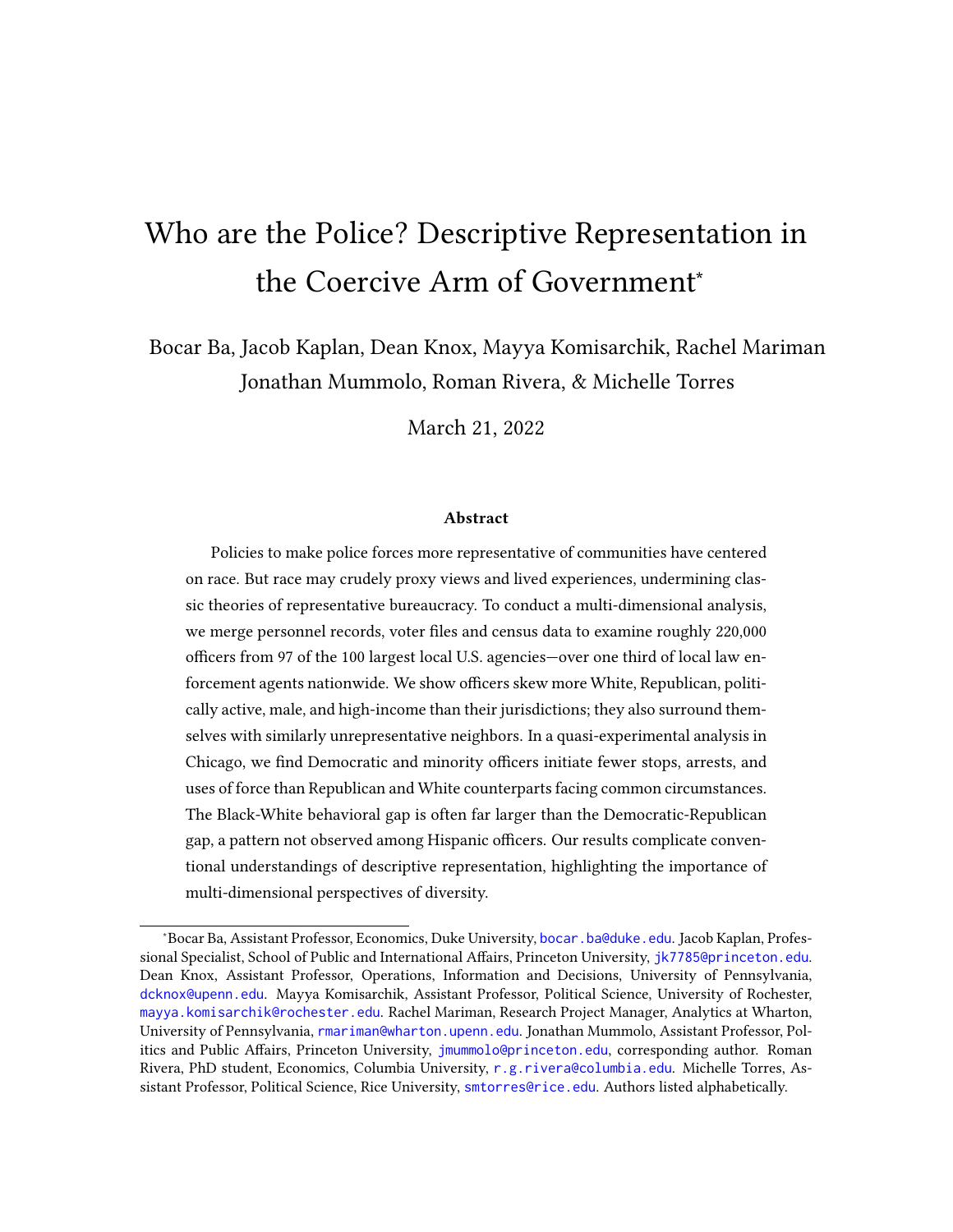# Who are the Police? Descriptive Representation in the Coercive Arm of Government*

Bocar Ba, Jacob Kaplan, Dean Knox, Mayya Komisarchik, Rachel Mariman
Jonathan Mummolo, Roman Rivera, & Michelle Torres

March 21, 2022

### Abstract

Policies to make police forces more representative of communities have centered on race. But race may crudely proxy views and lived experiences, undermining classic theories of representative bureaucracy. To conduct a multi-dimensional analysis, we merge personnel records, voter files and census data to examine roughly 220,000 officers from 97 of the 100 largest local U.S. agencies—over one third of local law enforcement agents nationwide. We show officers skew more White, Republican, politically active, male, and high-income than their jurisdictions; they also surround themselves with similarly unrepresentative neighbors. In a quasi-experimental analysis in Chicago, we find Democratic and minority officers initiate fewer stops, arrests, and uses of force than Republican and White counterparts facing common circumstances. The Black-White behavioral gap is often far larger than the Democratic-Republican gap, a pattern not observed among Hispanic officers. Our results complicate conventional understandings of descriptive representation, highlighting the importance of multi-dimensional perspectives of diversity.

---

*Bocar Ba, Assistant Professor, Economics, Duke University, bocar.ba@duke.edu. Jacob Kaplan, Professional Specialist, School of Public and International Affairs, Princeton University, jk7785@princeton.edu. Dean Knox, Assistant Professor, Operations, Information and Decisions, University of Pennsylvania, dcknox@upenn.edu. Mayya Komisarchik, Assistant Professor, Political Science, University of Rochester, mayya.komisarchik@rochester.edu. Rachel Mariman, Research Project Manager, Analytics at Wharton, University of Pennsylvania, rmariman@wharton.upenn.edu. Jonathan Mummolo, Assistant Professor, Politics and Public Affairs, Princeton University, jmummolo@princeton.edu, corresponding author. Roman Rivera, PhD student, Economics, Columbia University, r.g.rivera@columbia.edu. Michelle Torres, Assistant Professor, Political Science, Rice University, smtorres@rice.edu. Authors listed alphabetically.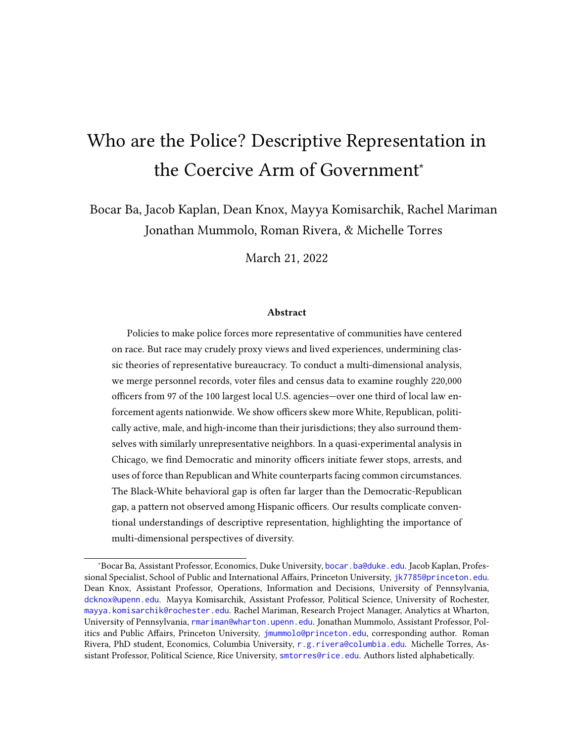# Who are the Police? Descriptive Representation in the Coercive Arm of Government*

Bocar Ba, Jacob Kaplan, Dean Knox, Mayya Komisarchik, Rachel Mariman
Jonathan Mummolo, Roman Rivera, & Michelle Torres

March 21, 2022

### Abstract

Policies to make police forces more representative of communities have centered on race. But race may crudely proxy views and lived experiences, undermining classic theories of representative bureaucracy. To conduct a multi-dimensional analysis, we merge personnel records, voter files and census data to examine roughly 220,000 officers from 97 of the 100 largest local U.S. agencies—over one third of local law enforcement agents nationwide. We show officers skew more White, Republican, politically active, male, and high-income than their jurisdictions; they also surround themselves with similarly unrepresentative neighbors. In a quasi-experimental analysis in Chicago, we find Democratic and minority officers initiate fewer stops, arrests, and uses of force than Republican and White counterparts facing common circumstances. The Black-White behavioral gap is often far larger than the Democratic-Republican gap, a pattern not observed among Hispanic officers. Our results complicate conventional understandings of descriptive representation, highlighting the importance of multi-dimensional perspectives of diversity.

*Bocar Ba, Assistant Professor, Economics, Duke University, bocar.ba@duke.edu. Jacob Kaplan, Professional Specialist, School of Public and International Affairs, Princeton University, jk7785@princeton.edu. Dean Knox, Assistant Professor, Operations, Information and Decisions, University of Pennsylvania, dcknox@upenn.edu. Mayya Komisarchik, Assistant Professor, Political Science, University of Rochester, mayya.komisarchik@rochester.edu. Rachel Mariman, Research Project Manager, Analytics at Wharton, University of Pennsylvania, rmariman@wharton.upenn.edu. Jonathan Mummolo, Assistant Professor, Politics and Public Affairs, Princeton University, jmummolo@princeton.edu, corresponding author. Roman Rivera, PhD student, Economics, Columbia University, r.g.rivera@columbia.edu. Michelle Torres, Assistant Professor, Political Science, Rice University, smtorres@rice.edu. Authors listed alphabetically.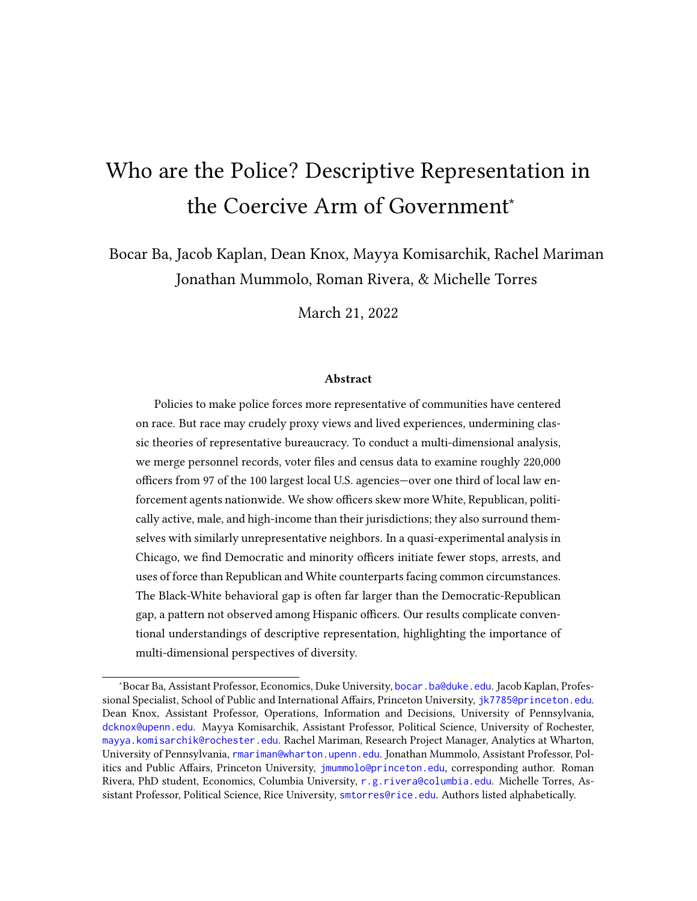# Who are the Police? Descriptive Representation in the Coercive Arm of Government*

Bocar Ba, Jacob Kaplan, Dean Knox, Mayya Komisarchik, Rachel Mariman
Jonathan Mummolo, Roman Rivera, & Michelle Torres

March 21, 2022

### Abstract

Policies to make police forces more representative of communities have centered on race. But race may crudely proxy views and lived experiences, undermining classic theories of representative bureaucracy. To conduct a multi-dimensional analysis, we merge personnel records, voter files and census data to examine roughly 220,000 officers from 97 of the 100 largest local U.S. agencies—over one third of local law enforcement agents nationwide. We show officers skew more White, Republican, politically active, male, and high-income than their jurisdictions; they also surround themselves with similarly unrepresentative neighbors. In a quasi-experimental analysis in Chicago, we find Democratic and minority officers initiate fewer stops, arrests, and uses of force than Republican and White counterparts facing common circumstances. The Black-White behavioral gap is often far larger than the Democratic-Republican gap, a pattern not observed among Hispanic officers. Our results complicate conventional understandings of descriptive representation, highlighting the importance of multi-dimensional perspectives of diversity.

---

*Bocar Ba, Assistant Professor, Economics, Duke University, bocar.ba@duke.edu. Jacob Kaplan, Professional Specialist, School of Public and International Affairs, Princeton University, jk7785@princeton.edu. Dean Knox, Assistant Professor, Operations, Information and Decisions, University of Pennsylvania, dcknox@upenn.edu. Mayya Komisarchik, Assistant Professor, Political Science, University of Rochester, mayya.komisarchik@rochester.edu. Rachel Mariman, Research Project Manager, Analytics at Wharton, University of Pennsylvania, rmariman@wharton.upenn.edu. Jonathan Mummolo, Assistant Professor, Politics and Public Affairs, Princeton University, jmummolo@princeton.edu, corresponding author. Roman Rivera, PhD student, Economics, Columbia University, r.g.rivera@columbia.edu. Michelle Torres, Assistant Professor, Political Science, Rice University, smtorres@rice.edu. Authors listed alphabetically.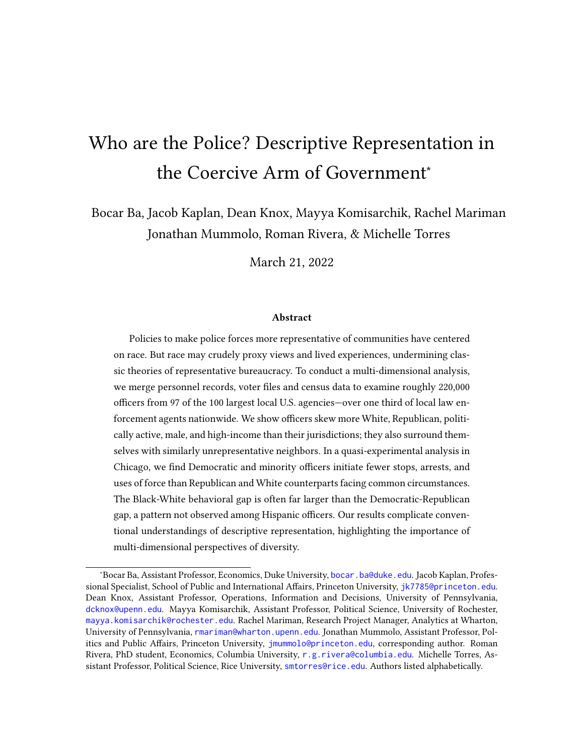# Who are the Police? Descriptive Representation in the Coercive Arm of Government*

Bocar Ba, Jacob Kaplan, Dean Knox, Mayya Komisarchik, Rachel Mariman
Jonathan Mummolo, Roman Rivera, & Michelle Torres

March 21, 2022

### Abstract

Policies to make police forces more representative of communities have centered on race. But race may crudely proxy views and lived experiences, undermining classic theories of representative bureaucracy. To conduct a multi-dimensional analysis, we merge personnel records, voter files and census data to examine roughly 220,000 officers from 97 of the 100 largest local U.S. agencies—over one third of local law enforcement agents nationwide. We show officers skew more White, Republican, politically active, male, and high-income than their jurisdictions; they also surround themselves with similarly unrepresentative neighbors. In a quasi-experimental analysis in Chicago, we find Democratic and minority officers initiate fewer stops, arrests, and uses of force than Republican and White counterparts facing common circumstances. The Black-White behavioral gap is often far larger than the Democratic-Republican gap, a pattern not observed among Hispanic officers. Our results complicate conventional understandings of descriptive representation, highlighting the importance of multi-dimensional perspectives of diversity.

---

*Bocar Ba, Assistant Professor, Economics, Duke University, bocar.ba@duke.edu. Jacob Kaplan, Professional Specialist, School of Public and International Affairs, Princeton University, jk7785@princeton.edu. Dean Knox, Assistant Professor, Operations, Information and Decisions, University of Pennsylvania, dcknox@upenn.edu. Mayya Komisarchik, Assistant Professor, Political Science, University of Rochester, mayya.komisarchik@rochester.edu. Rachel Mariman, Research Project Manager, Analytics at Wharton, University of Pennsylvania, rmariman@wharton.upenn.edu. Jonathan Mummolo, Assistant Professor, Politics and Public Affairs, Princeton University, jmummolo@princeton.edu, corresponding author. Roman Rivera, PhD student, Economics, Columbia University, r.g.rivera@columbia.edu. Michelle Torres, Assistant Professor, Political Science, Rice University, smtorres@rice.edu. Authors listed alphabetically.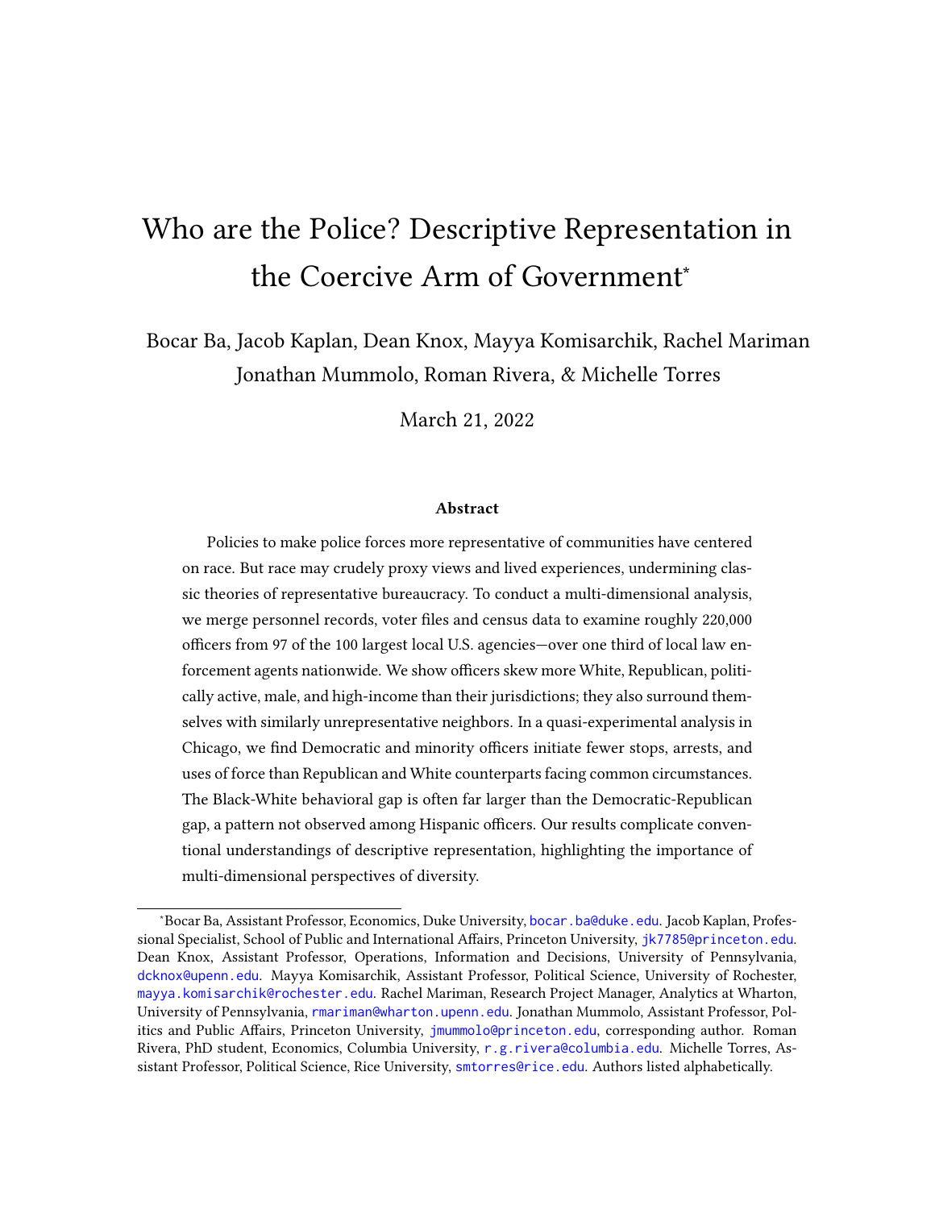# Who are the Police? Descriptive Representation in the Coercive Arm of Government*

Bocar Ba, Jacob Kaplan, Dean Knox, Mayya Komisarchik, Rachel Mariman
Jonathan Mummolo, Roman Rivera, & Michelle Torres

March 21, 2022

### Abstract

Policies to make police forces more representative of communities have centered on race. But race may crudely proxy views and lived experiences, undermining classic theories of representative bureaucracy. To conduct a multi-dimensional analysis, we merge personnel records, voter files and census data to examine roughly 220,000 officers from 97 of the 100 largest local U.S. agencies—over one third of local law enforcement agents nationwide. We show officers skew more White, Republican, politically active, male, and high-income than their jurisdictions; they also surround themselves with similarly unrepresentative neighbors. In a quasi-experimental analysis in Chicago, we find Democratic and minority officers initiate fewer stops, arrests, and uses of force than Republican and White counterparts facing common circumstances. The Black-White behavioral gap is often far larger than the Democratic-Republican gap, a pattern not observed among Hispanic officers. Our results complicate conventional understandings of descriptive representation, highlighting the importance of multi-dimensional perspectives of diversity.

---

*Bocar Ba, Assistant Professor, Economics, Duke University, bocar.ba@duke.edu. Jacob Kaplan, Professional Specialist, School of Public and International Affairs, Princeton University, jk7785@princeton.edu. Dean Knox, Assistant Professor, Operations, Information and Decisions, University of Pennsylvania, dcknox@upenn.edu. Mayya Komisarchik, Assistant Professor, Political Science, University of Rochester, mayya.komisarchik@rochester.edu. Rachel Mariman, Research Project Manager, Analytics at Wharton, University of Pennsylvania, rmariman@wharton.upenn.edu. Jonathan Mummolo, Assistant Professor, Politics and Public Affairs, Princeton University, jmummolo@princeton.edu, corresponding author. Roman Rivera, PhD student, Economics, Columbia University, r.g.rivera@columbia.edu. Michelle Torres, Assistant Professor, Political Science, Rice University, smtorres@rice.edu. Authors listed alphabetically.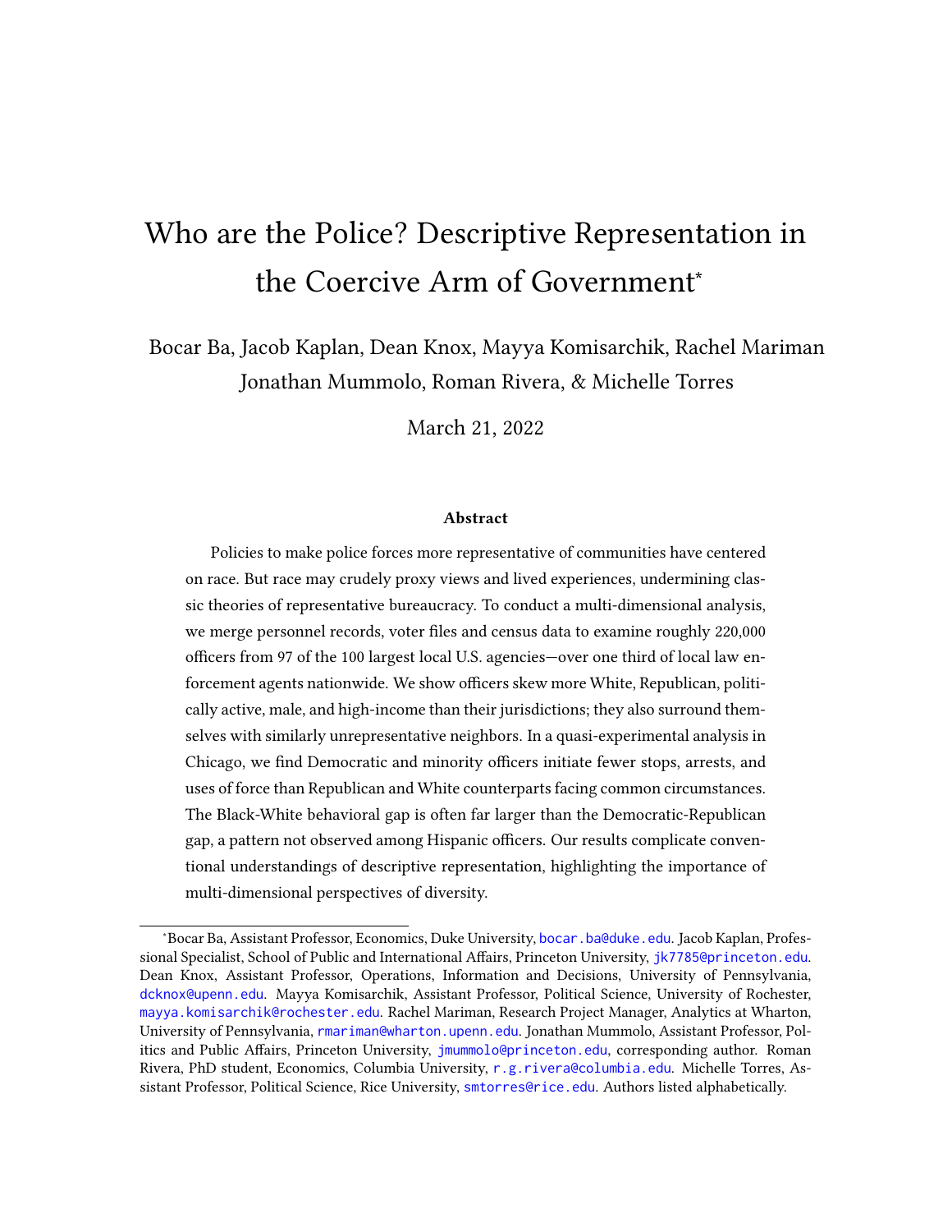# Who are the Police? Descriptive Representation in the Coercive Arm of Government*

Bocar Ba, Jacob Kaplan, Dean Knox, Mayya Komisarchik, Rachel Mariman Jonathan Mummolo, Roman Rivera, & Michelle Torres

March 21, 2022

### Abstract

Policies to make police forces more representative of communities have centered on race. But race may crudely proxy views and lived experiences, undermining classic theories of representative bureaucracy. To conduct a multi-dimensional analysis, we merge personnel records, voter files and census data to examine roughly 220,000 officers from 97 of the 100 largest local U.S. agencies—over one third of local law enforcement agents nationwide. We show officers skew more White, Republican, politically active, male, and high-income than their jurisdictions; they also surround themselves with similarly unrepresentative neighbors. In a quasi-experimental analysis in Chicago, we find Democratic and minority officers initiate fewer stops, arrests, and uses of force than Republican and White counterparts facing common circumstances. The Black-White behavioral gap is often far larger than the Democratic-Republican gap, a pattern not observed among Hispanic officers. Our results complicate conventional understandings of descriptive representation, highlighting the importance of multi-dimensional perspectives of diversity.

---

*Bocar Ba, Assistant Professor, Economics, Duke University, bocar.ba@duke.edu. Jacob Kaplan, Professional Specialist, School of Public and International Affairs, Princeton University, jk7785@princeton.edu. Dean Knox, Assistant Professor, Operations, Information and Decisions, University of Pennsylvania, dcknox@upenn.edu. Mayya Komisarchik, Assistant Professor, Political Science, University of Rochester, mayya.komisarchik@rochester.edu. Rachel Mariman, Research Project Manager, Analytics at Wharton, University of Pennsylvania, rmariman@wharton.upenn.edu. Jonathan Mummolo, Assistant Professor, Politics and Public Affairs, Princeton University, jmummolo@princeton.edu, corresponding author. Roman Rivera, PhD student, Economics, Columbia University, r.g.rivera@columbia.edu. Michelle Torres, Assistant Professor, Political Science, Rice University, smtorres@rice.edu. Authors listed alphabetically.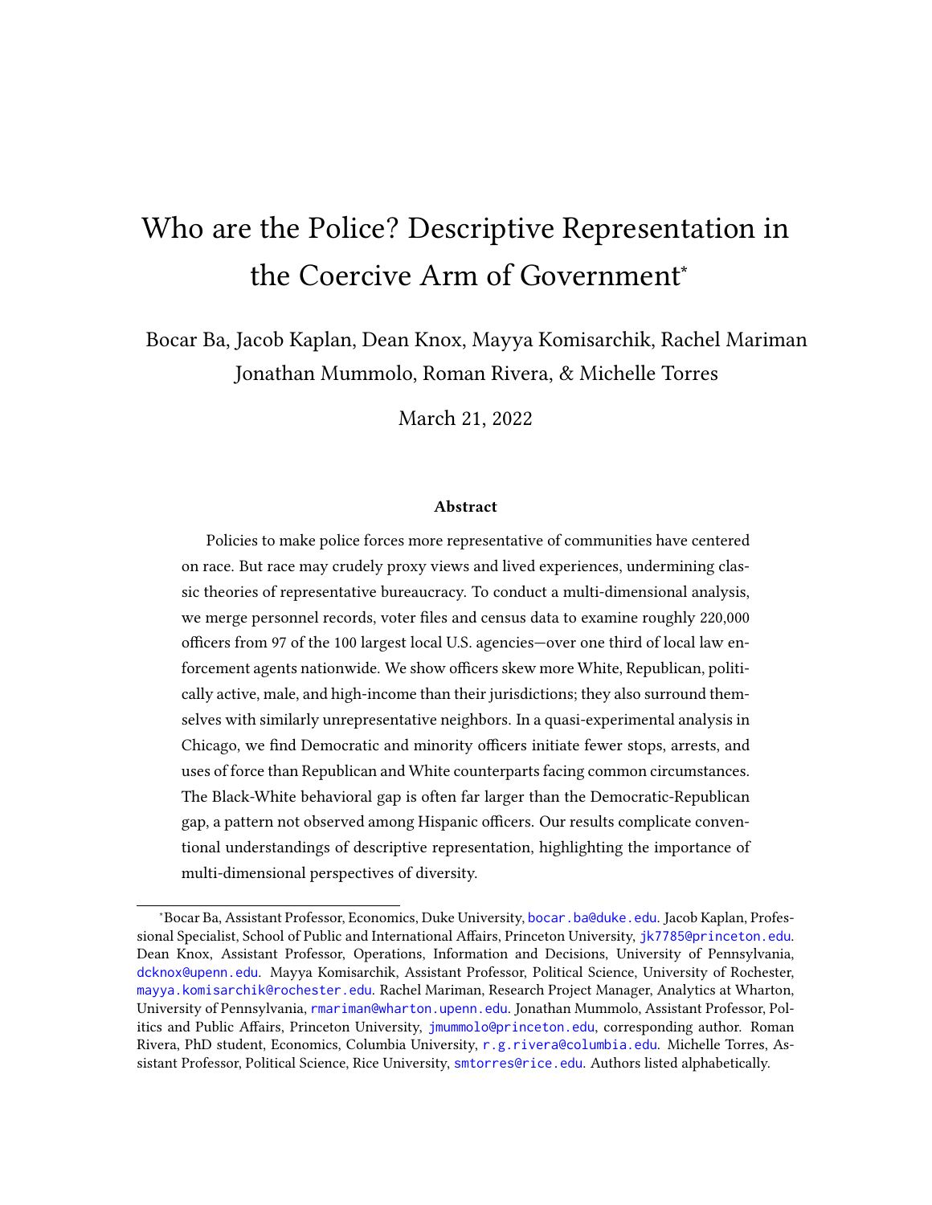# Who are the Police? Descriptive Representation in the Coercive Arm of Government*

Bocar Ba, Jacob Kaplan, Dean Knox, Mayya Komisarchik, Rachel Mariman
Jonathan Mummolo, Roman Rivera, & Michelle Torres

March 21, 2022

### Abstract

Policies to make police forces more representative of communities have centered on race. But race may crudely proxy views and lived experiences, undermining classic theories of representative bureaucracy. To conduct a multi-dimensional analysis, we merge personnel records, voter files and census data to examine roughly 220,000 officers from 97 of the 100 largest local U.S. agencies—over one third of local law enforcement agents nationwide. We show officers skew more White, Republican, politically active, male, and high-income than their jurisdictions; they also surround themselves with similarly unrepresentative neighbors. In a quasi-experimental analysis in Chicago, we find Democratic and minority officers initiate fewer stops, arrests, and uses of force than Republican and White counterparts facing common circumstances. The Black-White behavioral gap is often far larger than the Democratic-Republican gap, a pattern not observed among Hispanic officers. Our results complicate conventional understandings of descriptive representation, highlighting the importance of multi-dimensional perspectives of diversity.

---

*Bocar Ba, Assistant Professor, Economics, Duke University, bocar.ba@duke.edu. Jacob Kaplan, Professional Specialist, School of Public and International Affairs, Princeton University, jk7785@princeton.edu. Dean Knox, Assistant Professor, Operations, Information and Decisions, University of Pennsylvania, dcknox@upenn.edu. Mayya Komisarchik, Assistant Professor, Political Science, University of Rochester, mayya.komisarchik@rochester.edu. Rachel Mariman, Research Project Manager, Analytics at Wharton, University of Pennsylvania, rmariman@wharton.upenn.edu. Jonathan Mummolo, Assistant Professor, Politics and Public Affairs, Princeton University, jmummolo@princeton.edu, corresponding author. Roman Rivera, PhD student, Economics, Columbia University, r.g.rivera@columbia.edu. Michelle Torres, Assistant Professor, Political Science, Rice University, smtorres@rice.edu. Authors listed alphabetically.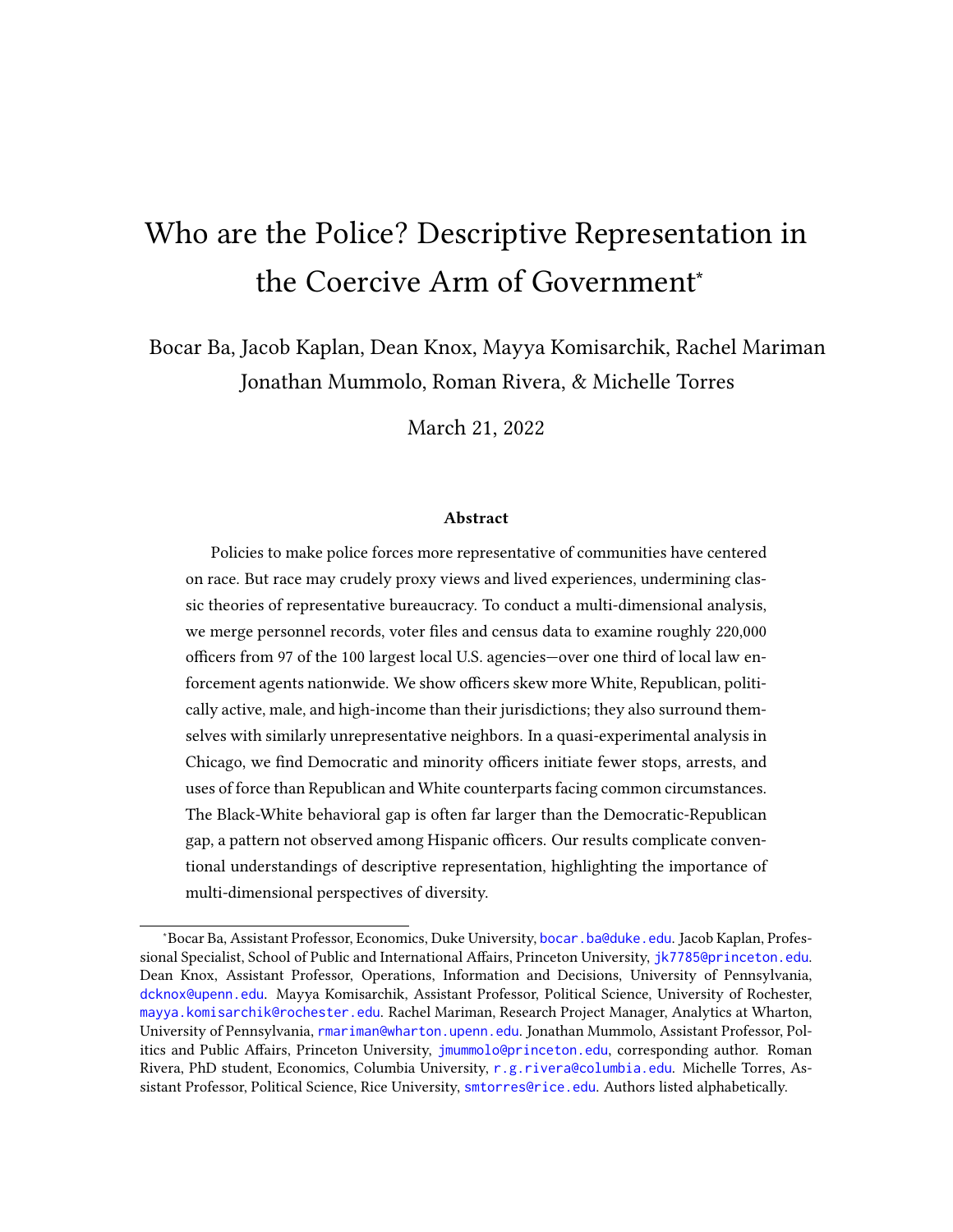# Who are the Police? Descriptive Representation in the Coercive Arm of Government*

Bocar Ba, Jacob Kaplan, Dean Knox, Mayya Komisarchik, Rachel Mariman
Jonathan Mummolo, Roman Rivera, & Michelle Torres

March 21, 2022

### Abstract

Policies to make police forces more representative of communities have centered on race. But race may crudely proxy views and lived experiences, undermining classic theories of representative bureaucracy. To conduct a multi-dimensional analysis, we merge personnel records, voter files and census data to examine roughly 220,000 officers from 97 of the 100 largest local U.S. agencies—over one third of local law enforcement agents nationwide. We show officers skew more White, Republican, politically active, male, and high-income than their jurisdictions; they also surround themselves with similarly unrepresentative neighbors. In a quasi-experimental analysis in Chicago, we find Democratic and minority officers initiate fewer stops, arrests, and uses of force than Republican and White counterparts facing common circumstances. The Black-White behavioral gap is often far larger than the Democratic-Republican gap, a pattern not observed among Hispanic officers. Our results complicate conventional understandings of descriptive representation, highlighting the importance of multi-dimensional perspectives of diversity.

---

*Bocar Ba, Assistant Professor, Economics, Duke University, bocar.ba@duke.edu. Jacob Kaplan, Professional Specialist, School of Public and International Affairs, Princeton University, jk7785@princeton.edu. Dean Knox, Assistant Professor, Operations, Information and Decisions, University of Pennsylvania, dcknox@upenn.edu. Mayya Komisarchik, Assistant Professor, Political Science, University of Rochester, mayya.komisarchik@rochester.edu. Rachel Mariman, Research Project Manager, Analytics at Wharton, University of Pennsylvania, rmariman@wharton.upenn.edu. Jonathan Mummolo, Assistant Professor, Politics and Public Affairs, Princeton University, jmummolo@princeton.edu, corresponding author. Roman Rivera, PhD student, Economics, Columbia University, r.g.rivera@columbia.edu. Michelle Torres, Assistant Professor, Political Science, Rice University, smtorres@rice.edu. Authors listed alphabetically.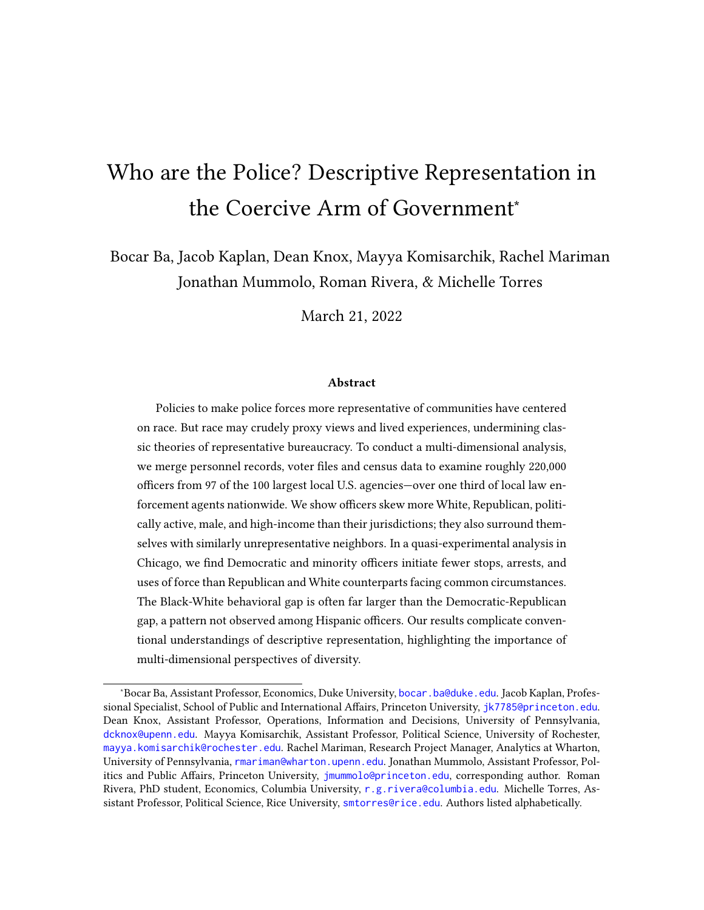# Who are the Police? Descriptive Representation in the Coercive Arm of Government*

Bocar Ba, Jacob Kaplan, Dean Knox, Mayya Komisarchik, Rachel Mariman Jonathan Mummolo, Roman Rivera, & Michelle Torres

March 21, 2022

### Abstract

Policies to make police forces more representative of communities have centered on race. But race may crudely proxy views and lived experiences, undermining classic theories of representative bureaucracy. To conduct a multi-dimensional analysis, we merge personnel records, voter files and census data to examine roughly 220,000 officers from 97 of the 100 largest local U.S. agencies—over one third of local law enforcement agents nationwide. We show officers skew more White, Republican, politically active, male, and high-income than their jurisdictions; they also surround themselves with similarly unrepresentative neighbors. In a quasi-experimental analysis in Chicago, we find Democratic and minority officers initiate fewer stops, arrests, and uses of force than Republican and White counterparts facing common circumstances. The Black-White behavioral gap is often far larger than the Democratic-Republican gap, a pattern not observed among Hispanic officers. Our results complicate conventional understandings of descriptive representation, highlighting the importance of multi-dimensional perspectives of diversity.

---

*Bocar Ba, Assistant Professor, Economics, Duke University, bocar.ba@duke.edu. Jacob Kaplan, Professional Specialist, School of Public and International Affairs, Princeton University, jk7785@princeton.edu. Dean Knox, Assistant Professor, Operations, Information and Decisions, University of Pennsylvania, dcknox@upenn.edu. Mayya Komisarchik, Assistant Professor, Political Science, University of Rochester, mayya.komisarchik@rochester.edu. Rachel Mariman, Research Project Manager, Analytics at Wharton, University of Pennsylvania, rmariman@wharton.upenn.edu. Jonathan Mummolo, Assistant Professor, Politics and Public Affairs, Princeton University, jmummolo@princeton.edu, corresponding author. Roman Rivera, PhD student, Economics, Columbia University, r.g.rivera@columbia.edu. Michelle Torres, Assistant Professor, Political Science, Rice University, smtorres@rice.edu. Authors listed alphabetically.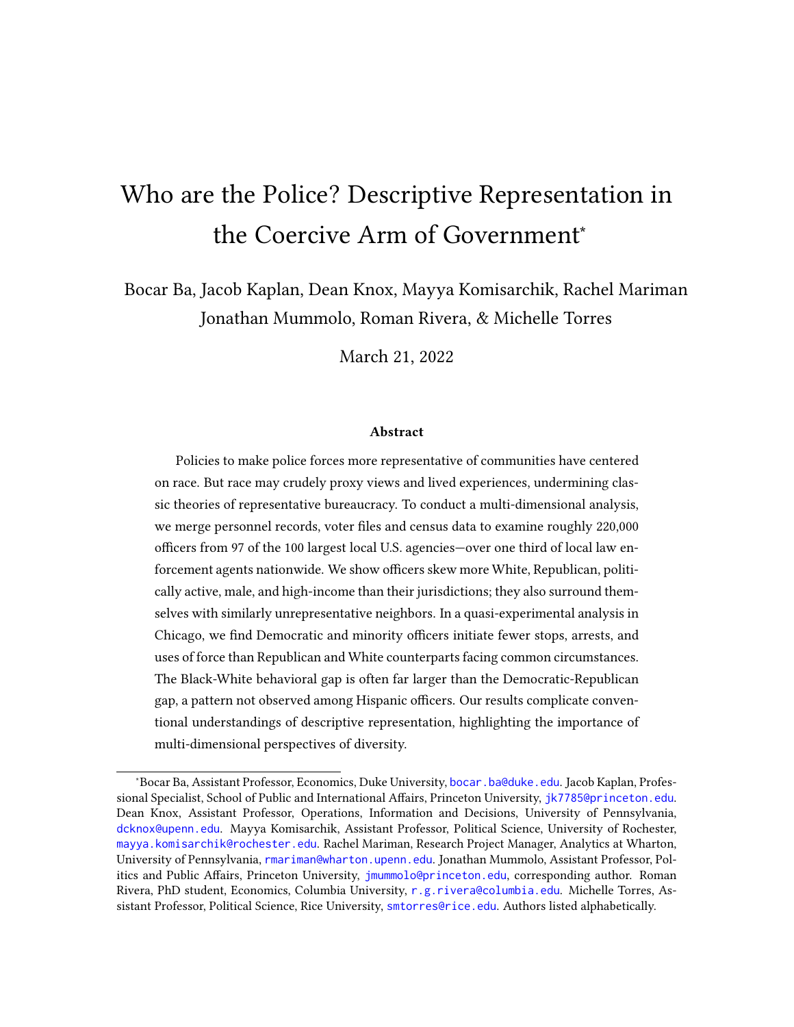# Who are the Police? Descriptive Representation in the Coercive Arm of Government*

Bocar Ba, Jacob Kaplan, Dean Knox, Mayya Komisarchik, Rachel Mariman
Jonathan Mummolo, Roman Rivera, & Michelle Torres

March 21, 2022

### Abstract

Policies to make police forces more representative of communities have centered on race. But race may crudely proxy views and lived experiences, undermining classic theories of representative bureaucracy. To conduct a multi-dimensional analysis, we merge personnel records, voter files and census data to examine roughly 220,000 officers from 97 of the 100 largest local U.S. agencies—over one third of local law enforcement agents nationwide. We show officers skew more White, Republican, politically active, male, and high-income than their jurisdictions; they also surround themselves with similarly unrepresentative neighbors. In a quasi-experimental analysis in Chicago, we find Democratic and minority officers initiate fewer stops, arrests, and uses of force than Republican and White counterparts facing common circumstances. The Black-White behavioral gap is often far larger than the Democratic-Republican gap, a pattern not observed among Hispanic officers. Our results complicate conventional understandings of descriptive representation, highlighting the importance of multi-dimensional perspectives of diversity.

*Bocar Ba, Assistant Professor, Economics, Duke University, bocar.ba@duke.edu. Jacob Kaplan, Professional Specialist, School of Public and International Affairs, Princeton University, jk7785@princeton.edu. Dean Knox, Assistant Professor, Operations, Information and Decisions, University of Pennsylvania, dcknox@upenn.edu. Mayya Komisarchik, Assistant Professor, Political Science, University of Rochester, mayya.komisarchik@rochester.edu. Rachel Mariman, Research Project Manager, Analytics at Wharton, University of Pennsylvania, rmariman@wharton.upenn.edu. Jonathan Mummolo, Assistant Professor, Politics and Public Affairs, Princeton University, jmummolo@princeton.edu, corresponding author. Roman Rivera, PhD student, Economics, Columbia University, r.g.rivera@columbia.edu. Michelle Torres, Assistant Professor, Political Science, Rice University, smtorres@rice.edu. Authors listed alphabetically.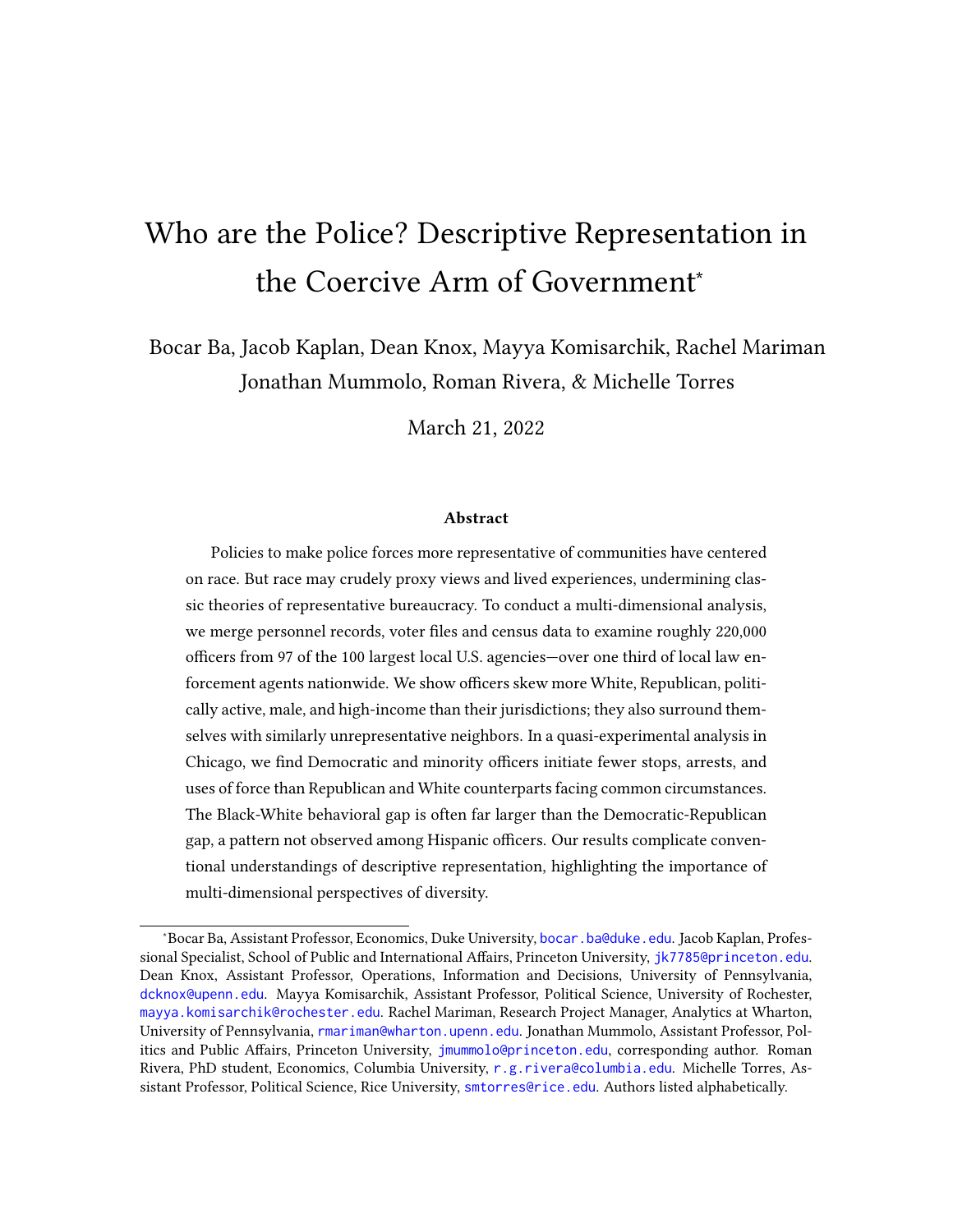# Who are the Police? Descriptive Representation in the Coercive Arm of Government*

Bocar Ba, Jacob Kaplan, Dean Knox, Mayya Komisarchik, Rachel Mariman
Jonathan Mummolo, Roman Rivera, & Michelle Torres

March 21, 2022

### Abstract

Policies to make police forces more representative of communities have centered on race. But race may crudely proxy views and lived experiences, undermining classic theories of representative bureaucracy. To conduct a multi-dimensional analysis, we merge personnel records, voter files and census data to examine roughly 220,000 officers from 97 of the 100 largest local U.S. agencies—over one third of local law enforcement agents nationwide. We show officers skew more White, Republican, politically active, male, and high-income than their jurisdictions; they also surround themselves with similarly unrepresentative neighbors. In a quasi-experimental analysis in Chicago, we find Democratic and minority officers initiate fewer stops, arrests, and uses of force than Republican and White counterparts facing common circumstances. The Black-White behavioral gap is often far larger than the Democratic-Republican gap, a pattern not observed among Hispanic officers. Our results complicate conventional understandings of descriptive representation, highlighting the importance of multi-dimensional perspectives of diversity.

*Bocar Ba, Assistant Professor, Economics, Duke University, bocar.ba@duke.edu. Jacob Kaplan, Professional Specialist, School of Public and International Affairs, Princeton University, jk7785@princeton.edu. Dean Knox, Assistant Professor, Operations, Information and Decisions, University of Pennsylvania, dcknox@upenn.edu. Mayya Komisarchik, Assistant Professor, Political Science, University of Rochester, mayya.komisarchik@rochester.edu. Rachel Mariman, Research Project Manager, Analytics at Wharton, University of Pennsylvania, rmariman@wharton.upenn.edu. Jonathan Mummolo, Assistant Professor, Politics and Public Affairs, Princeton University, jmummolo@princeton.edu, corresponding author. Roman Rivera, PhD student, Economics, Columbia University, r.g.rivera@columbia.edu. Michelle Torres, Assistant Professor, Political Science, Rice University, smtorres@rice.edu. Authors listed alphabetically.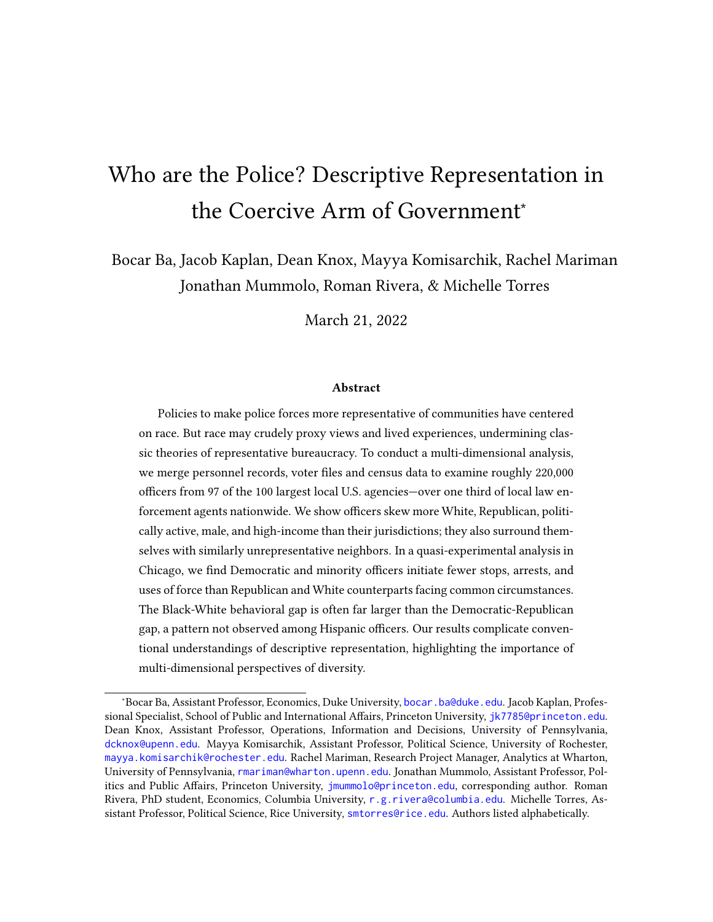# Who are the Police? Descriptive Representation in the Coercive Arm of Government*

Bocar Ba, Jacob Kaplan, Dean Knox, Mayya Komisarchik, Rachel Mariman
Jonathan Mummolo, Roman Rivera, & Michelle Torres

March 21, 2022

### Abstract

Policies to make police forces more representative of communities have centered on race. But race may crudely proxy views and lived experiences, undermining classic theories of representative bureaucracy. To conduct a multi-dimensional analysis, we merge personnel records, voter files and census data to examine roughly 220,000 officers from 97 of the 100 largest local U.S. agencies—over one third of local law enforcement agents nationwide. We show officers skew more White, Republican, politically active, male, and high-income than their jurisdictions; they also surround themselves with similarly unrepresentative neighbors. In a quasi-experimental analysis in Chicago, we find Democratic and minority officers initiate fewer stops, arrests, and uses of force than Republican and White counterparts facing common circumstances. The Black-White behavioral gap is often far larger than the Democratic-Republican gap, a pattern not observed among Hispanic officers. Our results complicate conventional understandings of descriptive representation, highlighting the importance of multi-dimensional perspectives of diversity.

*Bocar Ba, Assistant Professor, Economics, Duke University, bocar.ba@duke.edu. Jacob Kaplan, Professional Specialist, School of Public and International Affairs, Princeton University, jk7785@princeton.edu. Dean Knox, Assistant Professor, Operations, Information and Decisions, University of Pennsylvania, dcknox@upenn.edu. Mayya Komisarchik, Assistant Professor, Political Science, University of Rochester, mayya.komisarchik@rochester.edu. Rachel Mariman, Research Project Manager, Analytics at Wharton, University of Pennsylvania, rmariman@wharton.upenn.edu. Jonathan Mummolo, Assistant Professor, Politics and Public Affairs, Princeton University, jmummolo@princeton.edu, corresponding author. Roman Rivera, PhD student, Economics, Columbia University, r.g.rivera@columbia.edu. Michelle Torres, Assistant Professor, Political Science, Rice University, smtorres@rice.edu. Authors listed alphabetically.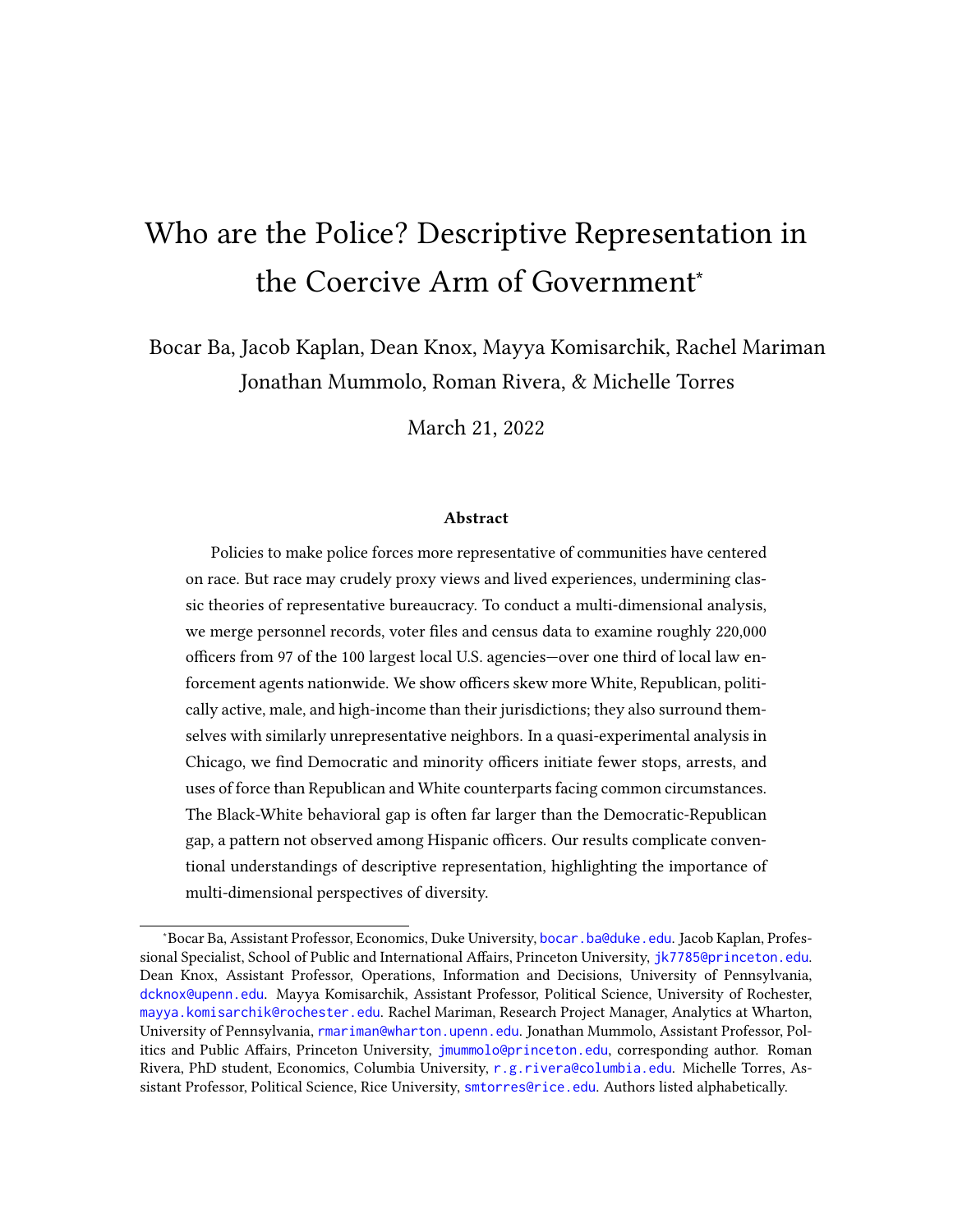# Who are the Police? Descriptive Representation in the Coercive Arm of Government*

Bocar Ba, Jacob Kaplan, Dean Knox, Mayya Komisarchik, Rachel Mariman
Jonathan Mummolo, Roman Rivera, & Michelle Torres

March 21, 2022

### Abstract

Policies to make police forces more representative of communities have centered on race. But race may crudely proxy views and lived experiences, undermining classic theories of representative bureaucracy. To conduct a multi-dimensional analysis, we merge personnel records, voter files and census data to examine roughly 220,000 officers from 97 of the 100 largest local U.S. agencies—over one third of local law enforcement agents nationwide. We show officers skew more White, Republican, politically active, male, and high-income than their jurisdictions; they also surround themselves with similarly unrepresentative neighbors. In a quasi-experimental analysis in Chicago, we find Democratic and minority officers initiate fewer stops, arrests, and uses of force than Republican and White counterparts facing common circumstances. The Black-White behavioral gap is often far larger than the Democratic-Republican gap, a pattern not observed among Hispanic officers. Our results complicate conventional understandings of descriptive representation, highlighting the importance of multi-dimensional perspectives of diversity.

---

*Bocar Ba, Assistant Professor, Economics, Duke University, bocar.ba@duke.edu. Jacob Kaplan, Professional Specialist, School of Public and International Affairs, Princeton University, jk7785@princeton.edu. Dean Knox, Assistant Professor, Operations, Information and Decisions, University of Pennsylvania, dcknox@upenn.edu. Mayya Komisarchik, Assistant Professor, Political Science, University of Rochester, mayya.komisarchik@rochester.edu. Rachel Mariman, Research Project Manager, Analytics at Wharton, University of Pennsylvania, rmariman@wharton.upenn.edu. Jonathan Mummolo, Assistant Professor, Politics and Public Affairs, Princeton University, jmummolo@princeton.edu, corresponding author. Roman Rivera, PhD student, Economics, Columbia University, r.g.rivera@columbia.edu. Michelle Torres, Assistant Professor, Political Science, Rice University, smtorres@rice.edu. Authors listed alphabetically.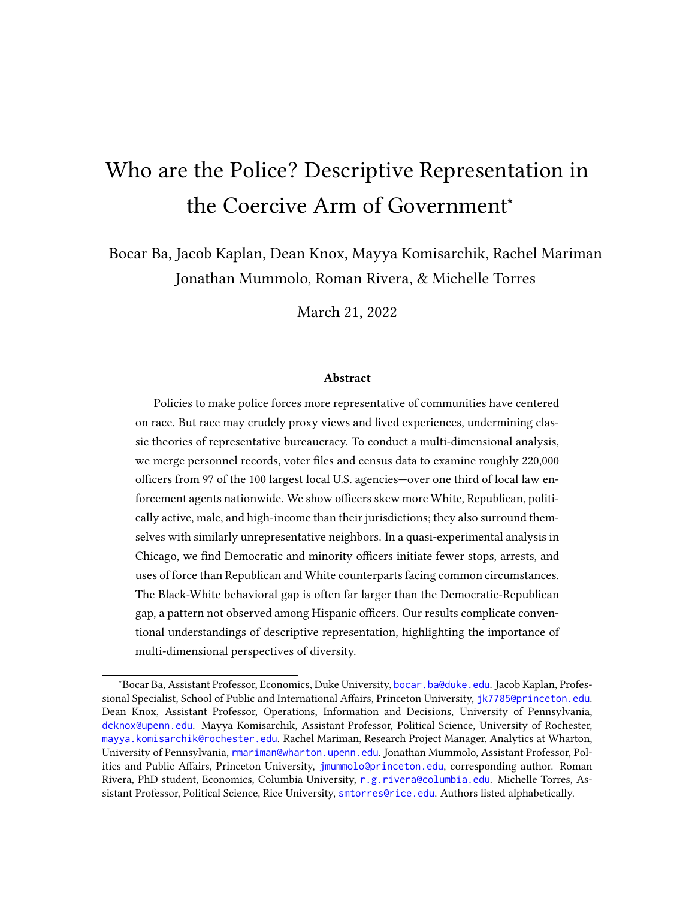# Who are the Police? Descriptive Representation in the Coercive Arm of Government*

Bocar Ba, Jacob Kaplan, Dean Knox, Mayya Komisarchik, Rachel Mariman
Jonathan Mummolo, Roman Rivera, & Michelle Torres

March 21, 2022

### Abstract

Policies to make police forces more representative of communities have centered on race. But race may crudely proxy views and lived experiences, undermining classic theories of representative bureaucracy. To conduct a multi-dimensional analysis, we merge personnel records, voter files and census data to examine roughly 220,000 officers from 97 of the 100 largest local U.S. agencies—over one third of local law enforcement agents nationwide. We show officers skew more White, Republican, politically active, male, and high-income than their jurisdictions; they also surround themselves with similarly unrepresentative neighbors. In a quasi-experimental analysis in Chicago, we find Democratic and minority officers initiate fewer stops, arrests, and uses of force than Republican and White counterparts facing common circumstances. The Black-White behavioral gap is often far larger than the Democratic-Republican gap, a pattern not observed among Hispanic officers. Our results complicate conventional understandings of descriptive representation, highlighting the importance of multi-dimensional perspectives of diversity.

---

*Bocar Ba, Assistant Professor, Economics, Duke University, bocar.ba@duke.edu. Jacob Kaplan, Professional Specialist, School of Public and International Affairs, Princeton University, jk7785@princeton.edu. Dean Knox, Assistant Professor, Operations, Information and Decisions, University of Pennsylvania, dcknox@upenn.edu. Mayya Komisarchik, Assistant Professor, Political Science, University of Rochester, mayya.komisarchik@rochester.edu. Rachel Mariman, Research Project Manager, Analytics at Wharton, University of Pennsylvania, rmariman@wharton.upenn.edu. Jonathan Mummolo, Assistant Professor, Politics and Public Affairs, Princeton University, jmummolo@princeton.edu, corresponding author. Roman Rivera, PhD student, Economics, Columbia University, r.g.rivera@columbia.edu. Michelle Torres, Assistant Professor, Political Science, Rice University, smtorres@rice.edu. Authors listed alphabetically.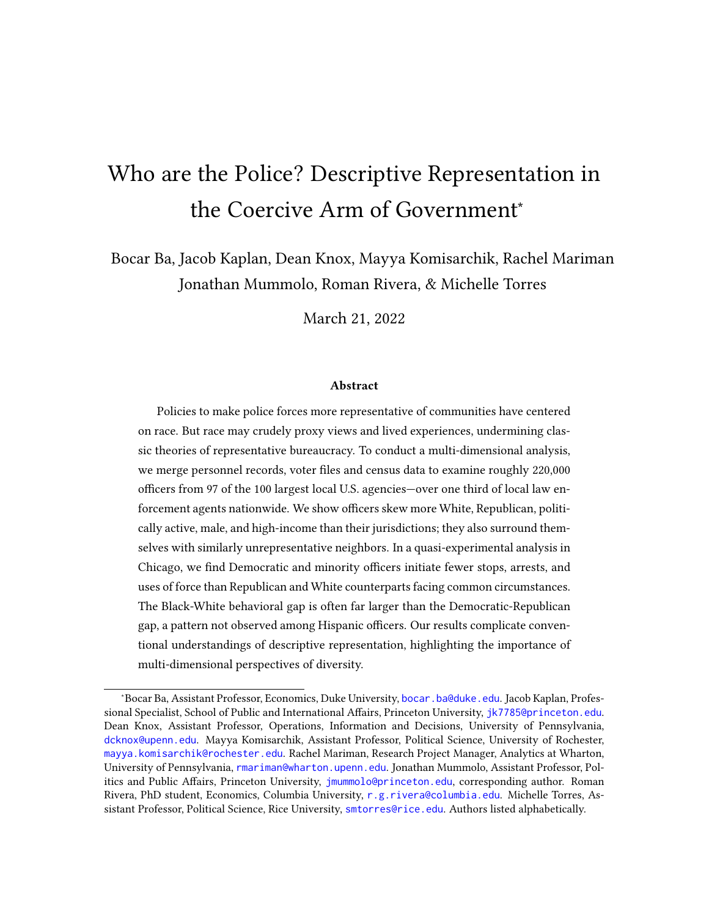# Who are the Police? Descriptive Representation in the Coercive Arm of Government*

Bocar Ba, Jacob Kaplan, Dean Knox, Mayya Komisarchik, Rachel Mariman
Jonathan Mummolo, Roman Rivera, & Michelle Torres

March 21, 2022

### Abstract

Policies to make police forces more representative of communities have centered on race. But race may crudely proxy views and lived experiences, undermining classic theories of representative bureaucracy. To conduct a multi-dimensional analysis, we merge personnel records, voter files and census data to examine roughly 220,000 officers from 97 of the 100 largest local U.S. agencies—over one third of local law enforcement agents nationwide. We show officers skew more White, Republican, politically active, male, and high-income than their jurisdictions; they also surround themselves with similarly unrepresentative neighbors. In a quasi-experimental analysis in Chicago, we find Democratic and minority officers initiate fewer stops, arrests, and uses of force than Republican and White counterparts facing common circumstances. The Black-White behavioral gap is often far larger than the Democratic-Republican gap, a pattern not observed among Hispanic officers. Our results complicate conventional understandings of descriptive representation, highlighting the importance of multi-dimensional perspectives of diversity.

---

*Bocar Ba, Assistant Professor, Economics, Duke University, bocar.ba@duke.edu. Jacob Kaplan, Professional Specialist, School of Public and International Affairs, Princeton University, jk7785@princeton.edu. Dean Knox, Assistant Professor, Operations, Information and Decisions, University of Pennsylvania, dcknox@upenn.edu. Mayya Komisarchik, Assistant Professor, Political Science, University of Rochester, mayya.komisarchik@rochester.edu. Rachel Mariman, Research Project Manager, Analytics at Wharton, University of Pennsylvania, rmariman@wharton.upenn.edu. Jonathan Mummolo, Assistant Professor, Politics and Public Affairs, Princeton University, jmummolo@princeton.edu, corresponding author. Roman Rivera, PhD student, Economics, Columbia University, r.g.rivera@columbia.edu. Michelle Torres, Assistant Professor, Political Science, Rice University, smtorres@rice.edu. Authors listed alphabetically.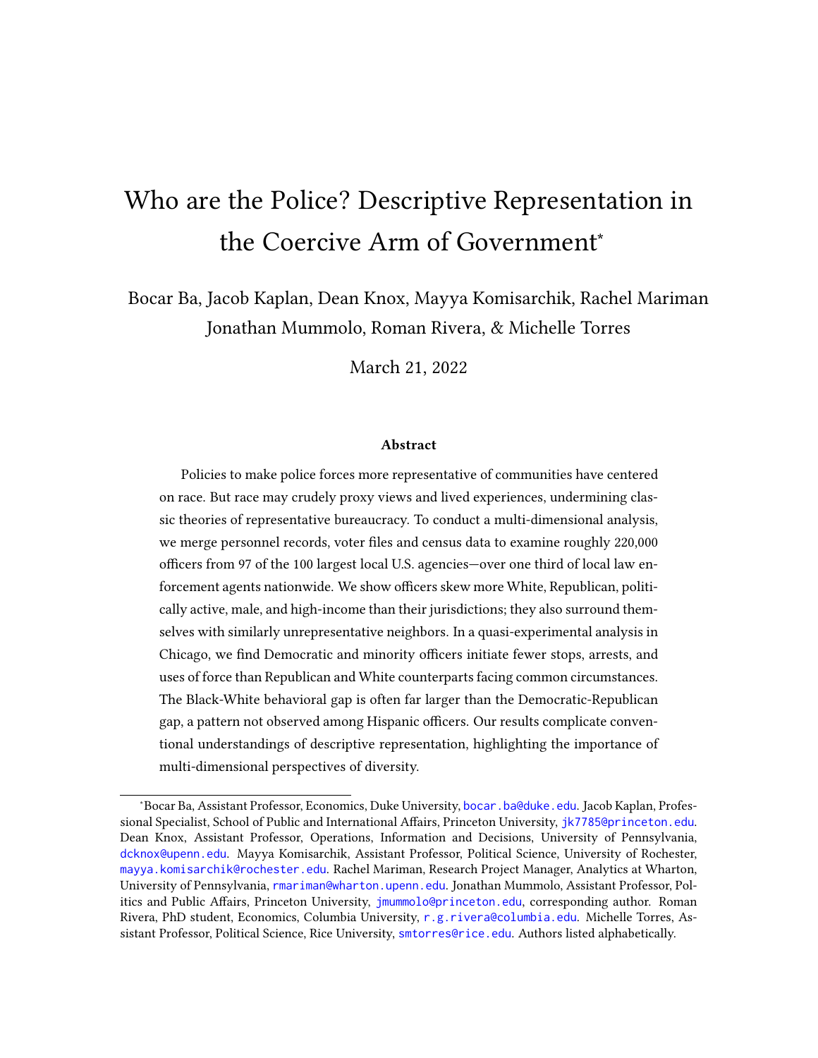# Who are the Police? Descriptive Representation in the Coercive Arm of Government*

Bocar Ba, Jacob Kaplan, Dean Knox, Mayya Komisarchik, Rachel Mariman
Jonathan Mummolo, Roman Rivera, & Michelle Torres

March 21, 2022

### Abstract

Policies to make police forces more representative of communities have centered on race. But race may crudely proxy views and lived experiences, undermining classic theories of representative bureaucracy. To conduct a multi-dimensional analysis, we merge personnel records, voter files and census data to examine roughly 220,000 officers from 97 of the 100 largest local U.S. agencies—over one third of local law enforcement agents nationwide. We show officers skew more White, Republican, politically active, male, and high-income than their jurisdictions; they also surround themselves with similarly unrepresentative neighbors. In a quasi-experimental analysis in Chicago, we find Democratic and minority officers initiate fewer stops, arrests, and uses of force than Republican and White counterparts facing common circumstances. The Black-White behavioral gap is often far larger than the Democratic-Republican gap, a pattern not observed among Hispanic officers. Our results complicate conventional understandings of descriptive representation, highlighting the importance of multi-dimensional perspectives of diversity.

---

*Bocar Ba, Assistant Professor, Economics, Duke University, bocar.ba@duke.edu. Jacob Kaplan, Professional Specialist, School of Public and International Affairs, Princeton University, jk7785@princeton.edu. Dean Knox, Assistant Professor, Operations, Information and Decisions, University of Pennsylvania, dcknox@upenn.edu. Mayya Komisarchik, Assistant Professor, Political Science, University of Rochester, mayya.komisarchik@rochester.edu. Rachel Mariman, Research Project Manager, Analytics at Wharton, University of Pennsylvania, rmariman@wharton.upenn.edu. Jonathan Mummolo, Assistant Professor, Politics and Public Affairs, Princeton University, jmummolo@princeton.edu, corresponding author. Roman Rivera, PhD student, Economics, Columbia University, r.g.rivera@columbia.edu. Michelle Torres, Assistant Professor, Political Science, Rice University, smtorres@rice.edu. Authors listed alphabetically.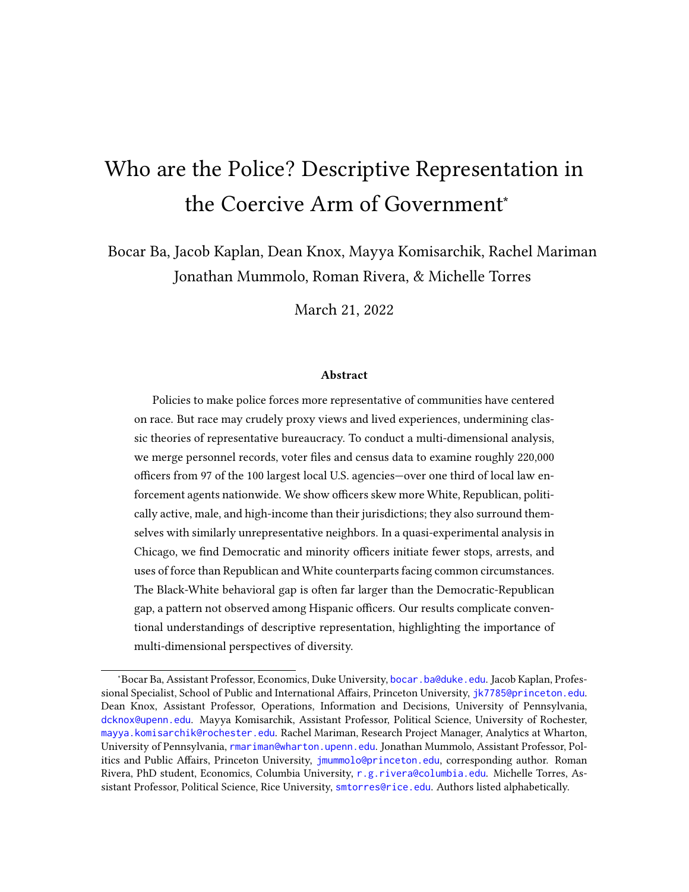# Who are the Police? Descriptive Representation in the Coercive Arm of Government*

Bocar Ba, Jacob Kaplan, Dean Knox, Mayya Komisarchik, Rachel Mariman
Jonathan Mummolo, Roman Rivera, & Michelle Torres

March 21, 2022

### Abstract

Policies to make police forces more representative of communities have centered on race. But race may crudely proxy views and lived experiences, undermining classic theories of representative bureaucracy. To conduct a multi-dimensional analysis, we merge personnel records, voter files and census data to examine roughly 220,000 officers from 97 of the 100 largest local U.S. agencies—over one third of local law enforcement agents nationwide. We show officers skew more White, Republican, politically active, male, and high-income than their jurisdictions; they also surround themselves with similarly unrepresentative neighbors. In a quasi-experimental analysis in Chicago, we find Democratic and minority officers initiate fewer stops, arrests, and uses of force than Republican and White counterparts facing common circumstances. The Black-White behavioral gap is often far larger than the Democratic-Republican gap, a pattern not observed among Hispanic officers. Our results complicate conventional understandings of descriptive representation, highlighting the importance of multi-dimensional perspectives of diversity.

---

*Bocar Ba, Assistant Professor, Economics, Duke University, bocar.ba@duke.edu. Jacob Kaplan, Professional Specialist, School of Public and International Affairs, Princeton University, jk7785@princeton.edu. Dean Knox, Assistant Professor, Operations, Information and Decisions, University of Pennsylvania, dcknox@upenn.edu. Mayya Komisarchik, Assistant Professor, Political Science, University of Rochester, mayya.komisarchik@rochester.edu. Rachel Mariman, Research Project Manager, Analytics at Wharton, University of Pennsylvania, rmariman@wharton.upenn.edu. Jonathan Mummolo, Assistant Professor, Politics and Public Affairs, Princeton University, jmummolo@princeton.edu, corresponding author. Roman Rivera, PhD student, Economics, Columbia University, r.g.rivera@columbia.edu. Michelle Torres, Assistant Professor, Political Science, Rice University, smtorres@rice.edu. Authors listed alphabetically.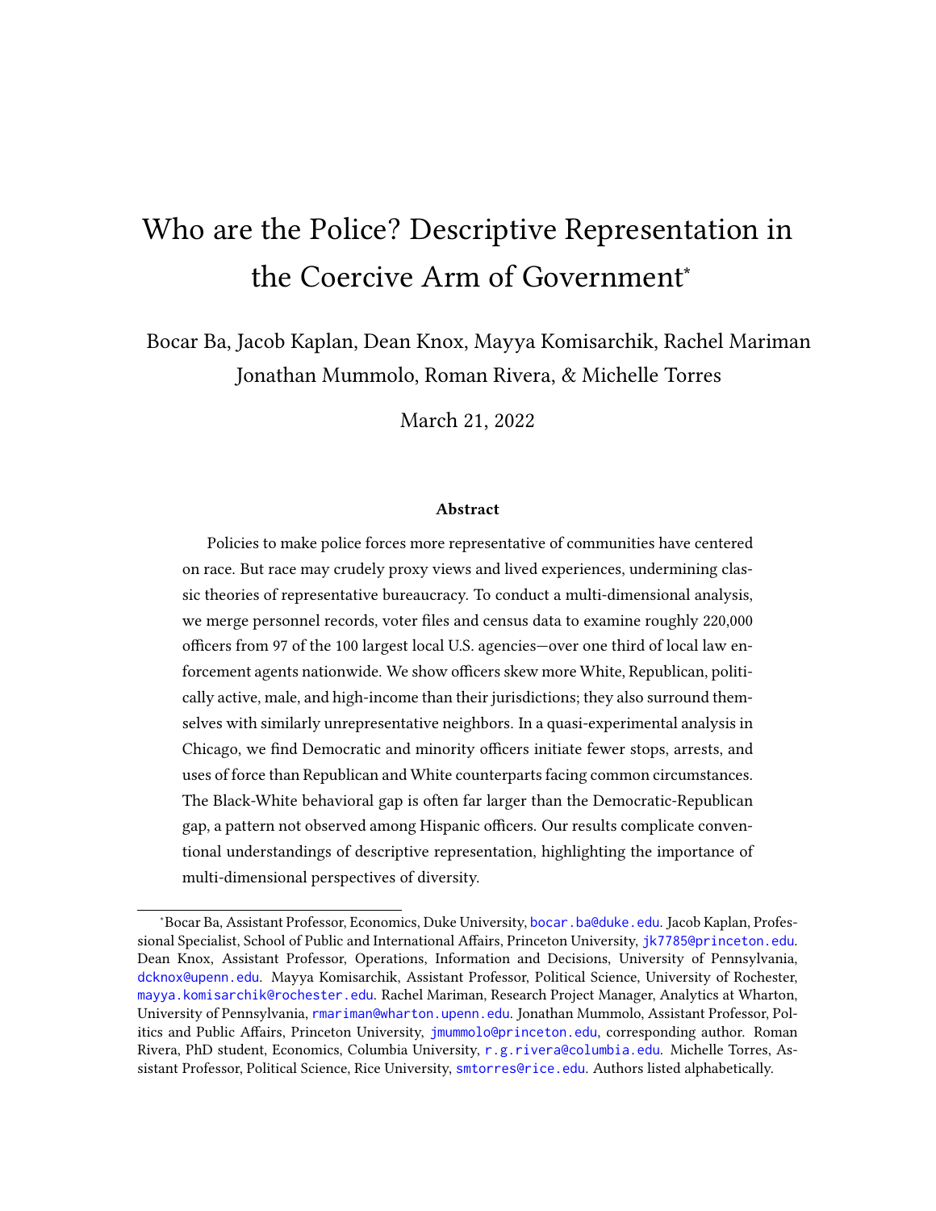# Who are the Police? Descriptive Representation in the Coercive Arm of Government*

Bocar Ba, Jacob Kaplan, Dean Knox, Mayya Komisarchik, Rachel Mariman
Jonathan Mummolo, Roman Rivera, & Michelle Torres

March 21, 2022

### Abstract

Policies to make police forces more representative of communities have centered on race. But race may crudely proxy views and lived experiences, undermining classic theories of representative bureaucracy. To conduct a multi-dimensional analysis, we merge personnel records, voter files and census data to examine roughly 220,000 officers from 97 of the 100 largest local U.S. agencies—over one third of local law enforcement agents nationwide. We show officers skew more White, Republican, politically active, male, and high-income than their jurisdictions; they also surround themselves with similarly unrepresentative neighbors. In a quasi-experimental analysis in Chicago, we find Democratic and minority officers initiate fewer stops, arrests, and uses of force than Republican and White counterparts facing common circumstances. The Black-White behavioral gap is often far larger than the Democratic-Republican gap, a pattern not observed among Hispanic officers. Our results complicate conventional understandings of descriptive representation, highlighting the importance of multi-dimensional perspectives of diversity.

---

*Bocar Ba, Assistant Professor, Economics, Duke University, bocar.ba@duke.edu. Jacob Kaplan, Professional Specialist, School of Public and International Affairs, Princeton University, jk7785@princeton.edu. Dean Knox, Assistant Professor, Operations, Information and Decisions, University of Pennsylvania, dcknox@upenn.edu. Mayya Komisarchik, Assistant Professor, Political Science, University of Rochester, mayya.komisarchik@rochester.edu. Rachel Mariman, Research Project Manager, Analytics at Wharton, University of Pennsylvania, rmariman@wharton.upenn.edu. Jonathan Mummolo, Assistant Professor, Politics and Public Affairs, Princeton University, jmummolo@princeton.edu, corresponding author. Roman Rivera, PhD student, Economics, Columbia University, r.g.rivera@columbia.edu. Michelle Torres, Assistant Professor, Political Science, Rice University, smtorres@rice.edu. Authors listed alphabetically.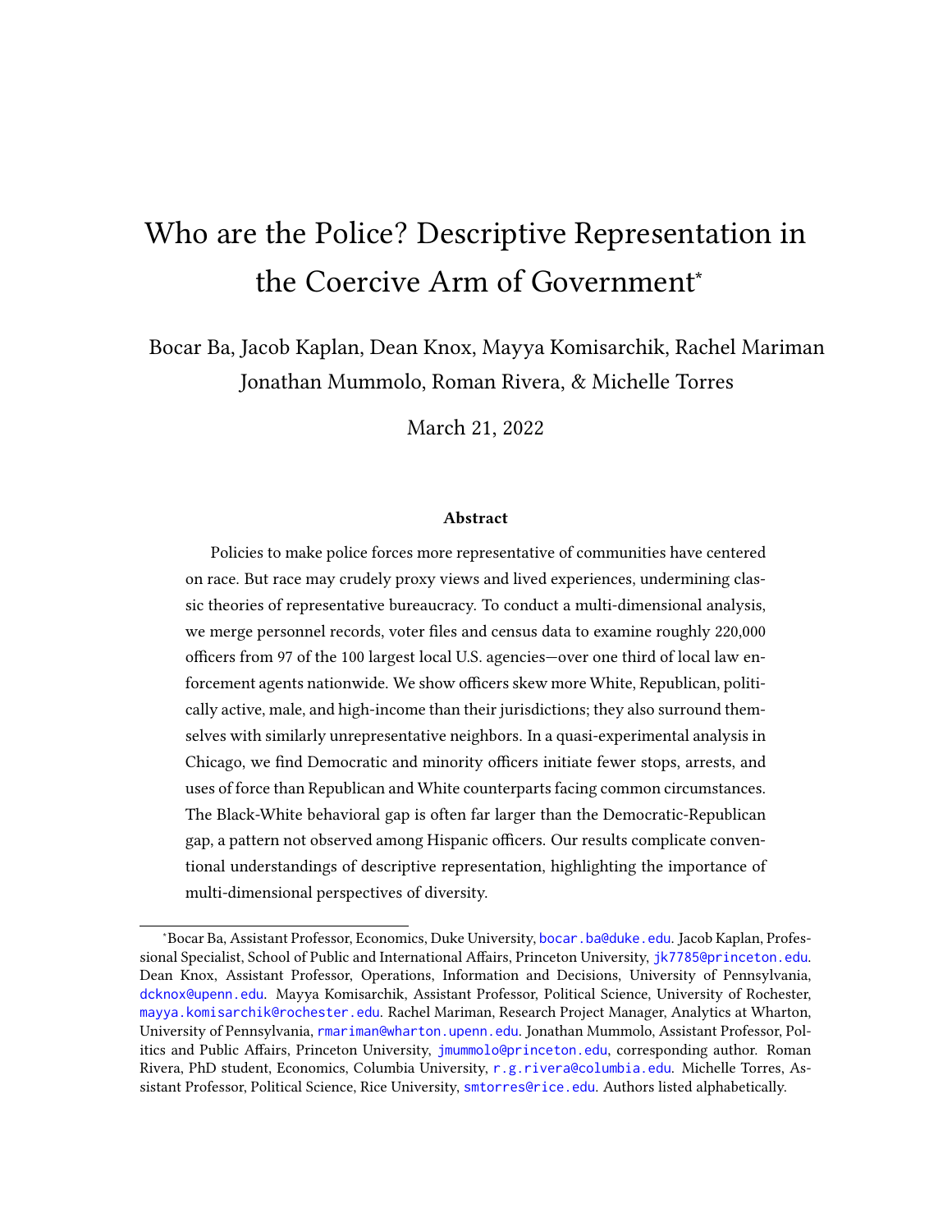# Who are the Police? Descriptive Representation in the Coercive Arm of Government*

Bocar Ba, Jacob Kaplan, Dean Knox, Mayya Komisarchik, Rachel Mariman
Jonathan Mummolo, Roman Rivera, & Michelle Torres

March 21, 2022

### Abstract

Policies to make police forces more representative of communities have centered on race. But race may crudely proxy views and lived experiences, undermining classic theories of representative bureaucracy. To conduct a multi-dimensional analysis, we merge personnel records, voter files and census data to examine roughly 220,000 officers from 97 of the 100 largest local U.S. agencies—over one third of local law enforcement agents nationwide. We show officers skew more White, Republican, politically active, male, and high-income than their jurisdictions; they also surround themselves with similarly unrepresentative neighbors. In a quasi-experimental analysis in Chicago, we find Democratic and minority officers initiate fewer stops, arrests, and uses of force than Republican and White counterparts facing common circumstances. The Black-White behavioral gap is often far larger than the Democratic-Republican gap, a pattern not observed among Hispanic officers. Our results complicate conventional understandings of descriptive representation, highlighting the importance of multi-dimensional perspectives of diversity.

---

*Bocar Ba, Assistant Professor, Economics, Duke University, bocar.ba@duke.edu. Jacob Kaplan, Professional Specialist, School of Public and International Affairs, Princeton University, jk7785@princeton.edu. Dean Knox, Assistant Professor, Operations, Information and Decisions, University of Pennsylvania, dcknox@upenn.edu. Mayya Komisarchik, Assistant Professor, Political Science, University of Rochester, mayya.komisarchik@rochester.edu. Rachel Mariman, Research Project Manager, Analytics at Wharton, University of Pennsylvania, rmariman@wharton.upenn.edu. Jonathan Mummolo, Assistant Professor, Politics and Public Affairs, Princeton University, jmummolo@princeton.edu, corresponding author. Roman Rivera, PhD student, Economics, Columbia University, r.g.rivera@columbia.edu. Michelle Torres, Assistant Professor, Political Science, Rice University, smtorres@rice.edu. Authors listed alphabetically.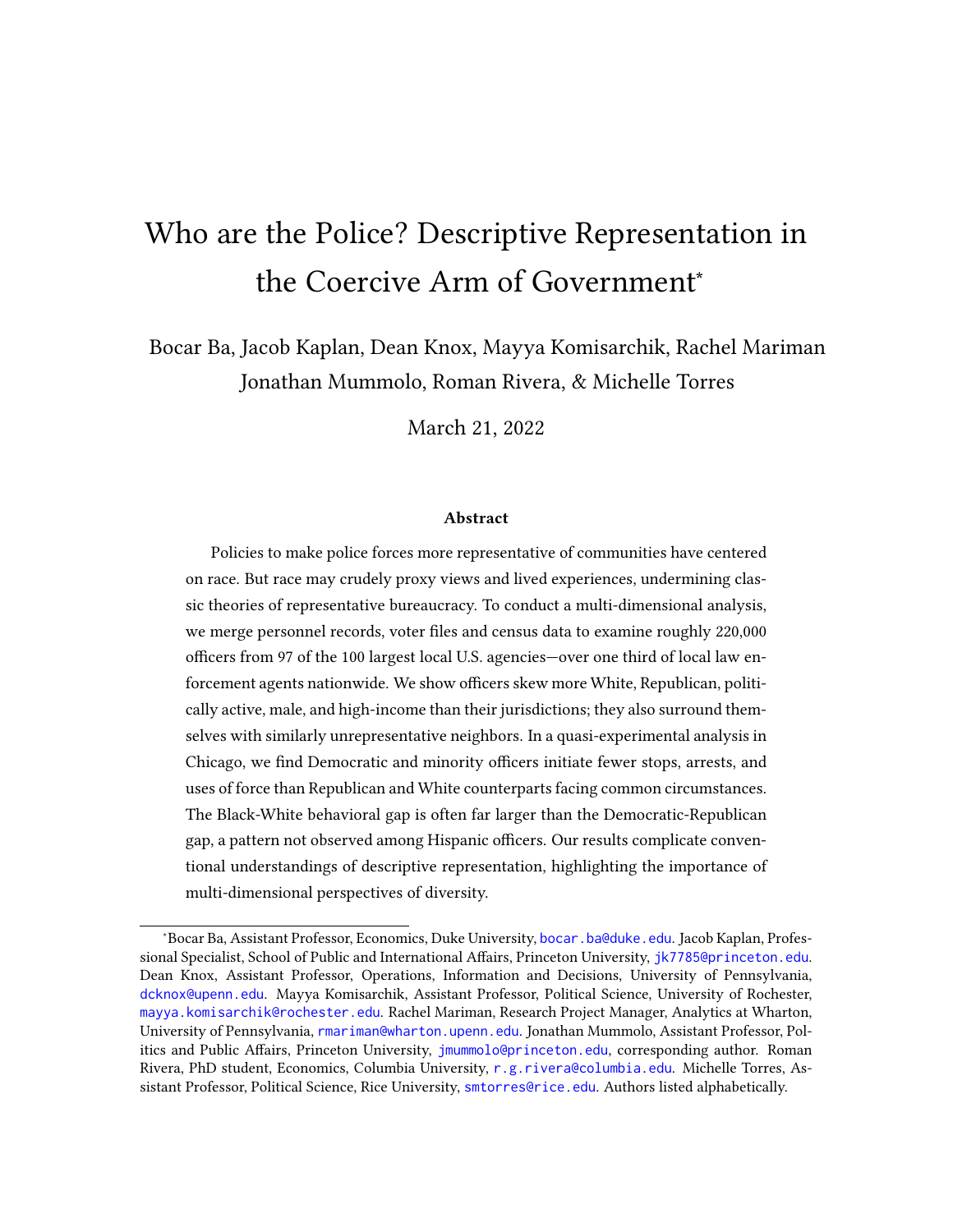# Who are the Police? Descriptive Representation in the Coercive Arm of Government*

Bocar Ba, Jacob Kaplan, Dean Knox, Mayya Komisarchik, Rachel Mariman
Jonathan Mummolo, Roman Rivera, & Michelle Torres

March 21, 2022

### Abstract

Policies to make police forces more representative of communities have centered on race. But race may crudely proxy views and lived experiences, undermining classic theories of representative bureaucracy. To conduct a multi-dimensional analysis, we merge personnel records, voter files and census data to examine roughly 220,000 officers from 97 of the 100 largest local U.S. agencies—over one third of local law enforcement agents nationwide. We show officers skew more White, Republican, politically active, male, and high-income than their jurisdictions; they also surround themselves with similarly unrepresentative neighbors. In a quasi-experimental analysis in Chicago, we find Democratic and minority officers initiate fewer stops, arrests, and uses of force than Republican and White counterparts facing common circumstances. The Black-White behavioral gap is often far larger than the Democratic-Republican gap, a pattern not observed among Hispanic officers. Our results complicate conventional understandings of descriptive representation, highlighting the importance of multi-dimensional perspectives of diversity.

---

*Bocar Ba, Assistant Professor, Economics, Duke University, bocar.ba@duke.edu. Jacob Kaplan, Professional Specialist, School of Public and International Affairs, Princeton University, jk7785@princeton.edu. Dean Knox, Assistant Professor, Operations, Information and Decisions, University of Pennsylvania, dcknox@upenn.edu. Mayya Komisarchik, Assistant Professor, Political Science, University of Rochester, mayya.komisarchik@rochester.edu. Rachel Mariman, Research Project Manager, Analytics at Wharton, University of Pennsylvania, rmariman@wharton.upenn.edu. Jonathan Mummolo, Assistant Professor, Politics and Public Affairs, Princeton University, jmummolo@princeton.edu, corresponding author. Roman Rivera, PhD student, Economics, Columbia University, r.g.rivera@columbia.edu. Michelle Torres, Assistant Professor, Political Science, Rice University, smtorres@rice.edu. Authors listed alphabetically.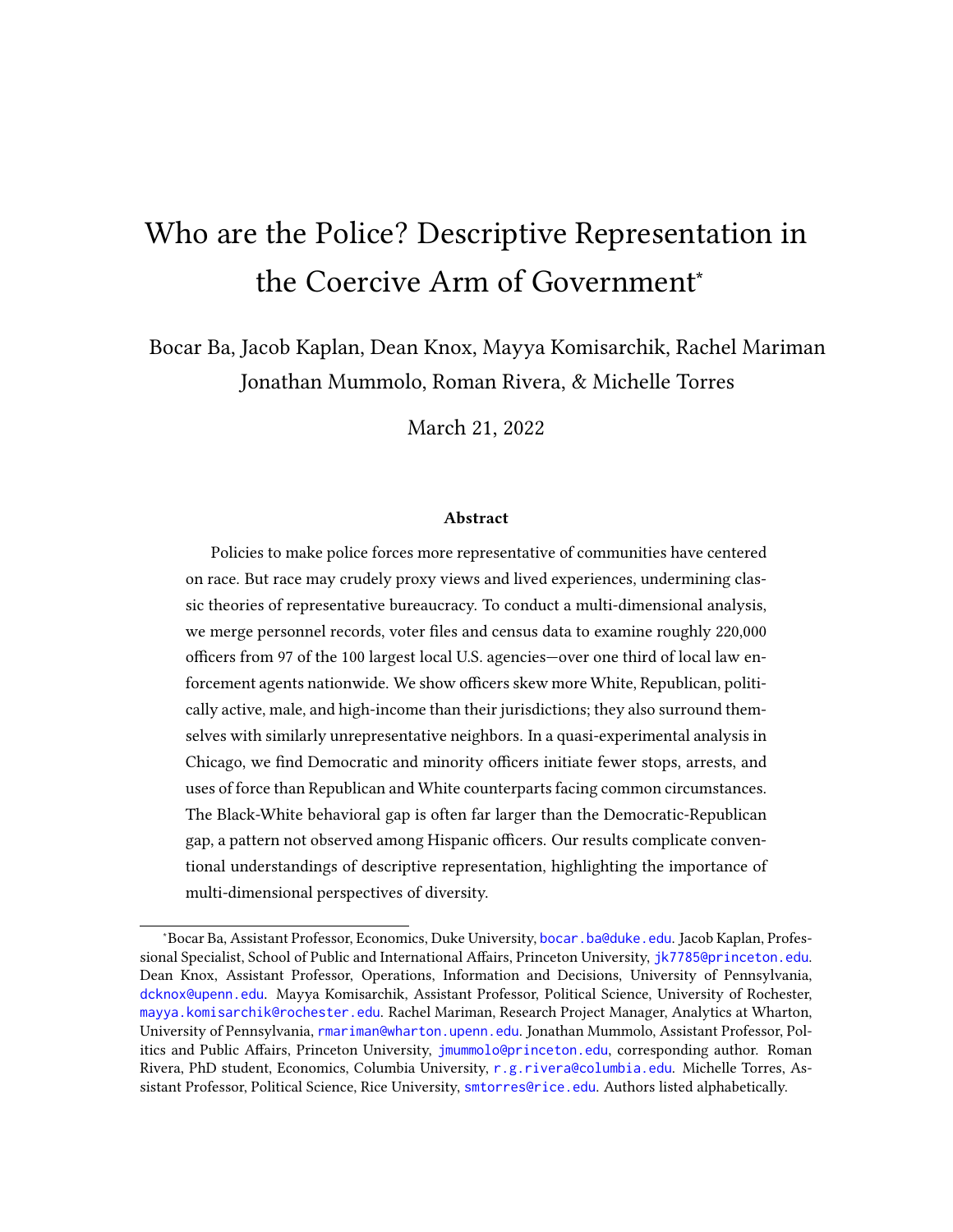# Who are the Police? Descriptive Representation in the Coercive Arm of Government[*]

Bocar Ba, Jacob Kaplan, Dean Knox, Mayya Komisarchik, Rachel Mariman
Jonathan Mummolo, Roman Rivera, & Michelle Torres

March 21, 2022

### Abstract

Policies to make police forces more representative of communities have centered on race. But race may crudely proxy views and lived experiences, undermining classic theories of representative bureaucracy. To conduct a multi-dimensional analysis, we merge personnel records, voter files and census data to examine roughly 220,000 officers from 97 of the 100 largest local U.S. agencies—over one third of local law enforcement agents nationwide. We show officers skew more White, Republican, politically active, male, and high-income than their jurisdictions; they also surround themselves with similarly unrepresentative neighbors. In a quasi-experimental analysis in Chicago, we find Democratic and minority officers initiate fewer stops, arrests, and uses of force than Republican and White counterparts facing common circumstances. The Black-White behavioral gap is often far larger than the Democratic-Republican gap, a pattern not observed among Hispanic officers. Our results complicate conventional understandings of descriptive representation, highlighting the importance of multi-dimensional perspectives of diversity.

---

[*] Bocar Ba, Assistant Professor, Economics, Duke University, bocar.ba@duke.edu. Jacob Kaplan, Professional Specialist, School of Public and International Affairs, Princeton University, jk7785@princeton.edu. Dean Knox, Assistant Professor, Operations, Information and Decisions, University of Pennsylvania, dcknox@upenn.edu. Mayya Komisarchik, Assistant Professor, Political Science, University of Rochester, mayya.komisarchik@rochester.edu. Rachel Mariman, Research Project Manager, Analytics at Wharton, University of Pennsylvania, rmariman@wharton.upenn.edu. Jonathan Mummolo, Assistant Professor, Politics and Public Affairs, Princeton University, jmummolo@princeton.edu, corresponding author. Roman Rivera, PhD student, Economics, Columbia University, r.g.rivera@columbia.edu. Michelle Torres, Assistant Professor, Political Science, Rice University, smtorres@rice.edu. Authors listed alphabetically.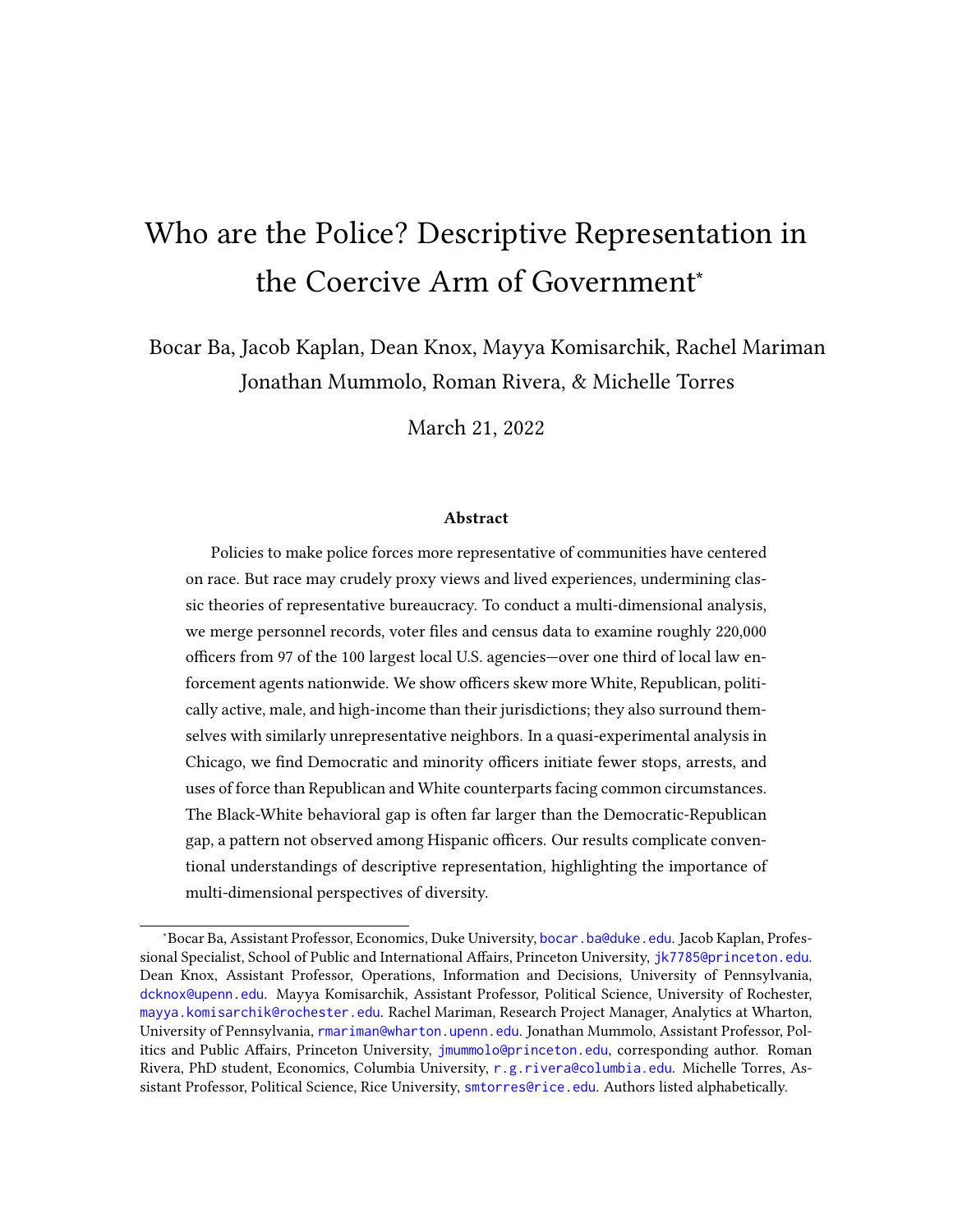# Who are the Police? Descriptive Representation in the Coercive Arm of Government*

Bocar Ba, Jacob Kaplan, Dean Knox, Mayya Komisarchik, Rachel Mariman Jonathan Mummolo, Roman Rivera, & Michelle Torres

March 21, 2022

### Abstract

Policies to make police forces more representative of communities have centered on race. But race may crudely proxy views and lived experiences, undermining classic theories of representative bureaucracy. To conduct a multi-dimensional analysis, we merge personnel records, voter files and census data to examine roughly 220,000 officers from 97 of the 100 largest local U.S. agencies—over one third of local law enforcement agents nationwide. We show officers skew more White, Republican, politically active, male, and high-income than their jurisdictions; they also surround themselves with similarly unrepresentative neighbors. In a quasi-experimental analysis in Chicago, we find Democratic and minority officers initiate fewer stops, arrests, and uses of force than Republican and White counterparts facing common circumstances. The Black-White behavioral gap is often far larger than the Democratic-Republican gap, a pattern not observed among Hispanic officers. Our results complicate conventional understandings of descriptive representation, highlighting the importance of multi-dimensional perspectives of diversity.

---

*Bocar Ba, Assistant Professor, Economics, Duke University, bocar.ba@duke.edu. Jacob Kaplan, Professional Specialist, School of Public and International Affairs, Princeton University, jk7785@princeton.edu. Dean Knox, Assistant Professor, Operations, Information and Decisions, University of Pennsylvania, dcknox@upenn.edu. Mayya Komisarchik, Assistant Professor, Political Science, University of Rochester, mayya.komisarchik@rochester.edu. Rachel Mariman, Research Project Manager, Analytics at Wharton, University of Pennsylvania, rmariman@wharton.upenn.edu. Jonathan Mummolo, Assistant Professor, Politics and Public Affairs, Princeton University, jmummolo@princeton.edu, corresponding author. Roman Rivera, PhD student, Economics, Columbia University, r.g.rivera@columbia.edu. Michelle Torres, Assistant Professor, Political Science, Rice University, smtorres@rice.edu. Authors listed alphabetically.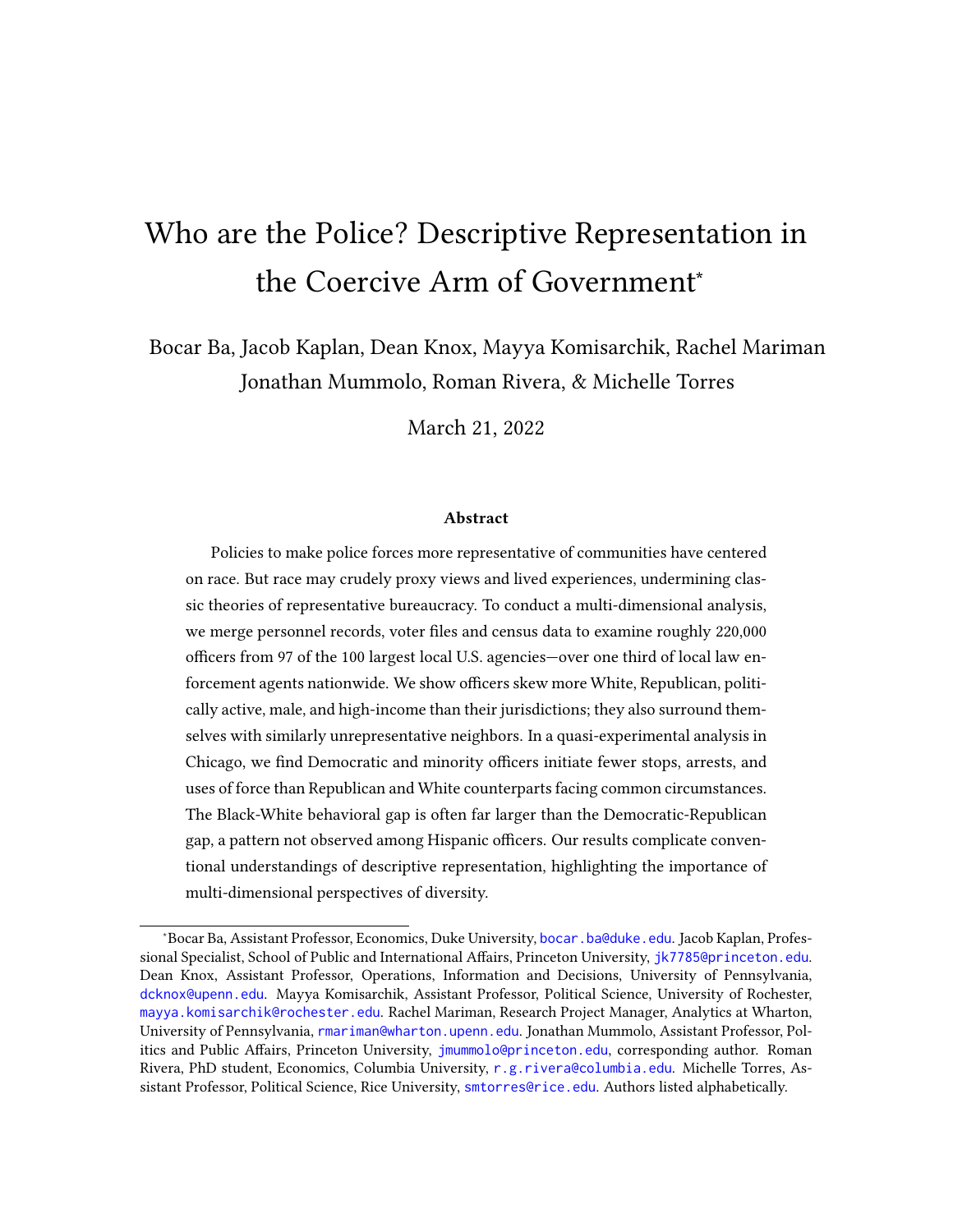# Who are the Police? Descriptive Representation in the Coercive Arm of Government*

Bocar Ba, Jacob Kaplan, Dean Knox, Mayya Komisarchik, Rachel Mariman  
Jonathan Mummolo, Roman Rivera, & Michelle Torres

March 21, 2022

### Abstract

Policies to make police forces more representative of communities have centered on race. But race may crudely proxy views and lived experiences, undermining classic theories of representative bureaucracy. To conduct a multi-dimensional analysis, we merge personnel records, voter files and census data to examine roughly 220,000 officers from 97 of the 100 largest local U.S. agencies—over one third of local law enforcement agents nationwide. We show officers skew more White, Republican, politically active, male, and high-income than their jurisdictions; they also surround themselves with similarly unrepresentative neighbors. In a quasi-experimental analysis in Chicago, we find Democratic and minority officers initiate fewer stops, arrests, and uses of force than Republican and White counterparts facing common circumstances. The Black-White behavioral gap is often far larger than the Democratic-Republican gap, a pattern not observed among Hispanic officers. Our results complicate conventional understandings of descriptive representation, highlighting the importance of multi-dimensional perspectives of diversity.

---

*Bocar Ba, Assistant Professor, Economics, Duke University, bocar.ba@duke.edu. Jacob Kaplan, Professional Specialist, School of Public and International Affairs, Princeton University, jk7785@princeton.edu. Dean Knox, Assistant Professor, Operations, Information and Decisions, University of Pennsylvania, dcknox@upenn.edu. Mayya Komisarchik, Assistant Professor, Political Science, University of Rochester, mayya.komisarchik@rochester.edu. Rachel Mariman, Research Project Manager, Analytics at Wharton, University of Pennsylvania, rmariman@wharton.upenn.edu. Jonathan Mummolo, Assistant Professor, Politics and Public Affairs, Princeton University, jmummolo@princeton.edu, corresponding author. Roman Rivera, PhD student, Economics, Columbia University, r.g.rivera@columbia.edu. Michelle Torres, Assistant Professor, Political Science, Rice University, smtorres@rice.edu. Authors listed alphabetically.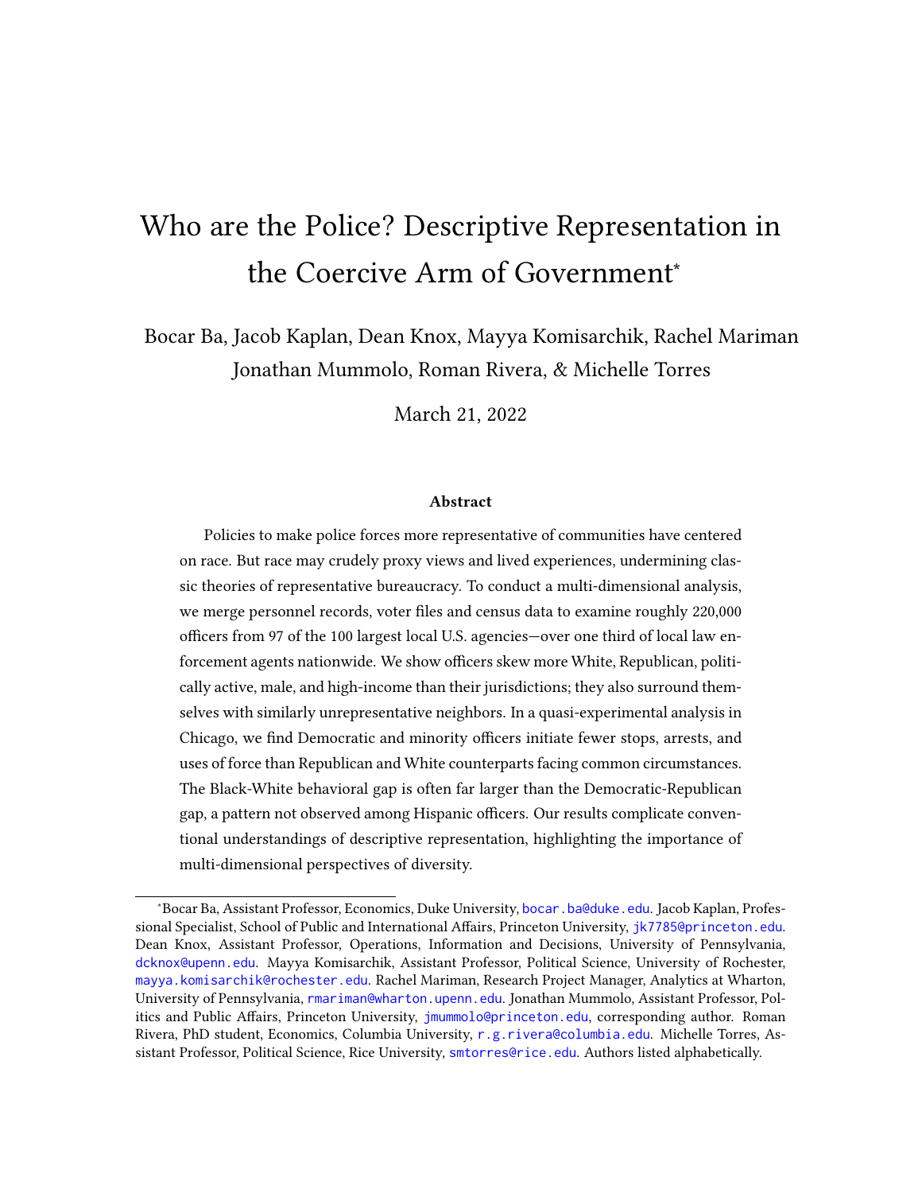# Who are the Police? Descriptive Representation in the Coercive Arm of Government*

Bocar Ba, Jacob Kaplan, Dean Knox, Mayya Komisarchik, Rachel Mariman  
Jonathan Mummolo, Roman Rivera, & Michelle Torres

March 21, 2022

### Abstract

Policies to make police forces more representative of communities have centered on race. But race may crudely proxy views and lived experiences, undermining classic theories of representative bureaucracy. To conduct a multi-dimensional analysis, we merge personnel records, voter files and census data to examine roughly 220,000 officers from 97 of the 100 largest local U.S. agencies—over one third of local law enforcement agents nationwide. We show officers skew more White, Republican, politically active, male, and high-income than their jurisdictions; they also surround themselves with similarly unrepresentative neighbors. In a quasi-experimental analysis in Chicago, we find Democratic and minority officers initiate fewer stops, arrests, and uses of force than Republican and White counterparts facing common circumstances. The Black-White behavioral gap is often far larger than the Democratic-Republican gap, a pattern not observed among Hispanic officers. Our results complicate conventional understandings of descriptive representation, highlighting the importance of multi-dimensional perspectives of diversity.

---

*Bocar Ba, Assistant Professor, Economics, Duke University, bocar.ba@duke.edu. Jacob Kaplan, Professional Specialist, School of Public and International Affairs, Princeton University, jk7785@princeton.edu. Dean Knox, Assistant Professor, Operations, Information and Decisions, University of Pennsylvania, dcknox@upenn.edu. Mayya Komisarchik, Assistant Professor, Political Science, University of Rochester, mayya.komisarchik@rochester.edu. Rachel Mariman, Research Project Manager, Analytics at Wharton, University of Pennsylvania, rmariman@wharton.upenn.edu. Jonathan Mummolo, Assistant Professor, Politics and Public Affairs, Princeton University, jmummolo@princeton.edu, corresponding author. Roman Rivera, PhD student, Economics, Columbia University, r.g.rivera@columbia.edu. Michelle Torres, Assistant Professor, Political Science, Rice University, smtorres@rice.edu. Authors listed alphabetically.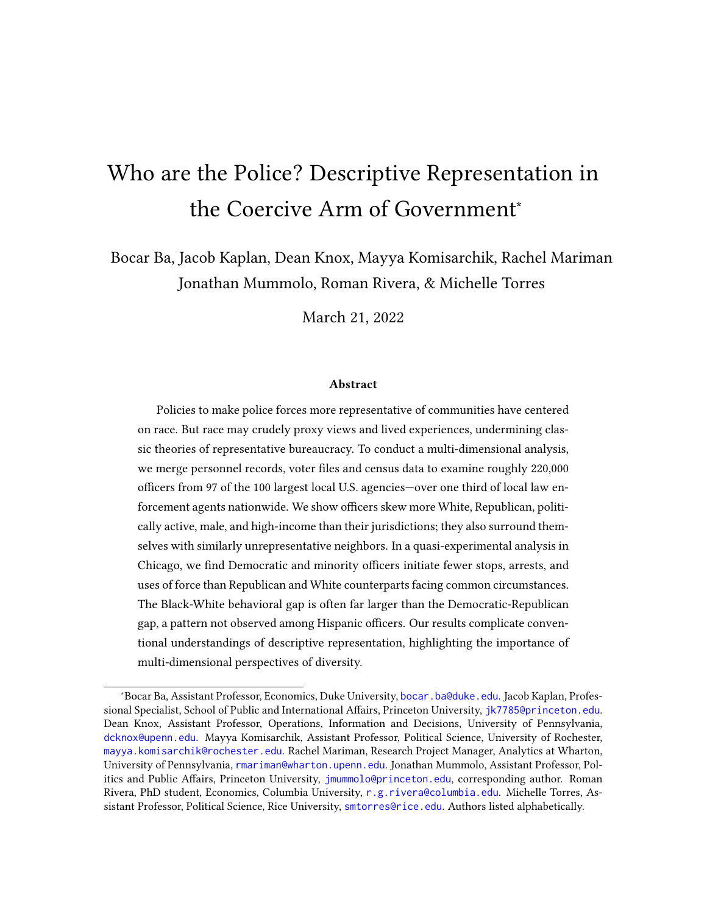# Who are the Police? Descriptive Representation in the Coercive Arm of Government*

Bocar Ba, Jacob Kaplan, Dean Knox, Mayya Komisarchik, Rachel Mariman
Jonathan Mummolo, Roman Rivera, & Michelle Torres

March 21, 2022

### Abstract

Policies to make police forces more representative of communities have centered on race. But race may crudely proxy views and lived experiences, undermining classic theories of representative bureaucracy. To conduct a multi-dimensional analysis, we merge personnel records, voter files and census data to examine roughly 220,000 officers from 97 of the 100 largest local U.S. agencies—over one third of local law enforcement agents nationwide. We show officers skew more White, Republican, politically active, male, and high-income than their jurisdictions; they also surround themselves with similarly unrepresentative neighbors. In a quasi-experimental analysis in Chicago, we find Democratic and minority officers initiate fewer stops, arrests, and uses of force than Republican and White counterparts facing common circumstances. The Black-White behavioral gap is often far larger than the Democratic-Republican gap, a pattern not observed among Hispanic officers. Our results complicate conventional understandings of descriptive representation, highlighting the importance of multi-dimensional perspectives of diversity.

---

*Bocar Ba, Assistant Professor, Economics, Duke University, bocar.ba@duke.edu. Jacob Kaplan, Professional Specialist, School of Public and International Affairs, Princeton University, jk7785@princeton.edu. Dean Knox, Assistant Professor, Operations, Information and Decisions, University of Pennsylvania, dcknox@upenn.edu. Mayya Komisarchik, Assistant Professor, Political Science, University of Rochester, mayya.komisarchik@rochester.edu. Rachel Mariman, Research Project Manager, Analytics at Wharton, University of Pennsylvania, rmariman@wharton.upenn.edu. Jonathan Mummolo, Assistant Professor, Politics and Public Affairs, Princeton University, jmummolo@princeton.edu, corresponding author. Roman Rivera, PhD student, Economics, Columbia University, r.g.rivera@columbia.edu. Michelle Torres, Assistant Professor, Political Science, Rice University, smtorres@rice.edu. Authors listed alphabetically.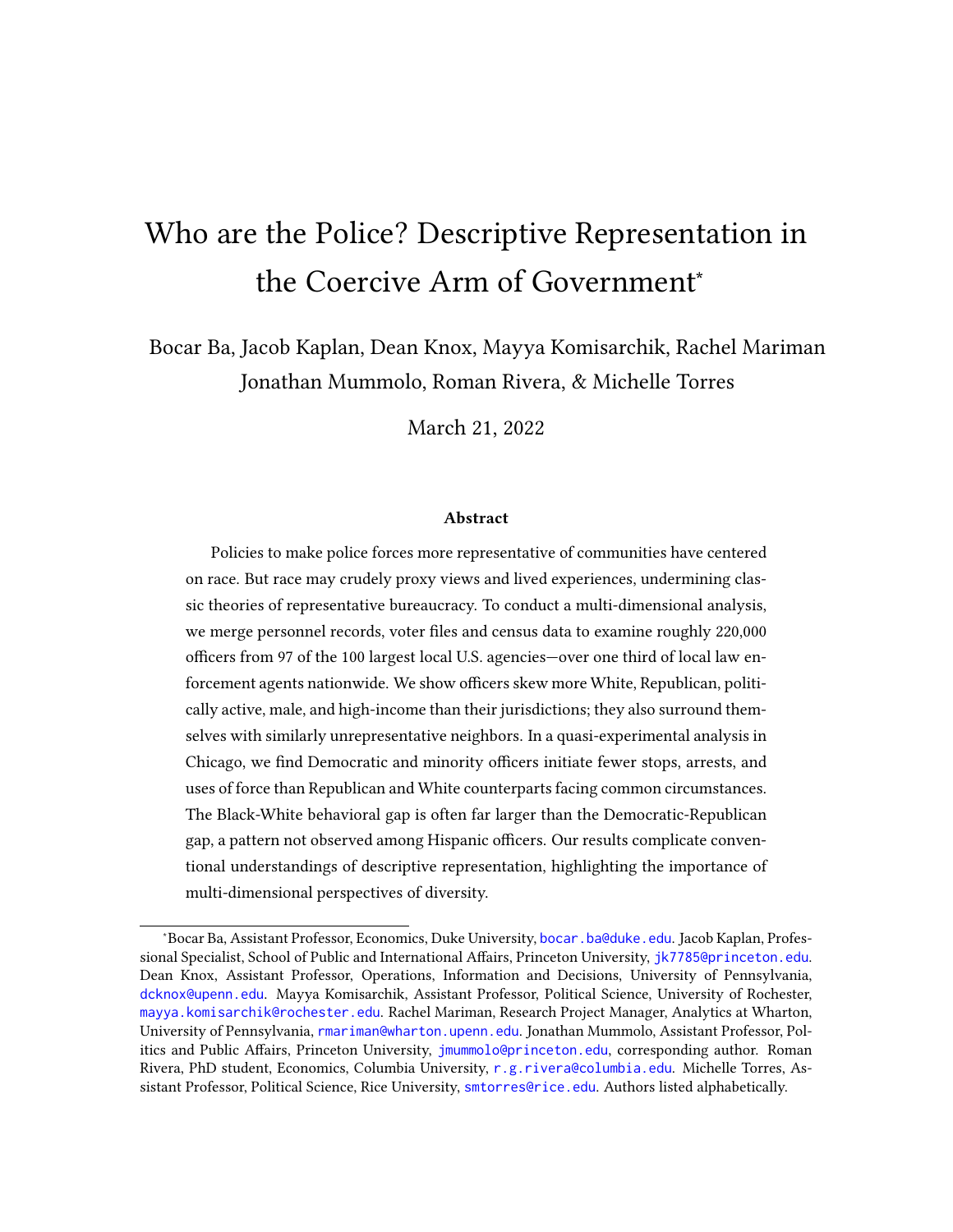# Who are the Police? Descriptive Representation in the Coercive Arm of Government*

Bocar Ba, Jacob Kaplan, Dean Knox, Mayya Komisarchik, Rachel Mariman
Jonathan Mummolo, Roman Rivera, & Michelle Torres

March 21, 2022

### Abstract

Policies to make police forces more representative of communities have centered on race. But race may crudely proxy views and lived experiences, undermining classic theories of representative bureaucracy. To conduct a multi-dimensional analysis, we merge personnel records, voter files and census data to examine roughly 220,000 officers from 97 of the 100 largest local U.S. agencies—over one third of local law enforcement agents nationwide. We show officers skew more White, Republican, politically active, male, and high-income than their jurisdictions; they also surround themselves with similarly unrepresentative neighbors. In a quasi-experimental analysis in Chicago, we find Democratic and minority officers initiate fewer stops, arrests, and uses of force than Republican and White counterparts facing common circumstances. The Black-White behavioral gap is often far larger than the Democratic-Republican gap, a pattern not observed among Hispanic officers. Our results complicate conventional understandings of descriptive representation, highlighting the importance of multi-dimensional perspectives of diversity.

---

*Bocar Ba, Assistant Professor, Economics, Duke University, bocar.ba@duke.edu. Jacob Kaplan, Professional Specialist, School of Public and International Affairs, Princeton University, jk7785@princeton.edu. Dean Knox, Assistant Professor, Operations, Information and Decisions, University of Pennsylvania, dcknox@upenn.edu. Mayya Komisarchik, Assistant Professor, Political Science, University of Rochester, mayya.komisarchik@rochester.edu. Rachel Mariman, Research Project Manager, Analytics at Wharton, University of Pennsylvania, rmariman@wharton.upenn.edu. Jonathan Mummolo, Assistant Professor, Politics and Public Affairs, Princeton University, jmummolo@princeton.edu, corresponding author. Roman Rivera, PhD student, Economics, Columbia University, r.g.rivera@columbia.edu. Michelle Torres, Assistant Professor, Political Science, Rice University, smtorres@rice.edu. Authors listed alphabetically.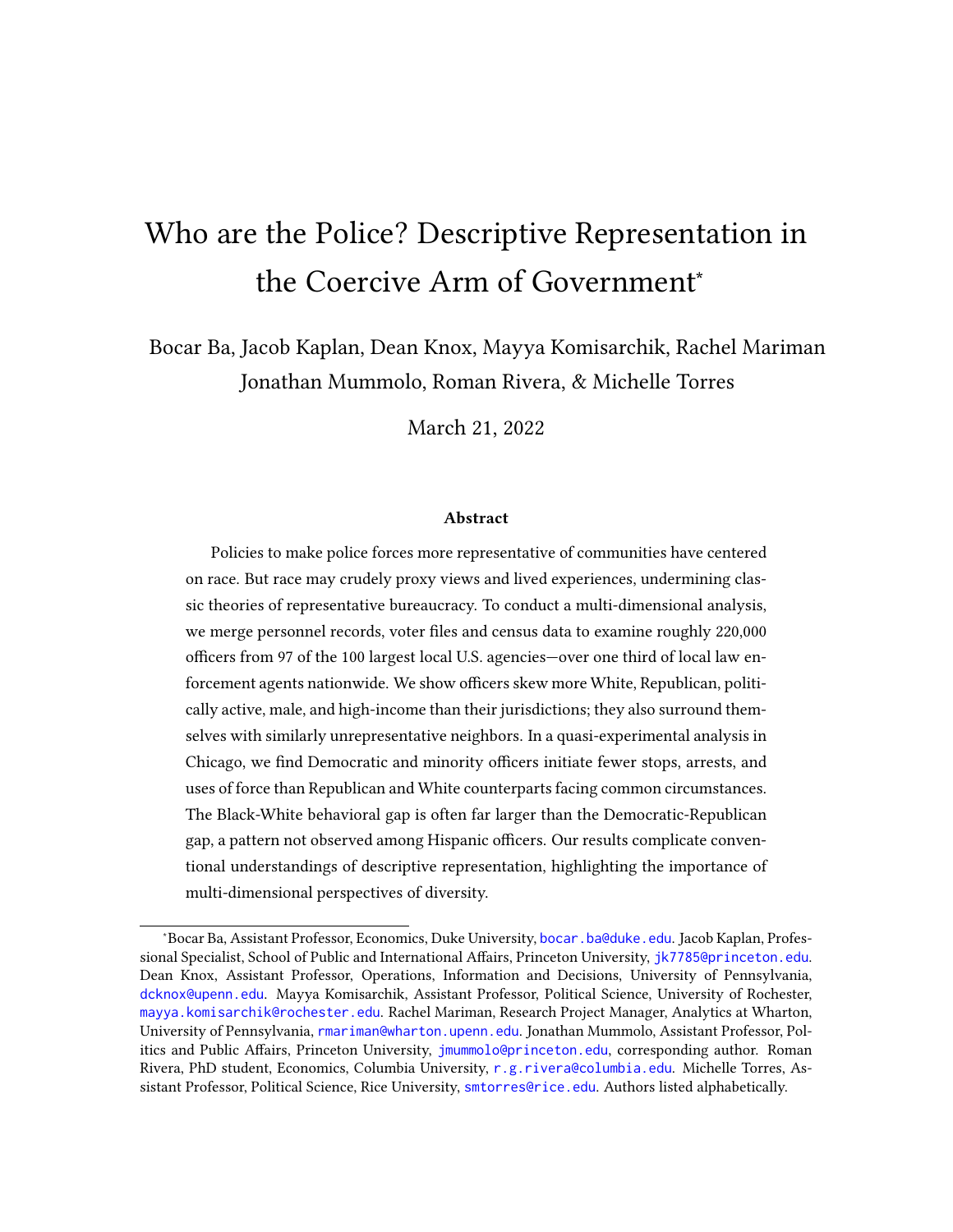# Who are the Police? Descriptive Representation in the Coercive Arm of Government*

Bocar Ba, Jacob Kaplan, Dean Knox, Mayya Komisarchik, Rachel Mariman
Jonathan Mummolo, Roman Rivera, & Michelle Torres

March 21, 2022

### Abstract

Policies to make police forces more representative of communities have centered on race. But race may crudely proxy views and lived experiences, undermining classic theories of representative bureaucracy. To conduct a multi-dimensional analysis, we merge personnel records, voter files and census data to examine roughly 220,000 officers from 97 of the 100 largest local U.S. agencies—over one third of local law enforcement agents nationwide. We show officers skew more White, Republican, politically active, male, and high-income than their jurisdictions; they also surround themselves with similarly unrepresentative neighbors. In a quasi-experimental analysis in Chicago, we find Democratic and minority officers initiate fewer stops, arrests, and uses of force than Republican and White counterparts facing common circumstances. The Black-White behavioral gap is often far larger than the Democratic-Republican gap, a pattern not observed among Hispanic officers. Our results complicate conventional understandings of descriptive representation, highlighting the importance of multi-dimensional perspectives of diversity.

*Bocar Ba, Assistant Professor, Economics, Duke University, bocar.ba@duke.edu. Jacob Kaplan, Professional Specialist, School of Public and International Affairs, Princeton University, jk7785@princeton.edu. Dean Knox, Assistant Professor, Operations, Information and Decisions, University of Pennsylvania, dcknox@upenn.edu. Mayya Komisarchik, Assistant Professor, Political Science, University of Rochester, mayya.komisarchik@rochester.edu. Rachel Mariman, Research Project Manager, Analytics at Wharton, University of Pennsylvania, rmariman@wharton.upenn.edu. Jonathan Mummolo, Assistant Professor, Politics and Public Affairs, Princeton University, jmummolo@princeton.edu, corresponding author. Roman Rivera, PhD student, Economics, Columbia University, r.g.rivera@columbia.edu. Michelle Torres, Assistant Professor, Political Science, Rice University, smtorres@rice.edu. Authors listed alphabetically.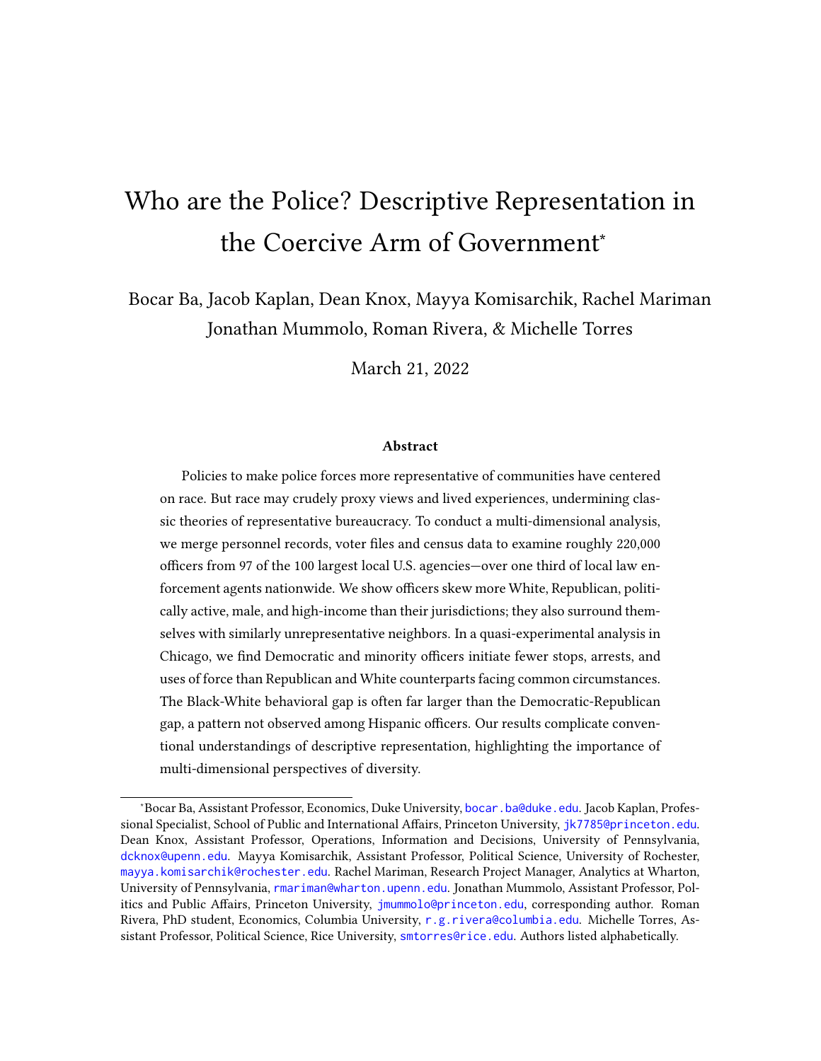# Who are the Police? Descriptive Representation in the Coercive Arm of Government*

Bocar Ba, Jacob Kaplan, Dean Knox, Mayya Komisarchik, Rachel Mariman
Jonathan Mummolo, Roman Rivera, & Michelle Torres

March 21, 2022

### Abstract

Policies to make police forces more representative of communities have centered on race. But race may crudely proxy views and lived experiences, undermining classic theories of representative bureaucracy. To conduct a multi-dimensional analysis, we merge personnel records, voter files and census data to examine roughly 220,000 officers from 97 of the 100 largest local U.S. agencies—over one third of local law enforcement agents nationwide. We show officers skew more White, Republican, politically active, male, and high-income than their jurisdictions; they also surround themselves with similarly unrepresentative neighbors. In a quasi-experimental analysis in Chicago, we find Democratic and minority officers initiate fewer stops, arrests, and uses of force than Republican and White counterparts facing common circumstances. The Black-White behavioral gap is often far larger than the Democratic-Republican gap, a pattern not observed among Hispanic officers. Our results complicate conventional understandings of descriptive representation, highlighting the importance of multi-dimensional perspectives of diversity.

---

*Bocar Ba, Assistant Professor, Economics, Duke University, bocar.ba@duke.edu. Jacob Kaplan, Professional Specialist, School of Public and International Affairs, Princeton University, jk7785@princeton.edu. Dean Knox, Assistant Professor, Operations, Information and Decisions, University of Pennsylvania, dcknox@upenn.edu. Mayya Komisarchik, Assistant Professor, Political Science, University of Rochester, mayya.komisarchik@rochester.edu. Rachel Mariman, Research Project Manager, Analytics at Wharton, University of Pennsylvania, rmariman@wharton.upenn.edu. Jonathan Mummolo, Assistant Professor, Politics and Public Affairs, Princeton University, jmummolo@princeton.edu, corresponding author. Roman Rivera, PhD student, Economics, Columbia University, r.g.rivera@columbia.edu. Michelle Torres, Assistant Professor, Political Science, Rice University, smtorres@rice.edu. Authors listed alphabetically.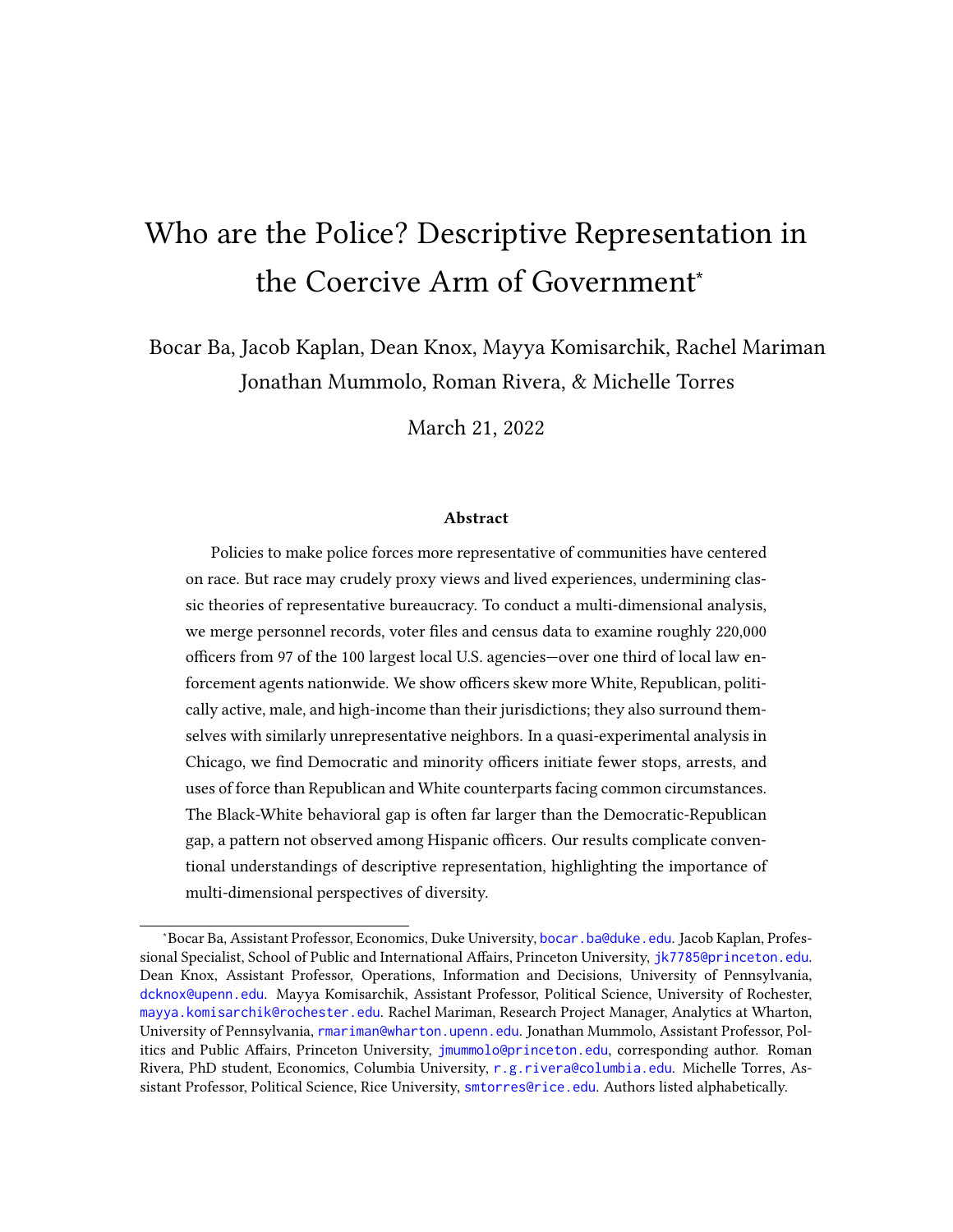# Who are the Police? Descriptive Representation in the Coercive Arm of Government*

Bocar Ba, Jacob Kaplan, Dean Knox, Mayya Komisarchik, Rachel Mariman
Jonathan Mummolo, Roman Rivera, & Michelle Torres

March 21, 2022

### Abstract

Policies to make police forces more representative of communities have centered on race. But race may crudely proxy views and lived experiences, undermining classic theories of representative bureaucracy. To conduct a multi-dimensional analysis, we merge personnel records, voter files and census data to examine roughly 220,000 officers from 97 of the 100 largest local U.S. agencies—over one third of local law enforcement agents nationwide. We show officers skew more White, Republican, politically active, male, and high-income than their jurisdictions; they also surround themselves with similarly unrepresentative neighbors. In a quasi-experimental analysis in Chicago, we find Democratic and minority officers initiate fewer stops, arrests, and uses of force than Republican and White counterparts facing common circumstances. The Black-White behavioral gap is often far larger than the Democratic-Republican gap, a pattern not observed among Hispanic officers. Our results complicate conventional understandings of descriptive representation, highlighting the importance of multi-dimensional perspectives of diversity.

---

*Bocar Ba, Assistant Professor, Economics, Duke University, bocar.ba@duke.edu. Jacob Kaplan, Professional Specialist, School of Public and International Affairs, Princeton University, jk7785@princeton.edu. Dean Knox, Assistant Professor, Operations, Information and Decisions, University of Pennsylvania, dcknox@upenn.edu. Mayya Komisarchik, Assistant Professor, Political Science, University of Rochester, mayya.komisarchik@rochester.edu. Rachel Mariman, Research Project Manager, Analytics at Wharton, University of Pennsylvania, rmariman@wharton.upenn.edu. Jonathan Mummolo, Assistant Professor, Politics and Public Affairs, Princeton University, jmummolo@princeton.edu, corresponding author. Roman Rivera, PhD student, Economics, Columbia University, r.g.rivera@columbia.edu. Michelle Torres, Assistant Professor, Political Science, Rice University, smtorres@rice.edu. Authors listed alphabetically.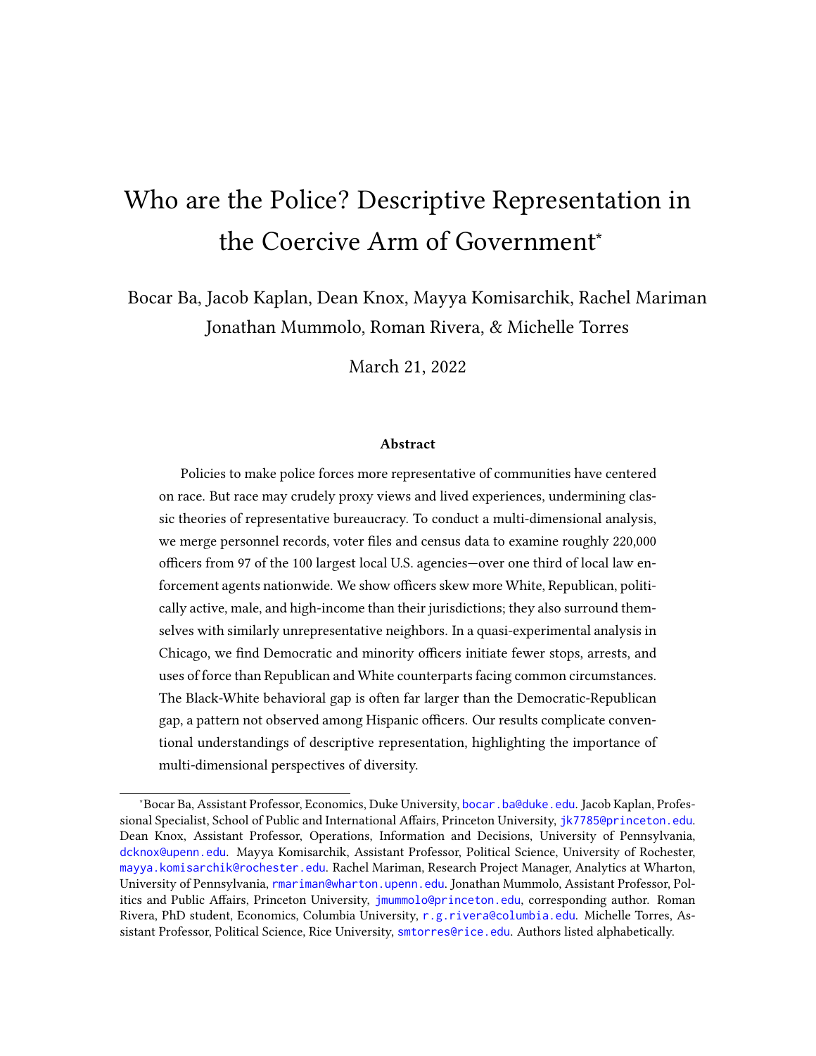# Who are the Police? Descriptive Representation in the Coercive Arm of Government*

Bocar Ba, Jacob Kaplan, Dean Knox, Mayya Komisarchik, Rachel Mariman
Jonathan Mummolo, Roman Rivera, & Michelle Torres

March 21, 2022

### Abstract

Policies to make police forces more representative of communities have centered on race. But race may crudely proxy views and lived experiences, undermining classic theories of representative bureaucracy. To conduct a multi-dimensional analysis, we merge personnel records, voter files and census data to examine roughly 220,000 officers from 97 of the 100 largest local U.S. agencies—over one third of local law enforcement agents nationwide. We show officers skew more White, Republican, politically active, male, and high-income than their jurisdictions; they also surround themselves with similarly unrepresentative neighbors. In a quasi-experimental analysis in Chicago, we find Democratic and minority officers initiate fewer stops, arrests, and uses of force than Republican and White counterparts facing common circumstances. The Black-White behavioral gap is often far larger than the Democratic-Republican gap, a pattern not observed among Hispanic officers. Our results complicate conventional understandings of descriptive representation, highlighting the importance of multi-dimensional perspectives of diversity.

---

*Bocar Ba, Assistant Professor, Economics, Duke University, bocar.ba@duke.edu. Jacob Kaplan, Professional Specialist, School of Public and International Affairs, Princeton University, jk7785@princeton.edu. Dean Knox, Assistant Professor, Operations, Information and Decisions, University of Pennsylvania, dcknox@upenn.edu. Mayya Komisarchik, Assistant Professor, Political Science, University of Rochester, mayya.komisarchik@rochester.edu. Rachel Mariman, Research Project Manager, Analytics at Wharton, University of Pennsylvania, rmariman@wharton.upenn.edu. Jonathan Mummolo, Assistant Professor, Politics and Public Affairs, Princeton University, jmummolo@princeton.edu, corresponding author. Roman Rivera, PhD student, Economics, Columbia University, r.g.rivera@columbia.edu. Michelle Torres, Assistant Professor, Political Science, Rice University, smtorres@rice.edu. Authors listed alphabetically.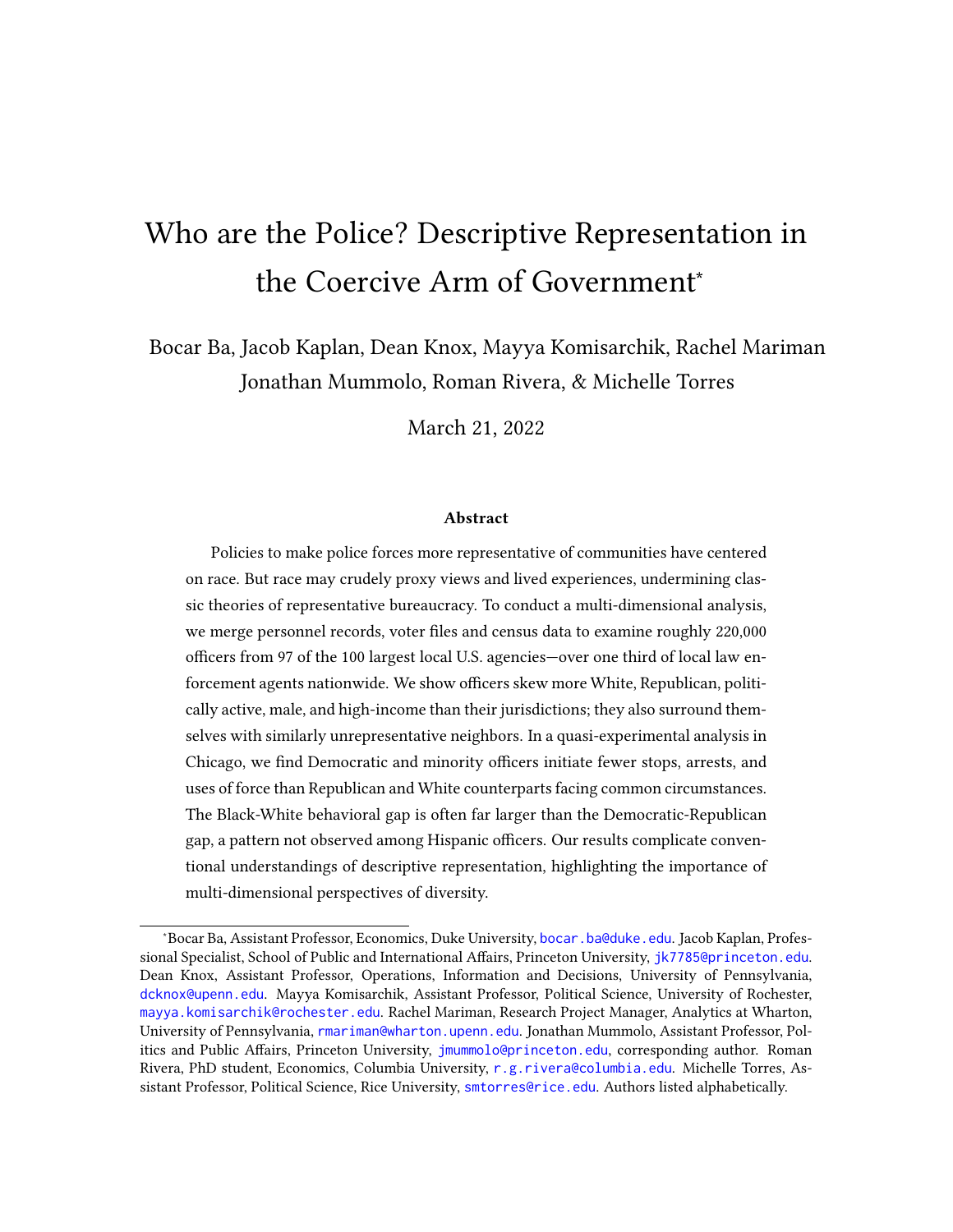# Who are the Police? Descriptive Representation in the Coercive Arm of Government*

Bocar Ba, Jacob Kaplan, Dean Knox, Mayya Komisarchik, Rachel Mariman
Jonathan Mummolo, Roman Rivera, & Michelle Torres

March 21, 2022

### Abstract

Policies to make police forces more representative of communities have centered on race. But race may crudely proxy views and lived experiences, undermining classic theories of representative bureaucracy. To conduct a multi-dimensional analysis, we merge personnel records, voter files and census data to examine roughly 220,000 officers from 97 of the 100 largest local U.S. agencies—over one third of local law enforcement agents nationwide. We show officers skew more White, Republican, politically active, male, and high-income than their jurisdictions; they also surround themselves with similarly unrepresentative neighbors. In a quasi-experimental analysis in Chicago, we find Democratic and minority officers initiate fewer stops, arrests, and uses of force than Republican and White counterparts facing common circumstances. The Black-White behavioral gap is often far larger than the Democratic-Republican gap, a pattern not observed among Hispanic officers. Our results complicate conventional understandings of descriptive representation, highlighting the importance of multi-dimensional perspectives of diversity.

---

*Bocar Ba, Assistant Professor, Economics, Duke University, bocar.ba@duke.edu. Jacob Kaplan, Professional Specialist, School of Public and International Affairs, Princeton University, jk7785@princeton.edu. Dean Knox, Assistant Professor, Operations, Information and Decisions, University of Pennsylvania, dcknox@upenn.edu. Mayya Komisarchik, Assistant Professor, Political Science, University of Rochester, mayya.komisarchik@rochester.edu. Rachel Mariman, Research Project Manager, Analytics at Wharton, University of Pennsylvania, rmariman@wharton.upenn.edu. Jonathan Mummolo, Assistant Professor, Politics and Public Affairs, Princeton University, jmummolo@princeton.edu, corresponding author. Roman Rivera, PhD student, Economics, Columbia University, r.g.rivera@columbia.edu. Michelle Torres, Assistant Professor, Political Science, Rice University, smtorres@rice.edu. Authors listed alphabetically.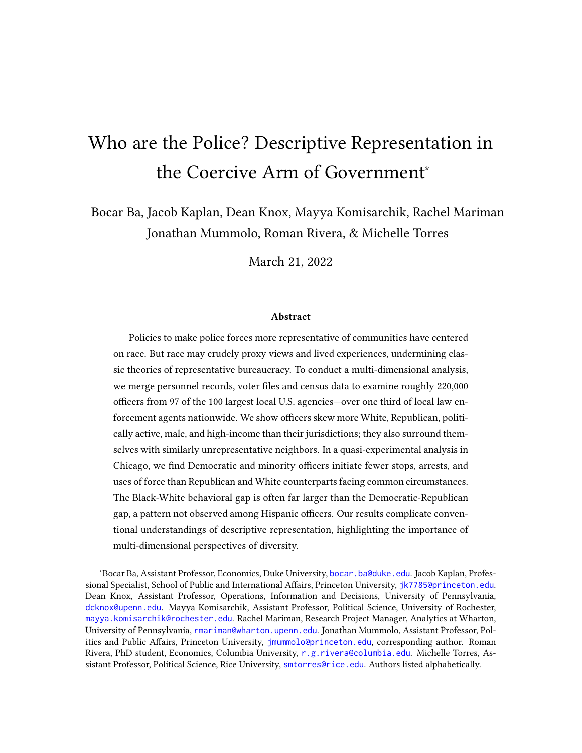# Who are the Police? Descriptive Representation in the Coercive Arm of Government*

Bocar Ba, Jacob Kaplan, Dean Knox, Mayya Komisarchik, Rachel Mariman
Jonathan Mummolo, Roman Rivera, & Michelle Torres

March 21, 2022

### Abstract

Policies to make police forces more representative of communities have centered on race. But race may crudely proxy views and lived experiences, undermining classic theories of representative bureaucracy. To conduct a multi-dimensional analysis, we merge personnel records, voter files and census data to examine roughly 220,000 officers from 97 of the 100 largest local U.S. agencies—over one third of local law enforcement agents nationwide. We show officers skew more White, Republican, politically active, male, and high-income than their jurisdictions; they also surround themselves with similarly unrepresentative neighbors. In a quasi-experimental analysis in Chicago, we find Democratic and minority officers initiate fewer stops, arrests, and uses of force than Republican and White counterparts facing common circumstances. The Black-White behavioral gap is often far larger than the Democratic-Republican gap, a pattern not observed among Hispanic officers. Our results complicate conventional understandings of descriptive representation, highlighting the importance of multi-dimensional perspectives of diversity.

---

*Bocar Ba, Assistant Professor, Economics, Duke University, bocar.ba@duke.edu. Jacob Kaplan, Professional Specialist, School of Public and International Affairs, Princeton University, jk7785@princeton.edu. Dean Knox, Assistant Professor, Operations, Information and Decisions, University of Pennsylvania, dcknox@upenn.edu. Mayya Komisarchik, Assistant Professor, Political Science, University of Rochester, mayya.komisarchik@rochester.edu. Rachel Mariman, Research Project Manager, Analytics at Wharton, University of Pennsylvania, rmariman@wharton.upenn.edu. Jonathan Mummolo, Assistant Professor, Politics and Public Affairs, Princeton University, jmummolo@princeton.edu, corresponding author. Roman Rivera, PhD student, Economics, Columbia University, r.g.rivera@columbia.edu. Michelle Torres, Assistant Professor, Political Science, Rice University, smtorres@rice.edu. Authors listed alphabetically.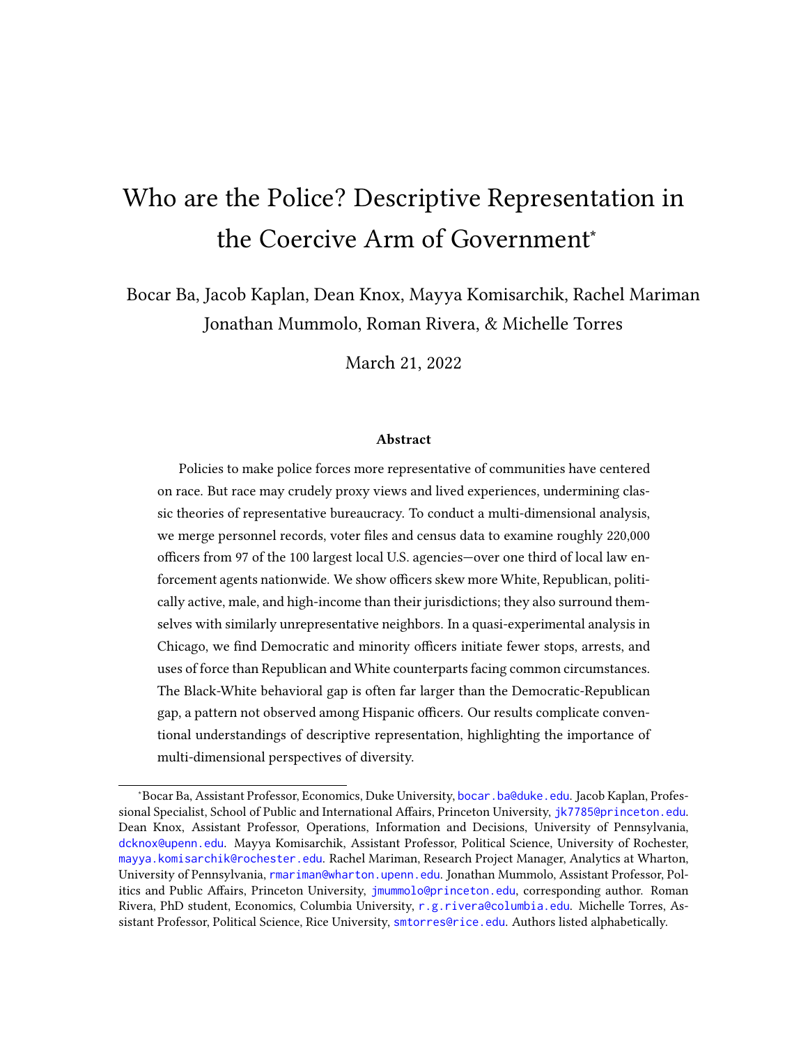# Who are the Police? Descriptive Representation in the Coercive Arm of Government*

Bocar Ba, Jacob Kaplan, Dean Knox, Mayya Komisarchik, Rachel Mariman
Jonathan Mummolo, Roman Rivera, & Michelle Torres

March 21, 2022

### Abstract

Policies to make police forces more representative of communities have centered on race. But race may crudely proxy views and lived experiences, undermining classic theories of representative bureaucracy. To conduct a multi-dimensional analysis, we merge personnel records, voter files and census data to examine roughly 220,000 officers from 97 of the 100 largest local U.S. agencies—over one third of local law enforcement agents nationwide. We show officers skew more White, Republican, politically active, male, and high-income than their jurisdictions; they also surround themselves with similarly unrepresentative neighbors. In a quasi-experimental analysis in Chicago, we find Democratic and minority officers initiate fewer stops, arrests, and uses of force than Republican and White counterparts facing common circumstances. The Black-White behavioral gap is often far larger than the Democratic-Republican gap, a pattern not observed among Hispanic officers. Our results complicate conventional understandings of descriptive representation, highlighting the importance of multi-dimensional perspectives of diversity.

*Bocar Ba, Assistant Professor, Economics, Duke University, bocar.ba@duke.edu. Jacob Kaplan, Professional Specialist, School of Public and International Affairs, Princeton University, jk7785@princeton.edu. Dean Knox, Assistant Professor, Operations, Information and Decisions, University of Pennsylvania, dcknox@upenn.edu. Mayya Komisarchik, Assistant Professor, Political Science, University of Rochester, mayya.komisarchik@rochester.edu. Rachel Mariman, Research Project Manager, Analytics at Wharton, University of Pennsylvania, rmariman@wharton.upenn.edu. Jonathan Mummolo, Assistant Professor, Politics and Public Affairs, Princeton University, jmummolo@princeton.edu, corresponding author. Roman Rivera, PhD student, Economics, Columbia University, r.g.rivera@columbia.edu. Michelle Torres, Assistant Professor, Political Science, Rice University, smtorres@rice.edu. Authors listed alphabetically.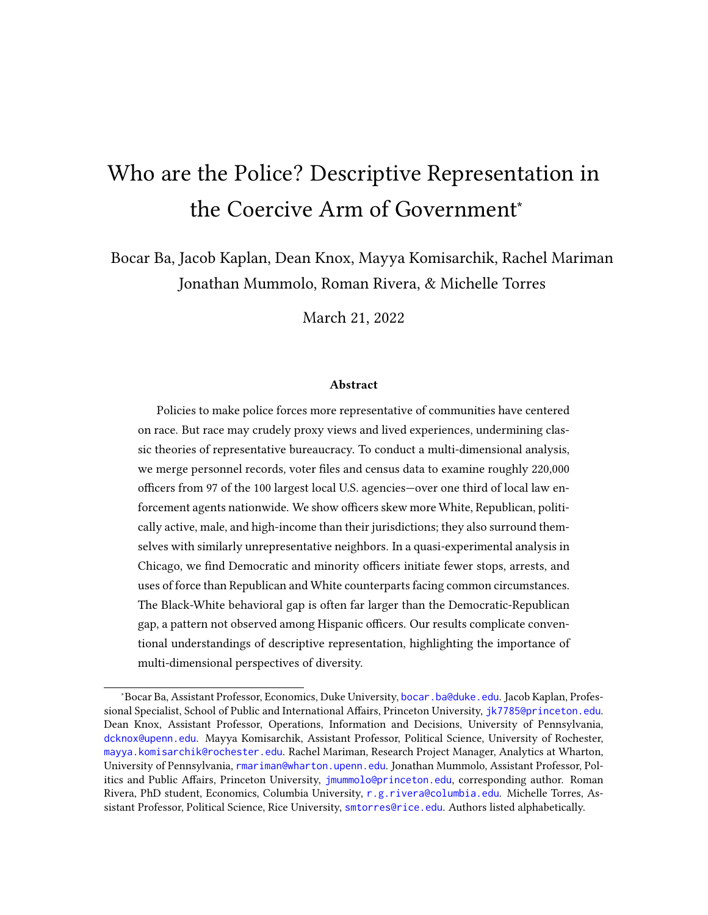# Who are the Police? Descriptive Representation in the Coercive Arm of Government*

Bocar Ba, Jacob Kaplan, Dean Knox, Mayya Komisarchik, Rachel Mariman
Jonathan Mummolo, Roman Rivera, & Michelle Torres

March 21, 2022

### Abstract

Policies to make police forces more representative of communities have centered on race. But race may crudely proxy views and lived experiences, undermining classic theories of representative bureaucracy. To conduct a multi-dimensional analysis, we merge personnel records, voter files and census data to examine roughly 220,000 officers from 97 of the 100 largest local U.S. agencies—over one third of local law enforcement agents nationwide. We show officers skew more White, Republican, politically active, male, and high-income than their jurisdictions; they also surround themselves with similarly unrepresentative neighbors. In a quasi-experimental analysis in Chicago, we find Democratic and minority officers initiate fewer stops, arrests, and uses of force than Republican and White counterparts facing common circumstances. The Black-White behavioral gap is often far larger than the Democratic-Republican gap, a pattern not observed among Hispanic officers. Our results complicate conventional understandings of descriptive representation, highlighting the importance of multi-dimensional perspectives of diversity.

*Bocar Ba, Assistant Professor, Economics, Duke University, bocar.ba@duke.edu. Jacob Kaplan, Professional Specialist, School of Public and International Affairs, Princeton University, jk7785@princeton.edu. Dean Knox, Assistant Professor, Operations, Information and Decisions, University of Pennsylvania, dcknox@upenn.edu. Mayya Komisarchik, Assistant Professor, Political Science, University of Rochester, mayya.komisarchik@rochester.edu. Rachel Mariman, Research Project Manager, Analytics at Wharton, University of Pennsylvania, rmariman@wharton.upenn.edu. Jonathan Mummolo, Assistant Professor, Politics and Public Affairs, Princeton University, jmummolo@princeton.edu, corresponding author. Roman Rivera, PhD student, Economics, Columbia University, r.g.rivera@columbia.edu. Michelle Torres, Assistant Professor, Political Science, Rice University, smtorres@rice.edu. Authors listed alphabetically.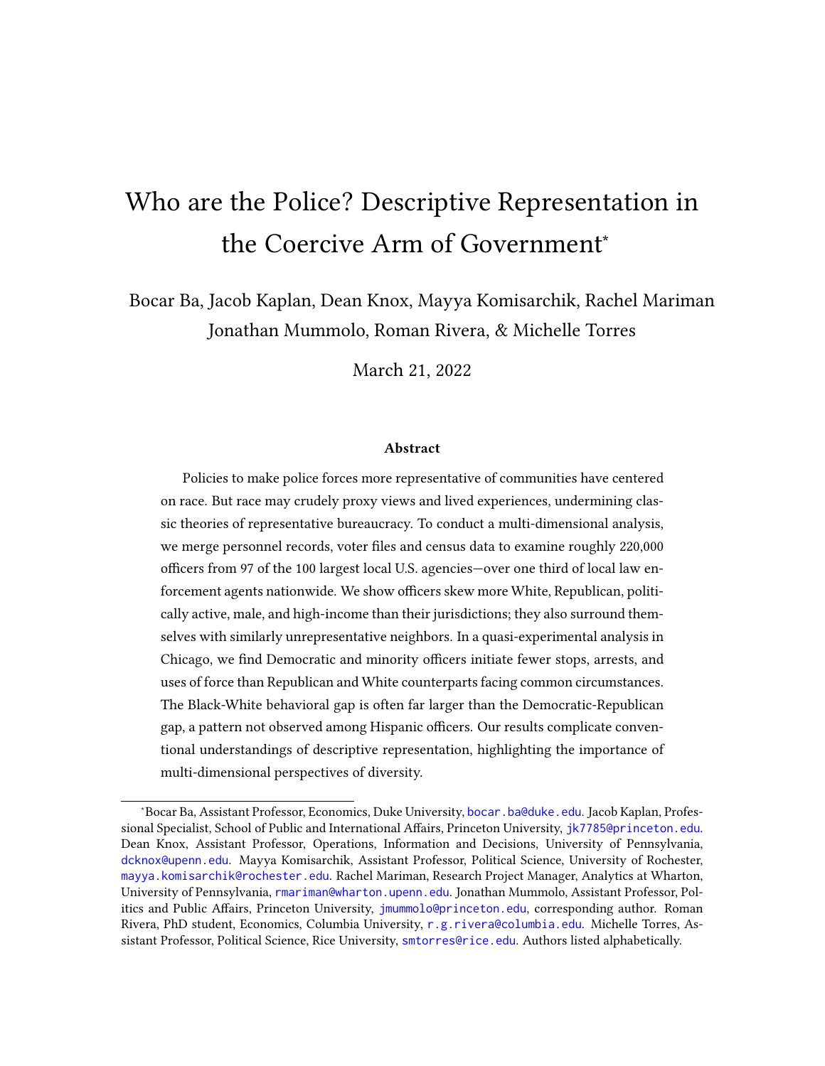# Who are the Police? Descriptive Representation in the Coercive Arm of Government*

Bocar Ba, Jacob Kaplan, Dean Knox, Mayya Komisarchik, Rachel Mariman
Jonathan Mummolo, Roman Rivera, & Michelle Torres

March 21, 2022

### Abstract

Policies to make police forces more representative of communities have centered on race. But race may crudely proxy views and lived experiences, undermining classic theories of representative bureaucracy. To conduct a multi-dimensional analysis, we merge personnel records, voter files and census data to examine roughly 220,000 officers from 97 of the 100 largest local U.S. agencies—over one third of local law enforcement agents nationwide. We show officers skew more White, Republican, politically active, male, and high-income than their jurisdictions; they also surround themselves with similarly unrepresentative neighbors. In a quasi-experimental analysis in Chicago, we find Democratic and minority officers initiate fewer stops, arrests, and uses of force than Republican and White counterparts facing common circumstances. The Black-White behavioral gap is often far larger than the Democratic-Republican gap, a pattern not observed among Hispanic officers. Our results complicate conventional understandings of descriptive representation, highlighting the importance of multi-dimensional perspectives of diversity.

---

*Bocar Ba, Assistant Professor, Economics, Duke University, bocar.ba@duke.edu. Jacob Kaplan, Professional Specialist, School of Public and International Affairs, Princeton University, jk7785@princeton.edu. Dean Knox, Assistant Professor, Operations, Information and Decisions, University of Pennsylvania, dcknox@upenn.edu. Mayya Komisarchik, Assistant Professor, Political Science, University of Rochester, mayya.komisarchik@rochester.edu. Rachel Mariman, Research Project Manager, Analytics at Wharton, University of Pennsylvania, rmariman@wharton.upenn.edu. Jonathan Mummolo, Assistant Professor, Politics and Public Affairs, Princeton University, jmummolo@princeton.edu, corresponding author. Roman Rivera, PhD student, Economics, Columbia University, r.g.rivera@columbia.edu. Michelle Torres, Assistant Professor, Political Science, Rice University, smtorres@rice.edu. Authors listed alphabetically.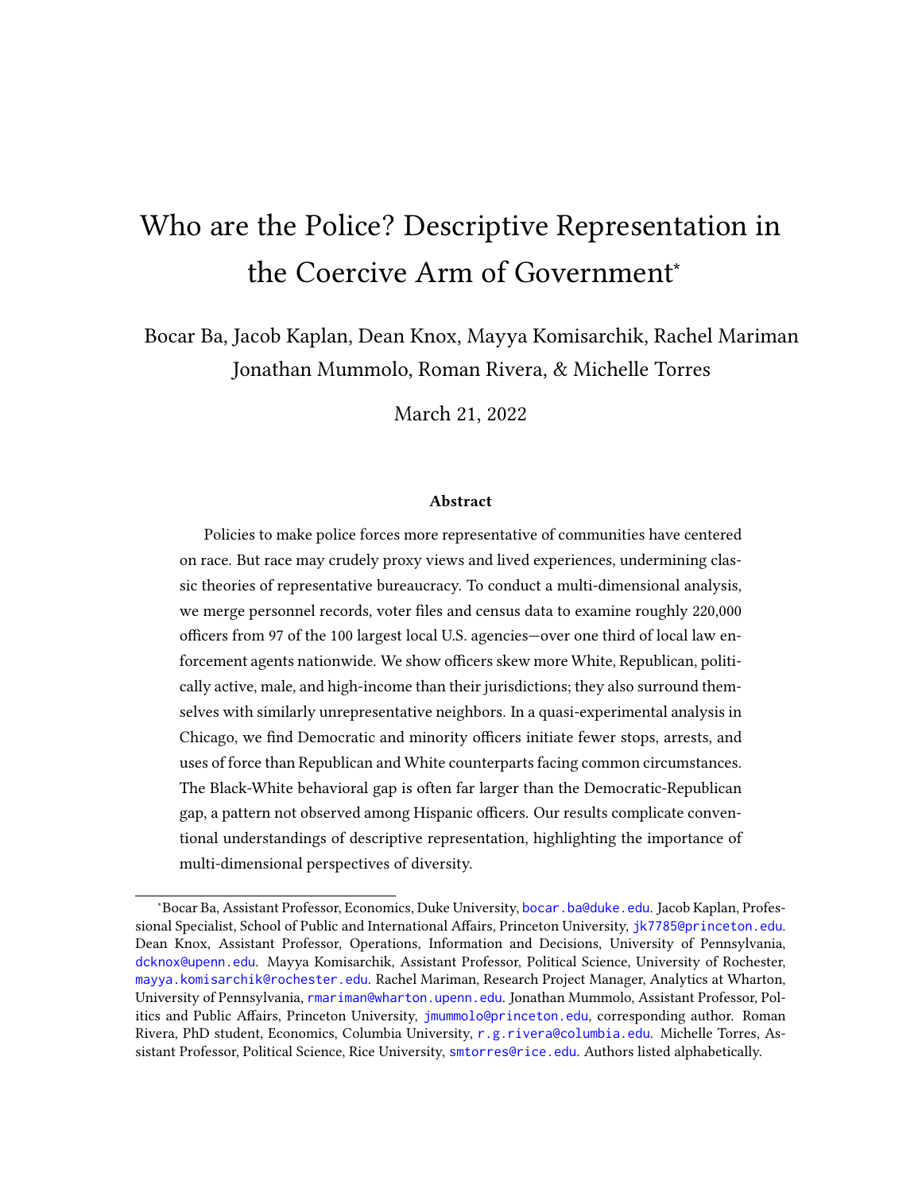# Who are the Police? Descriptive Representation in the Coercive Arm of Government*

Bocar Ba, Jacob Kaplan, Dean Knox, Mayya Komisarchik, Rachel Mariman
Jonathan Mummolo, Roman Rivera, & Michelle Torres

March 21, 2022

### Abstract

Policies to make police forces more representative of communities have centered on race. But race may crudely proxy views and lived experiences, undermining classic theories of representative bureaucracy. To conduct a multi-dimensional analysis, we merge personnel records, voter files and census data to examine roughly 220,000 officers from 97 of the 100 largest local U.S. agencies—over one third of local law enforcement agents nationwide. We show officers skew more White, Republican, politically active, male, and high-income than their jurisdictions; they also surround themselves with similarly unrepresentative neighbors. In a quasi-experimental analysis in Chicago, we find Democratic and minority officers initiate fewer stops, arrests, and uses of force than Republican and White counterparts facing common circumstances. The Black-White behavioral gap is often far larger than the Democratic-Republican gap, a pattern not observed among Hispanic officers. Our results complicate conventional understandings of descriptive representation, highlighting the importance of multi-dimensional perspectives of diversity.

---

*Bocar Ba, Assistant Professor, Economics, Duke University, bocar.ba@duke.edu. Jacob Kaplan, Professional Specialist, School of Public and International Affairs, Princeton University, jk7785@princeton.edu. Dean Knox, Assistant Professor, Operations, Information and Decisions, University of Pennsylvania, dcknox@upenn.edu. Mayya Komisarchik, Assistant Professor, Political Science, University of Rochester, mayya.komisarchik@rochester.edu. Rachel Mariman, Research Project Manager, Analytics at Wharton, University of Pennsylvania, rmariman@wharton.upenn.edu. Jonathan Mummolo, Assistant Professor, Politics and Public Affairs, Princeton University, jmummolo@princeton.edu, corresponding author. Roman Rivera, PhD student, Economics, Columbia University, r.g.rivera@columbia.edu. Michelle Torres, Assistant Professor, Political Science, Rice University, smtorres@rice.edu. Authors listed alphabetically.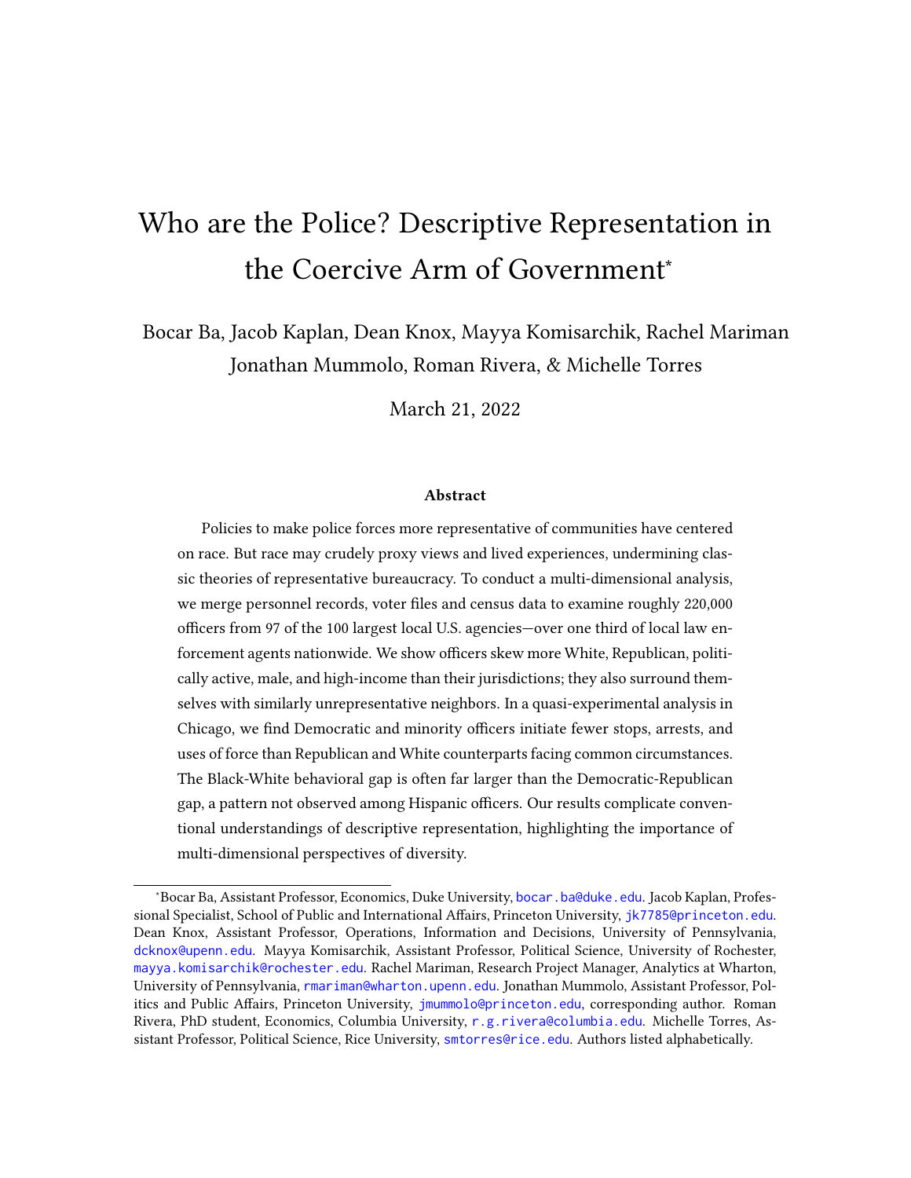# Who are the Police? Descriptive Representation in the Coercive Arm of Government*

Bocar Ba, Jacob Kaplan, Dean Knox, Mayya Komisarchik, Rachel Mariman
Jonathan Mummolo, Roman Rivera, & Michelle Torres

March 21, 2022

### Abstract

Policies to make police forces more representative of communities have centered on race. But race may crudely proxy views and lived experiences, undermining classic theories of representative bureaucracy. To conduct a multi-dimensional analysis, we merge personnel records, voter files and census data to examine roughly 220,000 officers from 97 of the 100 largest local U.S. agencies—over one third of local law enforcement agents nationwide. We show officers skew more White, Republican, politically active, male, and high-income than their jurisdictions; they also surround themselves with similarly unrepresentative neighbors. In a quasi-experimental analysis in Chicago, we find Democratic and minority officers initiate fewer stops, arrests, and uses of force than Republican and White counterparts facing common circumstances. The Black-White behavioral gap is often far larger than the Democratic-Republican gap, a pattern not observed among Hispanic officers. Our results complicate conventional understandings of descriptive representation, highlighting the importance of multi-dimensional perspectives of diversity.

---

*Bocar Ba, Assistant Professor, Economics, Duke University, bocar.ba@duke.edu. Jacob Kaplan, Professional Specialist, School of Public and International Affairs, Princeton University, jk7785@princeton.edu. Dean Knox, Assistant Professor, Operations, Information and Decisions, University of Pennsylvania, dcknox@upenn.edu. Mayya Komisarchik, Assistant Professor, Political Science, University of Rochester, mayya.komisarchik@rochester.edu. Rachel Mariman, Research Project Manager, Analytics at Wharton, University of Pennsylvania, rmariman@wharton.upenn.edu. Jonathan Mummolo, Assistant Professor, Politics and Public Affairs, Princeton University, jmummolo@princeton.edu, corresponding author. Roman Rivera, PhD student, Economics, Columbia University, r.g.rivera@columbia.edu. Michelle Torres, Assistant Professor, Political Science, Rice University, smtorres@rice.edu. Authors listed alphabetically.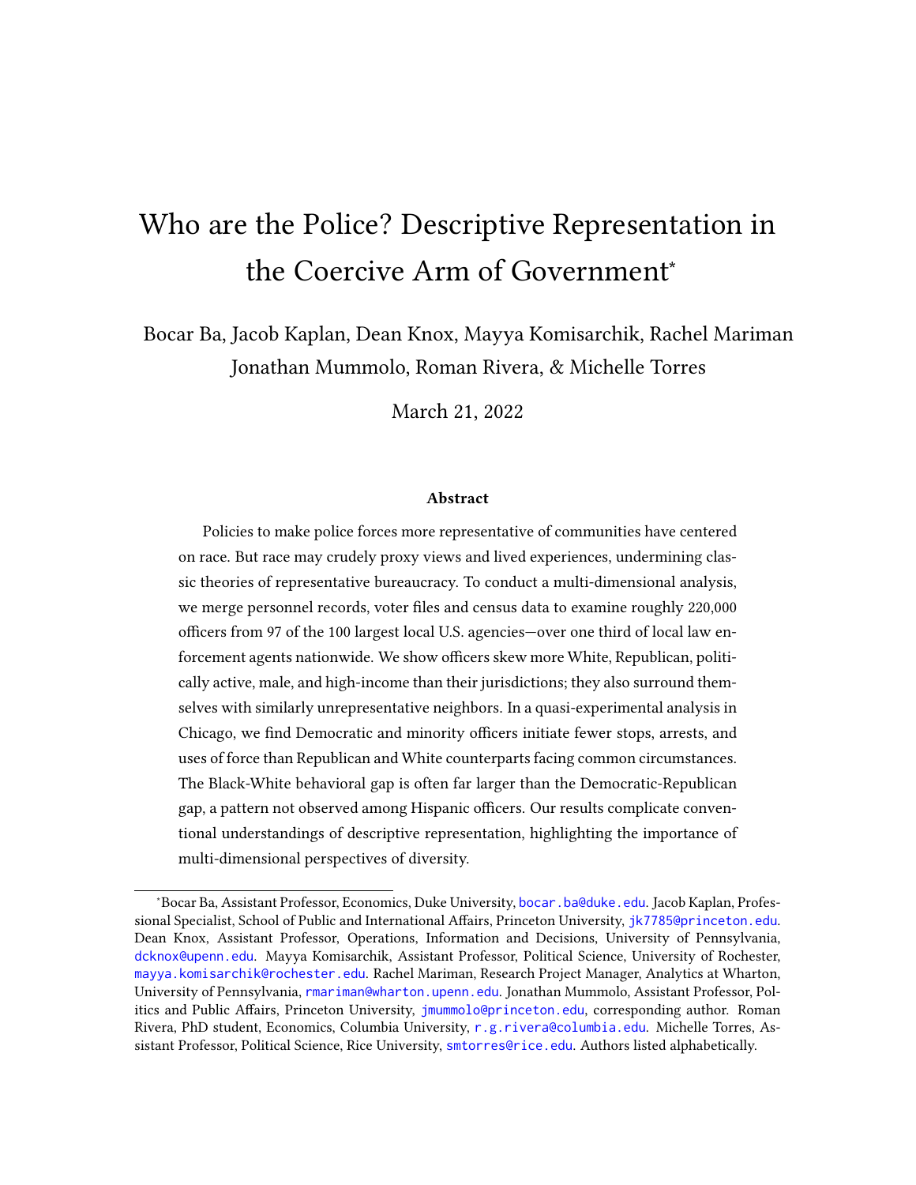# Who are the Police? Descriptive Representation in the Coercive Arm of Government*

Bocar Ba, Jacob Kaplan, Dean Knox, Mayya Komisarchik, Rachel Mariman
Jonathan Mummolo, Roman Rivera, & Michelle Torres

March 21, 2022

### Abstract

Policies to make police forces more representative of communities have centered on race. But race may crudely proxy views and lived experiences, undermining classic theories of representative bureaucracy. To conduct a multi-dimensional analysis, we merge personnel records, voter files and census data to examine roughly 220,000 officers from 97 of the 100 largest local U.S. agencies—over one third of local law enforcement agents nationwide. We show officers skew more White, Republican, politically active, male, and high-income than their jurisdictions; they also surround themselves with similarly unrepresentative neighbors. In a quasi-experimental analysis in Chicago, we find Democratic and minority officers initiate fewer stops, arrests, and uses of force than Republican and White counterparts facing common circumstances. The Black-White behavioral gap is often far larger than the Democratic-Republican gap, a pattern not observed among Hispanic officers. Our results complicate conventional understandings of descriptive representation, highlighting the importance of multi-dimensional perspectives of diversity.

---

*Bocar Ba, Assistant Professor, Economics, Duke University, bocar.ba@duke.edu. Jacob Kaplan, Professional Specialist, School of Public and International Affairs, Princeton University, jk7785@princeton.edu. Dean Knox, Assistant Professor, Operations, Information and Decisions, University of Pennsylvania, dcknox@upenn.edu. Mayya Komisarchik, Assistant Professor, Political Science, University of Rochester, mayya.komisarchik@rochester.edu. Rachel Mariman, Research Project Manager, Analytics at Wharton, University of Pennsylvania, rmariman@wharton.upenn.edu. Jonathan Mummolo, Assistant Professor, Politics and Public Affairs, Princeton University, jmummolo@princeton.edu, corresponding author. Roman Rivera, PhD student, Economics, Columbia University, r.g.rivera@columbia.edu. Michelle Torres, Assistant Professor, Political Science, Rice University, smtorres@rice.edu. Authors listed alphabetically.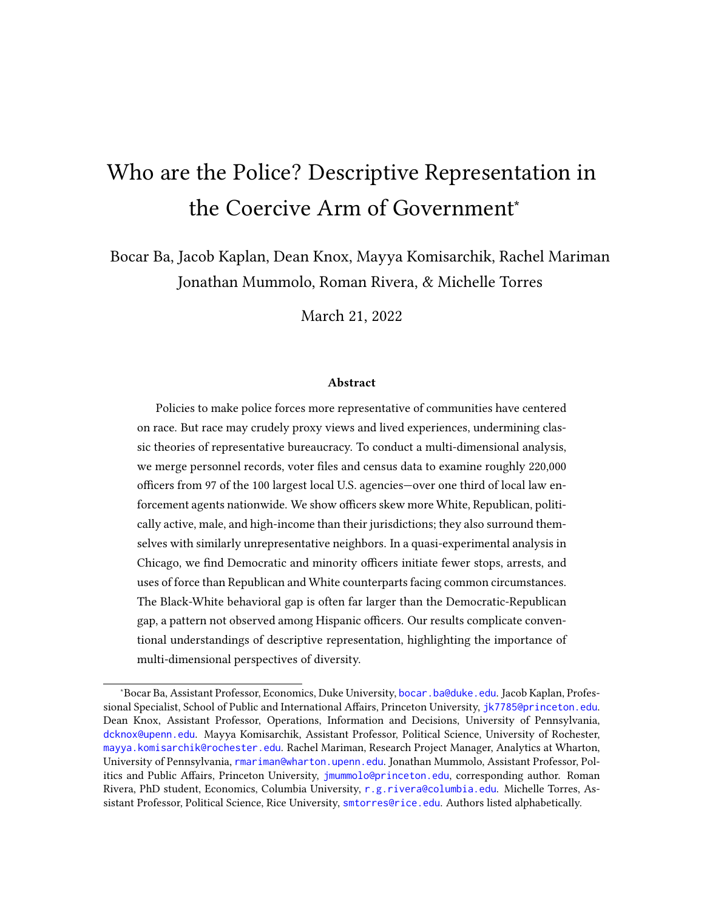# Who are the Police? Descriptive Representation in the Coercive Arm of Government*

Bocar Ba, Jacob Kaplan, Dean Knox, Mayya Komisarchik, Rachel Mariman
Jonathan Mummolo, Roman Rivera, & Michelle Torres

March 21, 2022

### Abstract

Policies to make police forces more representative of communities have centered on race. But race may crudely proxy views and lived experiences, undermining classic theories of representative bureaucracy. To conduct a multi-dimensional analysis, we merge personnel records, voter files and census data to examine roughly 220,000 officers from 97 of the 100 largest local U.S. agencies—over one third of local law enforcement agents nationwide. We show officers skew more White, Republican, politically active, male, and high-income than their jurisdictions; they also surround themselves with similarly unrepresentative neighbors. In a quasi-experimental analysis in Chicago, we find Democratic and minority officers initiate fewer stops, arrests, and uses of force than Republican and White counterparts facing common circumstances. The Black-White behavioral gap is often far larger than the Democratic-Republican gap, a pattern not observed among Hispanic officers. Our results complicate conventional understandings of descriptive representation, highlighting the importance of multi-dimensional perspectives of diversity.

---

*Bocar Ba, Assistant Professor, Economics, Duke University, bocar.ba@duke.edu. Jacob Kaplan, Professional Specialist, School of Public and International Affairs, Princeton University, jk7785@princeton.edu. Dean Knox, Assistant Professor, Operations, Information and Decisions, University of Pennsylvania, dcknox@upenn.edu. Mayya Komisarchik, Assistant Professor, Political Science, University of Rochester, mayya.komisarchik@rochester.edu. Rachel Mariman, Research Project Manager, Analytics at Wharton, University of Pennsylvania, rmariman@wharton.upenn.edu. Jonathan Mummolo, Assistant Professor, Politics and Public Affairs, Princeton University, jmummolo@princeton.edu, corresponding author. Roman Rivera, PhD student, Economics, Columbia University, r.g.rivera@columbia.edu. Michelle Torres, Assistant Professor, Political Science, Rice University, smtorres@rice.edu. Authors listed alphabetically.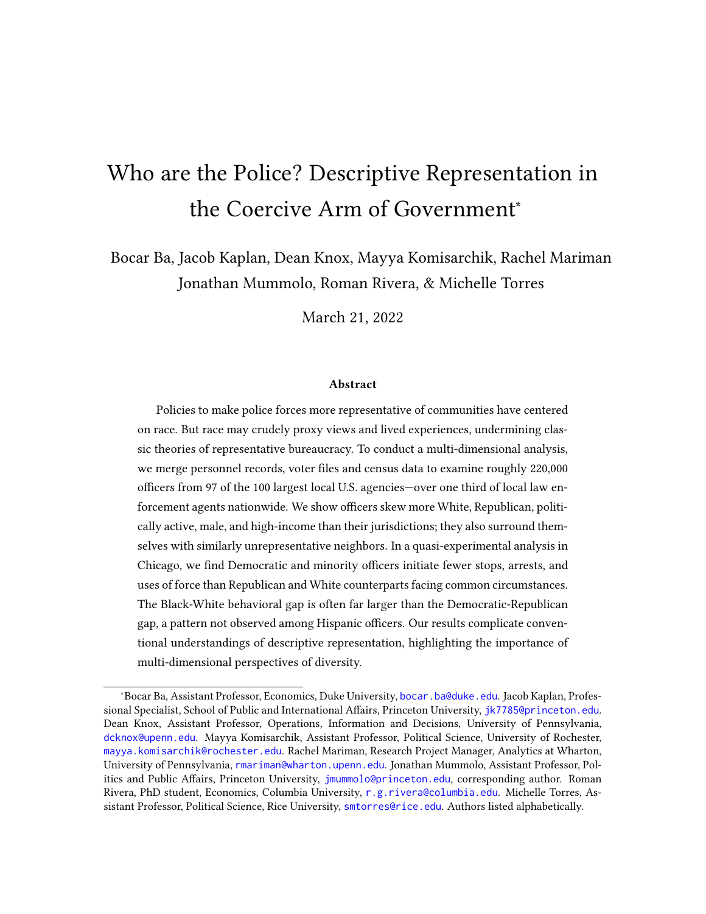# Who are the Police? Descriptive Representation in the Coercive Arm of Government*

Bocar Ba, Jacob Kaplan, Dean Knox, Mayya Komisarchik, Rachel Mariman
Jonathan Mummolo, Roman Rivera, & Michelle Torres

March 21, 2022

### Abstract

Policies to make police forces more representative of communities have centered on race. But race may crudely proxy views and lived experiences, undermining classic theories of representative bureaucracy. To conduct a multi-dimensional analysis, we merge personnel records, voter files and census data to examine roughly 220,000 officers from 97 of the 100 largest local U.S. agencies—over one third of local law enforcement agents nationwide. We show officers skew more White, Republican, politically active, male, and high-income than their jurisdictions; they also surround themselves with similarly unrepresentative neighbors. In a quasi-experimental analysis in Chicago, we find Democratic and minority officers initiate fewer stops, arrests, and uses of force than Republican and White counterparts facing common circumstances. The Black-White behavioral gap is often far larger than the Democratic-Republican gap, a pattern not observed among Hispanic officers. Our results complicate conventional understandings of descriptive representation, highlighting the importance of multi-dimensional perspectives of diversity.

---

*Bocar Ba, Assistant Professor, Economics, Duke University, bocar.ba@duke.edu. Jacob Kaplan, Professional Specialist, School of Public and International Affairs, Princeton University, jk7785@princeton.edu. Dean Knox, Assistant Professor, Operations, Information and Decisions, University of Pennsylvania, dcknox@upenn.edu. Mayya Komisarchik, Assistant Professor, Political Science, University of Rochester, mayya.komisarchik@rochester.edu. Rachel Mariman, Research Project Manager, Analytics at Wharton, University of Pennsylvania, rmariman@wharton.upenn.edu. Jonathan Mummolo, Assistant Professor, Politics and Public Affairs, Princeton University, jmummolo@princeton.edu, corresponding author. Roman Rivera, PhD student, Economics, Columbia University, r.g.rivera@columbia.edu. Michelle Torres, Assistant Professor, Political Science, Rice University, smtorres@rice.edu. Authors listed alphabetically.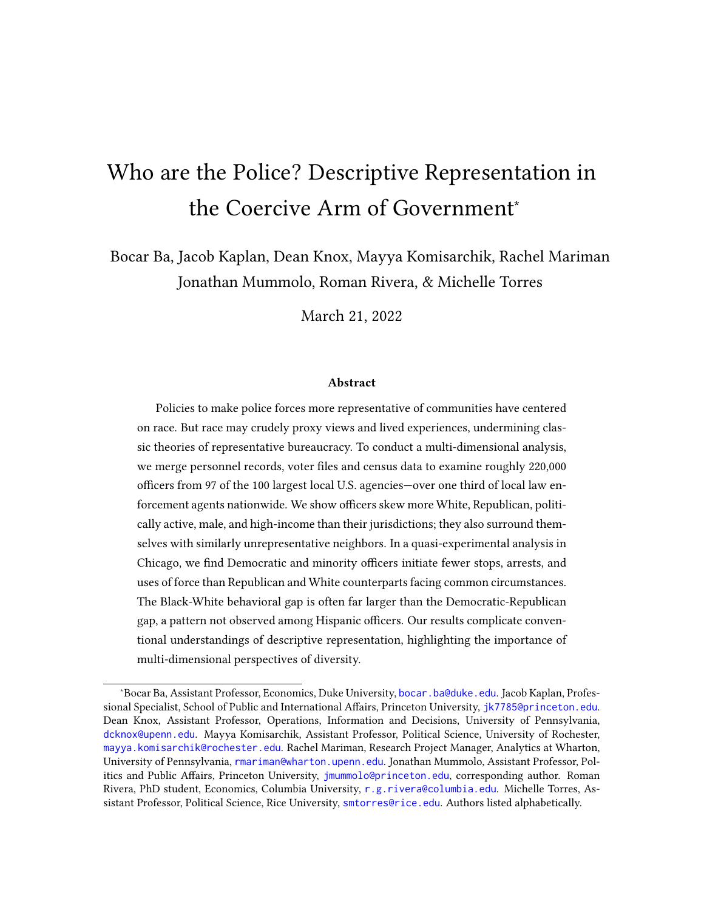# Who are the Police? Descriptive Representation in the Coercive Arm of Government*

Bocar Ba, Jacob Kaplan, Dean Knox, Mayya Komisarchik, Rachel Mariman
Jonathan Mummolo, Roman Rivera, & Michelle Torres

March 21, 2022

### Abstract

Policies to make police forces more representative of communities have centered on race. But race may crudely proxy views and lived experiences, undermining classic theories of representative bureaucracy. To conduct a multi-dimensional analysis, we merge personnel records, voter files and census data to examine roughly 220,000 officers from 97 of the 100 largest local U.S. agencies—over one third of local law enforcement agents nationwide. We show officers skew more White, Republican, politically active, male, and high-income than their jurisdictions; they also surround themselves with similarly unrepresentative neighbors. In a quasi-experimental analysis in Chicago, we find Democratic and minority officers initiate fewer stops, arrests, and uses of force than Republican and White counterparts facing common circumstances. The Black-White behavioral gap is often far larger than the Democratic-Republican gap, a pattern not observed among Hispanic officers. Our results complicate conventional understandings of descriptive representation, highlighting the importance of multi-dimensional perspectives of diversity.

---

*Bocar Ba, Assistant Professor, Economics, Duke University, bocar.ba@duke.edu. Jacob Kaplan, Professional Specialist, School of Public and International Affairs, Princeton University, jk7785@princeton.edu. Dean Knox, Assistant Professor, Operations, Information and Decisions, University of Pennsylvania, dcknox@upenn.edu. Mayya Komisarchik, Assistant Professor, Political Science, University of Rochester, mayya.komisarchik@rochester.edu. Rachel Mariman, Research Project Manager, Analytics at Wharton, University of Pennsylvania, rmariman@wharton.upenn.edu. Jonathan Mummolo, Assistant Professor, Politics and Public Affairs, Princeton University, jmummolo@princeton.edu, corresponding author. Roman Rivera, PhD student, Economics, Columbia University, r.g.rivera@columbia.edu. Michelle Torres, Assistant Professor, Political Science, Rice University, smtorres@rice.edu. Authors listed alphabetically.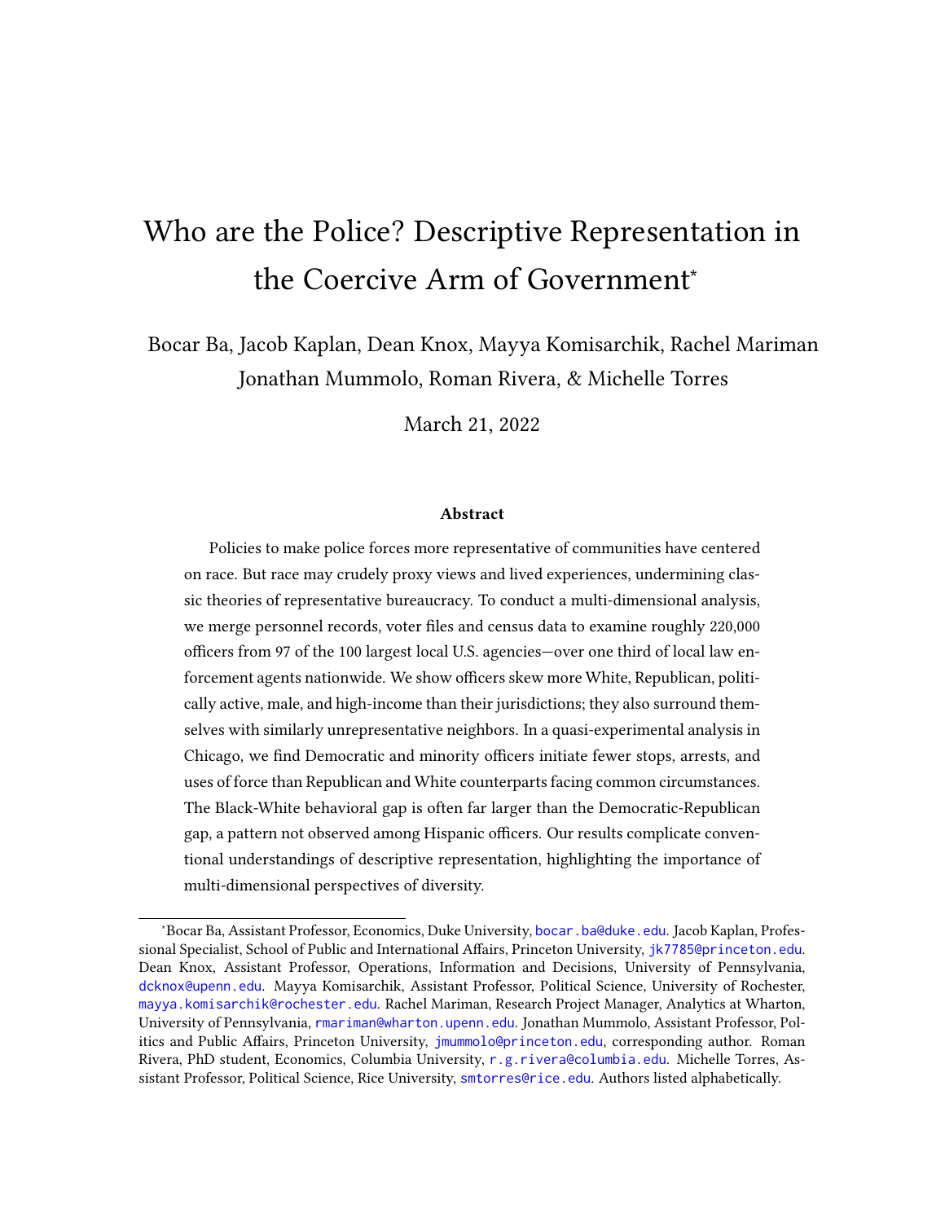# Who are the Police? Descriptive Representation in the Coercive Arm of Government*

Bocar Ba, Jacob Kaplan, Dean Knox, Mayya Komisarchik, Rachel Mariman
Jonathan Mummolo, Roman Rivera, & Michelle Torres

March 21, 2022

### Abstract

Policies to make police forces more representative of communities have centered on race. But race may crudely proxy views and lived experiences, undermining classic theories of representative bureaucracy. To conduct a multi-dimensional analysis, we merge personnel records, voter files and census data to examine roughly 220,000 officers from 97 of the 100 largest local U.S. agencies—over one third of local law enforcement agents nationwide. We show officers skew more White, Republican, politically active, male, and high-income than their jurisdictions; they also surround themselves with similarly unrepresentative neighbors. In a quasi-experimental analysis in Chicago, we find Democratic and minority officers initiate fewer stops, arrests, and uses of force than Republican and White counterparts facing common circumstances. The Black-White behavioral gap is often far larger than the Democratic-Republican gap, a pattern not observed among Hispanic officers. Our results complicate conventional understandings of descriptive representation, highlighting the importance of multi-dimensional perspectives of diversity.

---

*Bocar Ba, Assistant Professor, Economics, Duke University, bocar.ba@duke.edu. Jacob Kaplan, Professional Specialist, School of Public and International Affairs, Princeton University, jk7785@princeton.edu. Dean Knox, Assistant Professor, Operations, Information and Decisions, University of Pennsylvania, dcknox@upenn.edu. Mayya Komisarchik, Assistant Professor, Political Science, University of Rochester, mayya.komisarchik@rochester.edu. Rachel Mariman, Research Project Manager, Analytics at Wharton, University of Pennsylvania, rmariman@wharton.upenn.edu. Jonathan Mummolo, Assistant Professor, Politics and Public Affairs, Princeton University, jmummolo@princeton.edu, corresponding author. Roman Rivera, PhD student, Economics, Columbia University, r.g.rivera@columbia.edu. Michelle Torres, Assistant Professor, Political Science, Rice University, smtorres@rice.edu. Authors listed alphabetically.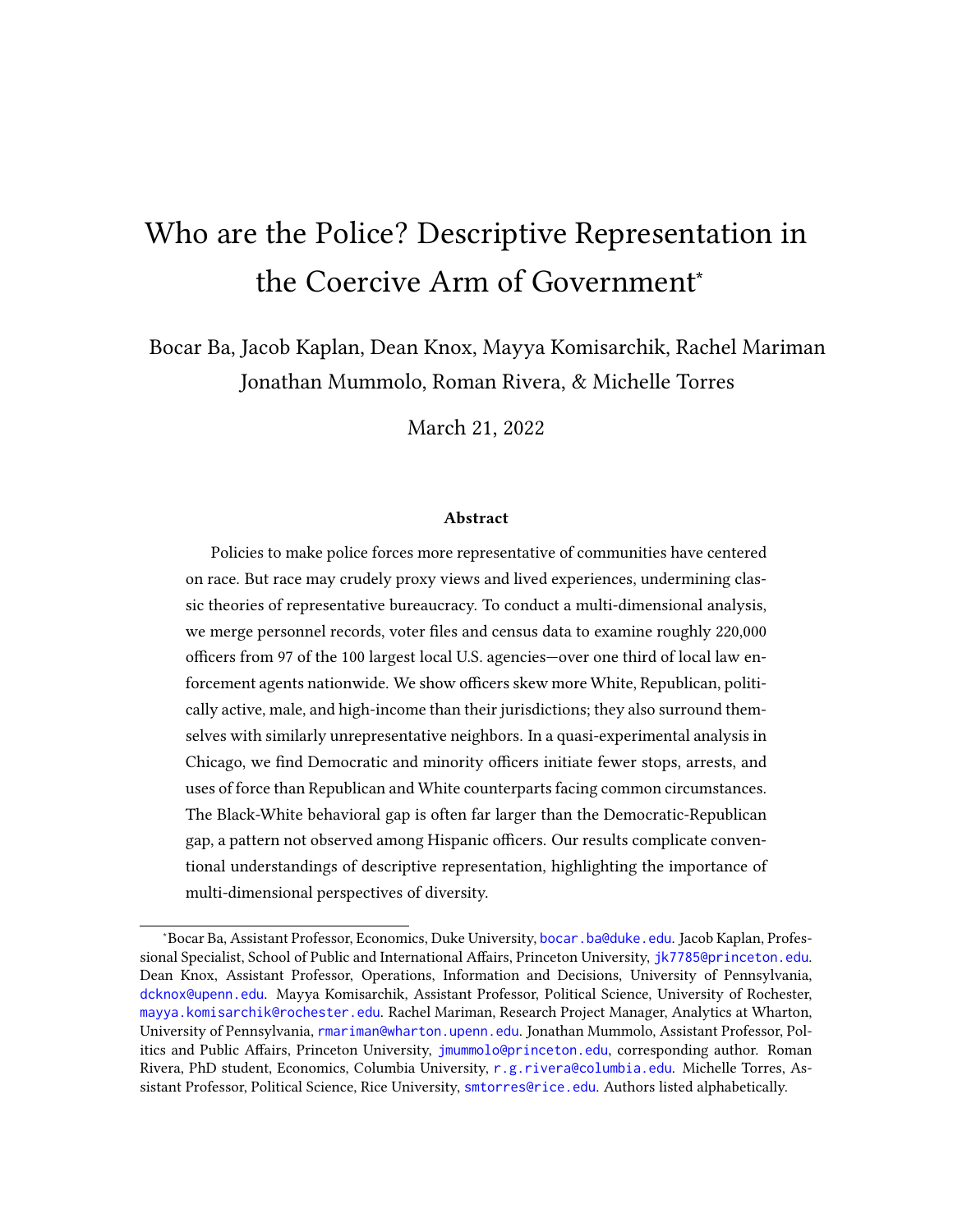# Who are the Police? Descriptive Representation in the Coercive Arm of Government*

Bocar Ba, Jacob Kaplan, Dean Knox, Mayya Komisarchik, Rachel Mariman
Jonathan Mummolo, Roman Rivera, & Michelle Torres

March 21, 2022

### Abstract

Policies to make police forces more representative of communities have centered on race. But race may crudely proxy views and lived experiences, undermining classic theories of representative bureaucracy. To conduct a multi-dimensional analysis, we merge personnel records, voter files and census data to examine roughly 220,000 officers from 97 of the 100 largest local U.S. agencies—over one third of local law enforcement agents nationwide. We show officers skew more White, Republican, politically active, male, and high-income than their jurisdictions; they also surround themselves with similarly unrepresentative neighbors. In a quasi-experimental analysis in Chicago, we find Democratic and minority officers initiate fewer stops, arrests, and uses of force than Republican and White counterparts facing common circumstances. The Black-White behavioral gap is often far larger than the Democratic-Republican gap, a pattern not observed among Hispanic officers. Our results complicate conventional understandings of descriptive representation, highlighting the importance of multi-dimensional perspectives of diversity.

*Bocar Ba, Assistant Professor, Economics, Duke University, bocar.ba@duke.edu. Jacob Kaplan, Professional Specialist, School of Public and International Affairs, Princeton University, jk7785@princeton.edu. Dean Knox, Assistant Professor, Operations, Information and Decisions, University of Pennsylvania, dcknox@upenn.edu. Mayya Komisarchik, Assistant Professor, Political Science, University of Rochester, mayya.komisarchik@rochester.edu. Rachel Mariman, Research Project Manager, Analytics at Wharton, University of Pennsylvania, rmariman@wharton.upenn.edu. Jonathan Mummolo, Assistant Professor, Politics and Public Affairs, Princeton University, jmummolo@princeton.edu, corresponding author. Roman Rivera, PhD student, Economics, Columbia University, r.g.rivera@columbia.edu. Michelle Torres, Assistant Professor, Political Science, Rice University, smtorres@rice.edu. Authors listed alphabetically.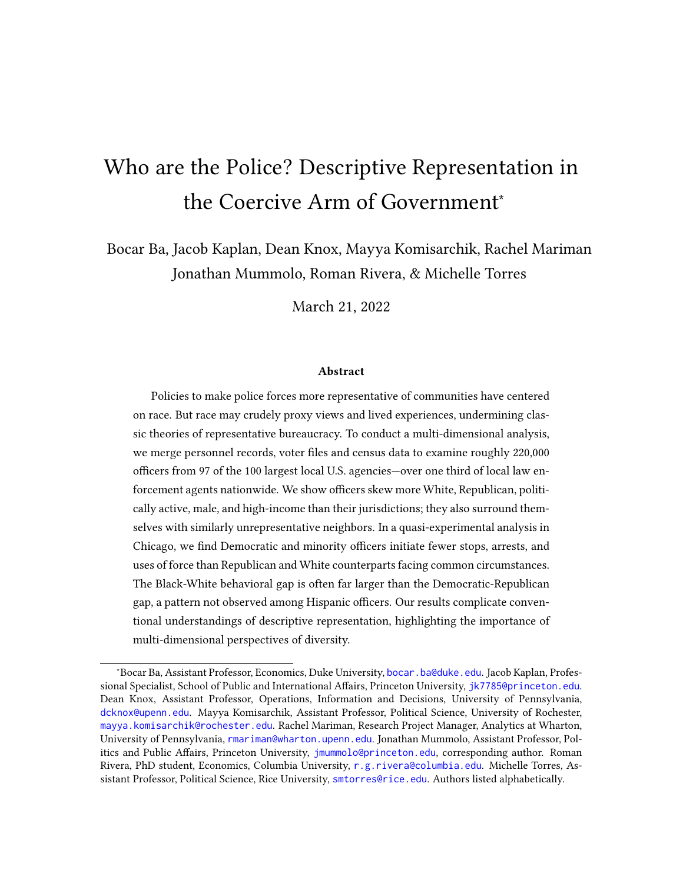# Who are the Police? Descriptive Representation in the Coercive Arm of Government*

Bocar Ba, Jacob Kaplan, Dean Knox, Mayya Komisarchik, Rachel Mariman
Jonathan Mummolo, Roman Rivera, & Michelle Torres

March 21, 2022

### Abstract

Policies to make police forces more representative of communities have centered on race. But race may crudely proxy views and lived experiences, undermining classic theories of representative bureaucracy. To conduct a multi-dimensional analysis, we merge personnel records, voter files and census data to examine roughly 220,000 officers from 97 of the 100 largest local U.S. agencies—over one third of local law enforcement agents nationwide. We show officers skew more White, Republican, politically active, male, and high-income than their jurisdictions; they also surround themselves with similarly unrepresentative neighbors. In a quasi-experimental analysis in Chicago, we find Democratic and minority officers initiate fewer stops, arrests, and uses of force than Republican and White counterparts facing common circumstances. The Black-White behavioral gap is often far larger than the Democratic-Republican gap, a pattern not observed among Hispanic officers. Our results complicate conventional understandings of descriptive representation, highlighting the importance of multi-dimensional perspectives of diversity.

---

*Bocar Ba, Assistant Professor, Economics, Duke University, bocar.ba@duke.edu. Jacob Kaplan, Professional Specialist, School of Public and International Affairs, Princeton University, jk7785@princeton.edu. Dean Knox, Assistant Professor, Operations, Information and Decisions, University of Pennsylvania, dcknox@upenn.edu. Mayya Komisarchik, Assistant Professor, Political Science, University of Rochester, mayya.komisarchik@rochester.edu. Rachel Mariman, Research Project Manager, Analytics at Wharton, University of Pennsylvania, rmariman@wharton.upenn.edu. Jonathan Mummolo, Assistant Professor, Politics and Public Affairs, Princeton University, jmummolo@princeton.edu, corresponding author. Roman Rivera, PhD student, Economics, Columbia University, r.g.rivera@columbia.edu. Michelle Torres, Assistant Professor, Political Science, Rice University, smtorres@rice.edu. Authors listed alphabetically.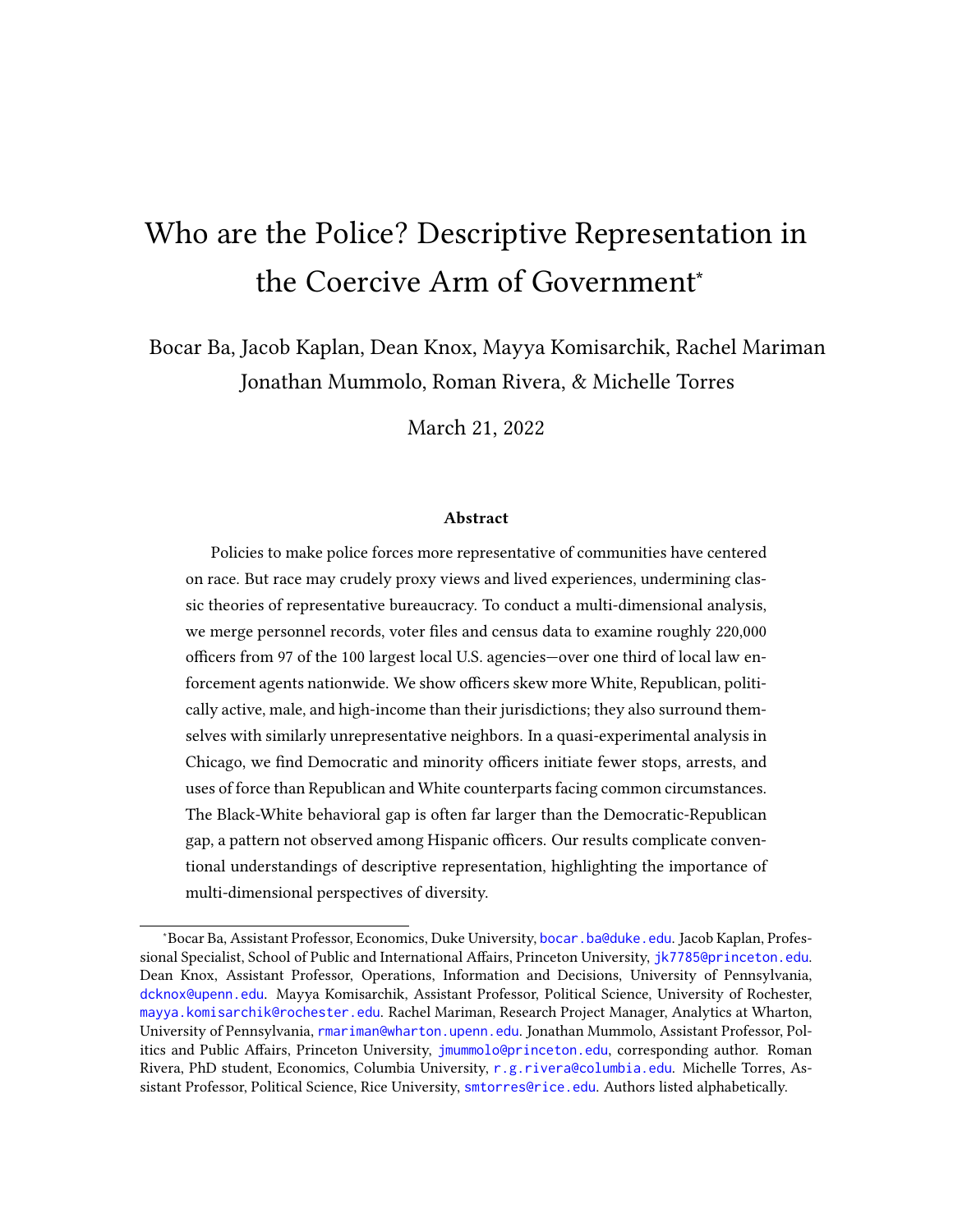# Who are the Police? Descriptive Representation in the Coercive Arm of Government*

Bocar Ba, Jacob Kaplan, Dean Knox, Mayya Komisarchik, Rachel Mariman
Jonathan Mummolo, Roman Rivera, & Michelle Torres

March 21, 2022

### Abstract

Policies to make police forces more representative of communities have centered on race. But race may crudely proxy views and lived experiences, undermining classic theories of representative bureaucracy. To conduct a multi-dimensional analysis, we merge personnel records, voter files and census data to examine roughly 220,000 officers from 97 of the 100 largest local U.S. agencies—over one third of local law enforcement agents nationwide. We show officers skew more White, Republican, politically active, male, and high-income than their jurisdictions; they also surround themselves with similarly unrepresentative neighbors. In a quasi-experimental analysis in Chicago, we find Democratic and minority officers initiate fewer stops, arrests, and uses of force than Republican and White counterparts facing common circumstances. The Black-White behavioral gap is often far larger than the Democratic-Republican gap, a pattern not observed among Hispanic officers. Our results complicate conventional understandings of descriptive representation, highlighting the importance of multi-dimensional perspectives of diversity.

---

*Bocar Ba, Assistant Professor, Economics, Duke University, bocar.ba@duke.edu. Jacob Kaplan, Professional Specialist, School of Public and International Affairs, Princeton University, jk7785@princeton.edu. Dean Knox, Assistant Professor, Operations, Information and Decisions, University of Pennsylvania, dcknox@upenn.edu. Mayya Komisarchik, Assistant Professor, Political Science, University of Rochester, mayya.komisarchik@rochester.edu. Rachel Mariman, Research Project Manager, Analytics at Wharton, University of Pennsylvania, rmariman@wharton.upenn.edu. Jonathan Mummolo, Assistant Professor, Politics and Public Affairs, Princeton University, jmummolo@princeton.edu, corresponding author. Roman Rivera, PhD student, Economics, Columbia University, r.g.rivera@columbia.edu. Michelle Torres, Assistant Professor, Political Science, Rice University, smtorres@rice.edu. Authors listed alphabetically.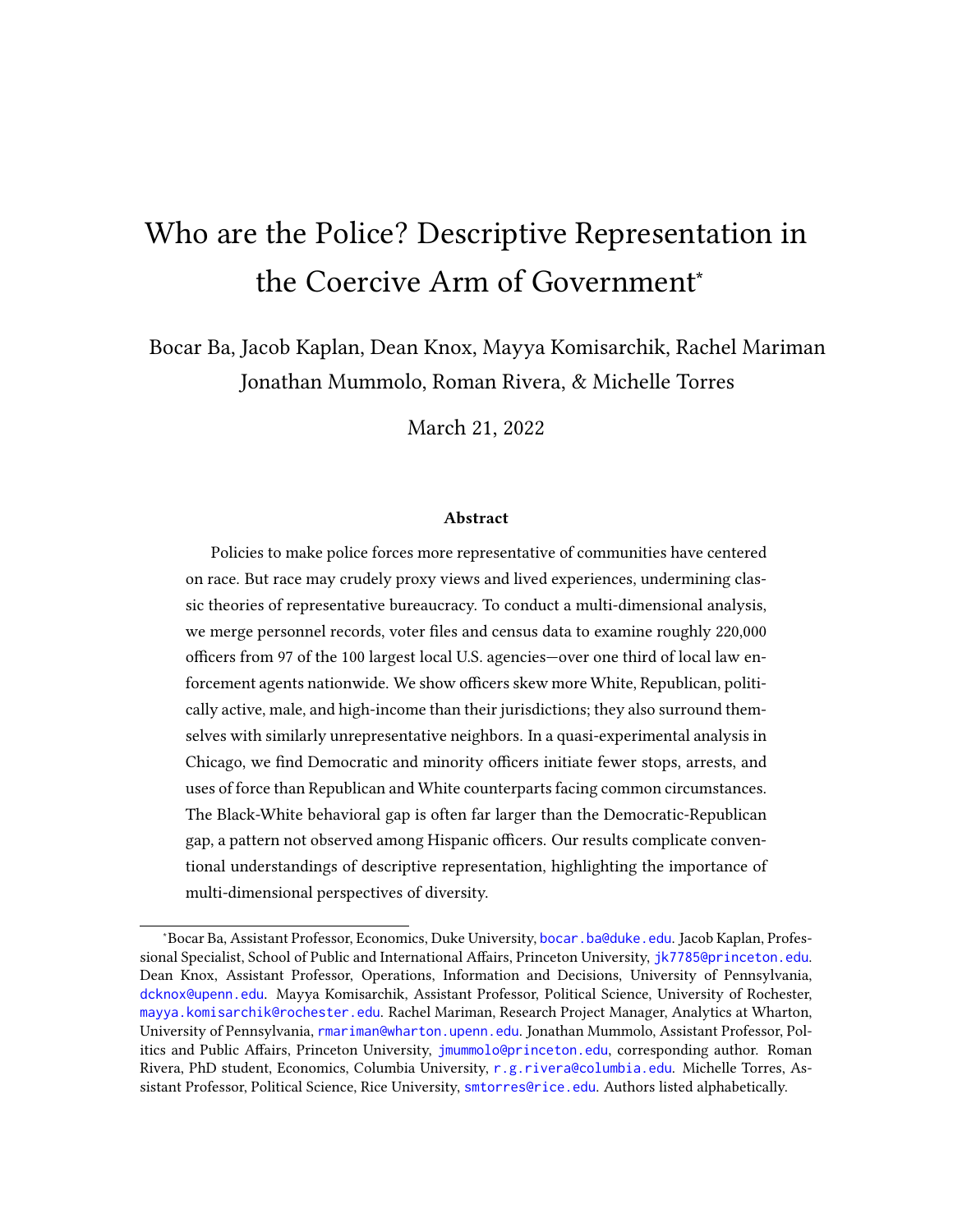# Who are the Police? Descriptive Representation in the Coercive Arm of Government*

Bocar Ba, Jacob Kaplan, Dean Knox, Mayya Komisarchik, Rachel Mariman
Jonathan Mummolo, Roman Rivera, & Michelle Torres

March 21, 2022

### Abstract

Policies to make police forces more representative of communities have centered on race. But race may crudely proxy views and lived experiences, undermining classic theories of representative bureaucracy. To conduct a multi-dimensional analysis, we merge personnel records, voter files and census data to examine roughly 220,000 officers from 97 of the 100 largest local U.S. agencies—over one third of local law enforcement agents nationwide. We show officers skew more White, Republican, politically active, male, and high-income than their jurisdictions; they also surround themselves with similarly unrepresentative neighbors. In a quasi-experimental analysis in Chicago, we find Democratic and minority officers initiate fewer stops, arrests, and uses of force than Republican and White counterparts facing common circumstances. The Black-White behavioral gap is often far larger than the Democratic-Republican gap, a pattern not observed among Hispanic officers. Our results complicate conventional understandings of descriptive representation, highlighting the importance of multi-dimensional perspectives of diversity.

---

*Bocar Ba, Assistant Professor, Economics, Duke University, bocar.ba@duke.edu. Jacob Kaplan, Professional Specialist, School of Public and International Affairs, Princeton University, jk7785@princeton.edu. Dean Knox, Assistant Professor, Operations, Information and Decisions, University of Pennsylvania, dcknox@upenn.edu. Mayya Komisarchik, Assistant Professor, Political Science, University of Rochester, mayya.komisarchik@rochester.edu. Rachel Mariman, Research Project Manager, Analytics at Wharton, University of Pennsylvania, rmariman@wharton.upenn.edu. Jonathan Mummolo, Assistant Professor, Politics and Public Affairs, Princeton University, jmummolo@princeton.edu, corresponding author. Roman Rivera, PhD student, Economics, Columbia University, r.g.rivera@columbia.edu. Michelle Torres, Assistant Professor, Political Science, Rice University, smtorres@rice.edu. Authors listed alphabetically.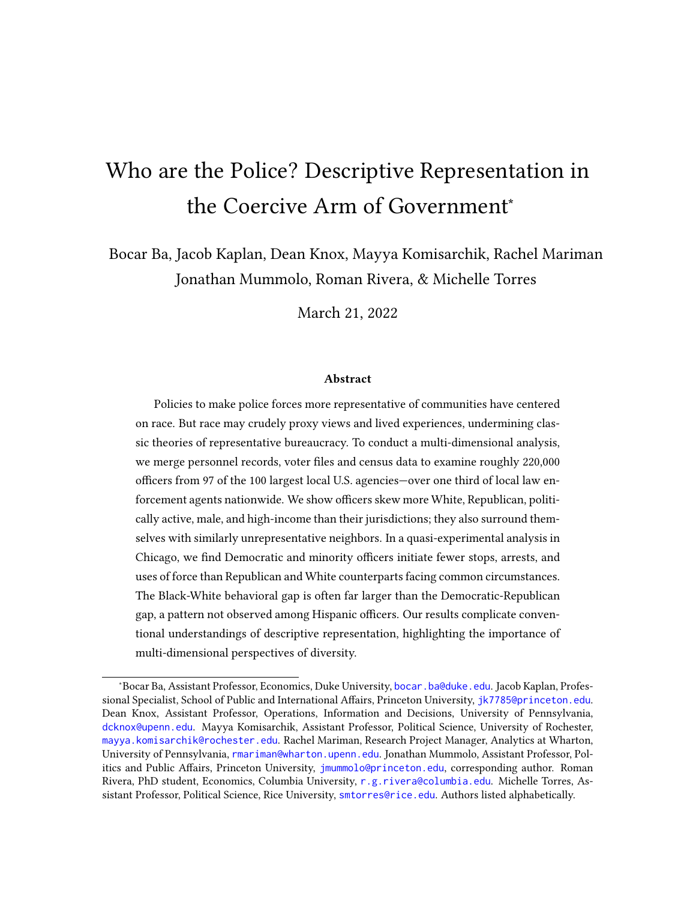# Who are the Police? Descriptive Representation in the Coercive Arm of Government*

Bocar Ba, Jacob Kaplan, Dean Knox, Mayya Komisarchik, Rachel Mariman
Jonathan Mummolo, Roman Rivera, & Michelle Torres

March 21, 2022

### Abstract

Policies to make police forces more representative of communities have centered on race. But race may crudely proxy views and lived experiences, undermining classic theories of representative bureaucracy. To conduct a multi-dimensional analysis, we merge personnel records, voter files and census data to examine roughly 220,000 officers from 97 of the 100 largest local U.S. agencies—over one third of local law enforcement agents nationwide. We show officers skew more White, Republican, politically active, male, and high-income than their jurisdictions; they also surround themselves with similarly unrepresentative neighbors. In a quasi-experimental analysis in Chicago, we find Democratic and minority officers initiate fewer stops, arrests, and uses of force than Republican and White counterparts facing common circumstances. The Black-White behavioral gap is often far larger than the Democratic-Republican gap, a pattern not observed among Hispanic officers. Our results complicate conventional understandings of descriptive representation, highlighting the importance of multi-dimensional perspectives of diversity.

---

*Bocar Ba, Assistant Professor, Economics, Duke University, bocar.ba@duke.edu. Jacob Kaplan, Professional Specialist, School of Public and International Affairs, Princeton University, jk7785@princeton.edu. Dean Knox, Assistant Professor, Operations, Information and Decisions, University of Pennsylvania, dcknox@upenn.edu. Mayya Komisarchik, Assistant Professor, Political Science, University of Rochester, mayya.komisarchik@rochester.edu. Rachel Mariman, Research Project Manager, Analytics at Wharton, University of Pennsylvania, rmariman@wharton.upenn.edu. Jonathan Mummolo, Assistant Professor, Politics and Public Affairs, Princeton University, jmummolo@princeton.edu, corresponding author. Roman Rivera, PhD student, Economics, Columbia University, r.g.rivera@columbia.edu. Michelle Torres, Assistant Professor, Political Science, Rice University, smtorres@rice.edu. Authors listed alphabetically.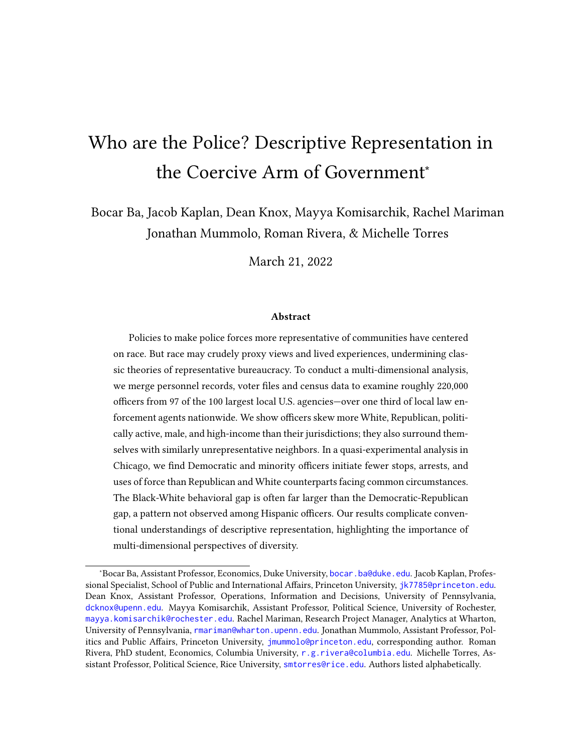# Who are the Police? Descriptive Representation in the Coercive Arm of Government*

Bocar Ba, Jacob Kaplan, Dean Knox, Mayya Komisarchik, Rachel Mariman
Jonathan Mummolo, Roman Rivera, & Michelle Torres

March 21, 2022

### Abstract

Policies to make police forces more representative of communities have centered on race. But race may crudely proxy views and lived experiences, undermining classic theories of representative bureaucracy. To conduct a multi-dimensional analysis, we merge personnel records, voter files and census data to examine roughly 220,000 officers from 97 of the 100 largest local U.S. agencies—over one third of local law enforcement agents nationwide. We show officers skew more White, Republican, politically active, male, and high-income than their jurisdictions; they also surround themselves with similarly unrepresentative neighbors. In a quasi-experimental analysis in Chicago, we find Democratic and minority officers initiate fewer stops, arrests, and uses of force than Republican and White counterparts facing common circumstances. The Black-White behavioral gap is often far larger than the Democratic-Republican gap, a pattern not observed among Hispanic officers. Our results complicate conventional understandings of descriptive representation, highlighting the importance of multi-dimensional perspectives of diversity.

---

*Bocar Ba, Assistant Professor, Economics, Duke University, bocar.ba@duke.edu. Jacob Kaplan, Professional Specialist, School of Public and International Affairs, Princeton University, jk7785@princeton.edu. Dean Knox, Assistant Professor, Operations, Information and Decisions, University of Pennsylvania, dcknox@upenn.edu. Mayya Komisarchik, Assistant Professor, Political Science, University of Rochester, mayya.komisarchik@rochester.edu. Rachel Mariman, Research Project Manager, Analytics at Wharton, University of Pennsylvania, rmariman@wharton.upenn.edu. Jonathan Mummolo, Assistant Professor, Politics and Public Affairs, Princeton University, jmummolo@princeton.edu, corresponding author. Roman Rivera, PhD student, Economics, Columbia University, r.g.rivera@columbia.edu. Michelle Torres, Assistant Professor, Political Science, Rice University, smtorres@rice.edu. Authors listed alphabetically.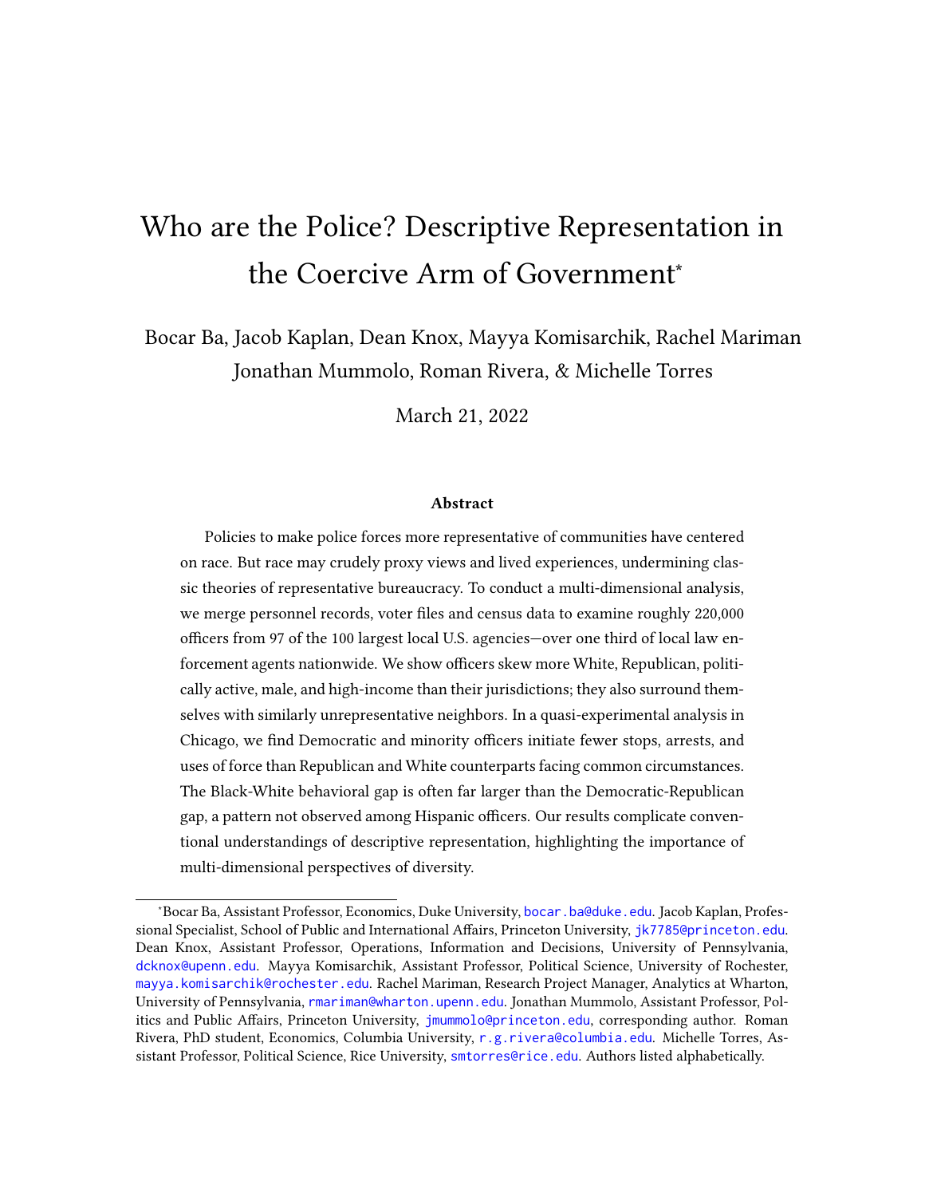# Who are the Police? Descriptive Representation in the Coercive Arm of Government*

Bocar Ba, Jacob Kaplan, Dean Knox, Mayya Komisarchik, Rachel Mariman Jonathan Mummolo, Roman Rivera, & Michelle Torres

March 21, 2022

### Abstract

Policies to make police forces more representative of communities have centered on race. But race may crudely proxy views and lived experiences, undermining classic theories of representative bureaucracy. To conduct a multi-dimensional analysis, we merge personnel records, voter files and census data to examine roughly 220,000 officers from 97 of the 100 largest local U.S. agencies—over one third of local law enforcement agents nationwide. We show officers skew more White, Republican, politically active, male, and high-income than their jurisdictions; they also surround themselves with similarly unrepresentative neighbors. In a quasi-experimental analysis in Chicago, we find Democratic and minority officers initiate fewer stops, arrests, and uses of force than Republican and White counterparts facing common circumstances. The Black-White behavioral gap is often far larger than the Democratic-Republican gap, a pattern not observed among Hispanic officers. Our results complicate conventional understandings of descriptive representation, highlighting the importance of multi-dimensional perspectives of diversity.

---

*Bocar Ba, Assistant Professor, Economics, Duke University, bocar.ba@duke.edu. Jacob Kaplan, Professional Specialist, School of Public and International Affairs, Princeton University, jk7785@princeton.edu. Dean Knox, Assistant Professor, Operations, Information and Decisions, University of Pennsylvania, dcknox@upenn.edu. Mayya Komisarchik, Assistant Professor, Political Science, University of Rochester, mayya.komisarchik@rochester.edu. Rachel Mariman, Research Project Manager, Analytics at Wharton, University of Pennsylvania, rmariman@wharton.upenn.edu. Jonathan Mummolo, Assistant Professor, Politics and Public Affairs, Princeton University, jmummolo@princeton.edu, corresponding author. Roman Rivera, PhD student, Economics, Columbia University, r.g.rivera@columbia.edu. Michelle Torres, Assistant Professor, Political Science, Rice University, smtorres@rice.edu. Authors listed alphabetically.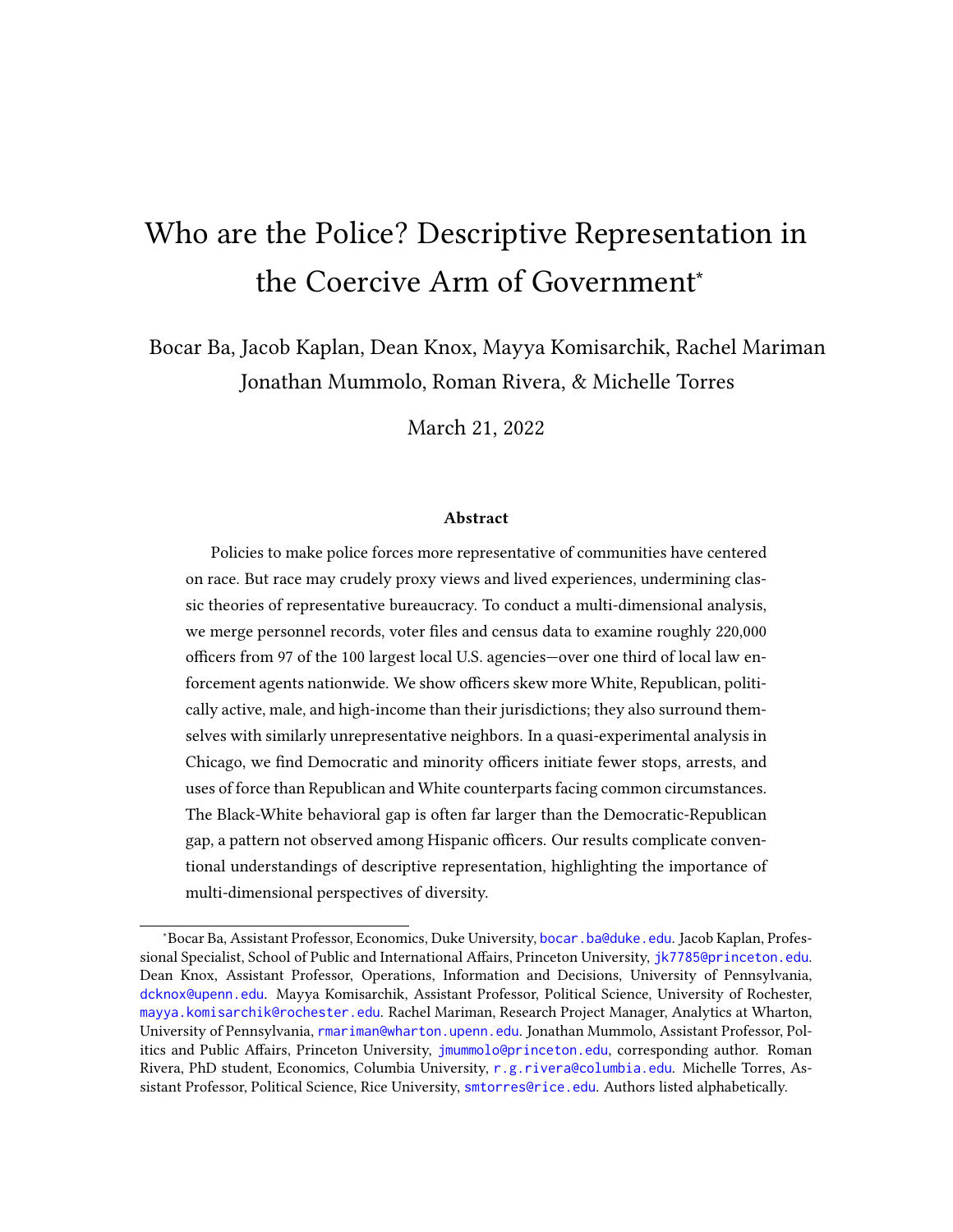# Who are the Police? Descriptive Representation in the Coercive Arm of Government*

Bocar Ba, Jacob Kaplan, Dean Knox, Mayya Komisarchik, Rachel Mariman
Jonathan Mummolo, Roman Rivera, & Michelle Torres

March 21, 2022

### Abstract

Policies to make police forces more representative of communities have centered on race. But race may crudely proxy views and lived experiences, undermining classic theories of representative bureaucracy. To conduct a multi-dimensional analysis, we merge personnel records, voter files and census data to examine roughly 220,000 officers from 97 of the 100 largest local U.S. agencies—over one third of local law enforcement agents nationwide. We show officers skew more White, Republican, politically active, male, and high-income than their jurisdictions; they also surround themselves with similarly unrepresentative neighbors. In a quasi-experimental analysis in Chicago, we find Democratic and minority officers initiate fewer stops, arrests, and uses of force than Republican and White counterparts facing common circumstances. The Black-White behavioral gap is often far larger than the Democratic-Republican gap, a pattern not observed among Hispanic officers. Our results complicate conventional understandings of descriptive representation, highlighting the importance of multi-dimensional perspectives of diversity.

---

*Bocar Ba, Assistant Professor, Economics, Duke University, bocar.ba@duke.edu. Jacob Kaplan, Professional Specialist, School of Public and International Affairs, Princeton University, jk7785@princeton.edu. Dean Knox, Assistant Professor, Operations, Information and Decisions, University of Pennsylvania, dcknox@upenn.edu. Mayya Komisarchik, Assistant Professor, Political Science, University of Rochester, mayya.komisarchik@rochester.edu. Rachel Mariman, Research Project Manager, Analytics at Wharton, University of Pennsylvania, rmariman@wharton.upenn.edu. Jonathan Mummolo, Assistant Professor, Politics and Public Affairs, Princeton University, jmummolo@princeton.edu, corresponding author. Roman Rivera, PhD student, Economics, Columbia University, r.g.rivera@columbia.edu. Michelle Torres, Assistant Professor, Political Science, Rice University, smtorres@rice.edu. Authors listed alphabetically.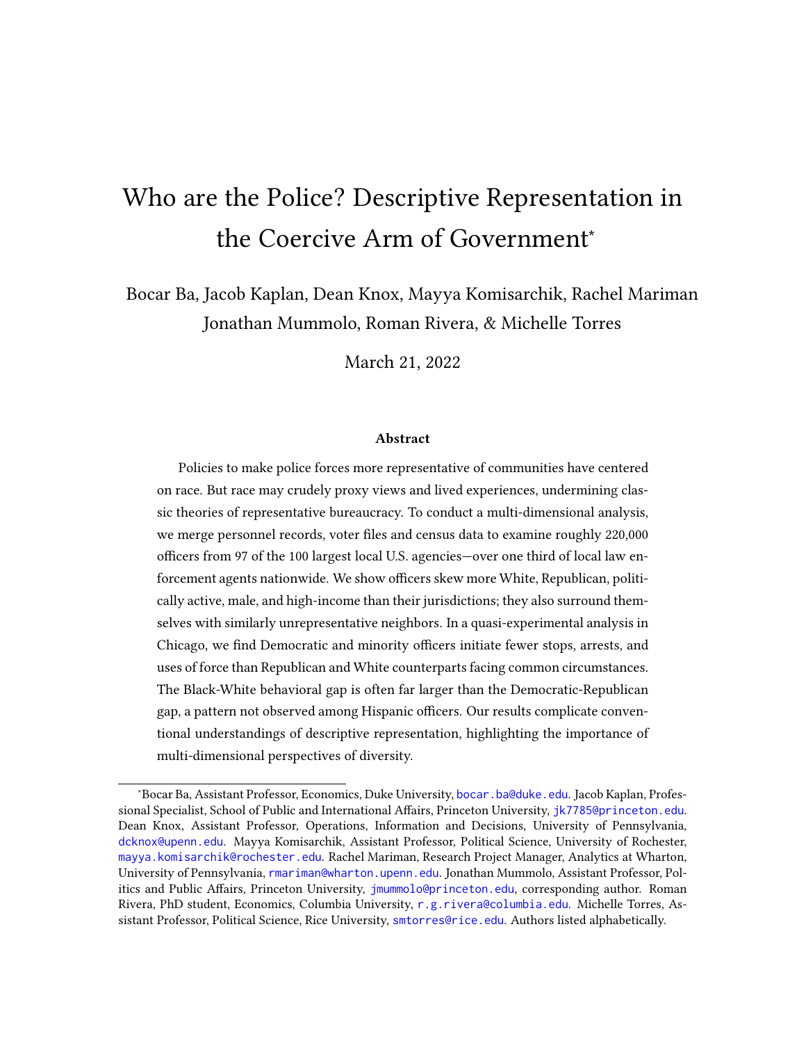# Who are the Police? Descriptive Representation in the Coercive Arm of Government[*]

Bocar Ba, Jacob Kaplan, Dean Knox, Mayya Komisarchik, Rachel Mariman
Jonathan Mummolo, Roman Rivera, & Michelle Torres

March 21, 2022

### Abstract

Policies to make police forces more representative of communities have centered on race. But race may crudely proxy views and lived experiences, undermining classic theories of representative bureaucracy. To conduct a multi-dimensional analysis, we merge personnel records, voter files and census data to examine roughly 220,000 officers from 97 of the 100 largest local U.S. agencies—over one third of local law enforcement agents nationwide. We show officers skew more White, Republican, politically active, male, and high-income than their jurisdictions; they also surround themselves with similarly unrepresentative neighbors. In a quasi-experimental analysis in Chicago, we find Democratic and minority officers initiate fewer stops, arrests, and uses of force than Republican and White counterparts facing common circumstances. The Black-White behavioral gap is often far larger than the Democratic-Republican gap, a pattern not observed among Hispanic officers. Our results complicate conventional understandings of descriptive representation, highlighting the importance of multi-dimensional perspectives of diversity.

---

[*] Bocar Ba, Assistant Professor, Economics, Duke University, bocar.ba@duke.edu. Jacob Kaplan, Professional Specialist, School of Public and International Affairs, Princeton University, jk7785@princeton.edu. Dean Knox, Assistant Professor, Operations, Information and Decisions, University of Pennsylvania, dcknox@upenn.edu. Mayya Komisarchik, Assistant Professor, Political Science, University of Rochester, mayya.komisarchik@rochester.edu. Rachel Mariman, Research Project Manager, Analytics at Wharton, University of Pennsylvania, rmariman@wharton.upenn.edu. Jonathan Mummolo, Assistant Professor, Politics and Public Affairs, Princeton University, jmummolo@princeton.edu, corresponding author. Roman Rivera, PhD student, Economics, Columbia University, r.g.rivera@columbia.edu. Michelle Torres, Assistant Professor, Political Science, Rice University, smtorres@rice.edu. Authors listed alphabetically.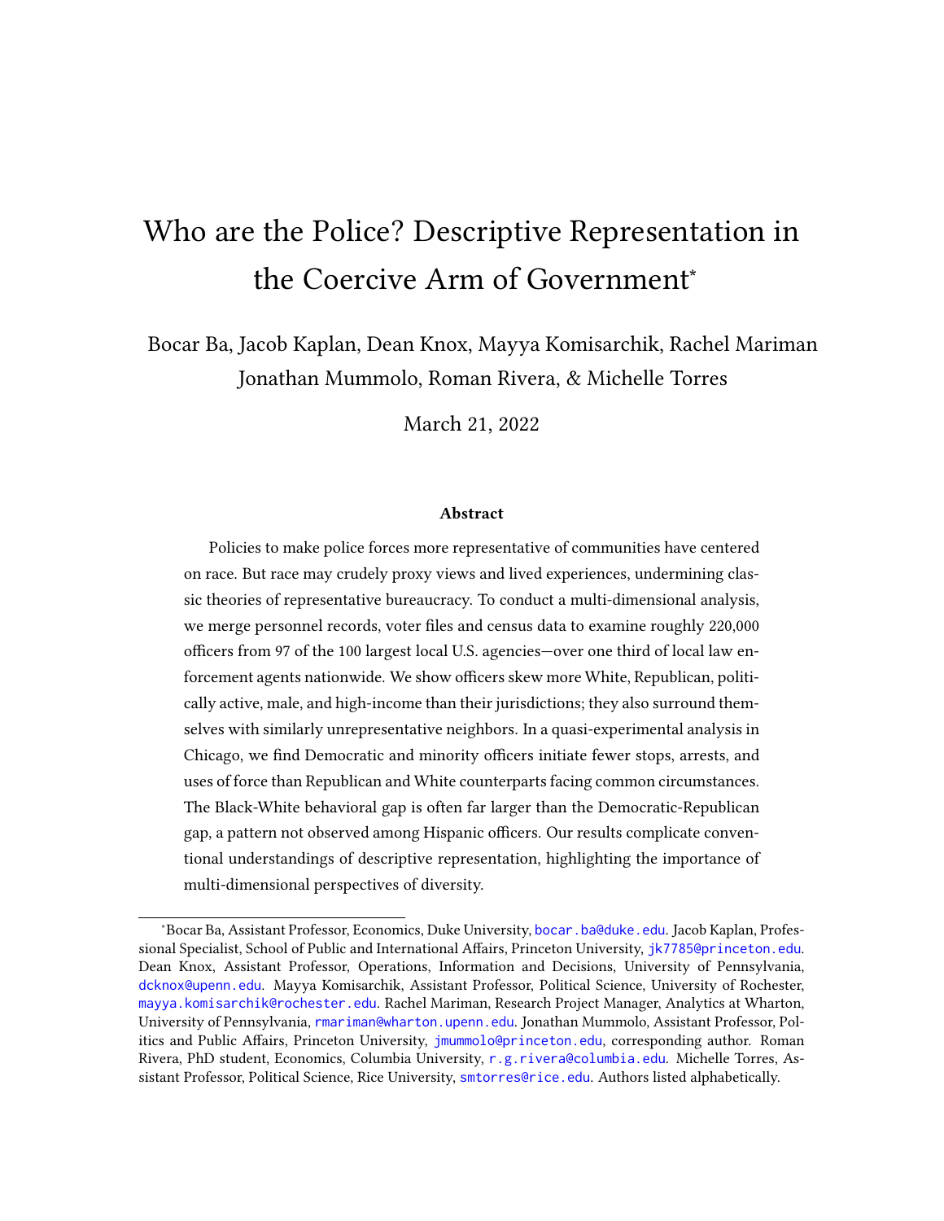# Who are the Police? Descriptive Representation in the Coercive Arm of Government*

Bocar Ba, Jacob Kaplan, Dean Knox, Mayya Komisarchik, Rachel Mariman
Jonathan Mummolo, Roman Rivera, & Michelle Torres

March 21, 2022

### Abstract

Policies to make police forces more representative of communities have centered on race. But race may crudely proxy views and lived experiences, undermining classic theories of representative bureaucracy. To conduct a multi-dimensional analysis, we merge personnel records, voter files and census data to examine roughly 220,000 officers from 97 of the 100 largest local U.S. agencies—over one third of local law enforcement agents nationwide. We show officers skew more White, Republican, politically active, male, and high-income than their jurisdictions; they also surround themselves with similarly unrepresentative neighbors. In a quasi-experimental analysis in Chicago, we find Democratic and minority officers initiate fewer stops, arrests, and uses of force than Republican and White counterparts facing common circumstances. The Black-White behavioral gap is often far larger than the Democratic-Republican gap, a pattern not observed among Hispanic officers. Our results complicate conventional understandings of descriptive representation, highlighting the importance of multi-dimensional perspectives of diversity.

---

*Bocar Ba, Assistant Professor, Economics, Duke University, bocar.ba@duke.edu. Jacob Kaplan, Professional Specialist, School of Public and International Affairs, Princeton University, jk7785@princeton.edu. Dean Knox, Assistant Professor, Operations, Information and Decisions, University of Pennsylvania, dcknox@upenn.edu. Mayya Komisarchik, Assistant Professor, Political Science, University of Rochester, mayya.komisarchik@rochester.edu. Rachel Mariman, Research Project Manager, Analytics at Wharton, University of Pennsylvania, rmariman@wharton.upenn.edu. Jonathan Mummolo, Assistant Professor, Politics and Public Affairs, Princeton University, jmummolo@princeton.edu, corresponding author. Roman Rivera, PhD student, Economics, Columbia University, r.g.rivera@columbia.edu. Michelle Torres, Assistant Professor, Political Science, Rice University, smtorres@rice.edu. Authors listed alphabetically.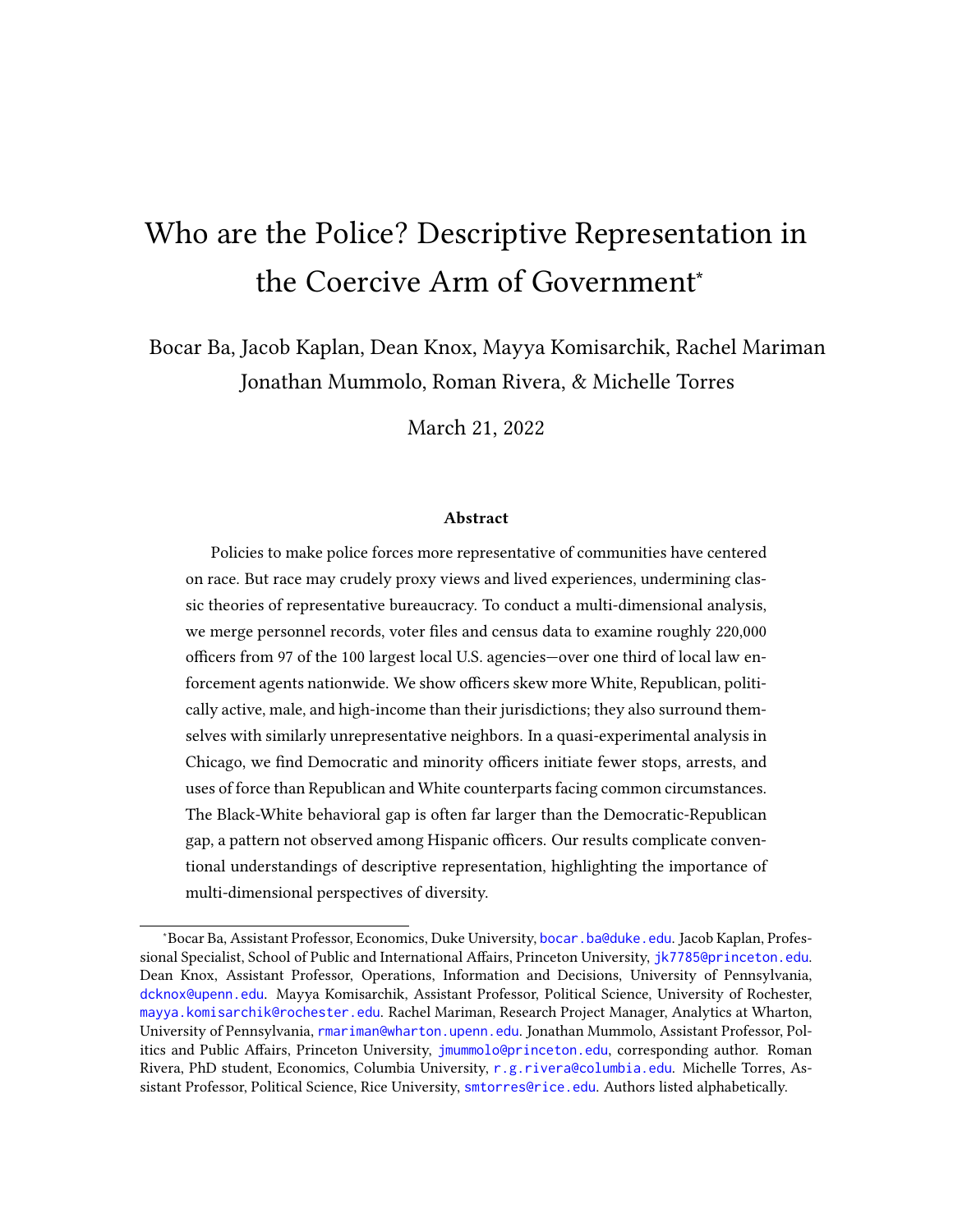# Who are the Police? Descriptive Representation in the Coercive Arm of Government*

Bocar Ba, Jacob Kaplan, Dean Knox, Mayya Komisarchik, Rachel Mariman
Jonathan Mummolo, Roman Rivera, & Michelle Torres

March 21, 2022

### Abstract

Policies to make police forces more representative of communities have centered on race. But race may crudely proxy views and lived experiences, undermining classic theories of representative bureaucracy. To conduct a multi-dimensional analysis, we merge personnel records, voter files and census data to examine roughly 220,000 officers from 97 of the 100 largest local U.S. agencies—over one third of local law enforcement agents nationwide. We show officers skew more White, Republican, politically active, male, and high-income than their jurisdictions; they also surround themselves with similarly unrepresentative neighbors. In a quasi-experimental analysis in Chicago, we find Democratic and minority officers initiate fewer stops, arrests, and uses of force than Republican and White counterparts facing common circumstances. The Black-White behavioral gap is often far larger than the Democratic-Republican gap, a pattern not observed among Hispanic officers. Our results complicate conventional understandings of descriptive representation, highlighting the importance of multi-dimensional perspectives of diversity.

---

*Bocar Ba, Assistant Professor, Economics, Duke University, bocar.ba@duke.edu. Jacob Kaplan, Professional Specialist, School of Public and International Affairs, Princeton University, jk7785@princeton.edu. Dean Knox, Assistant Professor, Operations, Information and Decisions, University of Pennsylvania, dcknox@upenn.edu. Mayya Komisarchik, Assistant Professor, Political Science, University of Rochester, mayya.komisarchik@rochester.edu. Rachel Mariman, Research Project Manager, Analytics at Wharton, University of Pennsylvania, rmariman@wharton.upenn.edu. Jonathan Mummolo, Assistant Professor, Politics and Public Affairs, Princeton University, jmummolo@princeton.edu, corresponding author. Roman Rivera, PhD student, Economics, Columbia University, r.g.rivera@columbia.edu. Michelle Torres, Assistant Professor, Political Science, Rice University, smtorres@rice.edu. Authors listed alphabetically.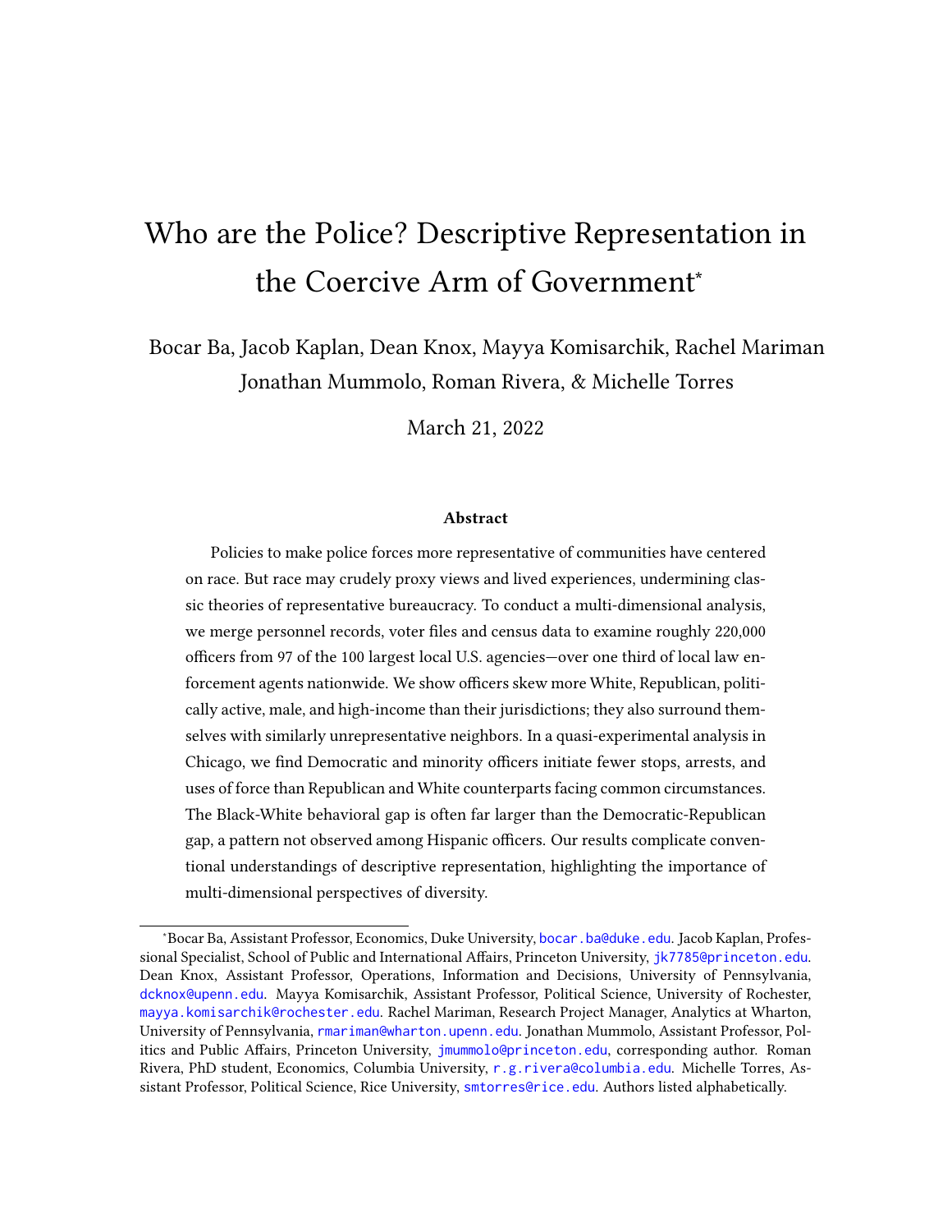# Who are the Police? Descriptive Representation in the Coercive Arm of Government*

Bocar Ba, Jacob Kaplan, Dean Knox, Mayya Komisarchik, Rachel Mariman
Jonathan Mummolo, Roman Rivera, & Michelle Torres

March 21, 2022

### Abstract

Policies to make police forces more representative of communities have centered on race. But race may crudely proxy views and lived experiences, undermining classic theories of representative bureaucracy. To conduct a multi-dimensional analysis, we merge personnel records, voter files and census data to examine roughly 220,000 officers from 97 of the 100 largest local U.S. agencies—over one third of local law enforcement agents nationwide. We show officers skew more White, Republican, politically active, male, and high-income than their jurisdictions; they also surround themselves with similarly unrepresentative neighbors. In a quasi-experimental analysis in Chicago, we find Democratic and minority officers initiate fewer stops, arrests, and uses of force than Republican and White counterparts facing common circumstances. The Black-White behavioral gap is often far larger than the Democratic-Republican gap, a pattern not observed among Hispanic officers. Our results complicate conventional understandings of descriptive representation, highlighting the importance of multi-dimensional perspectives of diversity.

---

*Bocar Ba, Assistant Professor, Economics, Duke University, bocar.ba@duke.edu. Jacob Kaplan, Professional Specialist, School of Public and International Affairs, Princeton University, jk7785@princeton.edu. Dean Knox, Assistant Professor, Operations, Information and Decisions, University of Pennsylvania, dcknox@upenn.edu. Mayya Komisarchik, Assistant Professor, Political Science, University of Rochester, mayya.komisarchik@rochester.edu. Rachel Mariman, Research Project Manager, Analytics at Wharton, University of Pennsylvania, rmariman@wharton.upenn.edu. Jonathan Mummolo, Assistant Professor, Politics and Public Affairs, Princeton University, jmummolo@princeton.edu, corresponding author. Roman Rivera, PhD student, Economics, Columbia University, r.g.rivera@columbia.edu. Michelle Torres, Assistant Professor, Political Science, Rice University, smtorres@rice.edu. Authors listed alphabetically.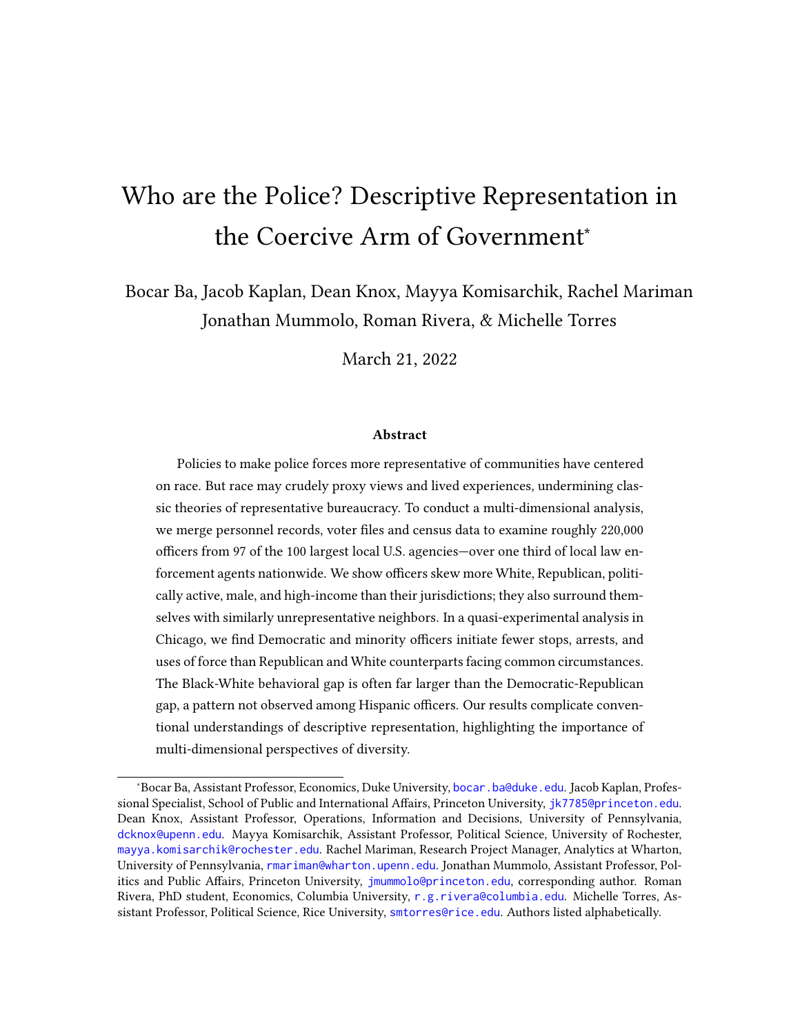# Who are the Police? Descriptive Representation in the Coercive Arm of Government*

Bocar Ba, Jacob Kaplan, Dean Knox, Mayya Komisarchik, Rachel Mariman Jonathan Mummolo, Roman Rivera, & Michelle Torres

March 21, 2022

### Abstract

Policies to make police forces more representative of communities have centered on race. But race may crudely proxy views and lived experiences, undermining classic theories of representative bureaucracy. To conduct a multi-dimensional analysis, we merge personnel records, voter files and census data to examine roughly 220,000 officers from 97 of the 100 largest local U.S. agencies—over one third of local law enforcement agents nationwide. We show officers skew more White, Republican, politically active, male, and high-income than their jurisdictions; they also surround themselves with similarly unrepresentative neighbors. In a quasi-experimental analysis in Chicago, we find Democratic and minority officers initiate fewer stops, arrests, and uses of force than Republican and White counterparts facing common circumstances. The Black-White behavioral gap is often far larger than the Democratic-Republican gap, a pattern not observed among Hispanic officers. Our results complicate conventional understandings of descriptive representation, highlighting the importance of multi-dimensional perspectives of diversity.

---

*Bocar Ba, Assistant Professor, Economics, Duke University, bocar.ba@duke.edu. Jacob Kaplan, Professional Specialist, School of Public and International Affairs, Princeton University, jk7785@princeton.edu. Dean Knox, Assistant Professor, Operations, Information and Decisions, University of Pennsylvania, dcknox@upenn.edu. Mayya Komisarchik, Assistant Professor, Political Science, University of Rochester, mayya.komisarchik@rochester.edu. Rachel Mariman, Research Project Manager, Analytics at Wharton, University of Pennsylvania, rmariman@wharton.upenn.edu. Jonathan Mummolo, Assistant Professor, Politics and Public Affairs, Princeton University, jmummolo@princeton.edu, corresponding author. Roman Rivera, PhD student, Economics, Columbia University, r.g.rivera@columbia.edu. Michelle Torres, Assistant Professor, Political Science, Rice University, smtorres@rice.edu. Authors listed alphabetically.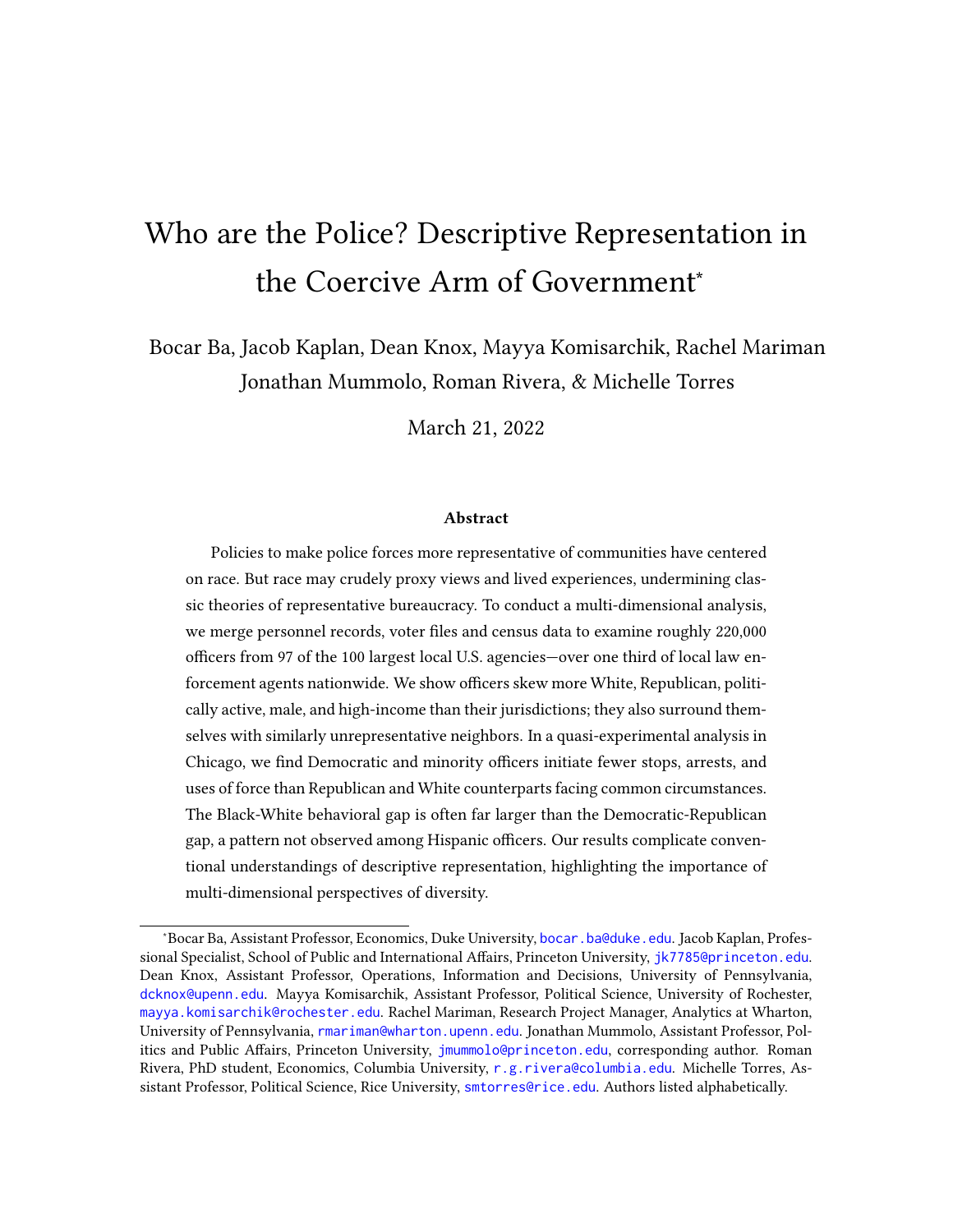# Who are the Police? Descriptive Representation in the Coercive Arm of Government*

Bocar Ba, Jacob Kaplan, Dean Knox, Mayya Komisarchik, Rachel Mariman
Jonathan Mummolo, Roman Rivera, & Michelle Torres

March 21, 2022

### Abstract

Policies to make police forces more representative of communities have centered on race. But race may crudely proxy views and lived experiences, undermining classic theories of representative bureaucracy. To conduct a multi-dimensional analysis, we merge personnel records, voter files and census data to examine roughly 220,000 officers from 97 of the 100 largest local U.S. agencies—over one third of local law enforcement agents nationwide. We show officers skew more White, Republican, politically active, male, and high-income than their jurisdictions; they also surround themselves with similarly unrepresentative neighbors. In a quasi-experimental analysis in Chicago, we find Democratic and minority officers initiate fewer stops, arrests, and uses of force than Republican and White counterparts facing common circumstances. The Black-White behavioral gap is often far larger than the Democratic-Republican gap, a pattern not observed among Hispanic officers. Our results complicate conventional understandings of descriptive representation, highlighting the importance of multi-dimensional perspectives of diversity.

---

*Bocar Ba, Assistant Professor, Economics, Duke University, bocar.ba@duke.edu. Jacob Kaplan, Professional Specialist, School of Public and International Affairs, Princeton University, jk7785@princeton.edu. Dean Knox, Assistant Professor, Operations, Information and Decisions, University of Pennsylvania, dcknox@upenn.edu. Mayya Komisarchik, Assistant Professor, Political Science, University of Rochester, mayya.komisarchik@rochester.edu. Rachel Mariman, Research Project Manager, Analytics at Wharton, University of Pennsylvania, rmariman@wharton.upenn.edu. Jonathan Mummolo, Assistant Professor, Politics and Public Affairs, Princeton University, jmummolo@princeton.edu, corresponding author. Roman Rivera, PhD student, Economics, Columbia University, r.g.rivera@columbia.edu. Michelle Torres, Assistant Professor, Political Science, Rice University, smtorres@rice.edu. Authors listed alphabetically.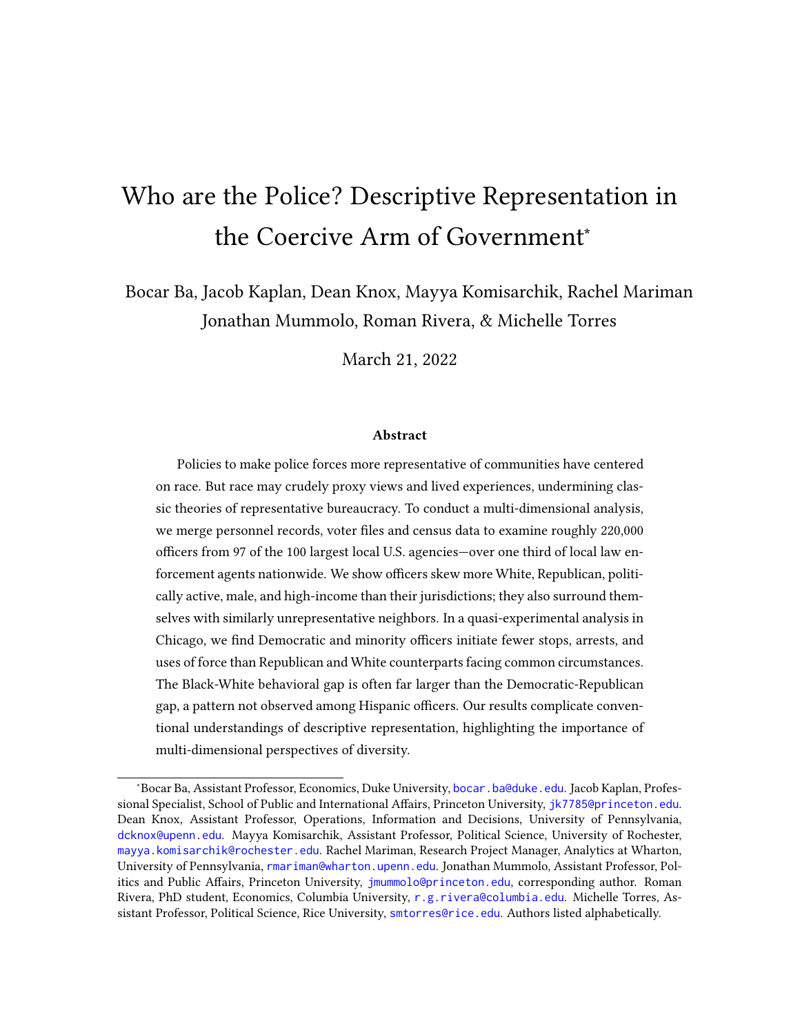# Who are the Police? Descriptive Representation in the Coercive Arm of Government*

Bocar Ba, Jacob Kaplan, Dean Knox, Mayya Komisarchik, Rachel Mariman Jonathan Mummolo, Roman Rivera, & Michelle Torres

March 21, 2022

### Abstract

Policies to make police forces more representative of communities have centered on race. But race may crudely proxy views and lived experiences, undermining classic theories of representative bureaucracy. To conduct a multi-dimensional analysis, we merge personnel records, voter files and census data to examine roughly 220,000 officers from 97 of the 100 largest local U.S. agencies—over one third of local law enforcement agents nationwide. We show officers skew more White, Republican, politically active, male, and high-income than their jurisdictions; they also surround themselves with similarly unrepresentative neighbors. In a quasi-experimental analysis in Chicago, we find Democratic and minority officers initiate fewer stops, arrests, and uses of force than Republican and White counterparts facing common circumstances. The Black-White behavioral gap is often far larger than the Democratic-Republican gap, a pattern not observed among Hispanic officers. Our results complicate conventional understandings of descriptive representation, highlighting the importance of multi-dimensional perspectives of diversity.

*Bocar Ba, Assistant Professor, Economics, Duke University, bocar.ba@duke.edu. Jacob Kaplan, Professional Specialist, School of Public and International Affairs, Princeton University, jk7785@princeton.edu. Dean Knox, Assistant Professor, Operations, Information and Decisions, University of Pennsylvania, dcknox@upenn.edu. Mayya Komisarchik, Assistant Professor, Political Science, University of Rochester, mayya.komisarchik@rochester.edu. Rachel Mariman, Research Project Manager, Analytics at Wharton, University of Pennsylvania, rmariman@wharton.upenn.edu. Jonathan Mummolo, Assistant Professor, Politics and Public Affairs, Princeton University, jmummolo@princeton.edu, corresponding author. Roman Rivera, PhD student, Economics, Columbia University, r.g.rivera@columbia.edu. Michelle Torres, Assistant Professor, Political Science, Rice University, smtorres@rice.edu. Authors listed alphabetically.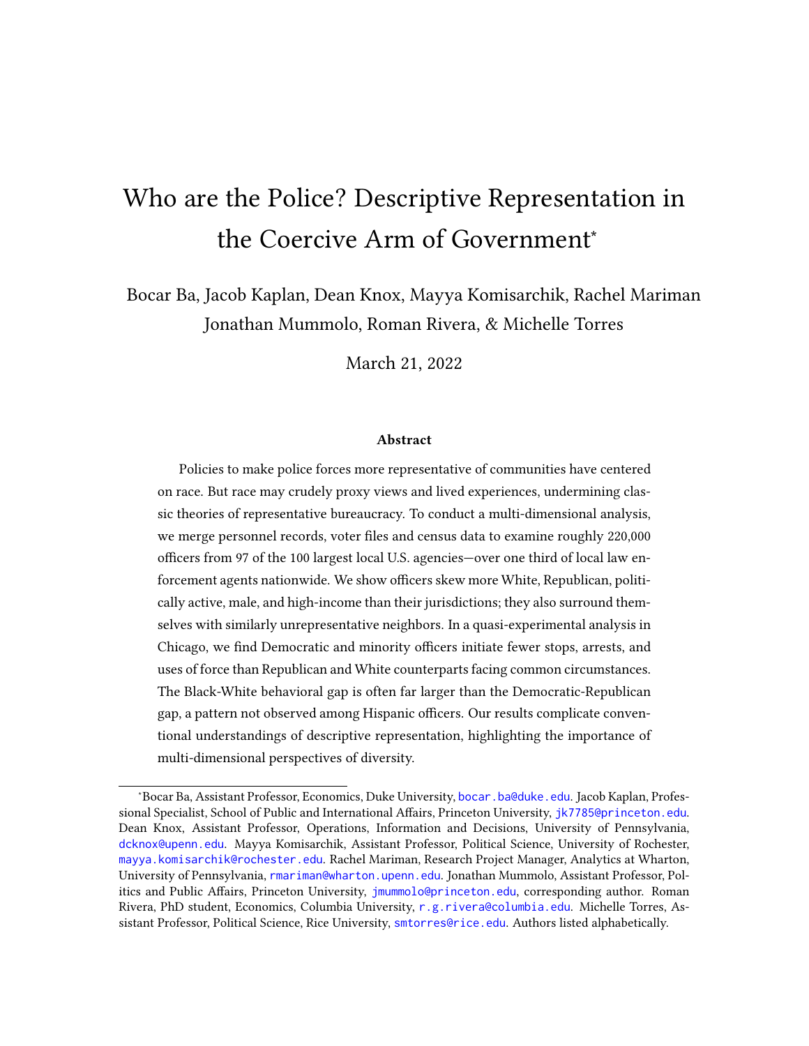# Who are the Police? Descriptive Representation in the Coercive Arm of Government*

Bocar Ba, Jacob Kaplan, Dean Knox, Mayya Komisarchik, Rachel Mariman
Jonathan Mummolo, Roman Rivera, & Michelle Torres

March 21, 2022

### Abstract

Policies to make police forces more representative of communities have centered on race. But race may crudely proxy views and lived experiences, undermining classic theories of representative bureaucracy. To conduct a multi-dimensional analysis, we merge personnel records, voter files and census data to examine roughly 220,000 officers from 97 of the 100 largest local U.S. agencies—over one third of local law enforcement agents nationwide. We show officers skew more White, Republican, politically active, male, and high-income than their jurisdictions; they also surround themselves with similarly unrepresentative neighbors. In a quasi-experimental analysis in Chicago, we find Democratic and minority officers initiate fewer stops, arrests, and uses of force than Republican and White counterparts facing common circumstances. The Black-White behavioral gap is often far larger than the Democratic-Republican gap, a pattern not observed among Hispanic officers. Our results complicate conventional understandings of descriptive representation, highlighting the importance of multi-dimensional perspectives of diversity.

---

*Bocar Ba, Assistant Professor, Economics, Duke University, bocar.ba@duke.edu. Jacob Kaplan, Professional Specialist, School of Public and International Affairs, Princeton University, jk7785@princeton.edu. Dean Knox, Assistant Professor, Operations, Information and Decisions, University of Pennsylvania, dcknox@upenn.edu. Mayya Komisarchik, Assistant Professor, Political Science, University of Rochester, mayya.komisarchik@rochester.edu. Rachel Mariman, Research Project Manager, Analytics at Wharton, University of Pennsylvania, rmariman@wharton.upenn.edu. Jonathan Mummolo, Assistant Professor, Politics and Public Affairs, Princeton University, jmummolo@princeton.edu, corresponding author. Roman Rivera, PhD student, Economics, Columbia University, r.g.rivera@columbia.edu. Michelle Torres, Assistant Professor, Political Science, Rice University, smtorres@rice.edu. Authors listed alphabetically.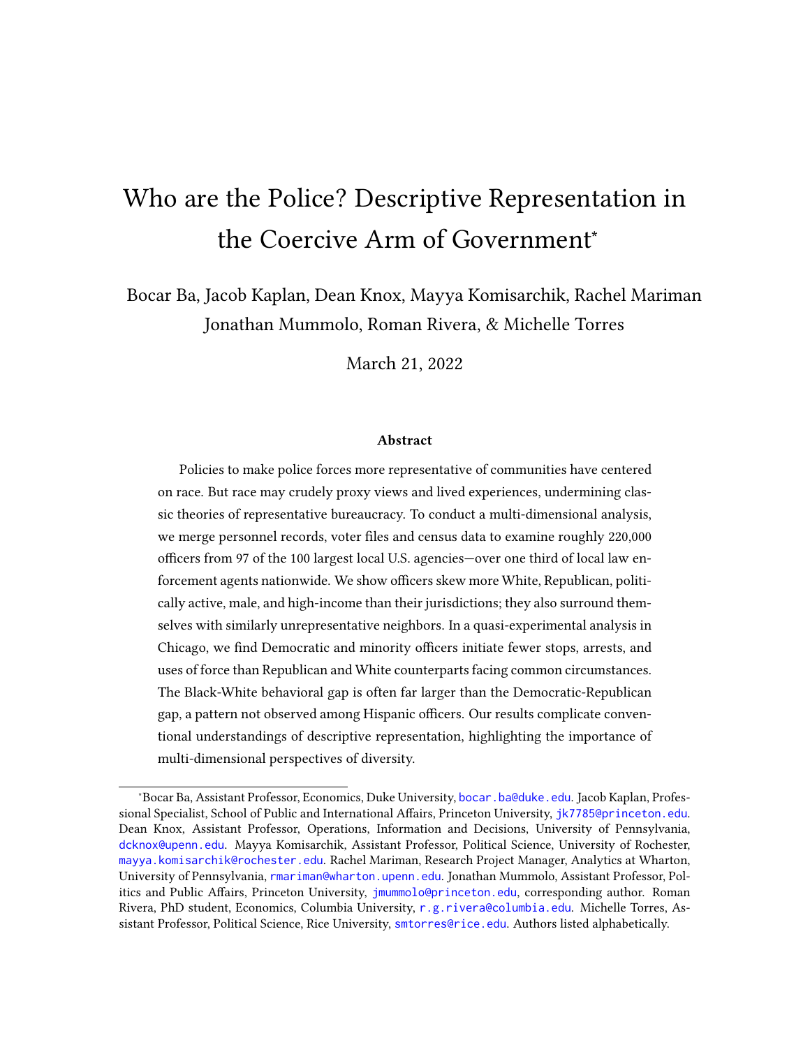# Who are the Police? Descriptive Representation in the Coercive Arm of Government*

Bocar Ba, Jacob Kaplan, Dean Knox, Mayya Komisarchik, Rachel Mariman
Jonathan Mummolo, Roman Rivera, & Michelle Torres

March 21, 2022

### Abstract

Policies to make police forces more representative of communities have centered on race. But race may crudely proxy views and lived experiences, undermining classic theories of representative bureaucracy. To conduct a multi-dimensional analysis, we merge personnel records, voter files and census data to examine roughly 220,000 officers from 97 of the 100 largest local U.S. agencies—over one third of local law enforcement agents nationwide. We show officers skew more White, Republican, politically active, male, and high-income than their jurisdictions; they also surround themselves with similarly unrepresentative neighbors. In a quasi-experimental analysis in Chicago, we find Democratic and minority officers initiate fewer stops, arrests, and uses of force than Republican and White counterparts facing common circumstances. The Black-White behavioral gap is often far larger than the Democratic-Republican gap, a pattern not observed among Hispanic officers. Our results complicate conventional understandings of descriptive representation, highlighting the importance of multi-dimensional perspectives of diversity.

---

*Bocar Ba, Assistant Professor, Economics, Duke University, bocar.ba@duke.edu. Jacob Kaplan, Professional Specialist, School of Public and International Affairs, Princeton University, jk7785@princeton.edu. Dean Knox, Assistant Professor, Operations, Information and Decisions, University of Pennsylvania, dcknox@upenn.edu. Mayya Komisarchik, Assistant Professor, Political Science, University of Rochester, mayya.komisarchik@rochester.edu. Rachel Mariman, Research Project Manager, Analytics at Wharton, University of Pennsylvania, rmariman@wharton.upenn.edu. Jonathan Mummolo, Assistant Professor, Politics and Public Affairs, Princeton University, jmummolo@princeton.edu, corresponding author. Roman Rivera, PhD student, Economics, Columbia University, r.g.rivera@columbia.edu. Michelle Torres, Assistant Professor, Political Science, Rice University, smtorres@rice.edu. Authors listed alphabetically.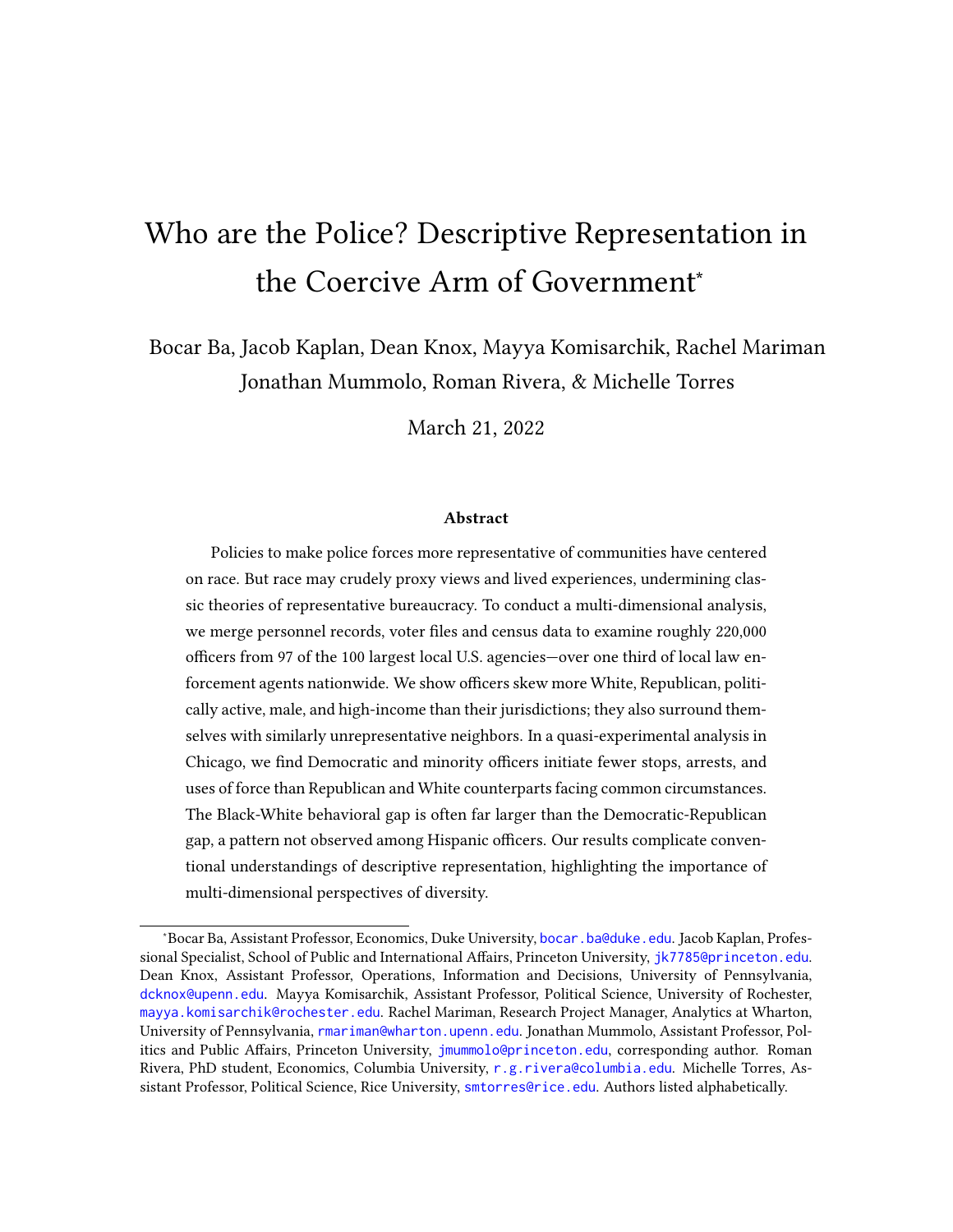# Who are the Police? Descriptive Representation in the Coercive Arm of Government*

Bocar Ba, Jacob Kaplan, Dean Knox, Mayya Komisarchik, Rachel Mariman
Jonathan Mummolo, Roman Rivera, & Michelle Torres

March 21, 2022

### Abstract

Policies to make police forces more representative of communities have centered on race. But race may crudely proxy views and lived experiences, undermining classic theories of representative bureaucracy. To conduct a multi-dimensional analysis, we merge personnel records, voter files and census data to examine roughly 220,000 officers from 97 of the 100 largest local U.S. agencies—over one third of local law enforcement agents nationwide. We show officers skew more White, Republican, politically active, male, and high-income than their jurisdictions; they also surround themselves with similarly unrepresentative neighbors. In a quasi-experimental analysis in Chicago, we find Democratic and minority officers initiate fewer stops, arrests, and uses of force than Republican and White counterparts facing common circumstances. The Black-White behavioral gap is often far larger than the Democratic-Republican gap, a pattern not observed among Hispanic officers. Our results complicate conventional understandings of descriptive representation, highlighting the importance of multi-dimensional perspectives of diversity.

---

*Bocar Ba, Assistant Professor, Economics, Duke University, bocar.ba@duke.edu. Jacob Kaplan, Professional Specialist, School of Public and International Affairs, Princeton University, jk7785@princeton.edu. Dean Knox, Assistant Professor, Operations, Information and Decisions, University of Pennsylvania, dcknox@upenn.edu. Mayya Komisarchik, Assistant Professor, Political Science, University of Rochester, mayya.komisarchik@rochester.edu. Rachel Mariman, Research Project Manager, Analytics at Wharton, University of Pennsylvania, rmariman@wharton.upenn.edu. Jonathan Mummolo, Assistant Professor, Politics and Public Affairs, Princeton University, jmummolo@princeton.edu, corresponding author. Roman Rivera, PhD student, Economics, Columbia University, r.g.rivera@columbia.edu. Michelle Torres, Assistant Professor, Political Science, Rice University, smtorres@rice.edu. Authors listed alphabetically.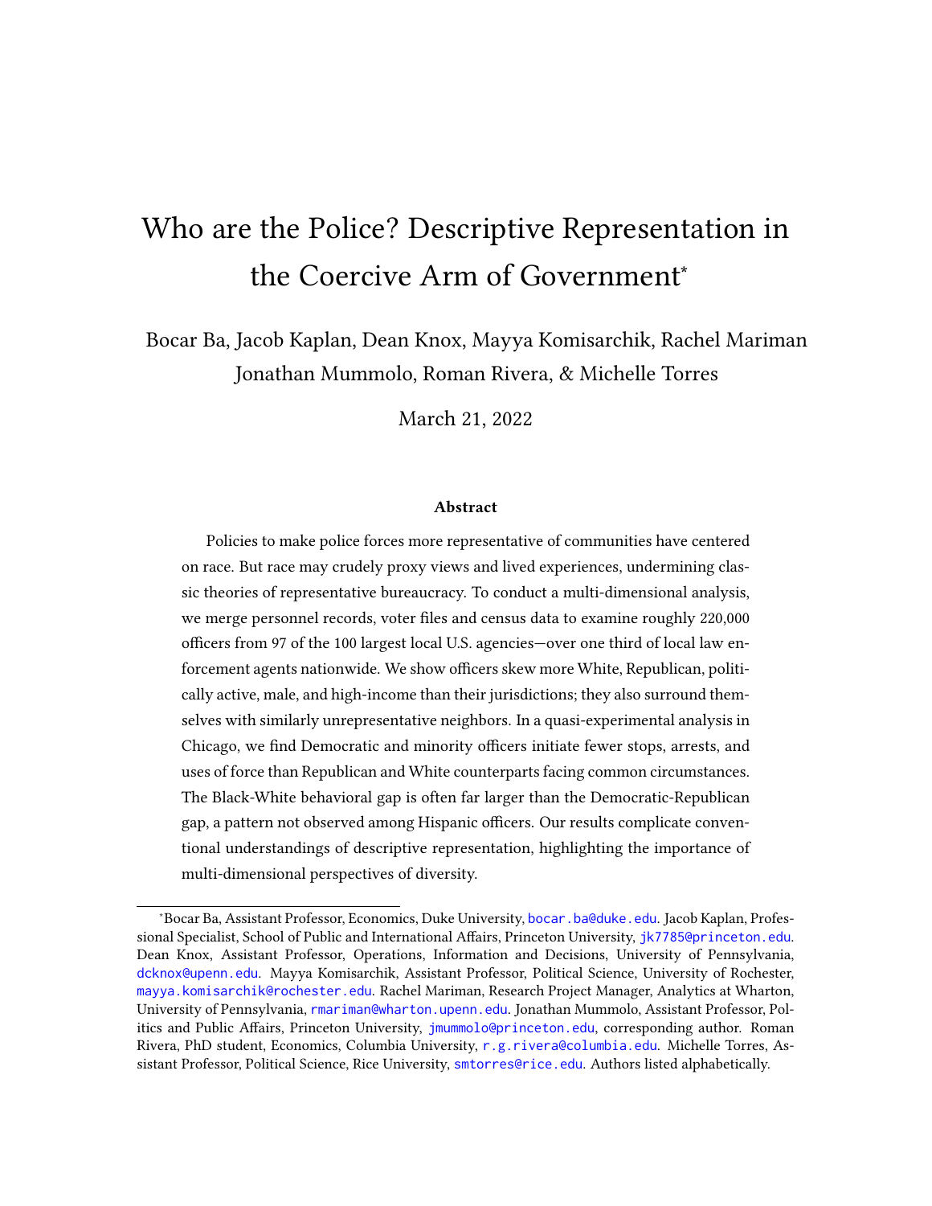# Who are the Police? Descriptive Representation in the Coercive Arm of Government*

Bocar Ba, Jacob Kaplan, Dean Knox, Mayya Komisarchik, Rachel Mariman Jonathan Mummolo, Roman Rivera, & Michelle Torres

March 21, 2022

### Abstract

Policies to make police forces more representative of communities have centered on race. But race may crudely proxy views and lived experiences, undermining classic theories of representative bureaucracy. To conduct a multi-dimensional analysis, we merge personnel records, voter files and census data to examine roughly 220,000 officers from 97 of the 100 largest local U.S. agencies—over one third of local law enforcement agents nationwide. We show officers skew more White, Republican, politically active, male, and high-income than their jurisdictions; they also surround themselves with similarly unrepresentative neighbors. In a quasi-experimental analysis in Chicago, we find Democratic and minority officers initiate fewer stops, arrests, and uses of force than Republican and White counterparts facing common circumstances. The Black-White behavioral gap is often far larger than the Democratic-Republican gap, a pattern not observed among Hispanic officers. Our results complicate conventional understandings of descriptive representation, highlighting the importance of multi-dimensional perspectives of diversity.

---

*Bocar Ba, Assistant Professor, Economics, Duke University, bocar.ba@duke.edu. Jacob Kaplan, Professional Specialist, School of Public and International Affairs, Princeton University, jk7785@princeton.edu. Dean Knox, Assistant Professor, Operations, Information and Decisions, University of Pennsylvania, dcknox@upenn.edu. Mayya Komisarchik, Assistant Professor, Political Science, University of Rochester, mayya.komisarchik@rochester.edu. Rachel Mariman, Research Project Manager, Analytics at Wharton, University of Pennsylvania, rmariman@wharton.upenn.edu. Jonathan Mummolo, Assistant Professor, Politics and Public Affairs, Princeton University, jmummolo@princeton.edu, corresponding author. Roman Rivera, PhD student, Economics, Columbia University, r.g.rivera@columbia.edu. Michelle Torres, Assistant Professor, Political Science, Rice University, smtorres@rice.edu. Authors listed alphabetically.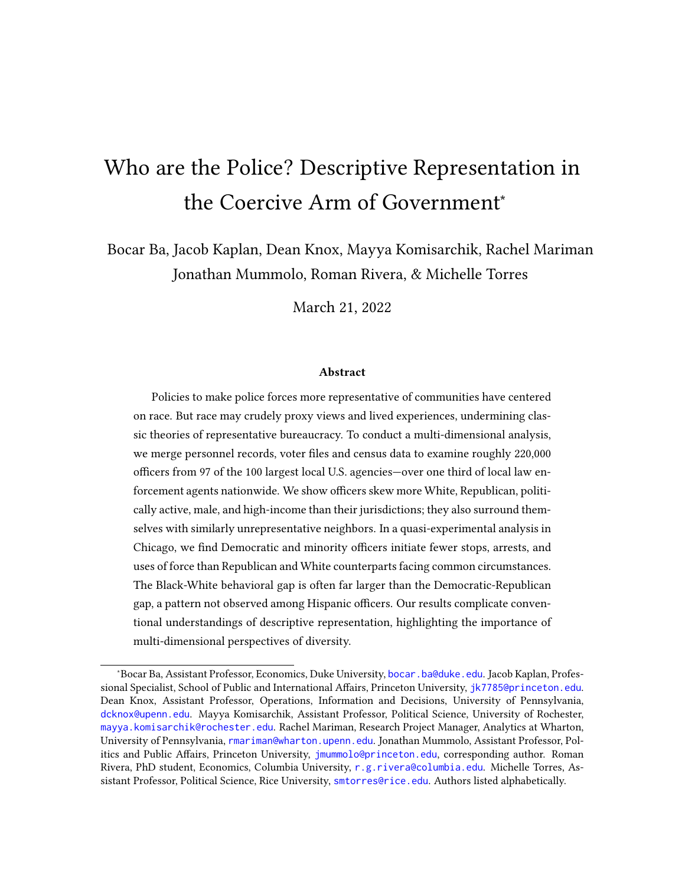# Who are the Police? Descriptive Representation in the Coercive Arm of Government*

Bocar Ba, Jacob Kaplan, Dean Knox, Mayya Komisarchik, Rachel Mariman
Jonathan Mummolo, Roman Rivera, & Michelle Torres

March 21, 2022

### Abstract

Policies to make police forces more representative of communities have centered on race. But race may crudely proxy views and lived experiences, undermining classic theories of representative bureaucracy. To conduct a multi-dimensional analysis, we merge personnel records, voter files and census data to examine roughly 220,000 officers from 97 of the 100 largest local U.S. agencies—over one third of local law enforcement agents nationwide. We show officers skew more White, Republican, politically active, male, and high-income than their jurisdictions; they also surround themselves with similarly unrepresentative neighbors. In a quasi-experimental analysis in Chicago, we find Democratic and minority officers initiate fewer stops, arrests, and uses of force than Republican and White counterparts facing common circumstances. The Black-White behavioral gap is often far larger than the Democratic-Republican gap, a pattern not observed among Hispanic officers. Our results complicate conventional understandings of descriptive representation, highlighting the importance of multi-dimensional perspectives of diversity.

---

*Bocar Ba, Assistant Professor, Economics, Duke University, bocar.ba@duke.edu. Jacob Kaplan, Professional Specialist, School of Public and International Affairs, Princeton University, jk7785@princeton.edu. Dean Knox, Assistant Professor, Operations, Information and Decisions, University of Pennsylvania, dcknox@upenn.edu. Mayya Komisarchik, Assistant Professor, Political Science, University of Rochester, mayya.komisarchik@rochester.edu. Rachel Mariman, Research Project Manager, Analytics at Wharton, University of Pennsylvania, rmariman@wharton.upenn.edu. Jonathan Mummolo, Assistant Professor, Politics and Public Affairs, Princeton University, jmummolo@princeton.edu, corresponding author. Roman Rivera, PhD student, Economics, Columbia University, r.g.rivera@columbia.edu. Michelle Torres, Assistant Professor, Political Science, Rice University, smtorres@rice.edu. Authors listed alphabetically.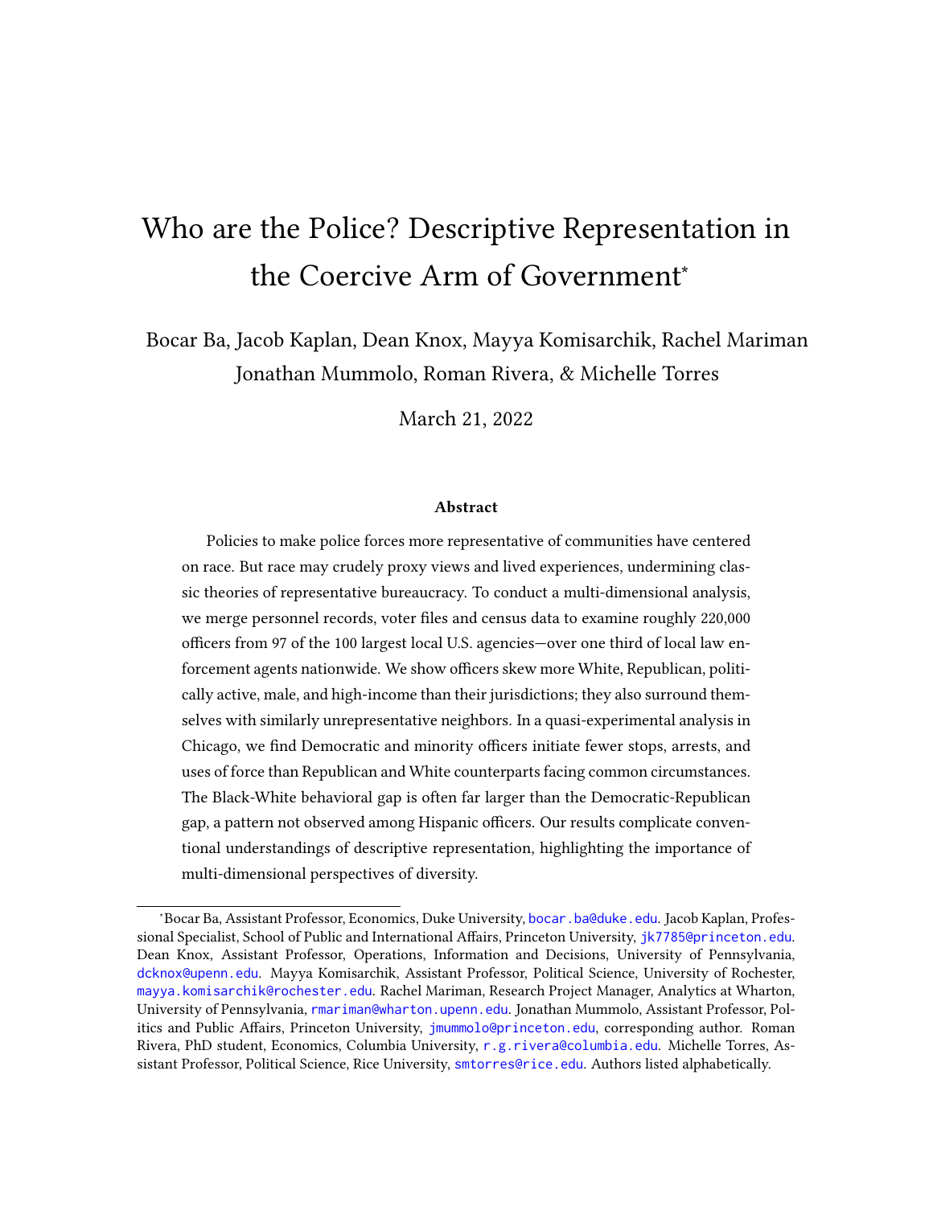# Who are the Police? Descriptive Representation in the Coercive Arm of Government*

Bocar Ba, Jacob Kaplan, Dean Knox, Mayya Komisarchik, Rachel Mariman
Jonathan Mummolo, Roman Rivera, & Michelle Torres

March 21, 2022

### Abstract

Policies to make police forces more representative of communities have centered on race. But race may crudely proxy views and lived experiences, undermining classic theories of representative bureaucracy. To conduct a multi-dimensional analysis, we merge personnel records, voter files and census data to examine roughly 220,000 officers from 97 of the 100 largest local U.S. agencies—over one third of local law enforcement agents nationwide. We show officers skew more White, Republican, politically active, male, and high-income than their jurisdictions; they also surround themselves with similarly unrepresentative neighbors. In a quasi-experimental analysis in Chicago, we find Democratic and minority officers initiate fewer stops, arrests, and uses of force than Republican and White counterparts facing common circumstances. The Black-White behavioral gap is often far larger than the Democratic-Republican gap, a pattern not observed among Hispanic officers. Our results complicate conventional understandings of descriptive representation, highlighting the importance of multi-dimensional perspectives of diversity.

---

*Bocar Ba, Assistant Professor, Economics, Duke University, bocar.ba@duke.edu. Jacob Kaplan, Professional Specialist, School of Public and International Affairs, Princeton University, jk7785@princeton.edu. Dean Knox, Assistant Professor, Operations, Information and Decisions, University of Pennsylvania, dcknox@upenn.edu. Mayya Komisarchik, Assistant Professor, Political Science, University of Rochester, mayya.komisarchik@rochester.edu. Rachel Mariman, Research Project Manager, Analytics at Wharton, University of Pennsylvania, rmariman@wharton.upenn.edu. Jonathan Mummolo, Assistant Professor, Politics and Public Affairs, Princeton University, jmummolo@princeton.edu, corresponding author. Roman Rivera, PhD student, Economics, Columbia University, r.g.rivera@columbia.edu. Michelle Torres, Assistant Professor, Political Science, Rice University, smtorres@rice.edu. Authors listed alphabetically.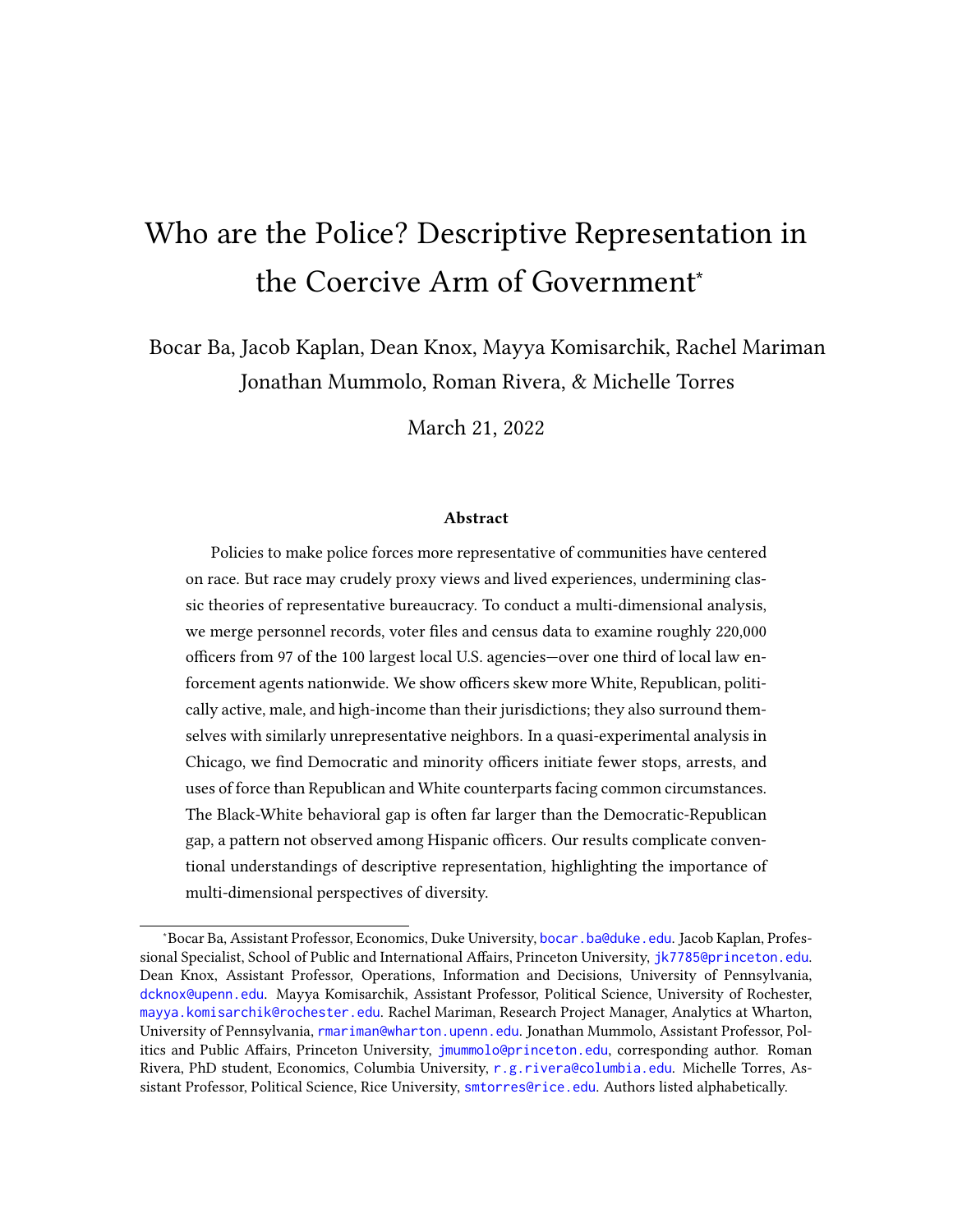# Who are the Police? Descriptive Representation in the Coercive Arm of Government*

Bocar Ba, Jacob Kaplan, Dean Knox, Mayya Komisarchik, Rachel Mariman  
Jonathan Mummolo, Roman Rivera, & Michelle Torres

March 21, 2022

### Abstract

Policies to make police forces more representative of communities have centered on race. But race may crudely proxy views and lived experiences, undermining classic theories of representative bureaucracy. To conduct a multi-dimensional analysis, we merge personnel records, voter files and census data to examine roughly 220,000 officers from 97 of the 100 largest local U.S. agencies—over one third of local law enforcement agents nationwide. We show officers skew more White, Republican, politically active, male, and high-income than their jurisdictions; they also surround themselves with similarly unrepresentative neighbors. In a quasi-experimental analysis in Chicago, we find Democratic and minority officers initiate fewer stops, arrests, and uses of force than Republican and White counterparts facing common circumstances. The Black-White behavioral gap is often far larger than the Democratic-Republican gap, a pattern not observed among Hispanic officers. Our results complicate conventional understandings of descriptive representation, highlighting the importance of multi-dimensional perspectives of diversity.

---

*Bocar Ba, Assistant Professor, Economics, Duke University, bocar.ba@duke.edu. Jacob Kaplan, Professional Specialist, School of Public and International Affairs, Princeton University, jk7785@princeton.edu. Dean Knox, Assistant Professor, Operations, Information and Decisions, University of Pennsylvania, dcknox@upenn.edu. Mayya Komisarchik, Assistant Professor, Political Science, University of Rochester, mayya.komisarchik@rochester.edu. Rachel Mariman, Research Project Manager, Analytics at Wharton, University of Pennsylvania, rmariman@wharton.upenn.edu. Jonathan Mummolo, Assistant Professor, Politics and Public Affairs, Princeton University, jmummolo@princeton.edu, corresponding author. Roman Rivera, PhD student, Economics, Columbia University, r.g.rivera@columbia.edu. Michelle Torres, Assistant Professor, Political Science, Rice University, smtorres@rice.edu. Authors listed alphabetically.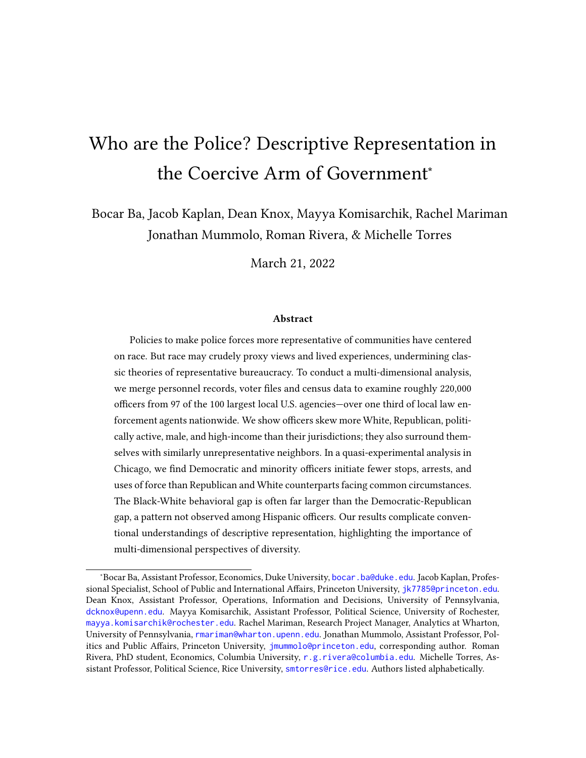# Who are the Police? Descriptive Representation in the Coercive Arm of Government*

Bocar Ba, Jacob Kaplan, Dean Knox, Mayya Komisarchik, Rachel Mariman
Jonathan Mummolo, Roman Rivera, & Michelle Torres

March 21, 2022

### Abstract

Policies to make police forces more representative of communities have centered on race. But race may crudely proxy views and lived experiences, undermining classic theories of representative bureaucracy. To conduct a multi-dimensional analysis, we merge personnel records, voter files and census data to examine roughly 220,000 officers from 97 of the 100 largest local U.S. agencies—over one third of local law enforcement agents nationwide. We show officers skew more White, Republican, politically active, male, and high-income than their jurisdictions; they also surround themselves with similarly unrepresentative neighbors. In a quasi-experimental analysis in Chicago, we find Democratic and minority officers initiate fewer stops, arrests, and uses of force than Republican and White counterparts facing common circumstances. The Black-White behavioral gap is often far larger than the Democratic-Republican gap, a pattern not observed among Hispanic officers. Our results complicate conventional understandings of descriptive representation, highlighting the importance of multi-dimensional perspectives of diversity.

---

*Bocar Ba, Assistant Professor, Economics, Duke University, bocar.ba@duke.edu. Jacob Kaplan, Professional Specialist, School of Public and International Affairs, Princeton University, jk7785@princeton.edu. Dean Knox, Assistant Professor, Operations, Information and Decisions, University of Pennsylvania, dcknox@upenn.edu. Mayya Komisarchik, Assistant Professor, Political Science, University of Rochester, mayya.komisarchik@rochester.edu. Rachel Mariman, Research Project Manager, Analytics at Wharton, University of Pennsylvania, rmariman@wharton.upenn.edu. Jonathan Mummolo, Assistant Professor, Politics and Public Affairs, Princeton University, jmummolo@princeton.edu, corresponding author. Roman Rivera, PhD student, Economics, Columbia University, r.g.rivera@columbia.edu. Michelle Torres, Assistant Professor, Political Science, Rice University, smtorres@rice.edu. Authors listed alphabetically.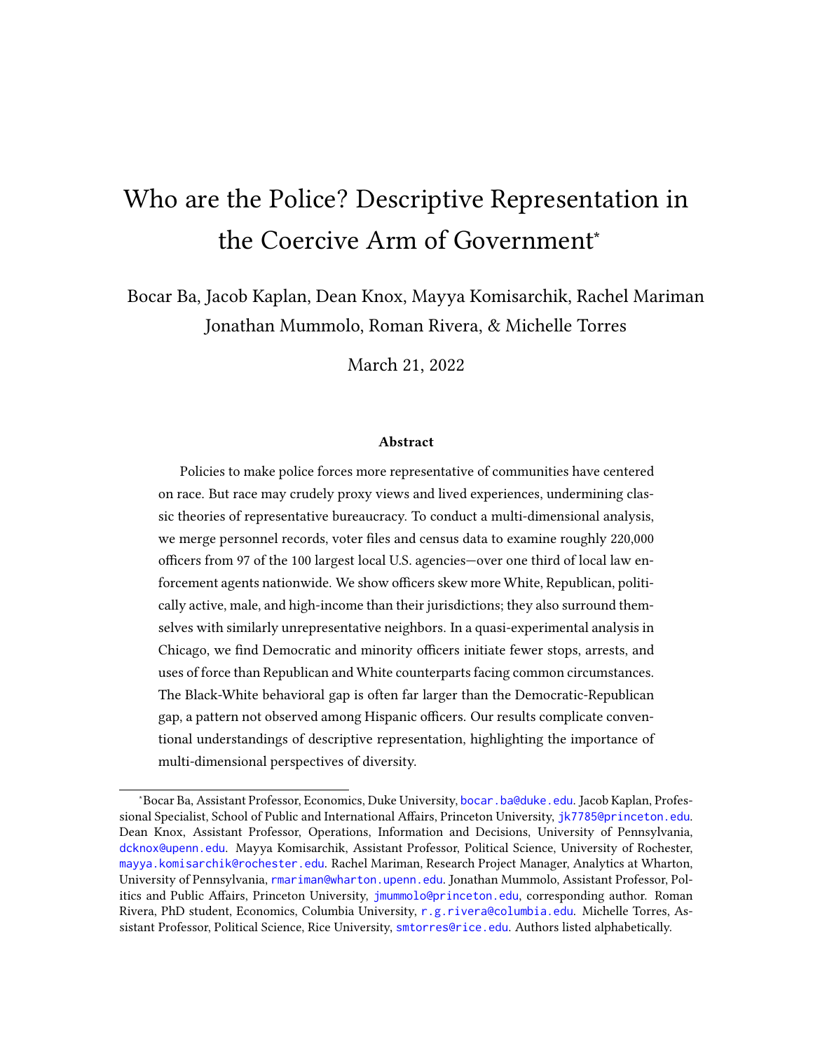# Who are the Police? Descriptive Representation in the Coercive Arm of Government*

Bocar Ba, Jacob Kaplan, Dean Knox, Mayya Komisarchik, Rachel Mariman Jonathan Mummolo, Roman Rivera, & Michelle Torres

March 21, 2022

### Abstract

Policies to make police forces more representative of communities have centered on race. But race may crudely proxy views and lived experiences, undermining classic theories of representative bureaucracy. To conduct a multi-dimensional analysis, we merge personnel records, voter files and census data to examine roughly 220,000 officers from 97 of the 100 largest local U.S. agencies—over one third of local law enforcement agents nationwide. We show officers skew more White, Republican, politically active, male, and high-income than their jurisdictions; they also surround themselves with similarly unrepresentative neighbors. In a quasi-experimental analysis in Chicago, we find Democratic and minority officers initiate fewer stops, arrests, and uses of force than Republican and White counterparts facing common circumstances. The Black-White behavioral gap is often far larger than the Democratic-Republican gap, a pattern not observed among Hispanic officers. Our results complicate conventional understandings of descriptive representation, highlighting the importance of multi-dimensional perspectives of diversity.

---

*Bocar Ba, Assistant Professor, Economics, Duke University, bocar.ba@duke.edu. Jacob Kaplan, Professional Specialist, School of Public and International Affairs, Princeton University, jk7785@princeton.edu. Dean Knox, Assistant Professor, Operations, Information and Decisions, University of Pennsylvania, dcknox@upenn.edu. Mayya Komisarchik, Assistant Professor, Political Science, University of Rochester, mayya.komisarchik@rochester.edu. Rachel Mariman, Research Project Manager, Analytics at Wharton, University of Pennsylvania, rmariman@wharton.upenn.edu. Jonathan Mummolo, Assistant Professor, Politics and Public Affairs, Princeton University, jmummolo@princeton.edu, corresponding author. Roman Rivera, PhD student, Economics, Columbia University, r.g.rivera@columbia.edu. Michelle Torres, Assistant Professor, Political Science, Rice University, smtorres@rice.edu. Authors listed alphabetically.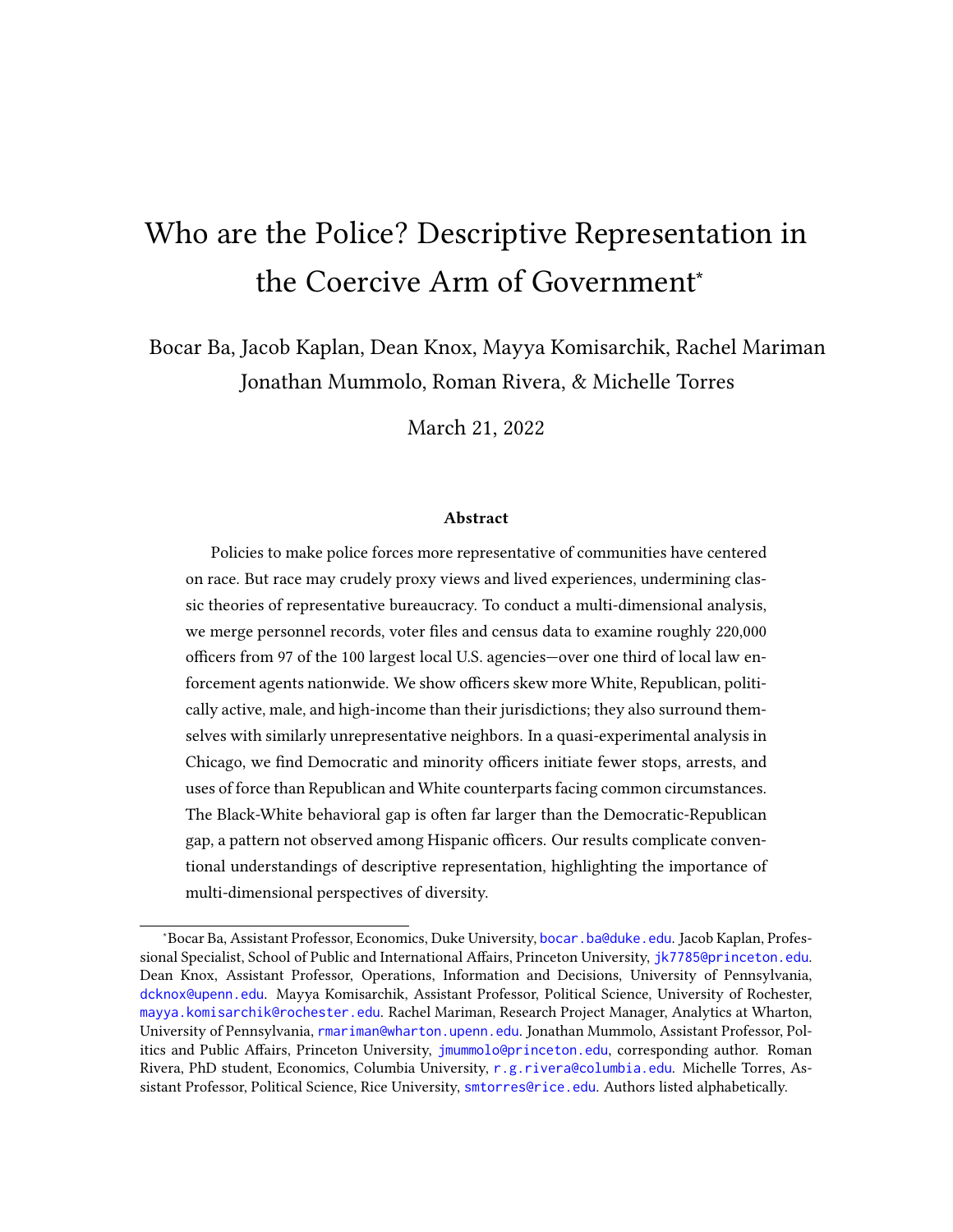# Who are the Police? Descriptive Representation in the Coercive Arm of Government[*]

Bocar Ba, Jacob Kaplan, Dean Knox, Mayya Komisarchik, Rachel Mariman
Jonathan Mummolo, Roman Rivera, & Michelle Torres

March 21, 2022

### Abstract

Policies to make police forces more representative of communities have centered on race. But race may crudely proxy views and lived experiences, undermining classic theories of representative bureaucracy. To conduct a multi-dimensional analysis, we merge personnel records, voter files and census data to examine roughly 220,000 officers from 97 of the 100 largest local U.S. agencies—over one third of local law enforcement agents nationwide. We show officers skew more White, Republican, politically active, male, and high-income than their jurisdictions; they also surround themselves with similarly unrepresentative neighbors. In a quasi-experimental analysis in Chicago, we find Democratic and minority officers initiate fewer stops, arrests, and uses of force than Republican and White counterparts facing common circumstances. The Black-White behavioral gap is often far larger than the Democratic-Republican gap, a pattern not observed among Hispanic officers. Our results complicate conventional understandings of descriptive representation, highlighting the importance of multi-dimensional perspectives of diversity.

---

[*]Bocar Ba, Assistant Professor, Economics, Duke University, bocar.ba@duke.edu. Jacob Kaplan, Professional Specialist, School of Public and International Affairs, Princeton University, jk7785@princeton.edu. Dean Knox, Assistant Professor, Operations, Information and Decisions, University of Pennsylvania, dcknox@upenn.edu. Mayya Komisarchik, Assistant Professor, Political Science, University of Rochester, mayya.komisarchik@rochester.edu. Rachel Mariman, Research Project Manager, Analytics at Wharton, University of Pennsylvania, rmariman@wharton.upenn.edu. Jonathan Mummolo, Assistant Professor, Politics and Public Affairs, Princeton University, jmummolo@princeton.edu, corresponding author. Roman Rivera, PhD student, Economics, Columbia University, r.g.rivera@columbia.edu. Michelle Torres, Assistant Professor, Political Science, Rice University, smtorres@rice.edu. Authors listed alphabetically.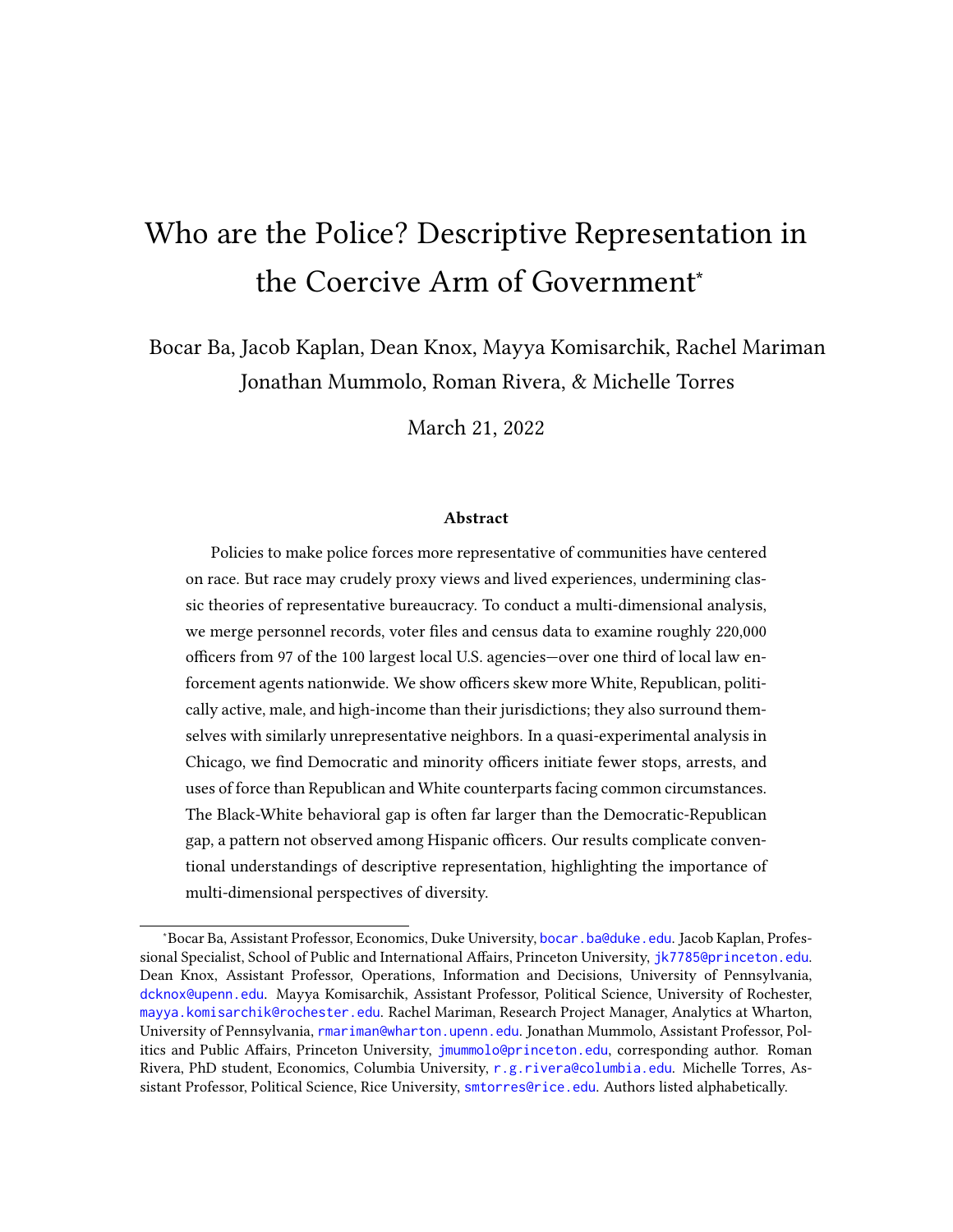# Who are the Police? Descriptive Representation in the Coercive Arm of Government*

Bocar Ba, Jacob Kaplan, Dean Knox, Mayya Komisarchik, Rachel Mariman
Jonathan Mummolo, Roman Rivera, & Michelle Torres

March 21, 2022

### Abstract

Policies to make police forces more representative of communities have centered on race. But race may crudely proxy views and lived experiences, undermining classic theories of representative bureaucracy. To conduct a multi-dimensional analysis, we merge personnel records, voter files and census data to examine roughly 220,000 officers from 97 of the 100 largest local U.S. agencies—over one third of local law enforcement agents nationwide. We show officers skew more White, Republican, politically active, male, and high-income than their jurisdictions; they also surround themselves with similarly unrepresentative neighbors. In a quasi-experimental analysis in Chicago, we find Democratic and minority officers initiate fewer stops, arrests, and uses of force than Republican and White counterparts facing common circumstances. The Black-White behavioral gap is often far larger than the Democratic-Republican gap, a pattern not observed among Hispanic officers. Our results complicate conventional understandings of descriptive representation, highlighting the importance of multi-dimensional perspectives of diversity.

---

*Bocar Ba, Assistant Professor, Economics, Duke University, bocar.ba@duke.edu. Jacob Kaplan, Professional Specialist, School of Public and International Affairs, Princeton University, jk7785@princeton.edu. Dean Knox, Assistant Professor, Operations, Information and Decisions, University of Pennsylvania, dcknox@upenn.edu. Mayya Komisarchik, Assistant Professor, Political Science, University of Rochester, mayya.komisarchik@rochester.edu. Rachel Mariman, Research Project Manager, Analytics at Wharton, University of Pennsylvania, rmariman@wharton.upenn.edu. Jonathan Mummolo, Assistant Professor, Politics and Public Affairs, Princeton University, jmummolo@princeton.edu, corresponding author. Roman Rivera, PhD student, Economics, Columbia University, r.g.rivera@columbia.edu. Michelle Torres, Assistant Professor, Political Science, Rice University, smtorres@rice.edu. Authors listed alphabetically.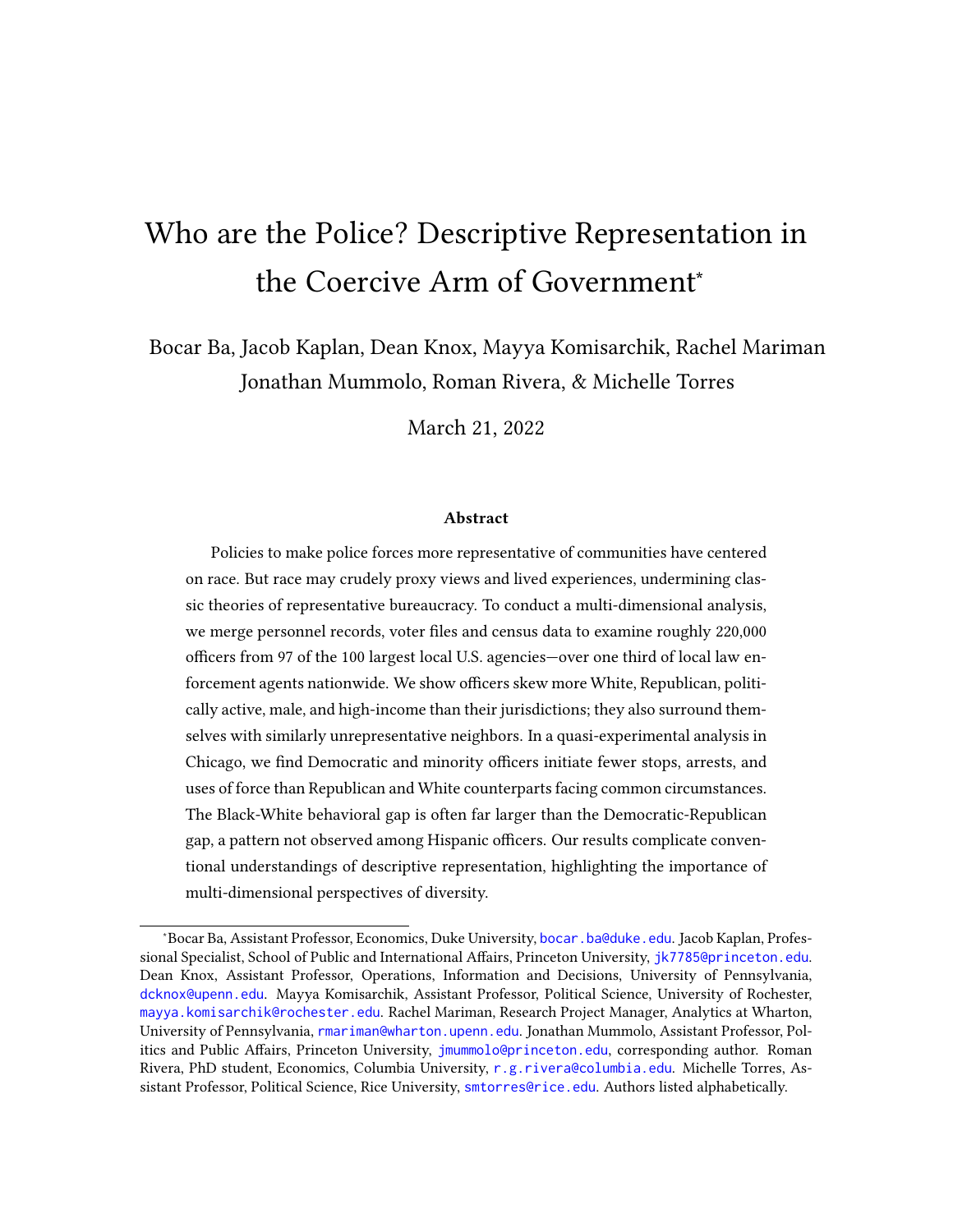# Who are the Police? Descriptive Representation in the Coercive Arm of Government*

Bocar Ba, Jacob Kaplan, Dean Knox, Mayya Komisarchik, Rachel Mariman
Jonathan Mummolo, Roman Rivera, & Michelle Torres

March 21, 2022

### Abstract

Policies to make police forces more representative of communities have centered on race. But race may crudely proxy views and lived experiences, undermining classic theories of representative bureaucracy. To conduct a multi-dimensional analysis, we merge personnel records, voter files and census data to examine roughly 220,000 officers from 97 of the 100 largest local U.S. agencies—over one third of local law enforcement agents nationwide. We show officers skew more White, Republican, politically active, male, and high-income than their jurisdictions; they also surround themselves with similarly unrepresentative neighbors. In a quasi-experimental analysis in Chicago, we find Democratic and minority officers initiate fewer stops, arrests, and uses of force than Republican and White counterparts facing common circumstances. The Black-White behavioral gap is often far larger than the Democratic-Republican gap, a pattern not observed among Hispanic officers. Our results complicate conventional understandings of descriptive representation, highlighting the importance of multi-dimensional perspectives of diversity.

---

*Bocar Ba, Assistant Professor, Economics, Duke University, bocar.ba@duke.edu. Jacob Kaplan, Professional Specialist, School of Public and International Affairs, Princeton University, jk7785@princeton.edu. Dean Knox, Assistant Professor, Operations, Information and Decisions, University of Pennsylvania, dcknox@upenn.edu. Mayya Komisarchik, Assistant Professor, Political Science, University of Rochester, mayya.komisarchik@rochester.edu. Rachel Mariman, Research Project Manager, Analytics at Wharton, University of Pennsylvania, rmariman@wharton.upenn.edu. Jonathan Mummolo, Assistant Professor, Politics and Public Affairs, Princeton University, jmummolo@princeton.edu, corresponding author. Roman Rivera, PhD student, Economics, Columbia University, r.g.rivera@columbia.edu. Michelle Torres, Assistant Professor, Political Science, Rice University, smtorres@rice.edu. Authors listed alphabetically.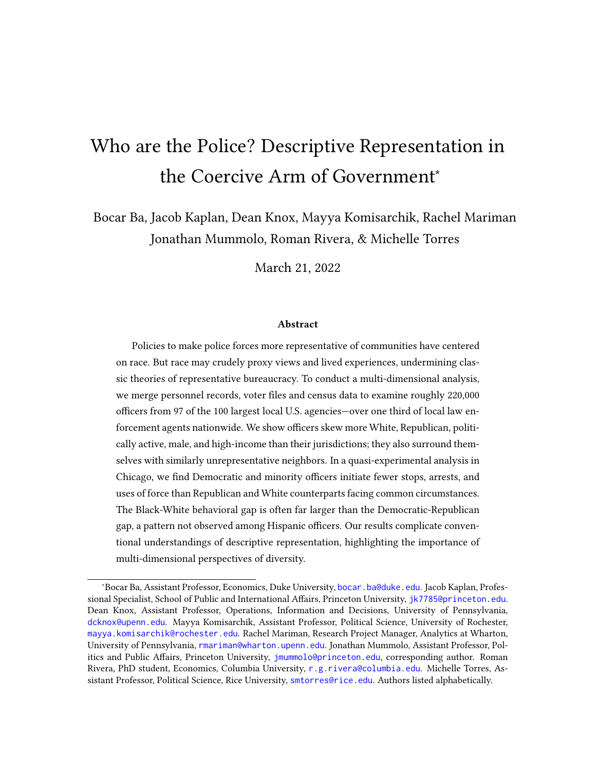# Who are the Police? Descriptive Representation in the Coercive Arm of Government*

Bocar Ba, Jacob Kaplan, Dean Knox, Mayya Komisarchik, Rachel Mariman
Jonathan Mummolo, Roman Rivera, & Michelle Torres

March 21, 2022

### Abstract

Policies to make police forces more representative of communities have centered on race. But race may crudely proxy views and lived experiences, undermining classic theories of representative bureaucracy. To conduct a multi-dimensional analysis, we merge personnel records, voter files and census data to examine roughly 220,000 officers from 97 of the 100 largest local U.S. agencies—over one third of local law enforcement agents nationwide. We show officers skew more White, Republican, politically active, male, and high-income than their jurisdictions; they also surround themselves with similarly unrepresentative neighbors. In a quasi-experimental analysis in Chicago, we find Democratic and minority officers initiate fewer stops, arrests, and uses of force than Republican and White counterparts facing common circumstances. The Black-White behavioral gap is often far larger than the Democratic-Republican gap, a pattern not observed among Hispanic officers. Our results complicate conventional understandings of descriptive representation, highlighting the importance of multi-dimensional perspectives of diversity.

---

*Bocar Ba, Assistant Professor, Economics, Duke University, bocar.ba@duke.edu. Jacob Kaplan, Professional Specialist, School of Public and International Affairs, Princeton University, jk7785@princeton.edu. Dean Knox, Assistant Professor, Operations, Information and Decisions, University of Pennsylvania, dcknox@upenn.edu. Mayya Komisarchik, Assistant Professor, Political Science, University of Rochester, mayya.komisarchik@rochester.edu. Rachel Mariman, Research Project Manager, Analytics at Wharton, University of Pennsylvania, rmariman@wharton.upenn.edu. Jonathan Mummolo, Assistant Professor, Politics and Public Affairs, Princeton University, jmummolo@princeton.edu, corresponding author. Roman Rivera, PhD student, Economics, Columbia University, r.g.rivera@columbia.edu. Michelle Torres, Assistant Professor, Political Science, Rice University, smtorres@rice.edu. Authors listed alphabetically.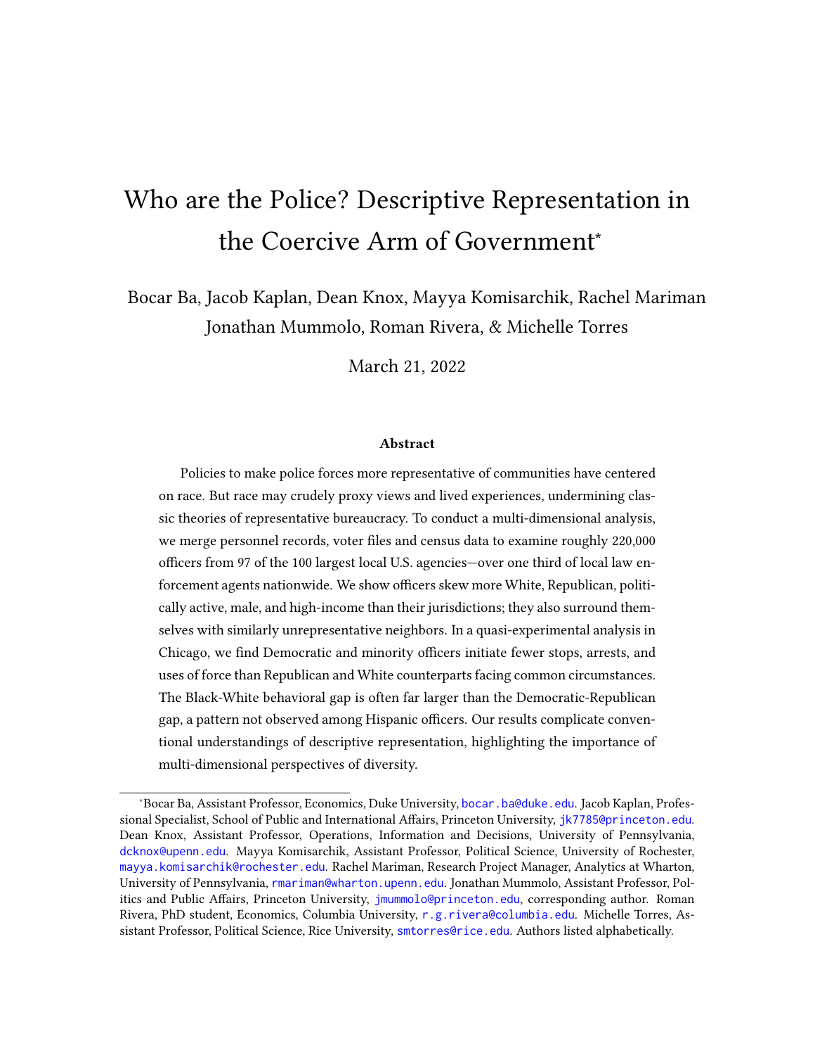# Who are the Police? Descriptive Representation in the Coercive Arm of Government*

Bocar Ba, Jacob Kaplan, Dean Knox, Mayya Komisarchik, Rachel Mariman
Jonathan Mummolo, Roman Rivera, & Michelle Torres

March 21, 2022

### Abstract

Policies to make police forces more representative of communities have centered on race. But race may crudely proxy views and lived experiences, undermining classic theories of representative bureaucracy. To conduct a multi-dimensional analysis, we merge personnel records, voter files and census data to examine roughly 220,000 officers from 97 of the 100 largest local U.S. agencies—over one third of local law enforcement agents nationwide. We show officers skew more White, Republican, politically active, male, and high-income than their jurisdictions; they also surround themselves with similarly unrepresentative neighbors. In a quasi-experimental analysis in Chicago, we find Democratic and minority officers initiate fewer stops, arrests, and uses of force than Republican and White counterparts facing common circumstances. The Black-White behavioral gap is often far larger than the Democratic-Republican gap, a pattern not observed among Hispanic officers. Our results complicate conventional understandings of descriptive representation, highlighting the importance of multi-dimensional perspectives of diversity.

*Bocar Ba, Assistant Professor, Economics, Duke University, bocar.ba@duke.edu. Jacob Kaplan, Professional Specialist, School of Public and International Affairs, Princeton University, jk7785@princeton.edu. Dean Knox, Assistant Professor, Operations, Information and Decisions, University of Pennsylvania, dcknox@upenn.edu. Mayya Komisarchik, Assistant Professor, Political Science, University of Rochester, mayya.komisarchik@rochester.edu. Rachel Mariman, Research Project Manager, Analytics at Wharton, University of Pennsylvania, rmariman@wharton.upenn.edu. Jonathan Mummolo, Assistant Professor, Politics and Public Affairs, Princeton University, jmummolo@princeton.edu, corresponding author. Roman Rivera, PhD student, Economics, Columbia University, r.g.rivera@columbia.edu. Michelle Torres, Assistant Professor, Political Science, Rice University, smtorres@rice.edu. Authors listed alphabetically.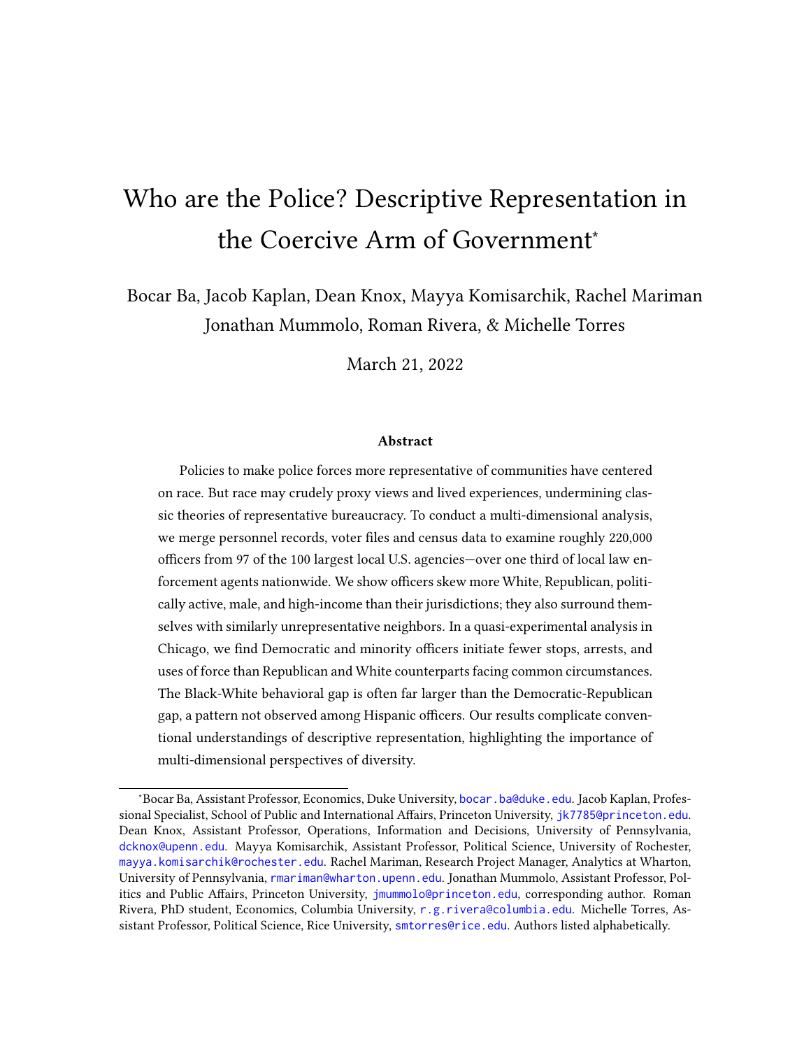# Who are the Police? Descriptive Representation in the Coercive Arm of Government*

Bocar Ba, Jacob Kaplan, Dean Knox, Mayya Komisarchik, Rachel Mariman
Jonathan Mummolo, Roman Rivera, & Michelle Torres

March 21, 2022

### Abstract

Policies to make police forces more representative of communities have centered on race. But race may crudely proxy views and lived experiences, undermining classic theories of representative bureaucracy. To conduct a multi-dimensional analysis, we merge personnel records, voter files and census data to examine roughly 220,000 officers from 97 of the 100 largest local U.S. agencies—over one third of local law enforcement agents nationwide. We show officers skew more White, Republican, politically active, male, and high-income than their jurisdictions; they also surround themselves with similarly unrepresentative neighbors. In a quasi-experimental analysis in Chicago, we find Democratic and minority officers initiate fewer stops, arrests, and uses of force than Republican and White counterparts facing common circumstances. The Black-White behavioral gap is often far larger than the Democratic-Republican gap, a pattern not observed among Hispanic officers. Our results complicate conventional understandings of descriptive representation, highlighting the importance of multi-dimensional perspectives of diversity.

---

*Bocar Ba, Assistant Professor, Economics, Duke University, bocar.ba@duke.edu. Jacob Kaplan, Professional Specialist, School of Public and International Affairs, Princeton University, jk7785@princeton.edu. Dean Knox, Assistant Professor, Operations, Information and Decisions, University of Pennsylvania, dcknox@upenn.edu. Mayya Komisarchik, Assistant Professor, Political Science, University of Rochester, mayya.komisarchik@rochester.edu. Rachel Mariman, Research Project Manager, Analytics at Wharton, University of Pennsylvania, rmariman@wharton.upenn.edu. Jonathan Mummolo, Assistant Professor, Politics and Public Affairs, Princeton University, jmummolo@princeton.edu, corresponding author. Roman Rivera, PhD student, Economics, Columbia University, r.g.rivera@columbia.edu. Michelle Torres, Assistant Professor, Political Science, Rice University, smtorres@rice.edu. Authors listed alphabetically.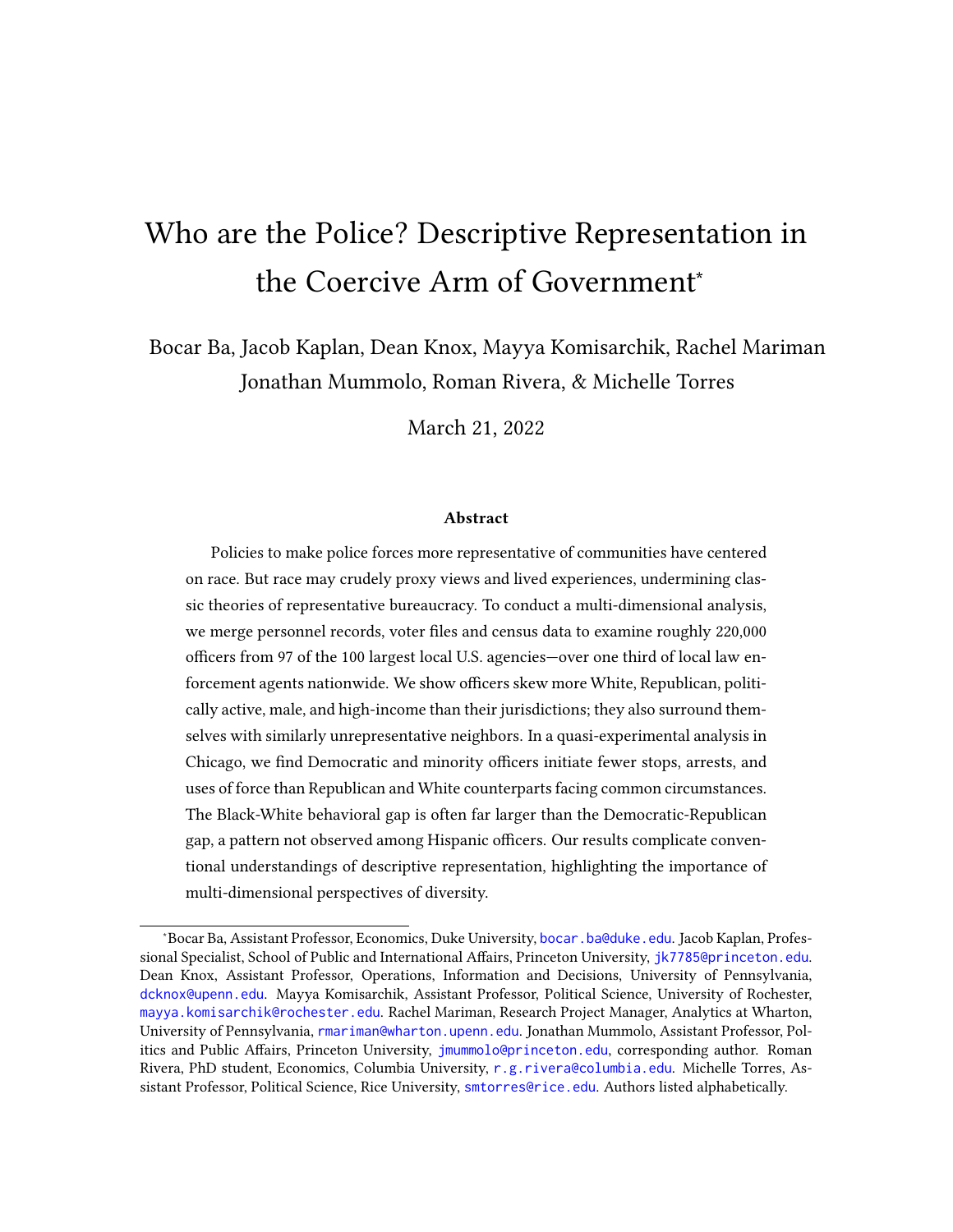# Who are the Police? Descriptive Representation in the Coercive Arm of Government*

Bocar Ba, Jacob Kaplan, Dean Knox, Mayya Komisarchik, Rachel Mariman
Jonathan Mummolo, Roman Rivera, & Michelle Torres

March 21, 2022

### Abstract

Policies to make police forces more representative of communities have centered on race. But race may crudely proxy views and lived experiences, undermining classic theories of representative bureaucracy. To conduct a multi-dimensional analysis, we merge personnel records, voter files and census data to examine roughly 220,000 officers from 97 of the 100 largest local U.S. agencies—over one third of local law enforcement agents nationwide. We show officers skew more White, Republican, politically active, male, and high-income than their jurisdictions; they also surround themselves with similarly unrepresentative neighbors. In a quasi-experimental analysis in Chicago, we find Democratic and minority officers initiate fewer stops, arrests, and uses of force than Republican and White counterparts facing common circumstances. The Black-White behavioral gap is often far larger than the Democratic-Republican gap, a pattern not observed among Hispanic officers. Our results complicate conventional understandings of descriptive representation, highlighting the importance of multi-dimensional perspectives of diversity.

---

*Bocar Ba, Assistant Professor, Economics, Duke University, bocar.ba@duke.edu. Jacob Kaplan, Professional Specialist, School of Public and International Affairs, Princeton University, jk7785@princeton.edu. Dean Knox, Assistant Professor, Operations, Information and Decisions, University of Pennsylvania, dcknox@upenn.edu. Mayya Komisarchik, Assistant Professor, Political Science, University of Rochester, mayya.komisarchik@rochester.edu. Rachel Mariman, Research Project Manager, Analytics at Wharton, University of Pennsylvania, rmariman@wharton.upenn.edu. Jonathan Mummolo, Assistant Professor, Politics and Public Affairs, Princeton University, jmummolo@princeton.edu, corresponding author. Roman Rivera, PhD student, Economics, Columbia University, r.g.rivera@columbia.edu. Michelle Torres, Assistant Professor, Political Science, Rice University, smtorres@rice.edu. Authors listed alphabetically.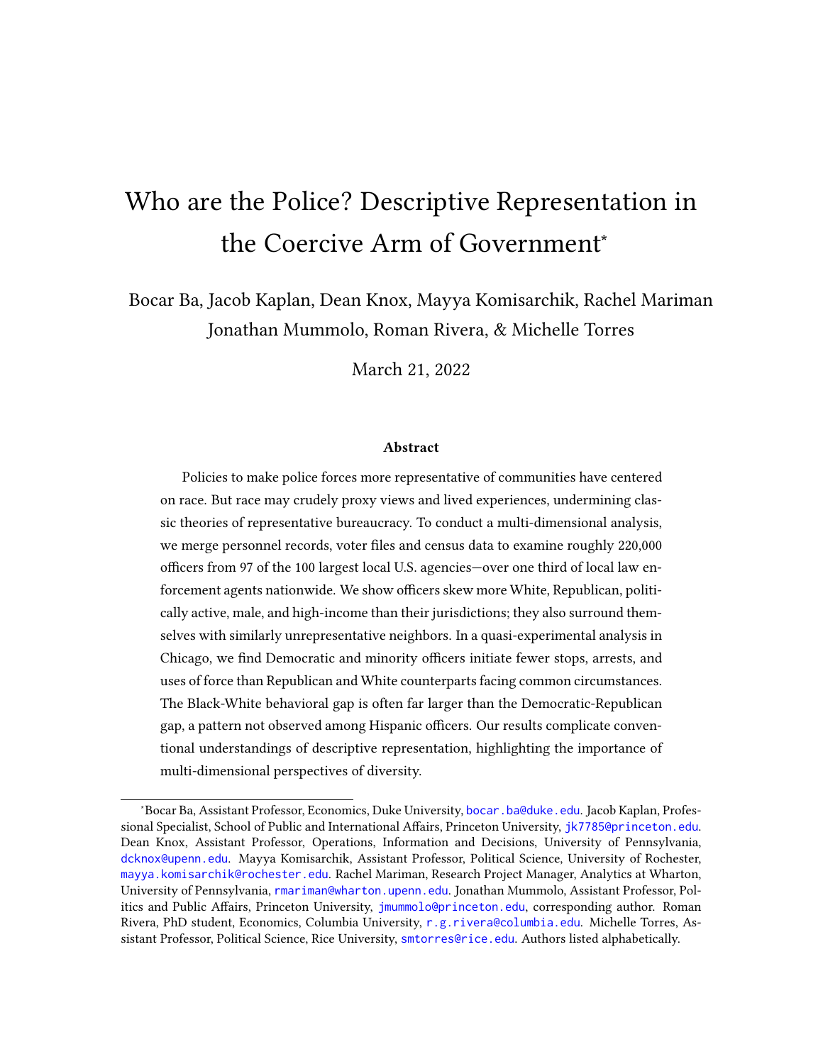# Who are the Police? Descriptive Representation in the Coercive Arm of Government*

Bocar Ba, Jacob Kaplan, Dean Knox, Mayya Komisarchik, Rachel Mariman
Jonathan Mummolo, Roman Rivera, & Michelle Torres

March 21, 2022

### Abstract

Policies to make police forces more representative of communities have centered on race. But race may crudely proxy views and lived experiences, undermining classic theories of representative bureaucracy. To conduct a multi-dimensional analysis, we merge personnel records, voter files and census data to examine roughly 220,000 officers from 97 of the 100 largest local U.S. agencies—over one third of local law enforcement agents nationwide. We show officers skew more White, Republican, politically active, male, and high-income than their jurisdictions; they also surround themselves with similarly unrepresentative neighbors. In a quasi-experimental analysis in Chicago, we find Democratic and minority officers initiate fewer stops, arrests, and uses of force than Republican and White counterparts facing common circumstances. The Black-White behavioral gap is often far larger than the Democratic-Republican gap, a pattern not observed among Hispanic officers. Our results complicate conventional understandings of descriptive representation, highlighting the importance of multi-dimensional perspectives of diversity.

---

*Bocar Ba, Assistant Professor, Economics, Duke University, bocar.ba@duke.edu. Jacob Kaplan, Professional Specialist, School of Public and International Affairs, Princeton University, jk7785@princeton.edu. Dean Knox, Assistant Professor, Operations, Information and Decisions, University of Pennsylvania, dcknox@upenn.edu. Mayya Komisarchik, Assistant Professor, Political Science, University of Rochester, mayya.komisarchik@rochester.edu. Rachel Mariman, Research Project Manager, Analytics at Wharton, University of Pennsylvania, rmariman@wharton.upenn.edu. Jonathan Mummolo, Assistant Professor, Politics and Public Affairs, Princeton University, jmummolo@princeton.edu, corresponding author. Roman Rivera, PhD student, Economics, Columbia University, r.g.rivera@columbia.edu. Michelle Torres, Assistant Professor, Political Science, Rice University, smtorres@rice.edu. Authors listed alphabetically.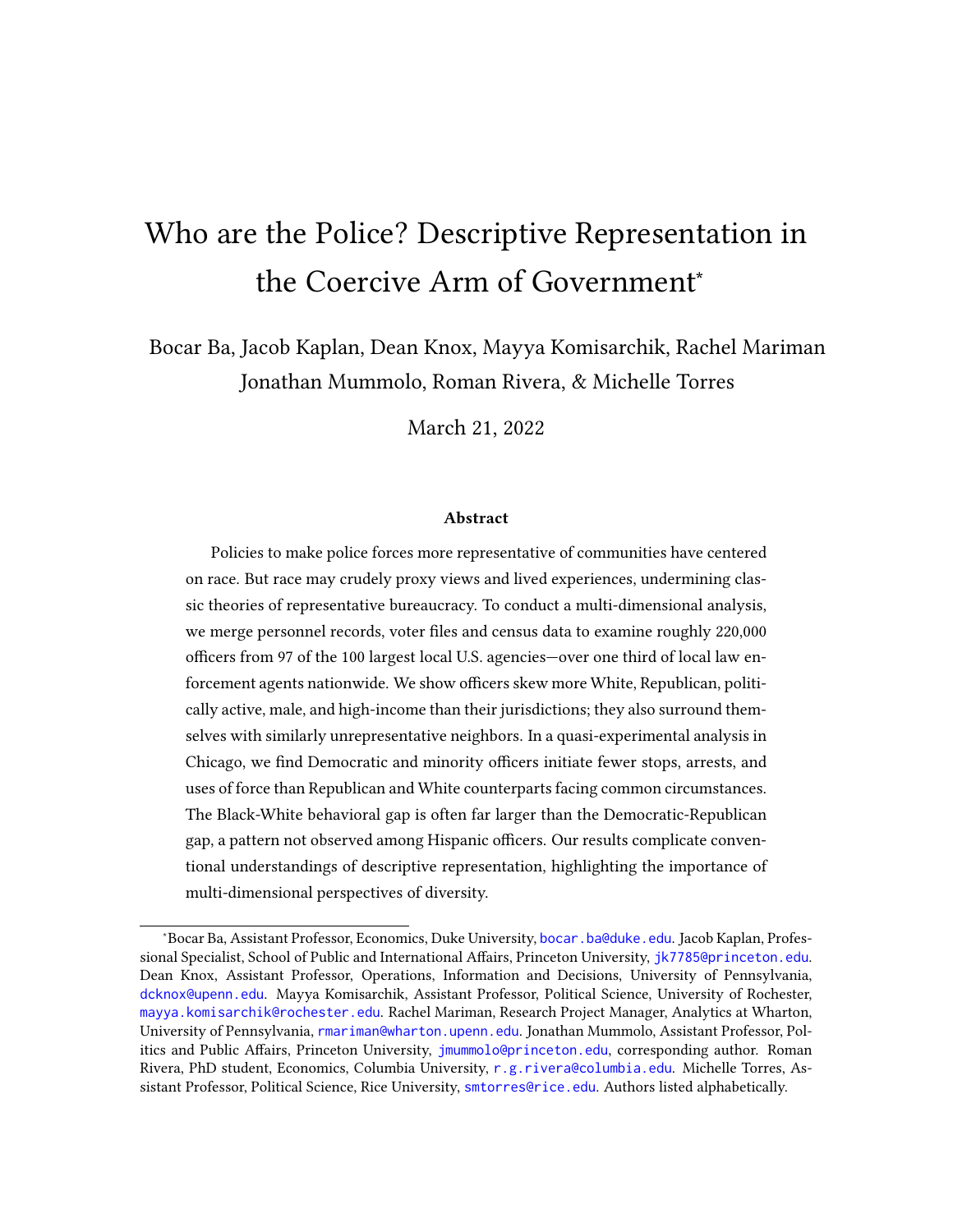# Who are the Police? Descriptive Representation in the Coercive Arm of Government*

Bocar Ba, Jacob Kaplan, Dean Knox, Mayya Komisarchik, Rachel Mariman
Jonathan Mummolo, Roman Rivera, & Michelle Torres

March 21, 2022

### Abstract

Policies to make police forces more representative of communities have centered on race. But race may crudely proxy views and lived experiences, undermining classic theories of representative bureaucracy. To conduct a multi-dimensional analysis, we merge personnel records, voter files and census data to examine roughly 220,000 officers from 97 of the 100 largest local U.S. agencies—over one third of local law enforcement agents nationwide. We show officers skew more White, Republican, politically active, male, and high-income than their jurisdictions; they also surround themselves with similarly unrepresentative neighbors. In a quasi-experimental analysis in Chicago, we find Democratic and minority officers initiate fewer stops, arrests, and uses of force than Republican and White counterparts facing common circumstances. The Black-White behavioral gap is often far larger than the Democratic-Republican gap, a pattern not observed among Hispanic officers. Our results complicate conventional understandings of descriptive representation, highlighting the importance of multi-dimensional perspectives of diversity.

---

*Bocar Ba, Assistant Professor, Economics, Duke University, bocar.ba@duke.edu. Jacob Kaplan, Professional Specialist, School of Public and International Affairs, Princeton University, jk7785@princeton.edu. Dean Knox, Assistant Professor, Operations, Information and Decisions, University of Pennsylvania, dcknox@upenn.edu. Mayya Komisarchik, Assistant Professor, Political Science, University of Rochester, mayya.komisarchik@rochester.edu. Rachel Mariman, Research Project Manager, Analytics at Wharton, University of Pennsylvania, rmariman@wharton.upenn.edu. Jonathan Mummolo, Assistant Professor, Politics and Public Affairs, Princeton University, jmummolo@princeton.edu, corresponding author. Roman Rivera, PhD student, Economics, Columbia University, r.g.rivera@columbia.edu. Michelle Torres, Assistant Professor, Political Science, Rice University, smtorres@rice.edu. Authors listed alphabetically.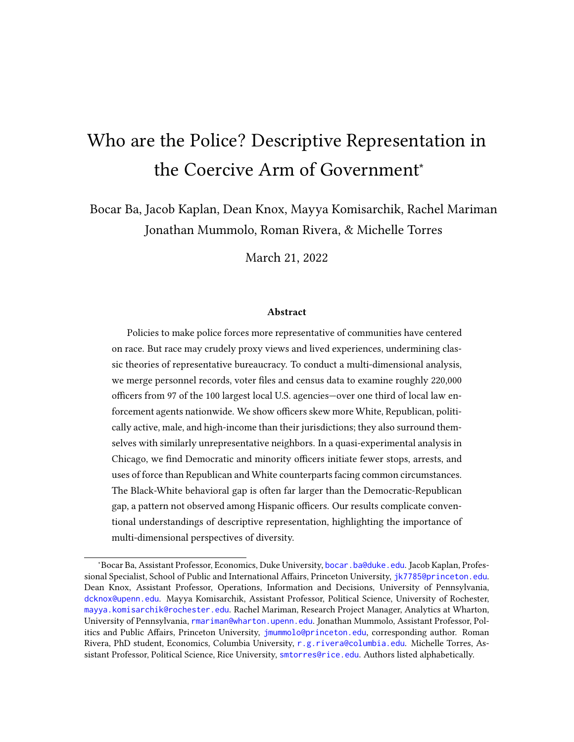# Who are the Police? Descriptive Representation in the Coercive Arm of Government*

Bocar Ba, Jacob Kaplan, Dean Knox, Mayya Komisarchik, Rachel Mariman
Jonathan Mummolo, Roman Rivera, & Michelle Torres

March 21, 2022

### Abstract

Policies to make police forces more representative of communities have centered on race. But race may crudely proxy views and lived experiences, undermining classic theories of representative bureaucracy. To conduct a multi-dimensional analysis, we merge personnel records, voter files and census data to examine roughly 220,000 officers from 97 of the 100 largest local U.S. agencies—over one third of local law enforcement agents nationwide. We show officers skew more White, Republican, politically active, male, and high-income than their jurisdictions; they also surround themselves with similarly unrepresentative neighbors. In a quasi-experimental analysis in Chicago, we find Democratic and minority officers initiate fewer stops, arrests, and uses of force than Republican and White counterparts facing common circumstances. The Black-White behavioral gap is often far larger than the Democratic-Republican gap, a pattern not observed among Hispanic officers. Our results complicate conventional understandings of descriptive representation, highlighting the importance of multi-dimensional perspectives of diversity.

*Bocar Ba, Assistant Professor, Economics, Duke University, bocar.ba@duke.edu. Jacob Kaplan, Professional Specialist, School of Public and International Affairs, Princeton University, jk7785@princeton.edu. Dean Knox, Assistant Professor, Operations, Information and Decisions, University of Pennsylvania, dcknox@upenn.edu. Mayya Komisarchik, Assistant Professor, Political Science, University of Rochester, mayya.komisarchik@rochester.edu. Rachel Mariman, Research Project Manager, Analytics at Wharton, University of Pennsylvania, rmariman@wharton.upenn.edu. Jonathan Mummolo, Assistant Professor, Politics and Public Affairs, Princeton University, jmummolo@princeton.edu, corresponding author. Roman Rivera, PhD student, Economics, Columbia University, r.g.rivera@columbia.edu. Michelle Torres, Assistant Professor, Political Science, Rice University, smtorres@rice.edu. Authors listed alphabetically.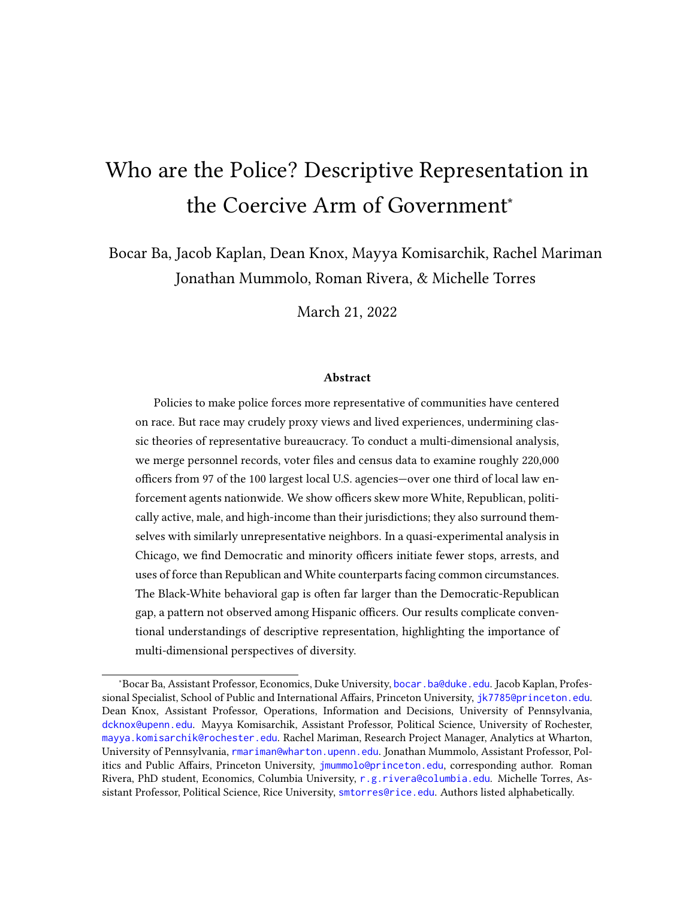# Who are the Police? Descriptive Representation in the Coercive Arm of Government*

Bocar Ba, Jacob Kaplan, Dean Knox, Mayya Komisarchik, Rachel Mariman
Jonathan Mummolo, Roman Rivera, & Michelle Torres

March 21, 2022

### Abstract

Policies to make police forces more representative of communities have centered on race. But race may crudely proxy views and lived experiences, undermining classic theories of representative bureaucracy. To conduct a multi-dimensional analysis, we merge personnel records, voter files and census data to examine roughly 220,000 officers from 97 of the 100 largest local U.S. agencies—over one third of local law enforcement agents nationwide. We show officers skew more White, Republican, politically active, male, and high-income than their jurisdictions; they also surround themselves with similarly unrepresentative neighbors. In a quasi-experimental analysis in Chicago, we find Democratic and minority officers initiate fewer stops, arrests, and uses of force than Republican and White counterparts facing common circumstances. The Black-White behavioral gap is often far larger than the Democratic-Republican gap, a pattern not observed among Hispanic officers. Our results complicate conventional understandings of descriptive representation, highlighting the importance of multi-dimensional perspectives of diversity.

---

*Bocar Ba, Assistant Professor, Economics, Duke University, bocar.ba@duke.edu. Jacob Kaplan, Professional Specialist, School of Public and International Affairs, Princeton University, jk7785@princeton.edu. Dean Knox, Assistant Professor, Operations, Information and Decisions, University of Pennsylvania, dcknox@upenn.edu. Mayya Komisarchik, Assistant Professor, Political Science, University of Rochester, mayya.komisarchik@rochester.edu. Rachel Mariman, Research Project Manager, Analytics at Wharton, University of Pennsylvania, rmariman@wharton.upenn.edu. Jonathan Mummolo, Assistant Professor, Politics and Public Affairs, Princeton University, jmummolo@princeton.edu, corresponding author. Roman Rivera, PhD student, Economics, Columbia University, r.g.rivera@columbia.edu. Michelle Torres, Assistant Professor, Political Science, Rice University, smtorres@rice.edu. Authors listed alphabetically.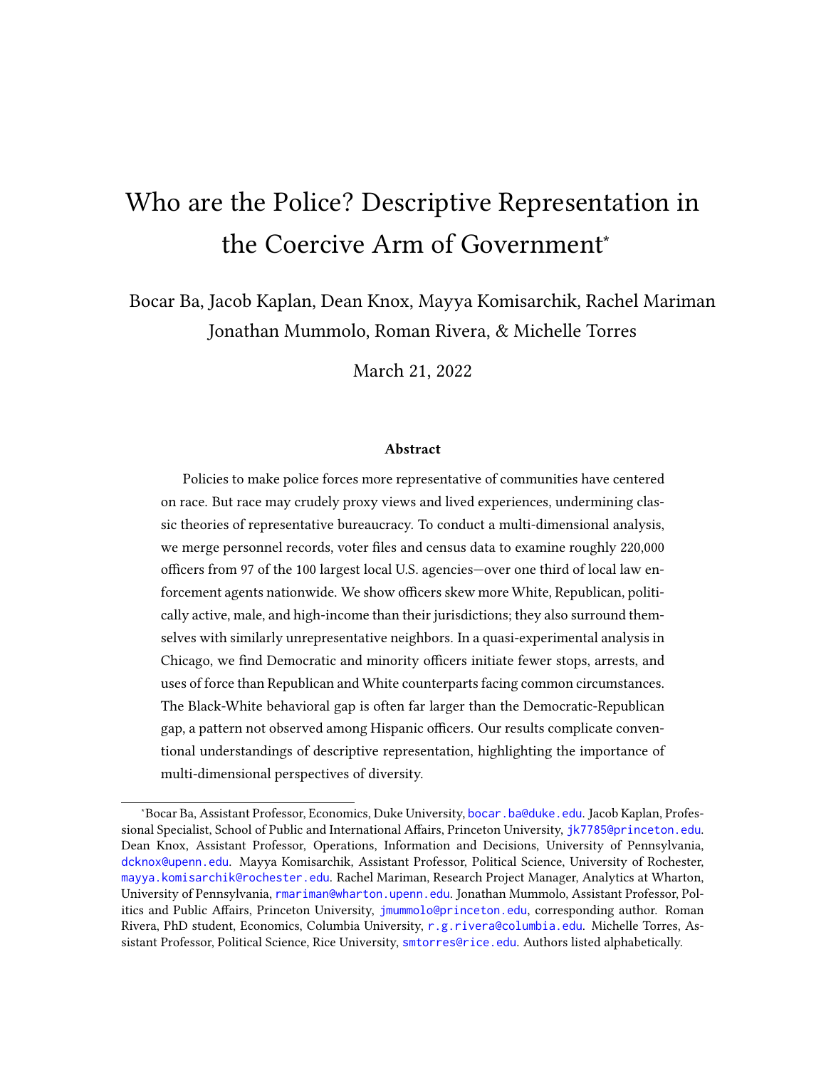# Who are the Police? Descriptive Representation in the Coercive Arm of Government*

Bocar Ba, Jacob Kaplan, Dean Knox, Mayya Komisarchik, Rachel Mariman
Jonathan Mummolo, Roman Rivera, & Michelle Torres

March 21, 2022

### Abstract

Policies to make police forces more representative of communities have centered on race. But race may crudely proxy views and lived experiences, undermining classic theories of representative bureaucracy. To conduct a multi-dimensional analysis, we merge personnel records, voter files and census data to examine roughly 220,000 officers from 97 of the 100 largest local U.S. agencies—over one third of local law enforcement agents nationwide. We show officers skew more White, Republican, politically active, male, and high-income than their jurisdictions; they also surround themselves with similarly unrepresentative neighbors. In a quasi-experimental analysis in Chicago, we find Democratic and minority officers initiate fewer stops, arrests, and uses of force than Republican and White counterparts facing common circumstances. The Black-White behavioral gap is often far larger than the Democratic-Republican gap, a pattern not observed among Hispanic officers. Our results complicate conventional understandings of descriptive representation, highlighting the importance of multi-dimensional perspectives of diversity.

---

*Bocar Ba, Assistant Professor, Economics, Duke University, bocar.ba@duke.edu. Jacob Kaplan, Professional Specialist, School of Public and International Affairs, Princeton University, jk7785@princeton.edu. Dean Knox, Assistant Professor, Operations, Information and Decisions, University of Pennsylvania, dcknox@upenn.edu. Mayya Komisarchik, Assistant Professor, Political Science, University of Rochester, mayya.komisarchik@rochester.edu. Rachel Mariman, Research Project Manager, Analytics at Wharton, University of Pennsylvania, rmariman@wharton.upenn.edu. Jonathan Mummolo, Assistant Professor, Politics and Public Affairs, Princeton University, jmummolo@princeton.edu, corresponding author. Roman Rivera, PhD student, Economics, Columbia University, r.g.rivera@columbia.edu. Michelle Torres, Assistant Professor, Political Science, Rice University, smtorres@rice.edu. Authors listed alphabetically.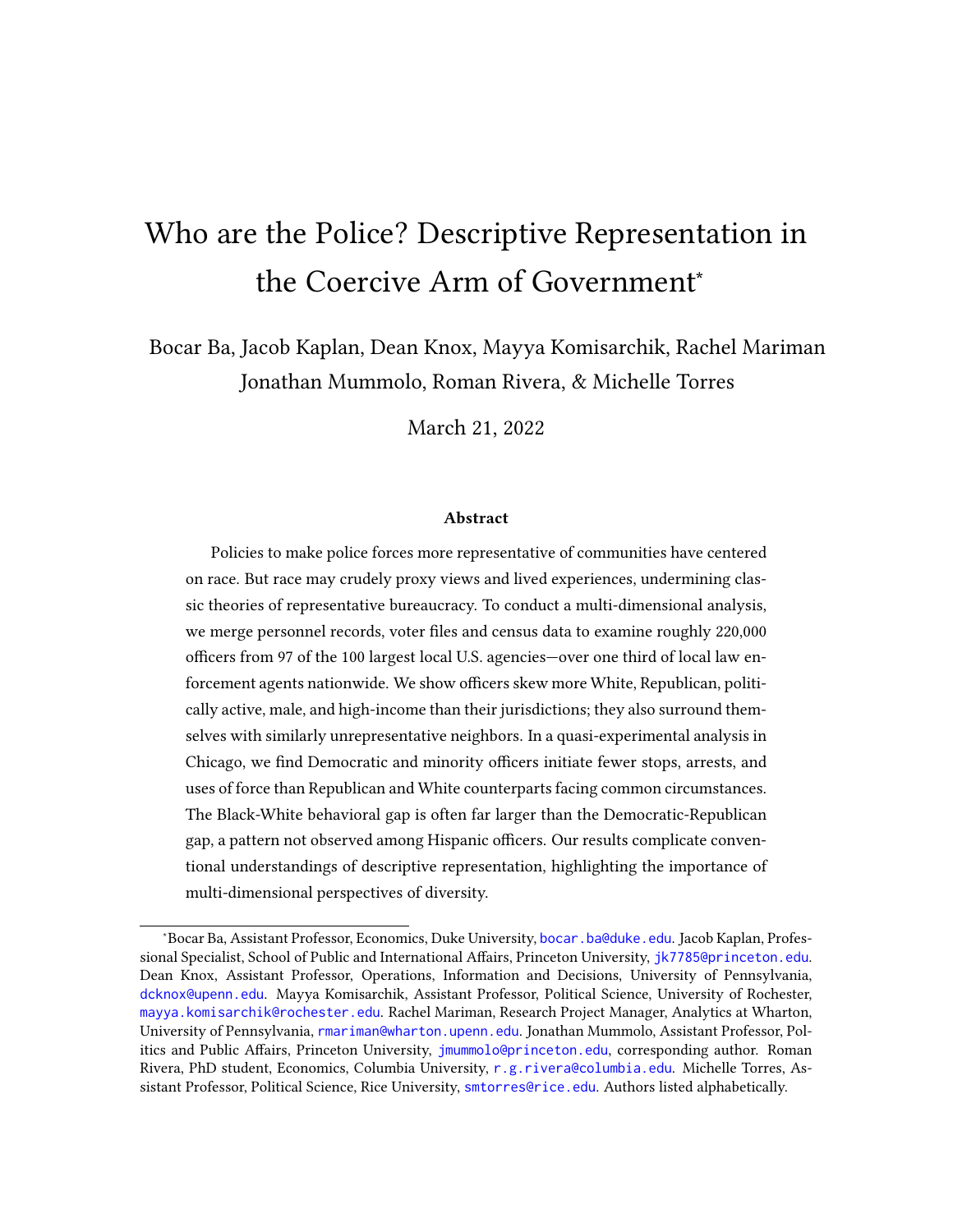# Who are the Police? Descriptive Representation in the Coercive Arm of Government*

Bocar Ba, Jacob Kaplan, Dean Knox, Mayya Komisarchik, Rachel Mariman Jonathan Mummolo, Roman Rivera, & Michelle Torres

March 21, 2022

### Abstract

Policies to make police forces more representative of communities have centered on race. But race may crudely proxy views and lived experiences, undermining classic theories of representative bureaucracy. To conduct a multi-dimensional analysis, we merge personnel records, voter files and census data to examine roughly 220,000 officers from 97 of the 100 largest local U.S. agencies—over one third of local law enforcement agents nationwide. We show officers skew more White, Republican, politically active, male, and high-income than their jurisdictions; they also surround themselves with similarly unrepresentative neighbors. In a quasi-experimental analysis in Chicago, we find Democratic and minority officers initiate fewer stops, arrests, and uses of force than Republican and White counterparts facing common circumstances. The Black-White behavioral gap is often far larger than the Democratic-Republican gap, a pattern not observed among Hispanic officers. Our results complicate conventional understandings of descriptive representation, highlighting the importance of multi-dimensional perspectives of diversity.

---

*Bocar Ba, Assistant Professor, Economics, Duke University, bocar.ba@duke.edu. Jacob Kaplan, Professional Specialist, School of Public and International Affairs, Princeton University, jk7785@princeton.edu. Dean Knox, Assistant Professor, Operations, Information and Decisions, University of Pennsylvania, dcknox@upenn.edu. Mayya Komisarchik, Assistant Professor, Political Science, University of Rochester, mayya.komisarchik@rochester.edu. Rachel Mariman, Research Project Manager, Analytics at Wharton, University of Pennsylvania, rmariman@wharton.upenn.edu. Jonathan Mummolo, Assistant Professor, Politics and Public Affairs, Princeton University, jmummolo@princeton.edu, corresponding author. Roman Rivera, PhD student, Economics, Columbia University, r.g.rivera@columbia.edu. Michelle Torres, Assistant Professor, Political Science, Rice University, smtorres@rice.edu. Authors listed alphabetically.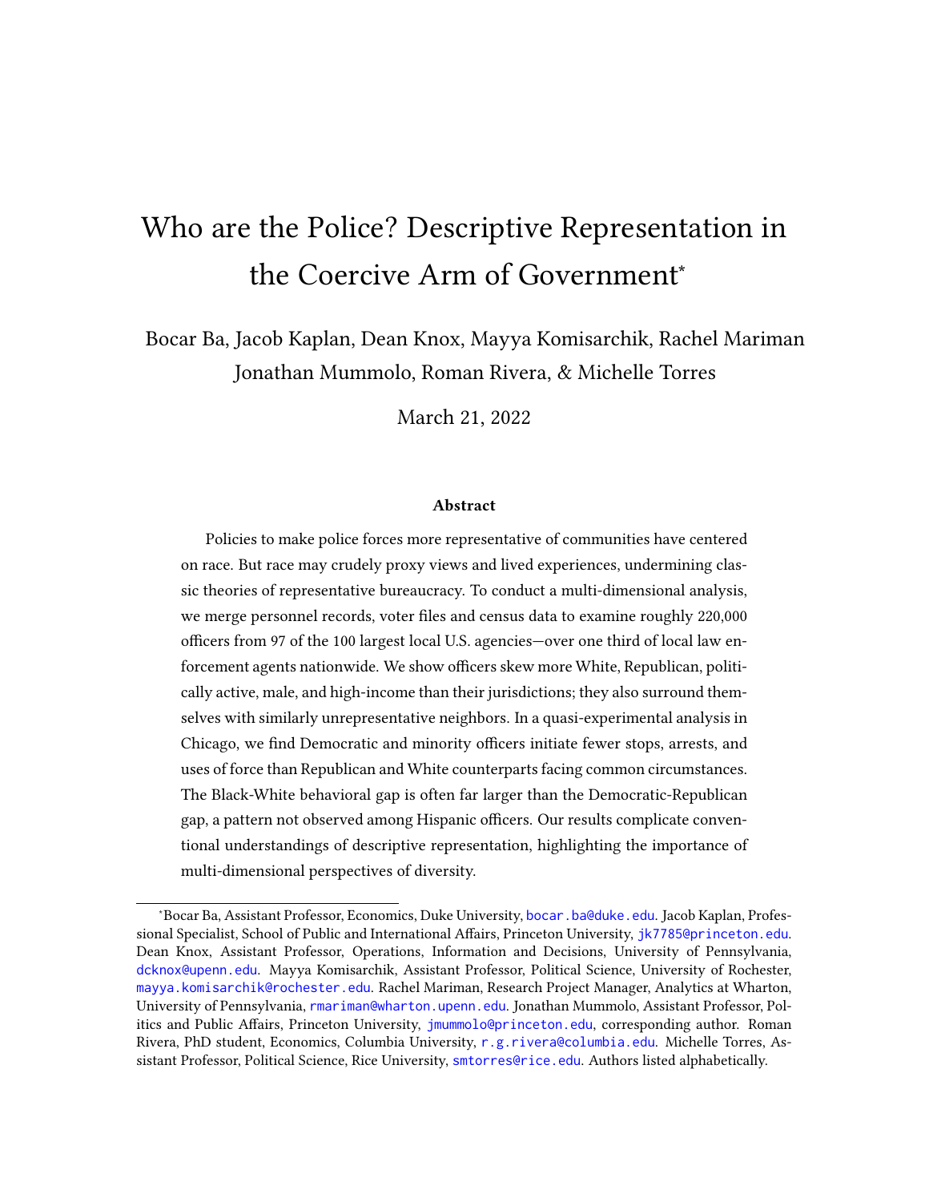# Who are the Police? Descriptive Representation in the Coercive Arm of Government*

Bocar Ba, Jacob Kaplan, Dean Knox, Mayya Komisarchik, Rachel Mariman
Jonathan Mummolo, Roman Rivera, & Michelle Torres

March 21, 2022

### Abstract

Policies to make police forces more representative of communities have centered on race. But race may crudely proxy views and lived experiences, undermining classic theories of representative bureaucracy. To conduct a multi-dimensional analysis, we merge personnel records, voter files and census data to examine roughly 220,000 officers from 97 of the 100 largest local U.S. agencies—over one third of local law enforcement agents nationwide. We show officers skew more White, Republican, politically active, male, and high-income than their jurisdictions; they also surround themselves with similarly unrepresentative neighbors. In a quasi-experimental analysis in Chicago, we find Democratic and minority officers initiate fewer stops, arrests, and uses of force than Republican and White counterparts facing common circumstances. The Black-White behavioral gap is often far larger than the Democratic-Republican gap, a pattern not observed among Hispanic officers. Our results complicate conventional understandings of descriptive representation, highlighting the importance of multi-dimensional perspectives of diversity.

---

*Bocar Ba, Assistant Professor, Economics, Duke University, bocar.ba@duke.edu. Jacob Kaplan, Professional Specialist, School of Public and International Affairs, Princeton University, jk7785@princeton.edu. Dean Knox, Assistant Professor, Operations, Information and Decisions, University of Pennsylvania, dcknox@upenn.edu. Mayya Komisarchik, Assistant Professor, Political Science, University of Rochester, mayya.komisarchik@rochester.edu. Rachel Mariman, Research Project Manager, Analytics at Wharton, University of Pennsylvania, rmariman@wharton.upenn.edu. Jonathan Mummolo, Assistant Professor, Politics and Public Affairs, Princeton University, jmummolo@princeton.edu, corresponding author. Roman Rivera, PhD student, Economics, Columbia University, r.g.rivera@columbia.edu. Michelle Torres, Assistant Professor, Political Science, Rice University, smtorres@rice.edu. Authors listed alphabetically.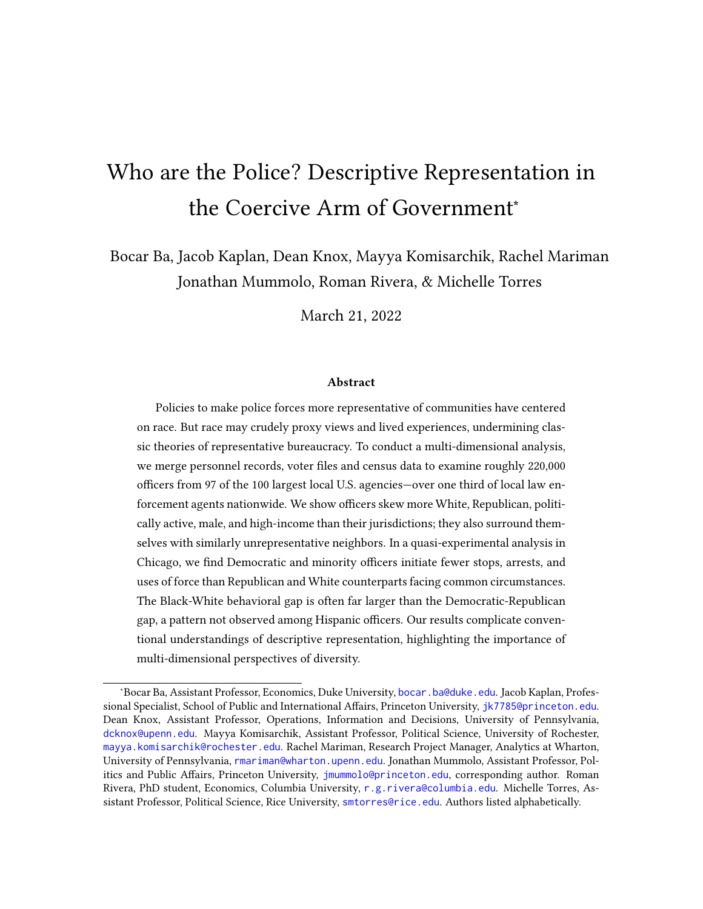# Who are the Police? Descriptive Representation in the Coercive Arm of Government*

Bocar Ba, Jacob Kaplan, Dean Knox, Mayya Komisarchik, Rachel Mariman
Jonathan Mummolo, Roman Rivera, & Michelle Torres

March 21, 2022

### Abstract

Policies to make police forces more representative of communities have centered on race. But race may crudely proxy views and lived experiences, undermining classic theories of representative bureaucracy. To conduct a multi-dimensional analysis, we merge personnel records, voter files and census data to examine roughly 220,000 officers from 97 of the 100 largest local U.S. agencies—over one third of local law enforcement agents nationwide. We show officers skew more White, Republican, politically active, male, and high-income than their jurisdictions; they also surround themselves with similarly unrepresentative neighbors. In a quasi-experimental analysis in Chicago, we find Democratic and minority officers initiate fewer stops, arrests, and uses of force than Republican and White counterparts facing common circumstances. The Black-White behavioral gap is often far larger than the Democratic-Republican gap, a pattern not observed among Hispanic officers. Our results complicate conventional understandings of descriptive representation, highlighting the importance of multi-dimensional perspectives of diversity.

---

*Bocar Ba, Assistant Professor, Economics, Duke University, bocar.ba@duke.edu. Jacob Kaplan, Professional Specialist, School of Public and International Affairs, Princeton University, jk7785@princeton.edu. Dean Knox, Assistant Professor, Operations, Information and Decisions, University of Pennsylvania, dcknox@upenn.edu. Mayya Komisarchik, Assistant Professor, Political Science, University of Rochester, mayya.komisarchik@rochester.edu. Rachel Mariman, Research Project Manager, Analytics at Wharton, University of Pennsylvania, rmariman@wharton.upenn.edu. Jonathan Mummolo, Assistant Professor, Politics and Public Affairs, Princeton University, jmummolo@princeton.edu, corresponding author. Roman Rivera, PhD student, Economics, Columbia University, r.g.rivera@columbia.edu. Michelle Torres, Assistant Professor, Political Science, Rice University, smtorres@rice.edu. Authors listed alphabetically.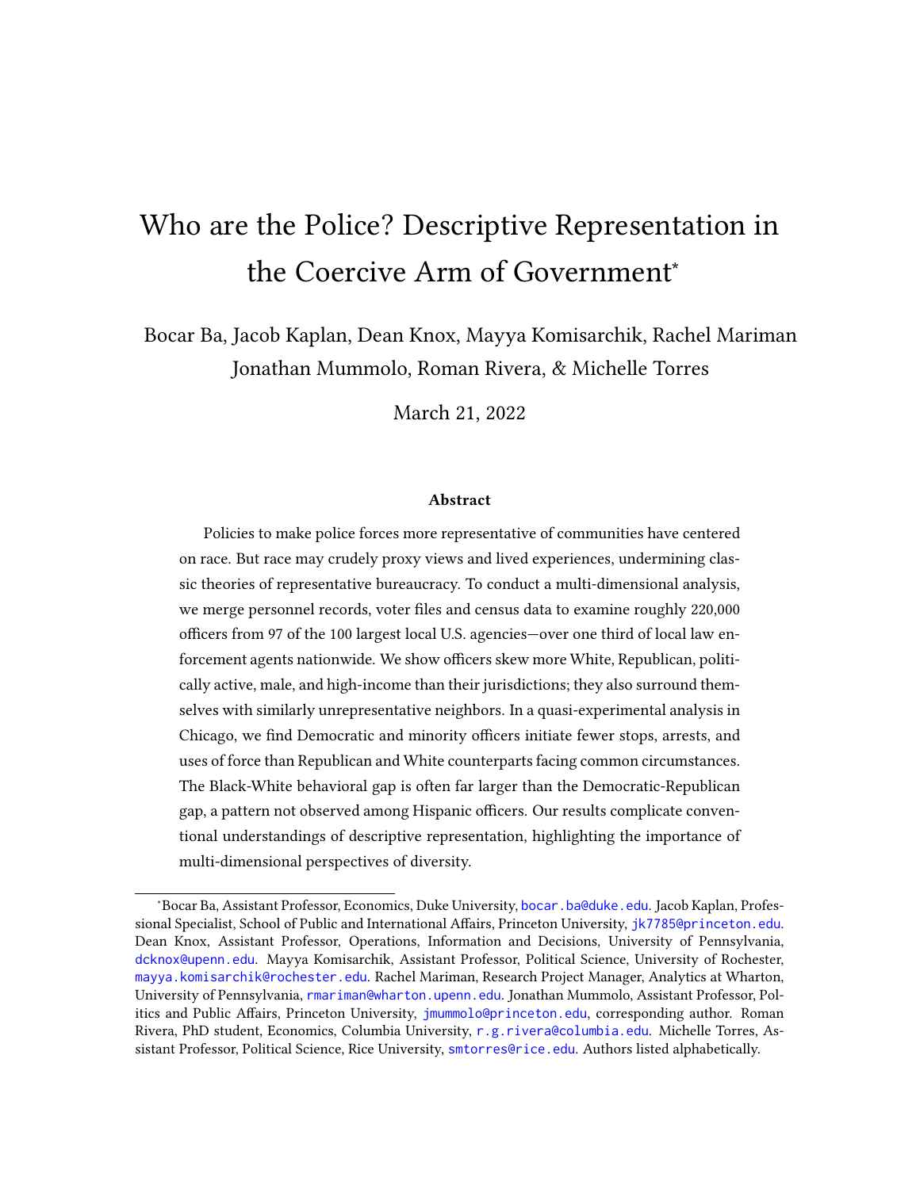# Who are the Police? Descriptive Representation in the Coercive Arm of Government*

Bocar Ba, Jacob Kaplan, Dean Knox, Mayya Komisarchik, Rachel Mariman
Jonathan Mummolo, Roman Rivera, & Michelle Torres

March 21, 2022

### Abstract

Policies to make police forces more representative of communities have centered on race. But race may crudely proxy views and lived experiences, undermining classic theories of representative bureaucracy. To conduct a multi-dimensional analysis, we merge personnel records, voter files and census data to examine roughly 220,000 officers from 97 of the 100 largest local U.S. agencies—over one third of local law enforcement agents nationwide. We show officers skew more White, Republican, politically active, male, and high-income than their jurisdictions; they also surround themselves with similarly unrepresentative neighbors. In a quasi-experimental analysis in Chicago, we find Democratic and minority officers initiate fewer stops, arrests, and uses of force than Republican and White counterparts facing common circumstances. The Black-White behavioral gap is often far larger than the Democratic-Republican gap, a pattern not observed among Hispanic officers. Our results complicate conventional understandings of descriptive representation, highlighting the importance of multi-dimensional perspectives of diversity.

---

*Bocar Ba, Assistant Professor, Economics, Duke University, bocar.ba@duke.edu. Jacob Kaplan, Professional Specialist, School of Public and International Affairs, Princeton University, jk7785@princeton.edu. Dean Knox, Assistant Professor, Operations, Information and Decisions, University of Pennsylvania, dcknox@upenn.edu. Mayya Komisarchik, Assistant Professor, Political Science, University of Rochester, mayya.komisarchik@rochester.edu. Rachel Mariman, Research Project Manager, Analytics at Wharton, University of Pennsylvania, rmariman@wharton.upenn.edu. Jonathan Mummolo, Assistant Professor, Politics and Public Affairs, Princeton University, jmummolo@princeton.edu, corresponding author. Roman Rivera, PhD student, Economics, Columbia University, r.g.rivera@columbia.edu. Michelle Torres, Assistant Professor, Political Science, Rice University, smtorres@rice.edu. Authors listed alphabetically.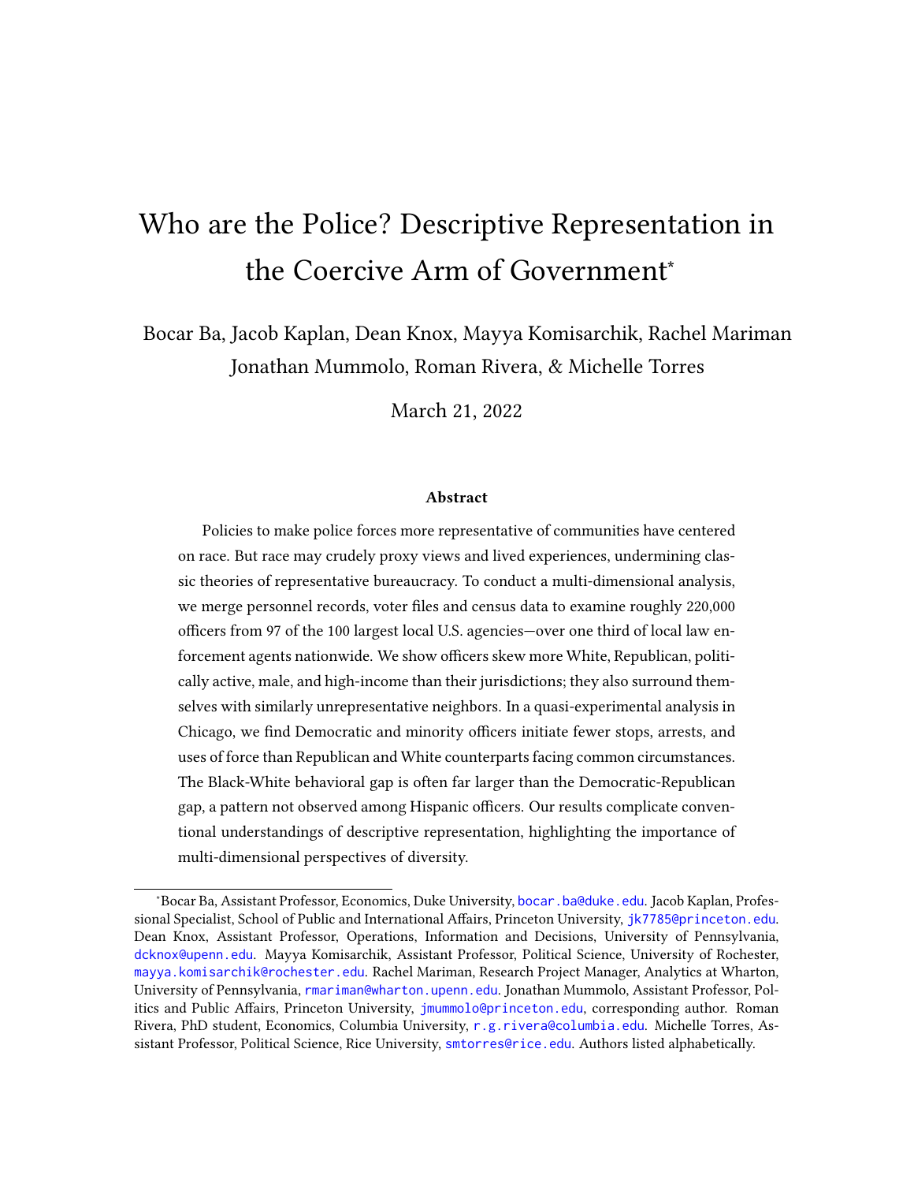# Who are the Police? Descriptive Representation in the Coercive Arm of Government*

Bocar Ba, Jacob Kaplan, Dean Knox, Mayya Komisarchik, Rachel Mariman
Jonathan Mummolo, Roman Rivera, & Michelle Torres

March 21, 2022

### Abstract

Policies to make police forces more representative of communities have centered on race. But race may crudely proxy views and lived experiences, undermining classic theories of representative bureaucracy. To conduct a multi-dimensional analysis, we merge personnel records, voter files and census data to examine roughly 220,000 officers from 97 of the 100 largest local U.S. agencies—over one third of local law enforcement agents nationwide. We show officers skew more White, Republican, politically active, male, and high-income than their jurisdictions; they also surround themselves with similarly unrepresentative neighbors. In a quasi-experimental analysis in Chicago, we find Democratic and minority officers initiate fewer stops, arrests, and uses of force than Republican and White counterparts facing common circumstances. The Black-White behavioral gap is often far larger than the Democratic-Republican gap, a pattern not observed among Hispanic officers. Our results complicate conventional understandings of descriptive representation, highlighting the importance of multi-dimensional perspectives of diversity.

---

*Bocar Ba, Assistant Professor, Economics, Duke University, bocar.ba@duke.edu. Jacob Kaplan, Professional Specialist, School of Public and International Affairs, Princeton University, jk7785@princeton.edu. Dean Knox, Assistant Professor, Operations, Information and Decisions, University of Pennsylvania, dcknox@upenn.edu. Mayya Komisarchik, Assistant Professor, Political Science, University of Rochester, mayya.komisarchik@rochester.edu. Rachel Mariman, Research Project Manager, Analytics at Wharton, University of Pennsylvania, rmariman@wharton.upenn.edu. Jonathan Mummolo, Assistant Professor, Politics and Public Affairs, Princeton University, jmummolo@princeton.edu, corresponding author. Roman Rivera, PhD student, Economics, Columbia University, r.g.rivera@columbia.edu. Michelle Torres, Assistant Professor, Political Science, Rice University, smtorres@rice.edu. Authors listed alphabetically.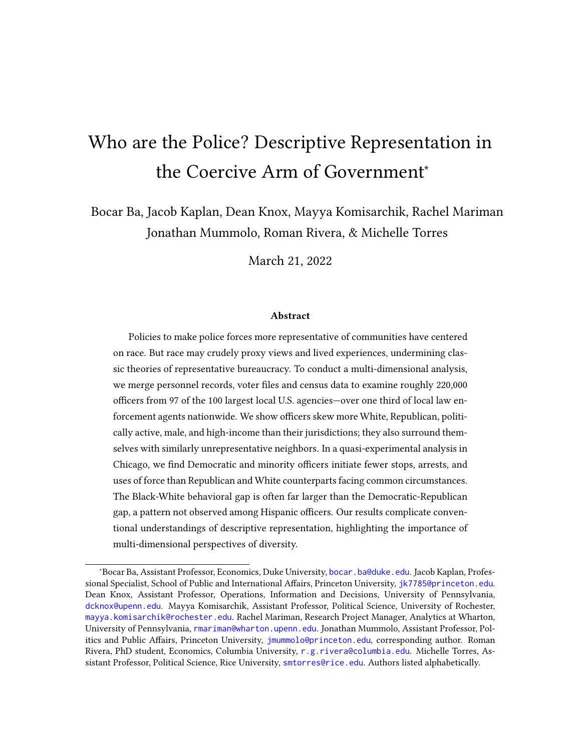# Who are the Police? Descriptive Representation in the Coercive Arm of Government*

Bocar Ba, Jacob Kaplan, Dean Knox, Mayya Komisarchik, Rachel Mariman
Jonathan Mummolo, Roman Rivera, & Michelle Torres

March 21, 2022

### Abstract

Policies to make police forces more representative of communities have centered on race. But race may crudely proxy views and lived experiences, undermining classic theories of representative bureaucracy. To conduct a multi-dimensional analysis, we merge personnel records, voter files and census data to examine roughly 220,000 officers from 97 of the 100 largest local U.S. agencies—over one third of local law enforcement agents nationwide. We show officers skew more White, Republican, politically active, male, and high-income than their jurisdictions; they also surround themselves with similarly unrepresentative neighbors. In a quasi-experimental analysis in Chicago, we find Democratic and minority officers initiate fewer stops, arrests, and uses of force than Republican and White counterparts facing common circumstances. The Black-White behavioral gap is often far larger than the Democratic-Republican gap, a pattern not observed among Hispanic officers. Our results complicate conventional understandings of descriptive representation, highlighting the importance of multi-dimensional perspectives of diversity.

---

*Bocar Ba, Assistant Professor, Economics, Duke University, bocar.ba@duke.edu. Jacob Kaplan, Professional Specialist, School of Public and International Affairs, Princeton University, jk7785@princeton.edu. Dean Knox, Assistant Professor, Operations, Information and Decisions, University of Pennsylvania, dcknox@upenn.edu. Mayya Komisarchik, Assistant Professor, Political Science, University of Rochester, mayya.komisarchik@rochester.edu. Rachel Mariman, Research Project Manager, Analytics at Wharton, University of Pennsylvania, rmariman@wharton.upenn.edu. Jonathan Mummolo, Assistant Professor, Politics and Public Affairs, Princeton University, jmummolo@princeton.edu, corresponding author. Roman Rivera, PhD student, Economics, Columbia University, r.g.rivera@columbia.edu. Michelle Torres, Assistant Professor, Political Science, Rice University, smtorres@rice.edu. Authors listed alphabetically.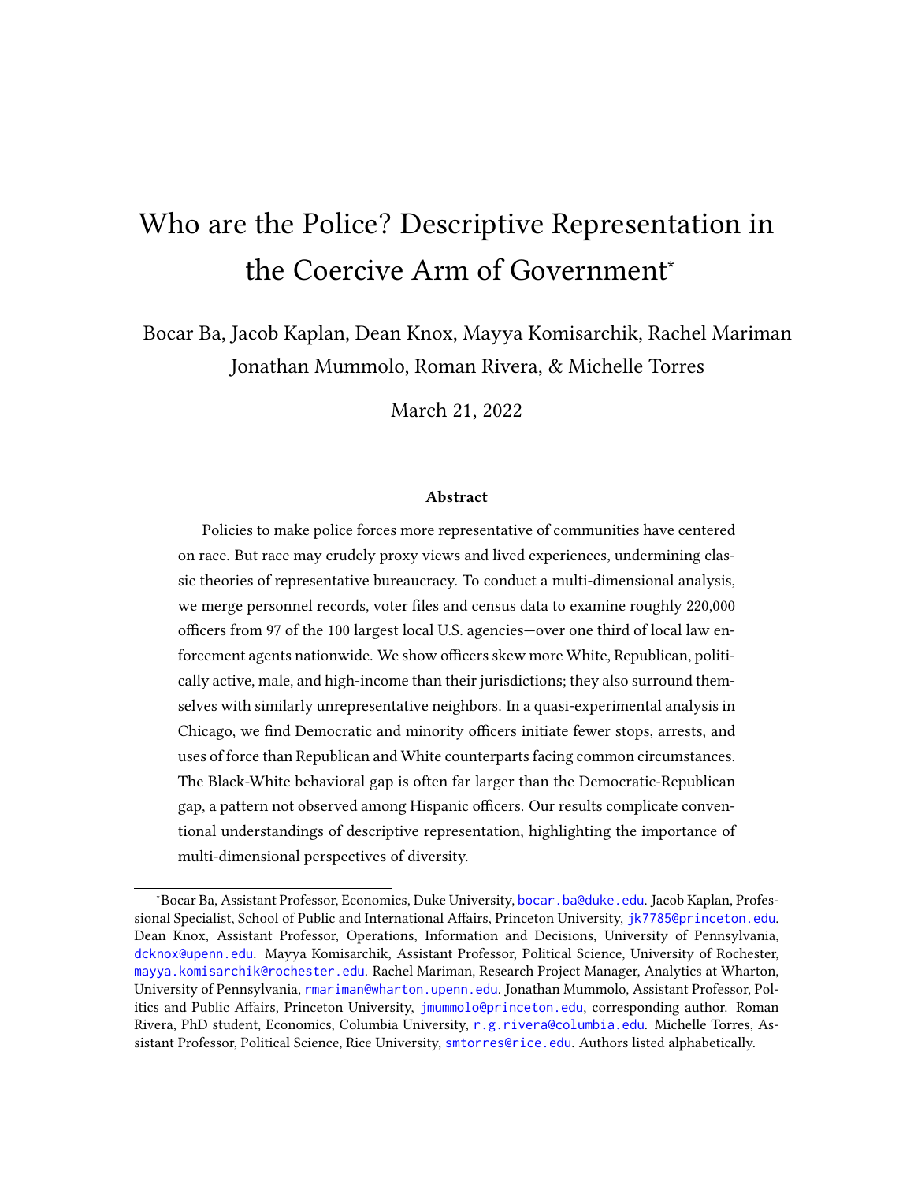# Who are the Police? Descriptive Representation in the Coercive Arm of Government*

Bocar Ba, Jacob Kaplan, Dean Knox, Mayya Komisarchik, Rachel Mariman
Jonathan Mummolo, Roman Rivera, & Michelle Torres

March 21, 2022

### Abstract

Policies to make police forces more representative of communities have centered on race. But race may crudely proxy views and lived experiences, undermining classic theories of representative bureaucracy. To conduct a multi-dimensional analysis, we merge personnel records, voter files and census data to examine roughly 220,000 officers from 97 of the 100 largest local U.S. agencies—over one third of local law enforcement agents nationwide. We show officers skew more White, Republican, politically active, male, and high-income than their jurisdictions; they also surround themselves with similarly unrepresentative neighbors. In a quasi-experimental analysis in Chicago, we find Democratic and minority officers initiate fewer stops, arrests, and uses of force than Republican and White counterparts facing common circumstances. The Black-White behavioral gap is often far larger than the Democratic-Republican gap, a pattern not observed among Hispanic officers. Our results complicate conventional understandings of descriptive representation, highlighting the importance of multi-dimensional perspectives of diversity.

---

*Bocar Ba, Assistant Professor, Economics, Duke University, bocar.ba@duke.edu. Jacob Kaplan, Professional Specialist, School of Public and International Affairs, Princeton University, jk7785@princeton.edu. Dean Knox, Assistant Professor, Operations, Information and Decisions, University of Pennsylvania, dcknox@upenn.edu. Mayya Komisarchik, Assistant Professor, Political Science, University of Rochester, mayya.komisarchik@rochester.edu. Rachel Mariman, Research Project Manager, Analytics at Wharton, University of Pennsylvania, rmariman@wharton.upenn.edu. Jonathan Mummolo, Assistant Professor, Politics and Public Affairs, Princeton University, jmummolo@princeton.edu, corresponding author. Roman Rivera, PhD student, Economics, Columbia University, r.g.rivera@columbia.edu. Michelle Torres, Assistant Professor, Political Science, Rice University, smtorres@rice.edu. Authors listed alphabetically.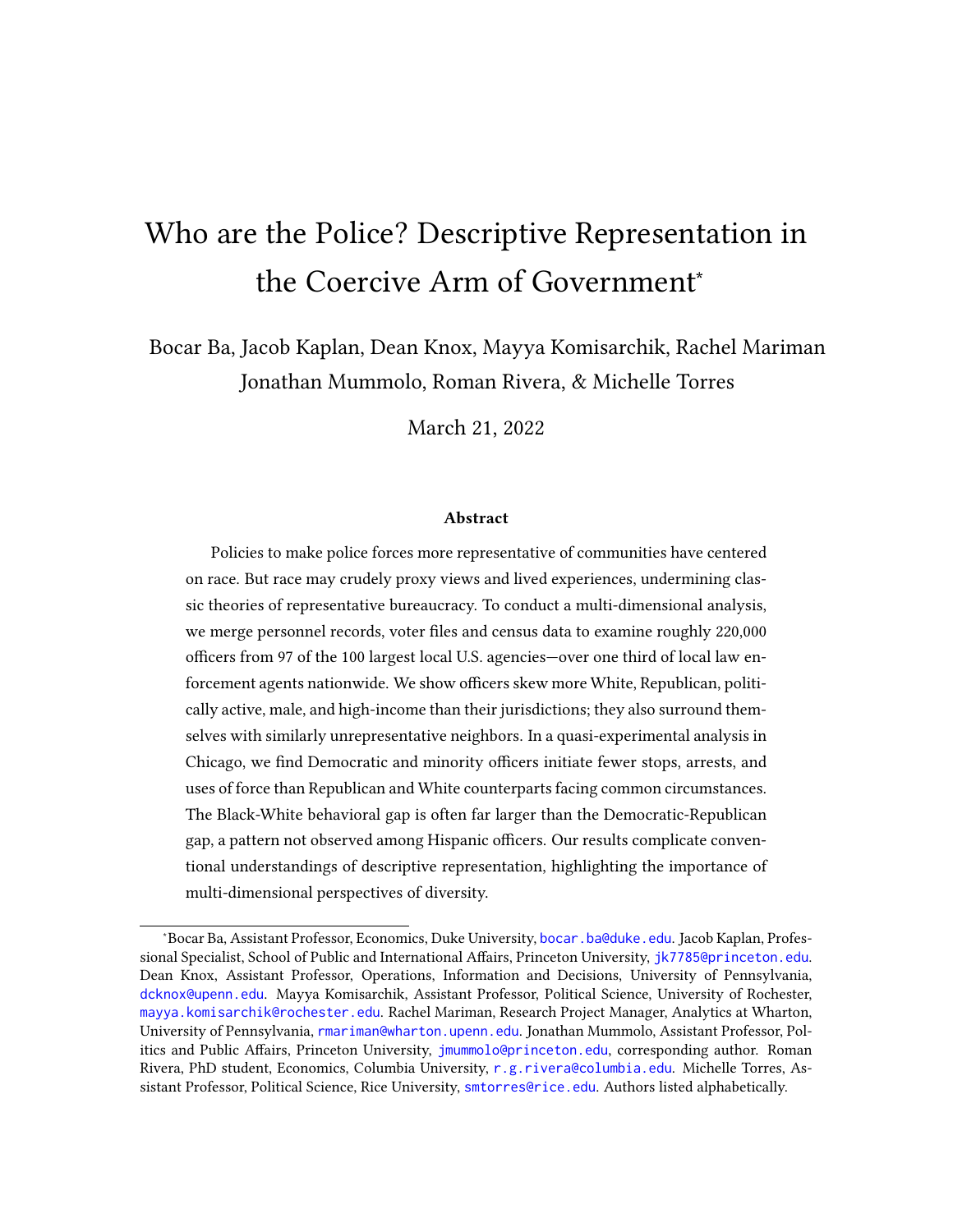# Who are the Police? Descriptive Representation in the Coercive Arm of Government*

Bocar Ba, Jacob Kaplan, Dean Knox, Mayya Komisarchik, Rachel Mariman
Jonathan Mummolo, Roman Rivera, & Michelle Torres

March 21, 2022

### Abstract

Policies to make police forces more representative of communities have centered on race. But race may crudely proxy views and lived experiences, undermining classic theories of representative bureaucracy. To conduct a multi-dimensional analysis, we merge personnel records, voter files and census data to examine roughly 220,000 officers from 97 of the 100 largest local U.S. agencies—over one third of local law enforcement agents nationwide. We show officers skew more White, Republican, politically active, male, and high-income than their jurisdictions; they also surround themselves with similarly unrepresentative neighbors. In a quasi-experimental analysis in Chicago, we find Democratic and minority officers initiate fewer stops, arrests, and uses of force than Republican and White counterparts facing common circumstances. The Black-White behavioral gap is often far larger than the Democratic-Republican gap, a pattern not observed among Hispanic officers. Our results complicate conventional understandings of descriptive representation, highlighting the importance of multi-dimensional perspectives of diversity.

---

*Bocar Ba, Assistant Professor, Economics, Duke University, bocar.ba@duke.edu. Jacob Kaplan, Professional Specialist, School of Public and International Affairs, Princeton University, jk7785@princeton.edu. Dean Knox, Assistant Professor, Operations, Information and Decisions, University of Pennsylvania, dcknox@upenn.edu. Mayya Komisarchik, Assistant Professor, Political Science, University of Rochester, mayya.komisarchik@rochester.edu. Rachel Mariman, Research Project Manager, Analytics at Wharton, University of Pennsylvania, rmariman@wharton.upenn.edu. Jonathan Mummolo, Assistant Professor, Politics and Public Affairs, Princeton University, jmummolo@princeton.edu, corresponding author. Roman Rivera, PhD student, Economics, Columbia University, r.g.rivera@columbia.edu. Michelle Torres, Assistant Professor, Political Science, Rice University, smtorres@rice.edu. Authors listed alphabetically.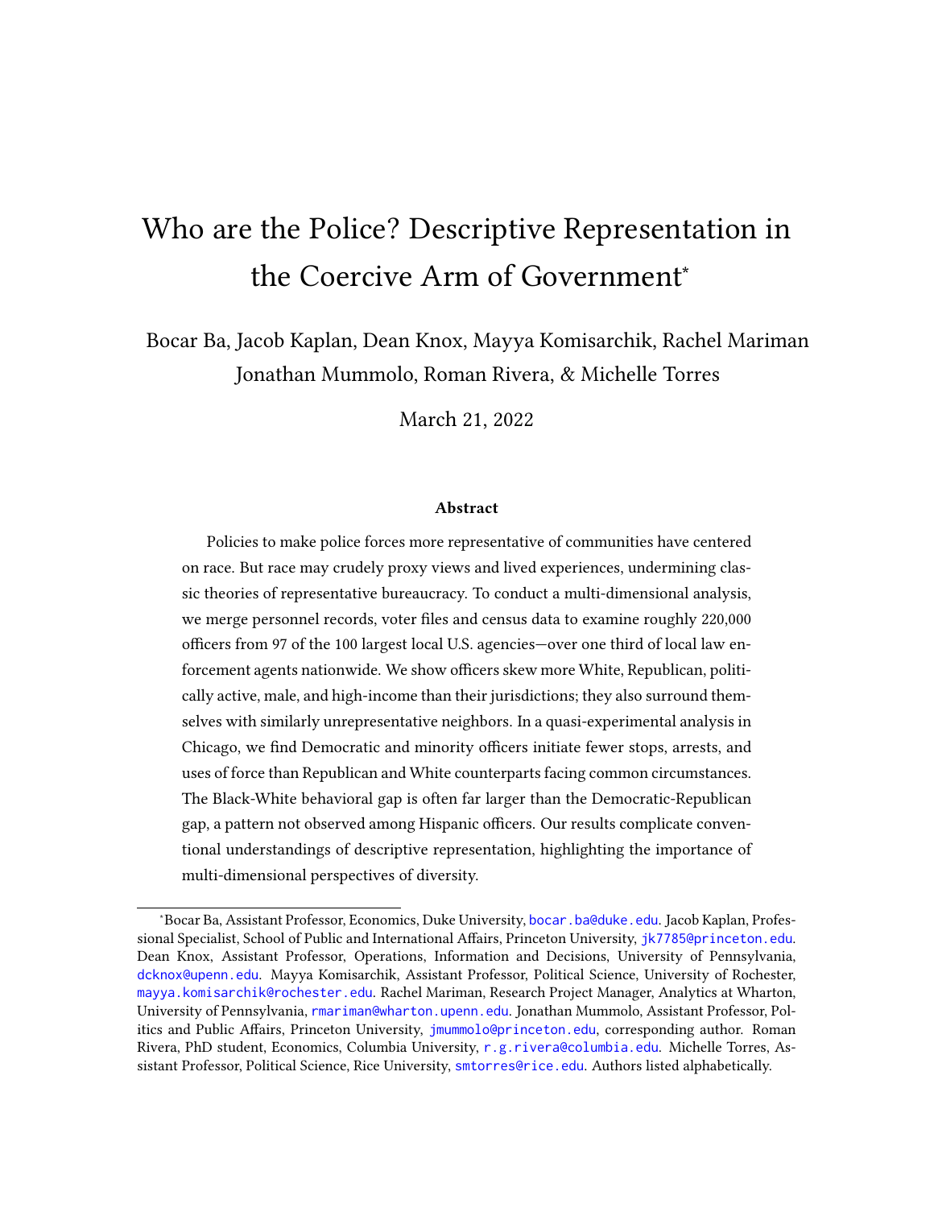# Who are the Police? Descriptive Representation in the Coercive Arm of Government*

Bocar Ba, Jacob Kaplan, Dean Knox, Mayya Komisarchik, Rachel Mariman
Jonathan Mummolo, Roman Rivera, & Michelle Torres

March 21, 2022

### Abstract

Policies to make police forces more representative of communities have centered on race. But race may crudely proxy views and lived experiences, undermining classic theories of representative bureaucracy. To conduct a multi-dimensional analysis, we merge personnel records, voter files and census data to examine roughly 220,000 officers from 97 of the 100 largest local U.S. agencies—over one third of local law enforcement agents nationwide. We show officers skew more White, Republican, politically active, male, and high-income than their jurisdictions; they also surround themselves with similarly unrepresentative neighbors. In a quasi-experimental analysis in Chicago, we find Democratic and minority officers initiate fewer stops, arrests, and uses of force than Republican and White counterparts facing common circumstances. The Black-White behavioral gap is often far larger than the Democratic-Republican gap, a pattern not observed among Hispanic officers. Our results complicate conventional understandings of descriptive representation, highlighting the importance of multi-dimensional perspectives of diversity.

---

*Bocar Ba, Assistant Professor, Economics, Duke University, bocar.ba@duke.edu. Jacob Kaplan, Professional Specialist, School of Public and International Affairs, Princeton University, jk7785@princeton.edu. Dean Knox, Assistant Professor, Operations, Information and Decisions, University of Pennsylvania, dcknox@upenn.edu. Mayya Komisarchik, Assistant Professor, Political Science, University of Rochester, mayya.komisarchik@rochester.edu. Rachel Mariman, Research Project Manager, Analytics at Wharton, University of Pennsylvania, rmariman@wharton.upenn.edu. Jonathan Mummolo, Assistant Professor, Politics and Public Affairs, Princeton University, jmummolo@princeton.edu, corresponding author. Roman Rivera, PhD student, Economics, Columbia University, r.g.rivera@columbia.edu. Michelle Torres, Assistant Professor, Political Science, Rice University, smtorres@rice.edu. Authors listed alphabetically.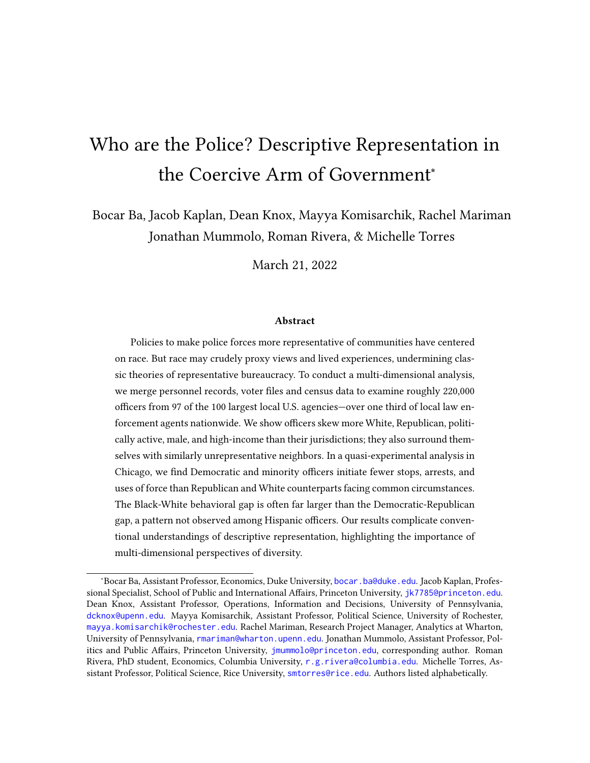# Who are the Police? Descriptive Representation in the Coercive Arm of Government*

Bocar Ba, Jacob Kaplan, Dean Knox, Mayya Komisarchik, Rachel Mariman
Jonathan Mummolo, Roman Rivera, & Michelle Torres

March 21, 2022

### Abstract

Policies to make police forces more representative of communities have centered on race. But race may crudely proxy views and lived experiences, undermining classic theories of representative bureaucracy. To conduct a multi-dimensional analysis, we merge personnel records, voter files and census data to examine roughly 220,000 officers from 97 of the 100 largest local U.S. agencies—over one third of local law enforcement agents nationwide. We show officers skew more White, Republican, politically active, male, and high-income than their jurisdictions; they also surround themselves with similarly unrepresentative neighbors. In a quasi-experimental analysis in Chicago, we find Democratic and minority officers initiate fewer stops, arrests, and uses of force than Republican and White counterparts facing common circumstances. The Black-White behavioral gap is often far larger than the Democratic-Republican gap, a pattern not observed among Hispanic officers. Our results complicate conventional understandings of descriptive representation, highlighting the importance of multi-dimensional perspectives of diversity.

---

*Bocar Ba, Assistant Professor, Economics, Duke University, bocar.ba@duke.edu. Jacob Kaplan, Professional Specialist, School of Public and International Affairs, Princeton University, jk7785@princeton.edu. Dean Knox, Assistant Professor, Operations, Information and Decisions, University of Pennsylvania, dcknox@upenn.edu. Mayya Komisarchik, Assistant Professor, Political Science, University of Rochester, mayya.komisarchik@rochester.edu. Rachel Mariman, Research Project Manager, Analytics at Wharton, University of Pennsylvania, rmariman@wharton.upenn.edu. Jonathan Mummolo, Assistant Professor, Politics and Public Affairs, Princeton University, jmummolo@princeton.edu, corresponding author. Roman Rivera, PhD student, Economics, Columbia University, r.g.rivera@columbia.edu. Michelle Torres, Assistant Professor, Political Science, Rice University, smtorres@rice.edu. Authors listed alphabetically.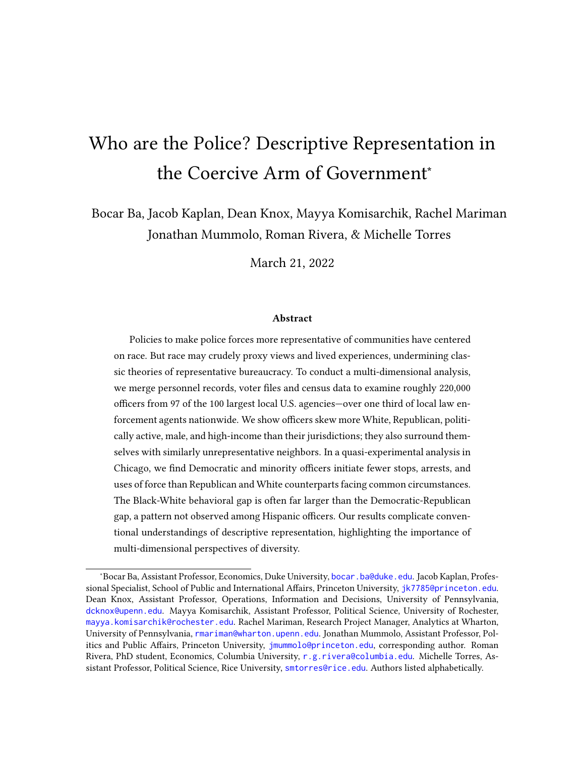# Who are the Police? Descriptive Representation in the Coercive Arm of Government*

Bocar Ba, Jacob Kaplan, Dean Knox, Mayya Komisarchik, Rachel Mariman
Jonathan Mummolo, Roman Rivera, & Michelle Torres

March 21, 2022

### Abstract

Policies to make police forces more representative of communities have centered on race. But race may crudely proxy views and lived experiences, undermining classic theories of representative bureaucracy. To conduct a multi-dimensional analysis, we merge personnel records, voter files and census data to examine roughly 220,000 officers from 97 of the 100 largest local U.S. agencies—over one third of local law enforcement agents nationwide. We show officers skew more White, Republican, politically active, male, and high-income than their jurisdictions; they also surround themselves with similarly unrepresentative neighbors. In a quasi-experimental analysis in Chicago, we find Democratic and minority officers initiate fewer stops, arrests, and uses of force than Republican and White counterparts facing common circumstances. The Black-White behavioral gap is often far larger than the Democratic-Republican gap, a pattern not observed among Hispanic officers. Our results complicate conventional understandings of descriptive representation, highlighting the importance of multi-dimensional perspectives of diversity.

---

*Bocar Ba, Assistant Professor, Economics, Duke University, bocar.ba@duke.edu. Jacob Kaplan, Professional Specialist, School of Public and International Affairs, Princeton University, jk7785@princeton.edu. Dean Knox, Assistant Professor, Operations, Information and Decisions, University of Pennsylvania, dcknox@upenn.edu. Mayya Komisarchik, Assistant Professor, Political Science, University of Rochester, mayya.komisarchik@rochester.edu. Rachel Mariman, Research Project Manager, Analytics at Wharton, University of Pennsylvania, rmariman@wharton.upenn.edu. Jonathan Mummolo, Assistant Professor, Politics and Public Affairs, Princeton University, jmummolo@princeton.edu, corresponding author. Roman Rivera, PhD student, Economics, Columbia University, r.g.rivera@columbia.edu. Michelle Torres, Assistant Professor, Political Science, Rice University, smtorres@rice.edu. Authors listed alphabetically.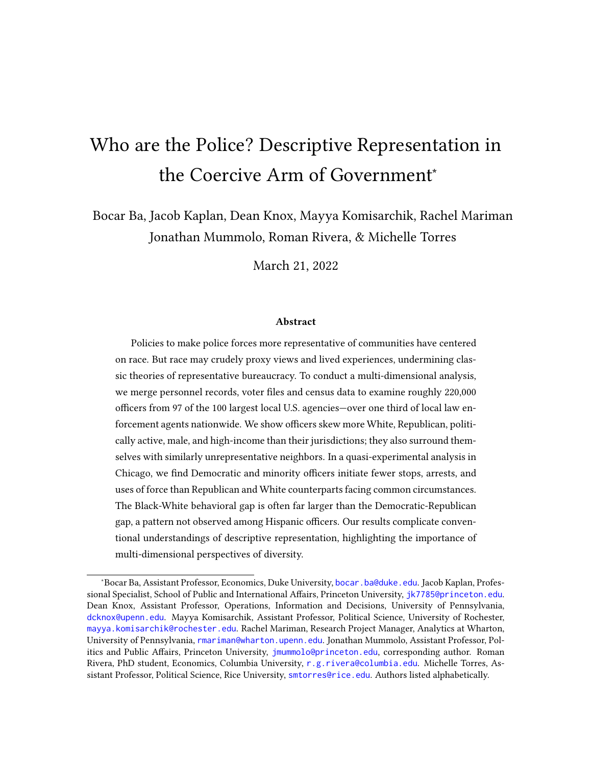# Who are the Police? Descriptive Representation in the Coercive Arm of Government*

Bocar Ba, Jacob Kaplan, Dean Knox, Mayya Komisarchik, Rachel Mariman
Jonathan Mummolo, Roman Rivera, & Michelle Torres

March 21, 2022

### Abstract

Policies to make police forces more representative of communities have centered on race. But race may crudely proxy views and lived experiences, undermining classic theories of representative bureaucracy. To conduct a multi-dimensional analysis, we merge personnel records, voter files and census data to examine roughly 220,000 officers from 97 of the 100 largest local U.S. agencies—over one third of local law enforcement agents nationwide. We show officers skew more White, Republican, politically active, male, and high-income than their jurisdictions; they also surround themselves with similarly unrepresentative neighbors. In a quasi-experimental analysis in Chicago, we find Democratic and minority officers initiate fewer stops, arrests, and uses of force than Republican and White counterparts facing common circumstances. The Black-White behavioral gap is often far larger than the Democratic-Republican gap, a pattern not observed among Hispanic officers. Our results complicate conventional understandings of descriptive representation, highlighting the importance of multi-dimensional perspectives of diversity.

---

*Bocar Ba, Assistant Professor, Economics, Duke University, bocar.ba@duke.edu. Jacob Kaplan, Professional Specialist, School of Public and International Affairs, Princeton University, jk7785@princeton.edu. Dean Knox, Assistant Professor, Operations, Information and Decisions, University of Pennsylvania, dcknox@upenn.edu. Mayya Komisarchik, Assistant Professor, Political Science, University of Rochester, mayya.komisarchik@rochester.edu. Rachel Mariman, Research Project Manager, Analytics at Wharton, University of Pennsylvania, rmariman@wharton.upenn.edu. Jonathan Mummolo, Assistant Professor, Politics and Public Affairs, Princeton University, jmummolo@princeton.edu, corresponding author. Roman Rivera, PhD student, Economics, Columbia University, r.g.rivera@columbia.edu. Michelle Torres, Assistant Professor, Political Science, Rice University, smtorres@rice.edu. Authors listed alphabetically.